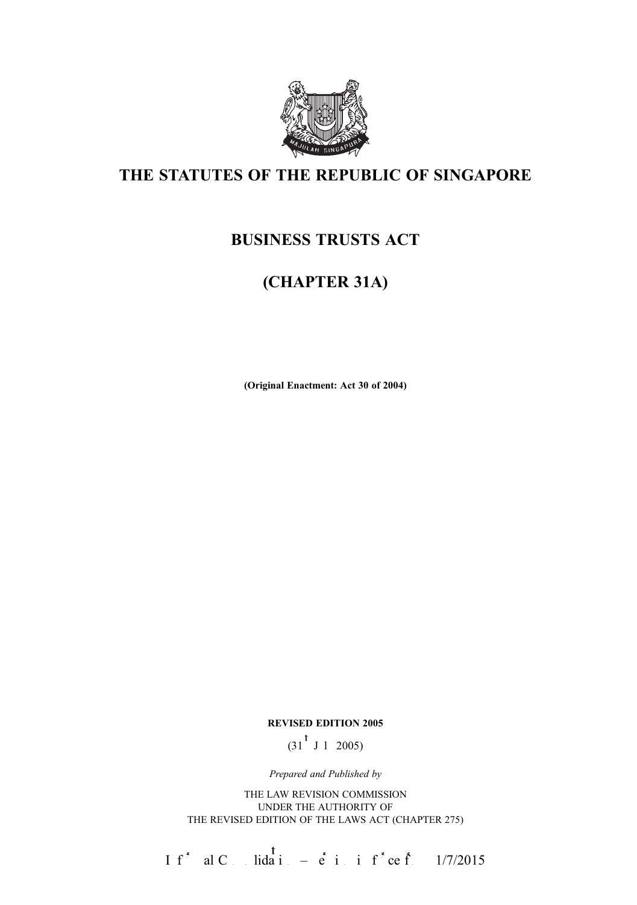# THE STATUTES OF THE REPUBLIC OF SINGAPORE

## BUSINESS TRUSTS ACT

## (CHAPTER 31A)

**(Original Enactment: Act 30 of 2004)**

**REVISED EDITION 2005**

(31st July 2005)

*Prepared and Published by*

THE LAW REVISION COMMISSION
UNDER THE AUTHORITY OF
THE REVISED EDITION OF THE LAWS ACT (CHAPTER 275)

Informal Consolidation – version in force from 1/7/2015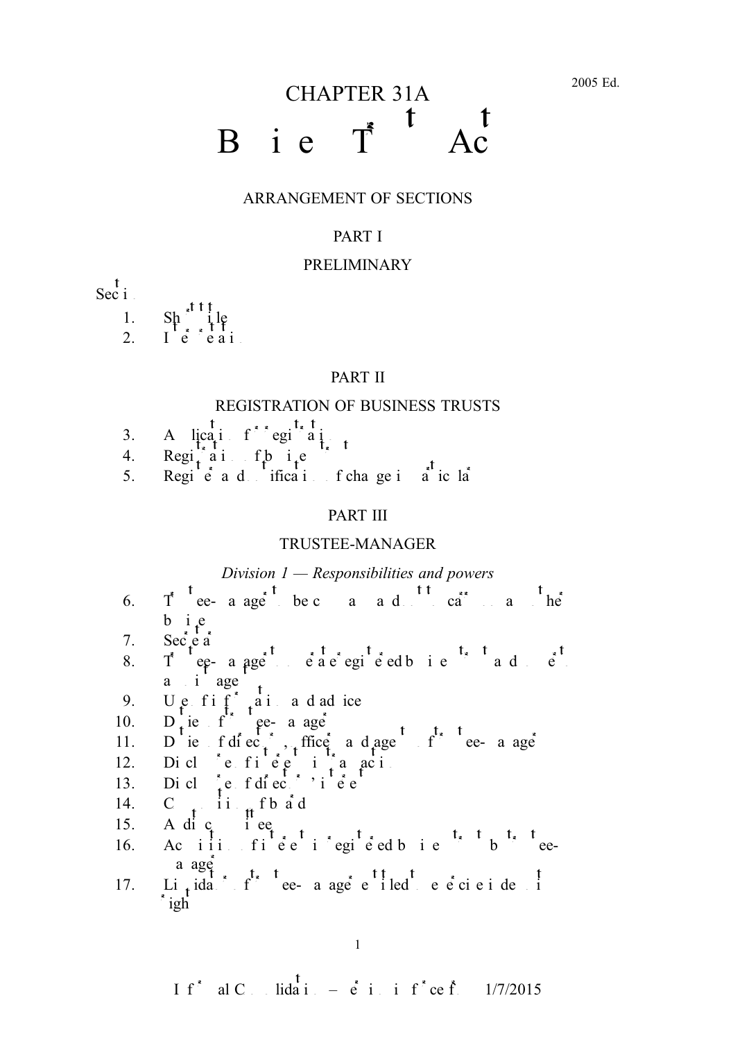# CHAPTER 31A

# Business Trusts Act

## ARRANGEMENT OF SECTIONS

### PART I

### PRELIMINARY

Section

1. Short title
2. Interpretation

### PART II

### REGISTRATION OF BUSINESS TRUSTS

3. Application for registration
4. Registration of business trust
5. Register and notification of change in particulars

### PART III

### TRUSTEE-MANAGER

*Division 1 — Responsibilities and powers*

6. Trustee-manager to be company and to carry on only the business
7. Secretary
8. Trustee-manager to operate registered business trust and to be its manager
9. Use of information and advice
10. Duties of trustee-manager
11. Duties of directors, officers and agents of trustee-manager
12. Disclosure of interests in transactions
13. Disclosure of directors' interests
14. Composition of board
15. Audit committee
16. Acquisition of interest in registered business trust by trustee-manager
17. Liquidator of trustee-manager entitled to exercise indemnity rights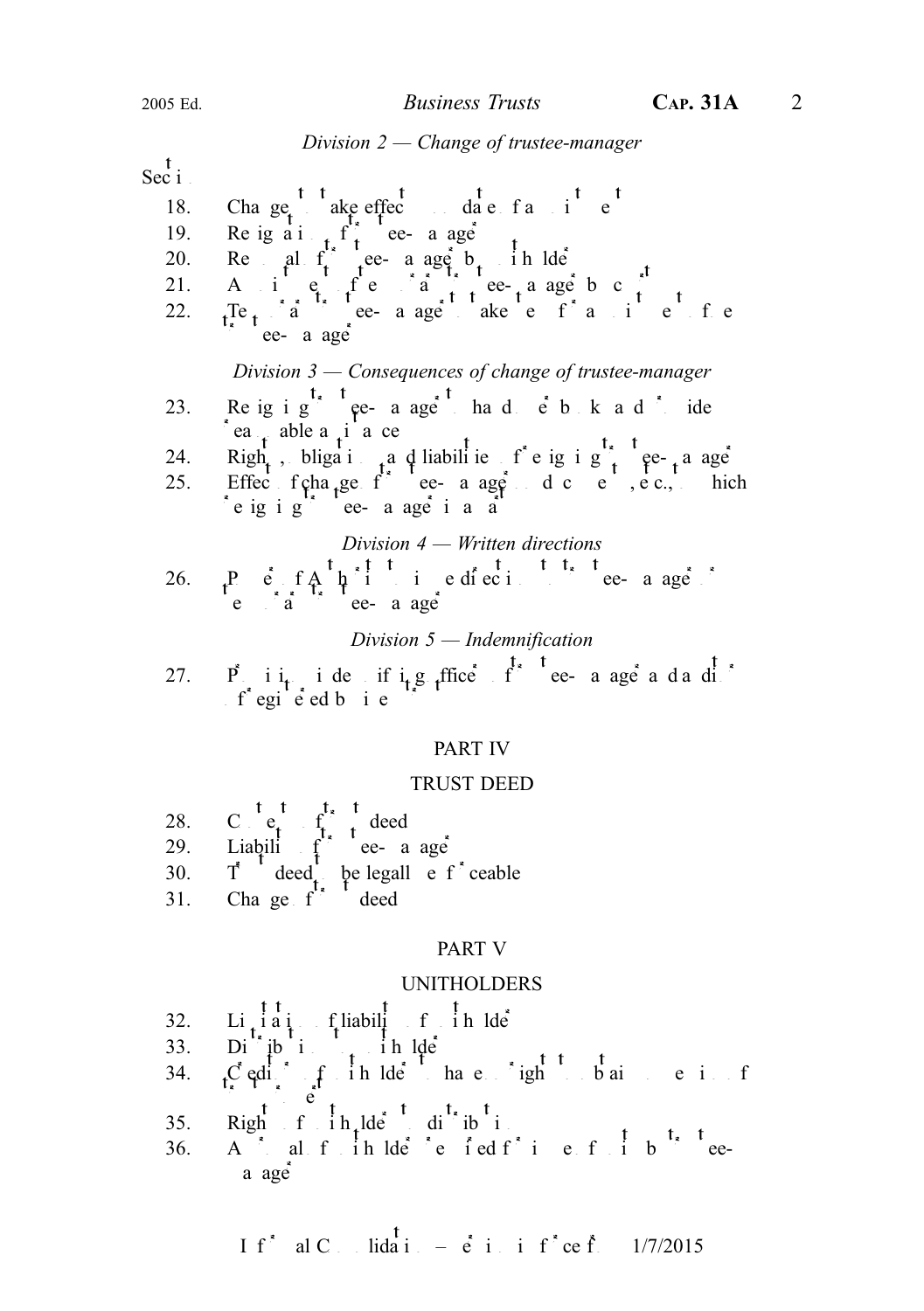*Division 2 — Change of trustee-manager*

Section

18. Change to take effect on date of appointment
19. Resignation of trustee-manager
20. Removal of trustee-manager by unitholders
21. Appointment of temporary trustee-manager by court
22. Temporary trustee-manager to take steps for appointment of new trustee-manager

*Division 3 — Consequences of change of trustee-manager*

23. Resigning trustee-manager to hand over books and provide reasonable assistance
24. Rights, obligations and liabilities of resigning trustee-manager
25. Effect of change of trustee-manager on documents, etc., to which resigning trustee-manager is a party

*Division 4 — Written directions*

26. Power of Authority to give directions to trustee-manager or temporary trustee-manager

*Division 5 — Indemnification*

27. Provisions indemnifying officers of trustee-managers and auditors of registered business trusts

PART IV

TRUST DEED

28. Contents of trust deed
29. Liability of trustee-manager
30. Trust deed to be legally enforceable
31. Change of trust deed

PART V

UNITHOLDERS

32. Limitation of liability of unitholders
33. Distribution to unitholders
34. Creditors of unitholders to have no right to obtain possession of trust property
35. Rights of unitholders to distribution
36. Approval of unitholders required for issue of units by trustee-manager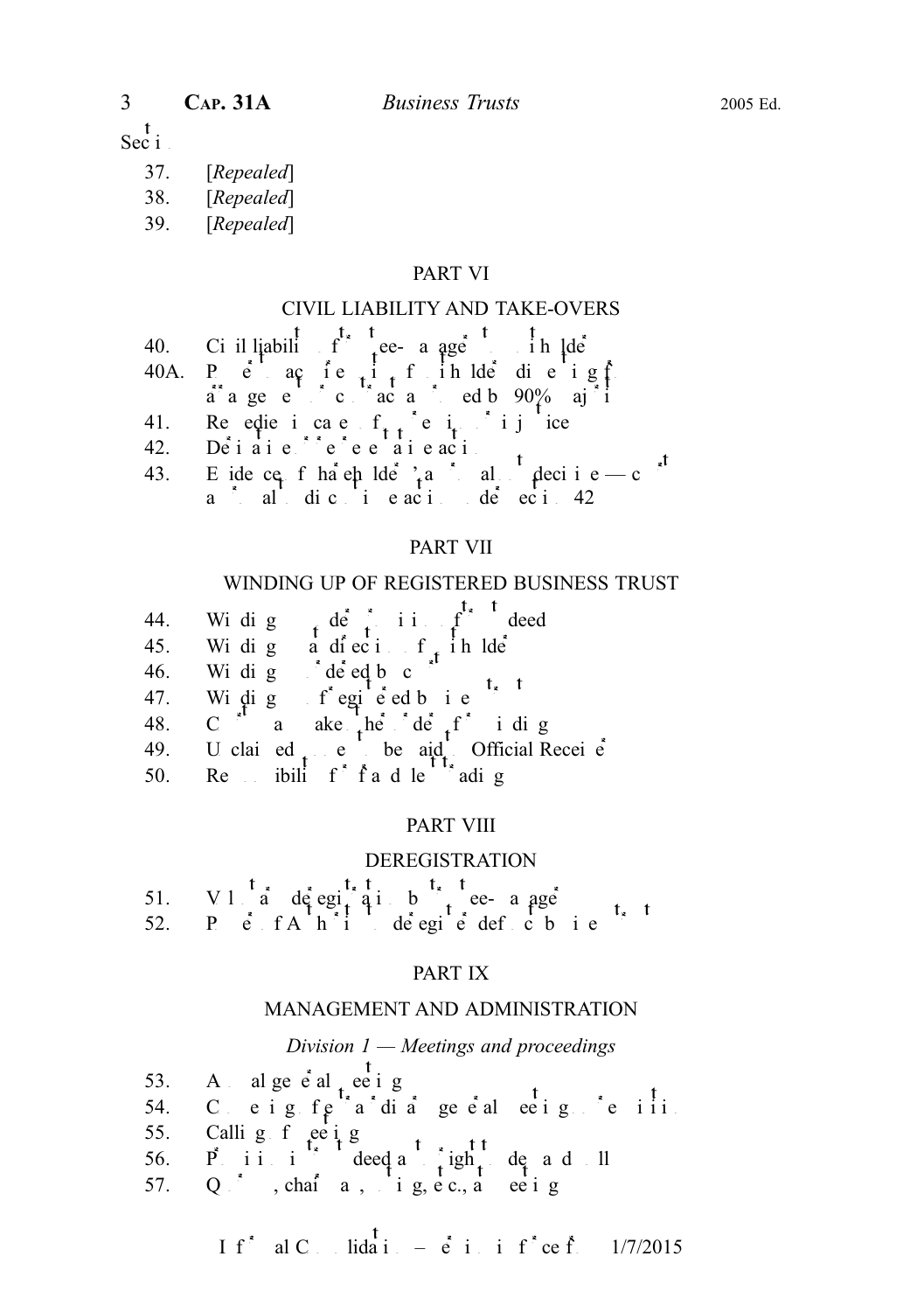Section

37. [*Repealed*]
38. [*Repealed*]
39. [*Repealed*]

PART VI

CIVIL LIABILITY AND TAKE-OVERS

40. Civil liability of trustee-manager to unitholders
40A. Power to acquire units of unitholders dissenting from arrangement or contract approved by 90% majority
41. Remedies in cases of oppression or injustice
42. Derivative or representative actions
43. Evidence of unitholders' approval not decisive — court approval to discontinue action under section 42

PART VII

WINDING UP OF REGISTERED BUSINESS TRUST

44. Winding up under provisions of trust deed
45. Winding up at direction of unitholders
46. Winding up ordered by court
47. Winding up of registered business trust
48. Court may make further orders for winding up
49. Unclaimed money to be paid to Official Receiver
50. Responsibility for fraudulent trading

PART VIII

DEREGISTRATION

51. Voluntary deregistration by trustee-manager
52. Power of Authority to deregister defunct business trusts

PART IX

MANAGEMENT AND ADMINISTRATION

*Division 1 — Meetings and proceedings*

53. Annual general meeting
54. Convening of extraordinary general meeting on requisition
55. Calling of meetings
56. Provisions in trust deed as to rights to demand a poll
57. Quorum, chairman, voting, etc., at meetings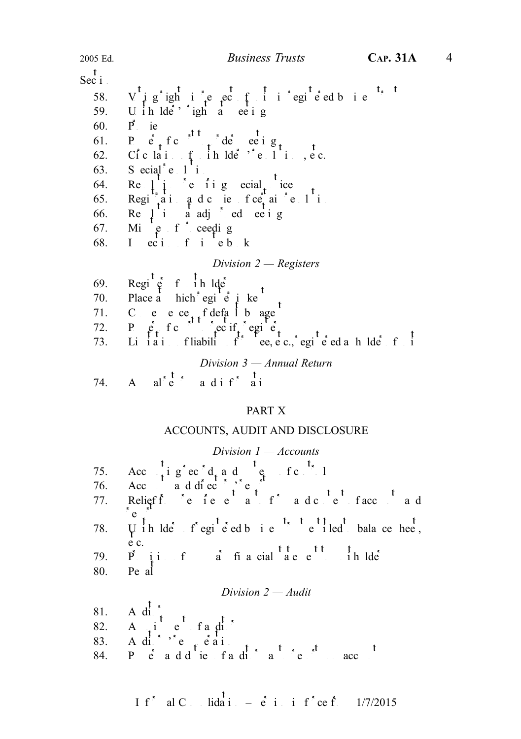Section

58. Voting rights in respect of units in registered business trusts
59. Unitholders' right at meeting
60. Proxies
61. Power of Court to order meeting
62. Circulation of unitholders' resolutions, etc.
63. Special resolutions
64. Resolution requiring special notice
65. Registration and copies of certain resolutions
66. Resolution at adjourned meeting
67. Minutes of proceedings
68. Inspection of minute book

*Division 2 — Registers*

69. Register of unitholders
70. Place at which register is kept
71. Consequence of default by agent
72. Power of Court to rectify register
73. Limitation of liability of trustee, etc., registered as holder of units

*Division 3 — Annual Return*

74. Annual return and information

PART X

ACCOUNTS, AUDIT AND DISCLOSURE

*Division 1 — Accounts*

75. Accounting records and systems of control
76. Accounts and directors' report
77. Relief from requirements as to form and content of accounts and reports
78. Unitholders of registered business trusts entitled to balance sheet, etc.
79. Provision of summary financial statement to unitholders
80. Penalty

*Division 2 — Audit*

81. Auditors
82. Appointment of auditors
83. Auditors' remuneration
84. Powers and duties of auditors as to reports on accounts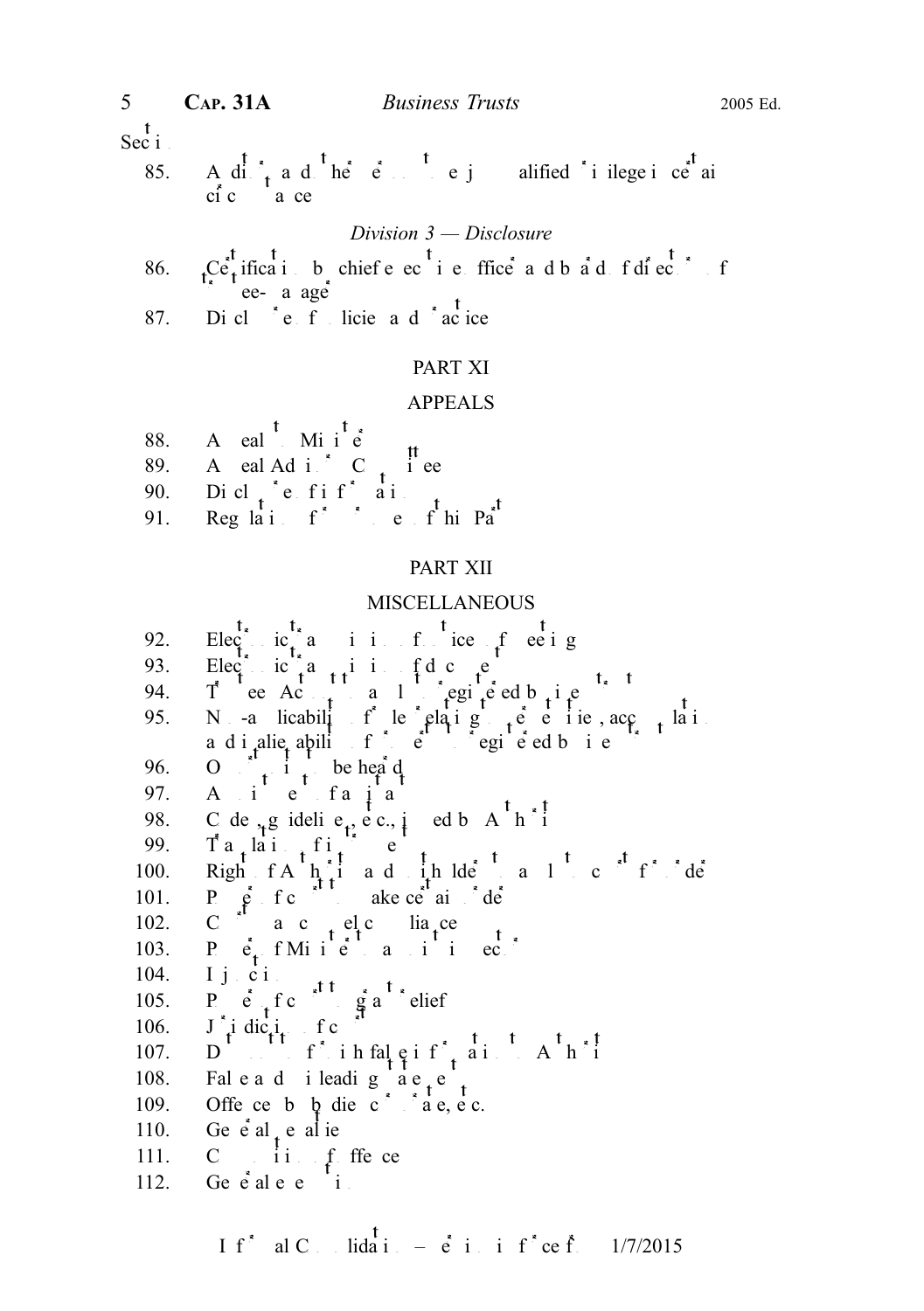Section

85. Auditors and other persons to enjoy qualified privilege in certain circumstances

*Division 3 — Disclosure*

86. Certification by chief executive officer and board of directors of trustee-manager
87. Disclosure of policies and practices

PART XI

APPEALS

88. Appeals to Minister
89. Appeal Advisory Committee
90. Disclosure of information
91. Regulations for purposes of this Part

PART XII

MISCELLANEOUS

92. Electronic transmission of notices of meetings
93. Electronic transmission of documents
94. Trustee Act not to apply to registered business trusts
95. Non-applicability of rules relating to perpetuities, accumulations and inalienability of interests to registered business trusts
96. Opportunity to be heard
97. Appointment of assistants
98. Codes, guidelines, etc., issued by Authority
99. Translations of instruments
100. Rights of Authority and unitholders to apply to court for orders
101. Power of court to make certain orders
102. Court may compel compliance
103. Power of Minister to appoint inspector
104. Injunctions
105. Power of court to grant relief
106. Jurisdiction of court
107. Duty not to furnish false information to Authority
108. False and misleading statements
109. Offences by bodies corporate, etc.
110. General penalties
111. Composition of offences
112. General exemption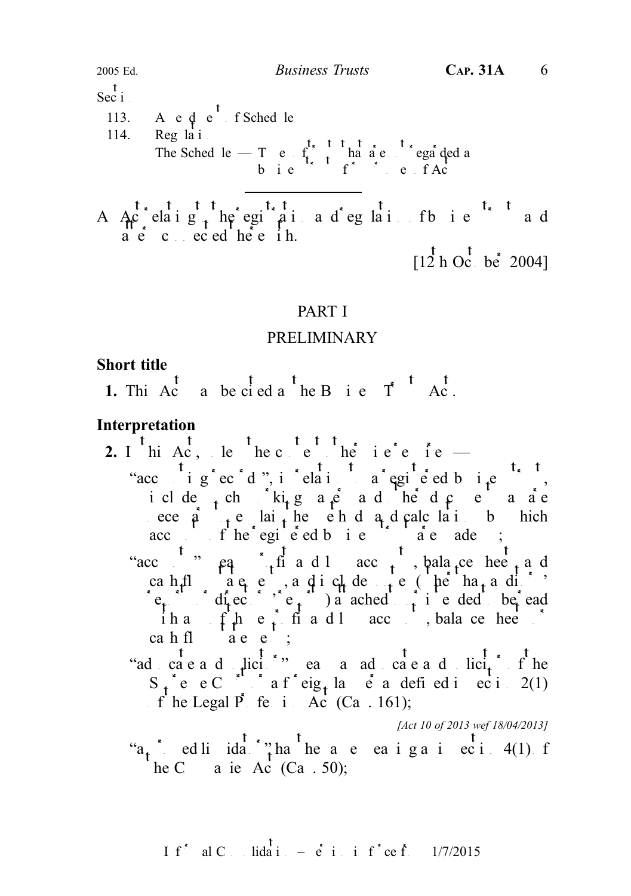Section

113. Amendment of Schedule
114. Regulations

The Schedule — Types of trusts that are not regarded as business trusts for purposes of Act

---

An Act relating to the registration and regulation of business trusts and matters connected therewith.

[12th October 2004]

## PART I

## PRELIMINARY

### Short title

**1.** This Act may be cited as the Business Trusts Act.

### Interpretation

**2.** In this Act, unless the context otherwise requires —

"accounting records", in relation to a registered business trust, includes such working papers and other documents as are necessary to explain the methods and calculations by which accounts of the registered business trust are made up;

"accounts" means profit and loss accounts, balance sheets and cash flow statements, and includes notes (other than auditors' reports or directors' reports) attached or intended to be read with any of those profit and loss accounts, balance sheets or cash flow statements;

"advocate and solicitor" means an advocate and solicitor of the Supreme Court or a foreign lawyer as defined in section 2(1) of the Legal Profession Act (Cap. 161);

*[Act 10 of 2013 wef 18/04/2013]*

"approved liquidator" has the same meaning as in section 4(1) of the Companies Act (Cap. 50);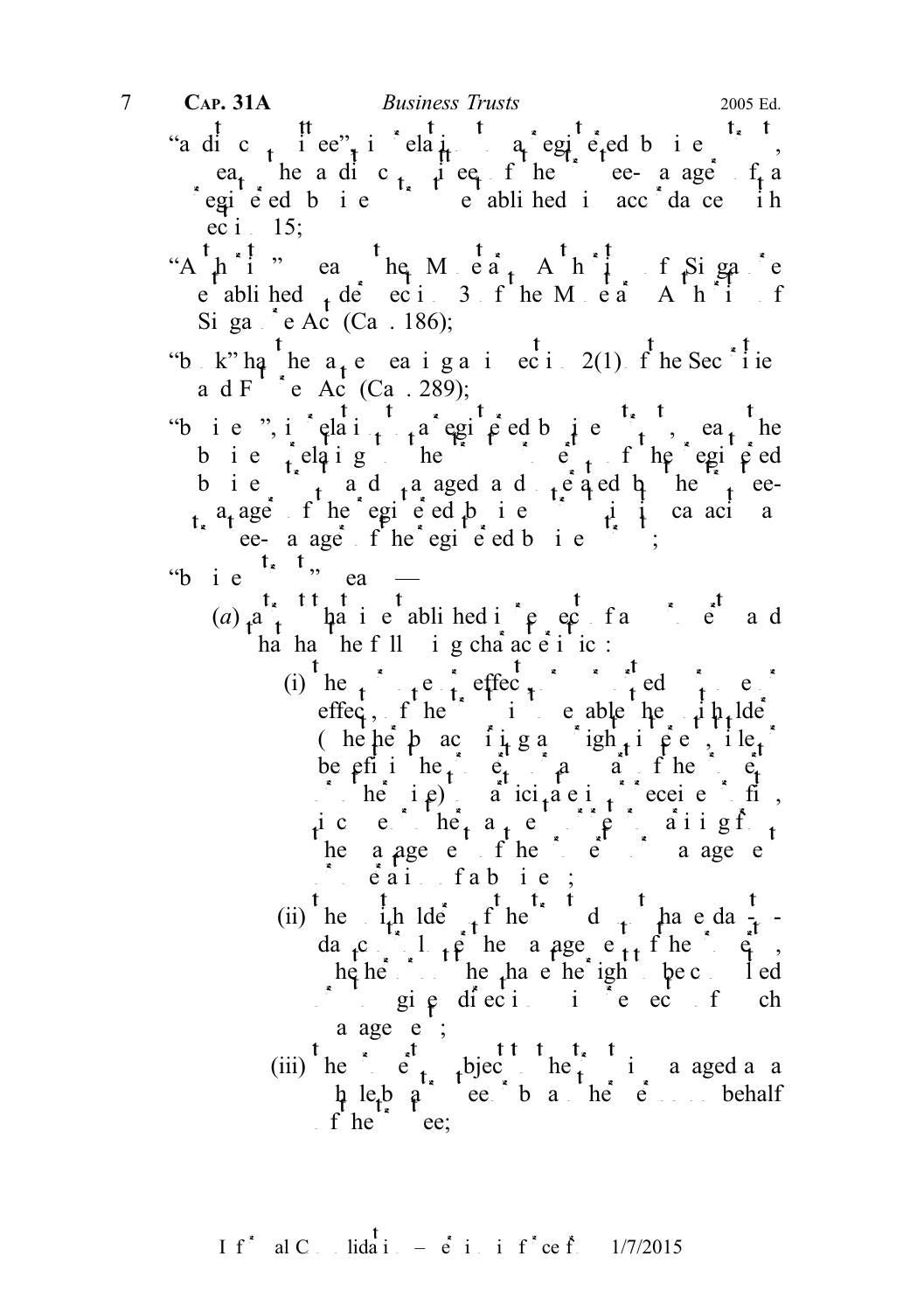"audit committee", in relation to a registered business trust, means the audit committee of the trustee-manager of a registered business trust established in accordance with section 15;

"Authority" means the Monetary Authority of Singapore established under section 3 of the Monetary Authority of Singapore Act (Cap. 186);

"bank" has the same meaning as in section 2(1) of the Securities and Futures Act (Cap. 289);

"business", in relation to a registered business trust, means the business relating to the property of the registered business trust that is managed and operated by the trustee-manager of the registered business trust in its capacity as trustee-manager of the registered business trust;

"business trust" means —

(*a*) a trust that is established in respect of any property and has the following characteristics:

(i) the purpose or effect, or purported purpose or effect, of the trust is to enable the unitholders (whether by acquiring any right, interest, title or benefit in the property or any part of the property or otherwise) to participate in or receive profits, income or other payments or returns arising from the management of the property or operation of a business;

(ii) the unitholders of the trust do not have day-to-day control over the management of the property, whether or not they have the right to be consulted or to give directions in respect of such management;

(iii) the property is subject to the trust and is managed as a whole by a trustee or by another person on behalf of the trustee;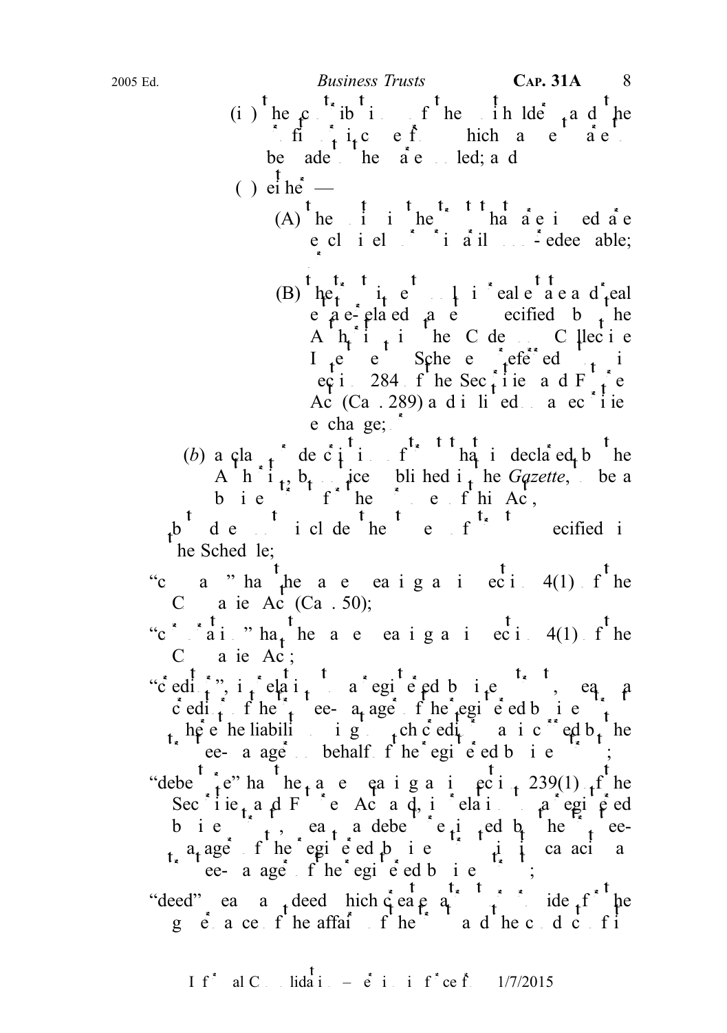(i) the contributions of the unitholders and the profits or income from which payments are to be made to them are pooled; and

(ii) either —

(A) the units in the trust that are issued are exclusively or primarily non-redeemable; or

(B) the trust invests only in real estate and real estate-related assets specified by the Authority in the Code on Collective Investment Schemes referred to in section 284 of the Securities and Futures Act (Cap. 289) and is listed on a securities exchange;

(b) a class or description of trusts that is declared by the Authority, by notice published in the *Gazette*, to be a business trust for the purposes of this Act,

but does not include the trusts or schemes specified in the Schedule;

"company" has the same meaning as in section 4(1) of the Companies Act (Cap. 50);

"corporation" has the same meaning as in section 4(1) of the Companies Act;

"creditor", in relation to a registered business trust, means a creditor of the trustee-manager of the registered business trust where the liability owing to such creditor was incurred by the trustee-manager on behalf of the registered business trust;

"debenture" has the same meaning as in section 239(1) of the Securities and Futures Act and, in relation to a registered business trust, means a debenture issued by the trustee-manager of the registered business trust in its capacity as trustee-manager of the registered business trust;

"deed" means a deed which creates a trust and provides for the governance of the affairs of the trust and the conduct of its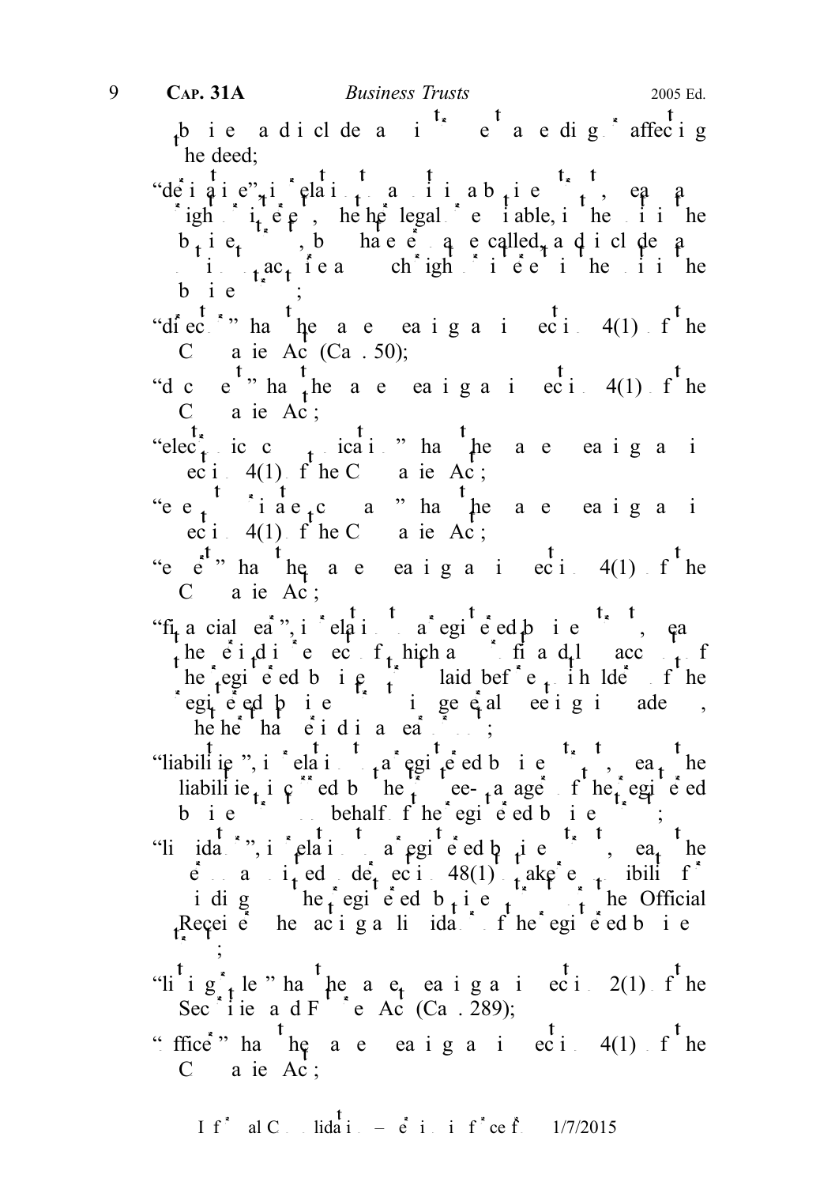business trust, and includes any instrument amending or affecting the deed;

"derivatives", in relation to units in a business trust, means any rights or interests, whether legal or equitable, in the units in the business trust, by whatever name called, and includes any options to acquire any such rights or interests in the units in the business trust;

"director" has the same meaning as in section 4(1) of the Companies Act (Cap. 50);

"document" has the same meaning as in section 4(1) of the Companies Act;

"electronic communication" has the same meaning as in section 4(1) of the Companies Act;

"exempt private company" has the same meaning as in section 4(1) of the Companies Act;

"expert" has the same meaning as in section 4(1) of the Companies Act;

"financial year", in relation to a registered business trust, means the period in respect of which any profit and loss account of the registered business trust laid before the unitholders of the registered business trust in general meeting is made up, whether that period is a year or not;

"liabilities", in relation to a registered business trust, means the liabilities incurred by the trustee-manager of the registered business trust on behalf of the registered business trust;

"liquidator", in relation to a registered business trust, means the person appointed under section 48(1) to take responsibility for winding up the registered business trust, and includes the Official Receiver when acting as liquidator of the registered business trust;

"listing rules" has the same meaning as in section 2(1) of the Securities and Futures Act (Cap. 289);

"officer" has the same meaning as in section 4(1) of the Companies Act;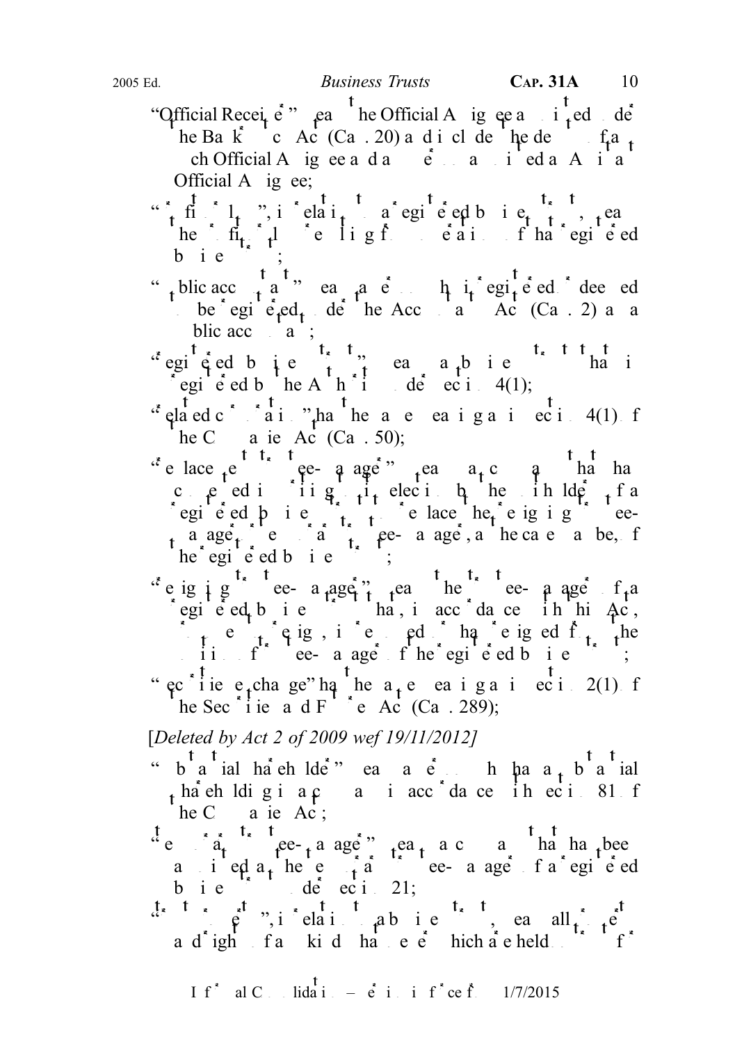"Official Receiver" means the Official Assignee appointed under the Bankruptcy Act (Cap. 20) and includes the deputy of any such Official Assignee and any person appointed as an Assistant Official Assignee;

"profit and loss", in relation to a registered business trust, means the profit and loss arising from operation of that registered business trust;

"public accountant" means a person who is registered or deemed to be registered under the Accountants Act (Cap. 2) as a public accountant;

"registered business trust" means a business trust that is registered by the Authority under section 4(1);

"related corporation" has the same meaning as in section 4(1) of the Companies Act (Cap. 50);

"replacement trustee-manager" means a company that has consented in writing to its election by the unitholders of a registered business trust to replace the resigning trustee-manager or removed trustee-manager, as the case may be, of the registered business trust;

"resigning trustee-manager" means the trustee-manager of a registered business trust that, in accordance with this Act, proposes to resign, is resigning or has resigned from the position of trustee-manager of the registered business trust;

"securities exchange" has the same meaning as in section 2(1) of the Securities and Futures Act (Cap. 289);

[*Deleted by Act 2 of 2009 wef 19/11/2012*]

"substantial shareholder" means a person who has a substantial shareholding in a company in accordance with section 81 of the Companies Act;

"temporary trustee-manager" means a company that has been appointed as the temporary trustee-manager of a registered business trust under section 21;

"trust property", in relation to a business trust, means all property and rights of any kind whatsoever which are held on trust for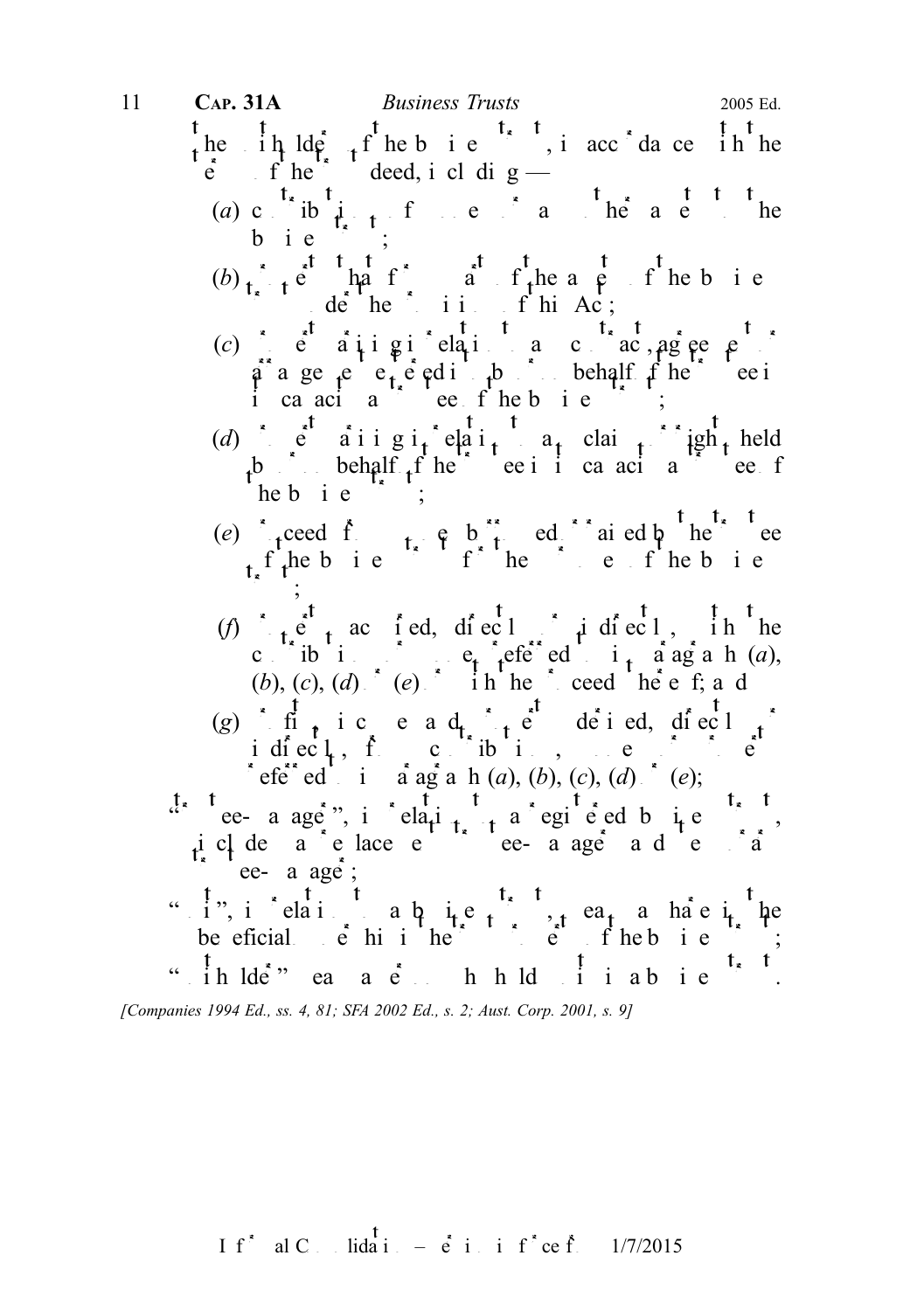the unitholders of the business trust, in accordance with the terms of the trust deed, including —

(a) contributions of money or money's worth to the business trust;

(b) property that forms part of the assets of the business trust under the provisions of this Act;

(c) property arising relating to any contract, agreement or arrangement entered into by or on behalf of the trustee in its capacity as trustee of the business trust;

(d) property arising relating to any claim or right held by or on behalf of the trustee in its capacity as trustee of the business trust;

(e) proceeds from any loans borrowed or raised by the trustee of the business trust for the purposes of the business trust;

(f) property acquired, directly or indirectly, with the contributions, money or property referred to in paragraph (a), (b), (c), (d) or (e) or with the proceeds thereof; and

(g) any profit, income and property derived, directly or indirectly, from the contributions, money or property referred to in paragraph (a), (b), (c), (d) or (e);

"trustee-manager", in relation to a registered business trust, includes a replacement trustee-manager and a temporary trustee-manager;

"unit", in relation to a business trust, means a share in the beneficial ownership in the trust property of the business trust;

"unitholder" means a person who holds units in a business trust.

*[Companies 1994 Ed., ss. 4, 81; SFA 2002 Ed., s. 2; Aust. Corp. 2001, s. 9]*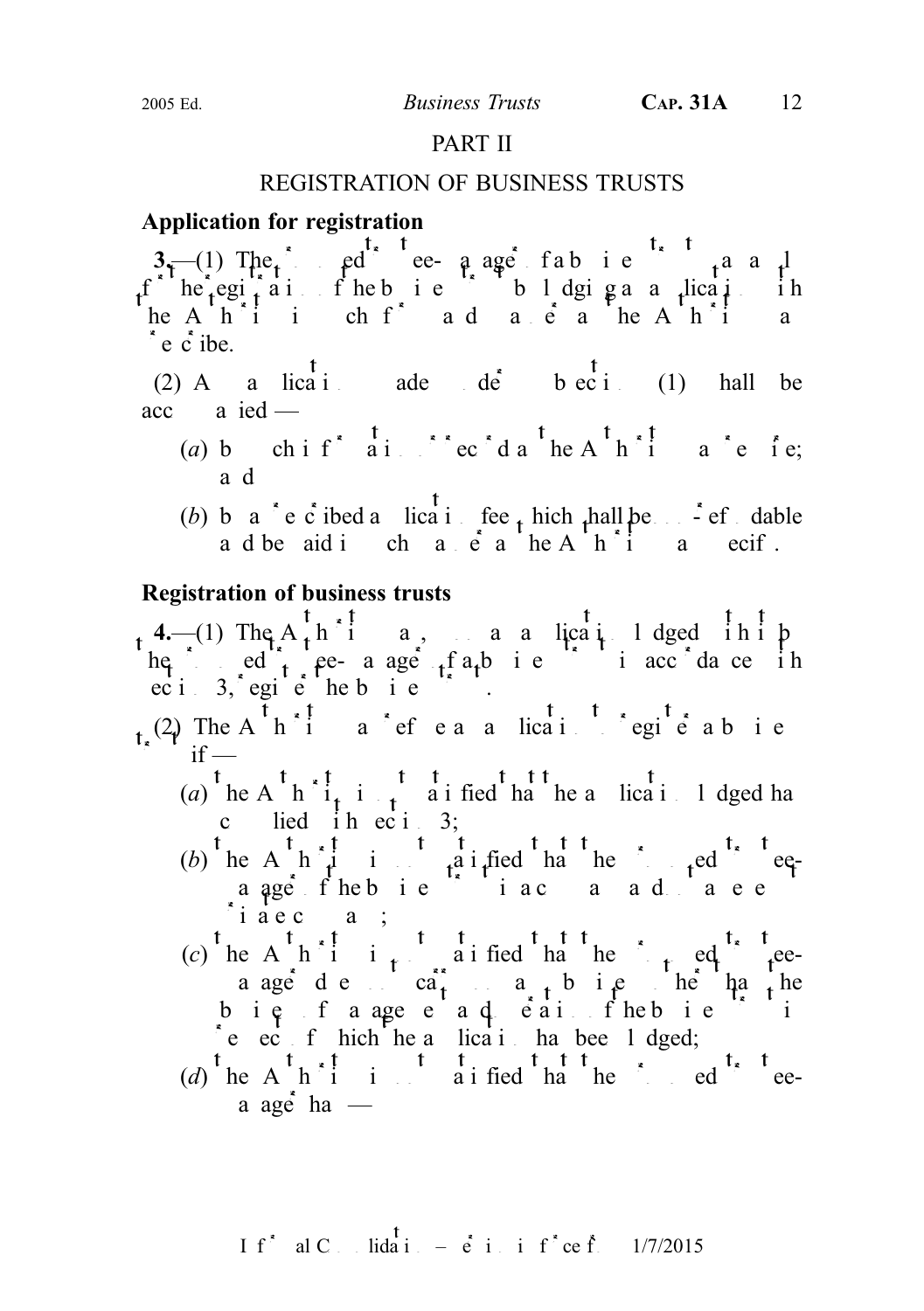# PART II

## REGISTRATION OF BUSINESS TRUSTS

**Application for registration**

**3.**—(1) The proposed trustee-manager of a business trust may apply for the registration of the business trust by lodging an application with the Authority in such form and manner as the Authority may prescribe.

(2) An application made under subsection (1) shall be accompanied —

(*a*) by such information or records as the Authority may require; and

(*b*) by a prescribed application fee, which shall be non-refundable and be paid in such manner as the Authority may specify.

**Registration of business trusts**

**4.**—(1) The Authority may, on an application lodged with it by the proposed trustee-manager of a business trust in accordance with section 3, register the business trust.

(2) The Authority may refuse an application to register a business trust if —

(*a*) the Authority is not satisfied that the application lodged has complied with section 3;

(*b*) the Authority is not satisfied that the proposed trustee-manager of the business trust is a company and is not an exempt private company;

(*c*) the Authority is not satisfied that the proposed trustee-manager does not carry on any business other than the business of managing and operating the business trust in respect of which the application has been lodged;

(*d*) the Authority is not satisfied that the proposed trustee-manager has —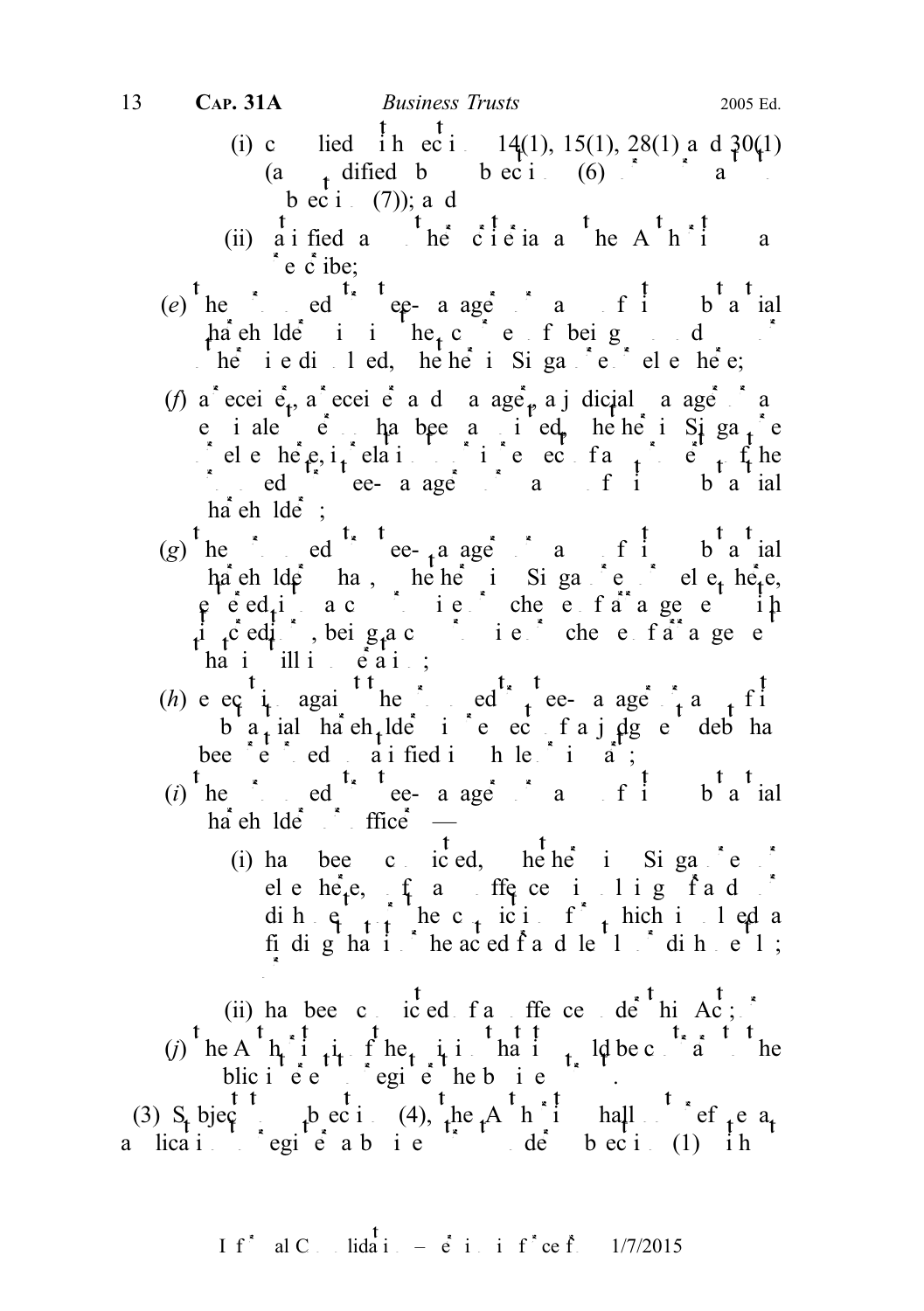(i) complied with sections 14(1), 15(1), 28(1) and 30(1) (as modified by subsection (6) or, as the case may be, subsection (7)); and

(ii) satisfied any other criteria as the Authority may prescribe;

(*e*) the proposed trustee-manager or any of its substantial shareholders is in the course of being wound up or otherwise dissolved, whether in Singapore or elsewhere;

(*f*) a receiver, a receiver and manager, a judicial manager or an equivalent person has been appointed, whether in Singapore or elsewhere, in relation to or in respect of any property of the proposed trustee-manager or any of its substantial shareholders;

(*g*) the proposed trustee-manager or any of its substantial shareholders has, whether in Singapore or elsewhere, entered into a compromise or scheme of arrangement with its creditors, being a compromise or scheme of arrangement that is still in operation;

(*h*) execution against the proposed trustee-manager or any of its substantial shareholders in respect of a judgment debt has been returned unsatisfied in whole or in part;

(*i*) the proposed trustee-manager or any of its substantial shareholders or officers —

(i) has been convicted, whether in Singapore or elsewhere, of an offence involving fraud or dishonesty or the conviction for which involved a finding that it or he acted fraudulently or dishonestly; or

(ii) has been convicted of an offence under this Act; or

(*j*) the Authority is of the opinion that it would be contrary to the public interest to register the business trust.

(3) Subject to subsection (4), the Authority shall not refuse an application to register a business trust under subsection (1) without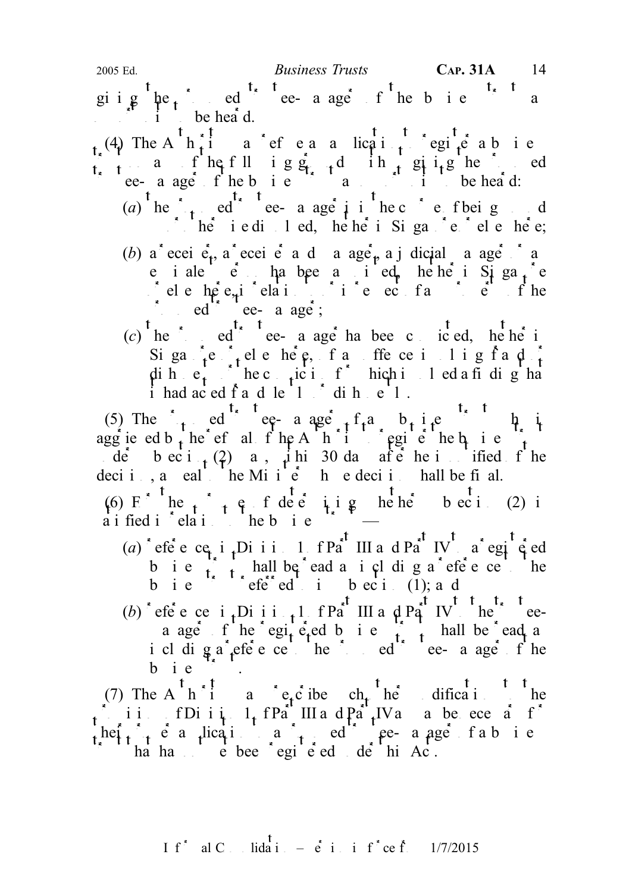giving the proposed trustee-manager of the business trust an opportunity to be heard.

(4) The Authority may refuse an application to register a business trust on any of the following grounds without giving the proposed trustee-manager of the business trust an opportunity to be heard:

(*a*) the proposed trustee-manager is in the course of being wound up or otherwise dissolved, whether in Singapore or elsewhere;

(*b*) a receiver, a receiver and manager, a judicial manager or an equivalent person has been appointed, whether in Singapore or elsewhere, in relation to or in respect of any property of the proposed trustee-manager;

(*c*) the proposed trustee-manager has been convicted, whether in Singapore or elsewhere, of an offence involving fraud or dishonesty or the conviction for which involved a finding that it had acted fraudulently or dishonestly.

(5) The proposed trustee-manager of a business trust which is aggrieved by the refusal of the Authority to register the business trust under subsection (2) may, within 30 days after it is notified of the decision, appeal to the Minister whose decision shall be final.

(6) For the purpose of determining whether subsection (2) is satisfied in relation to the business trust —

(*a*) references in Division 1 of Part III and Part IV to a registered business trust shall be read as including a reference to the business trust referred to in subsection (1); and

(*b*) references in Division 1 of Part III and Part IV to the trustee-manager of the registered business trust shall be read as including a reference to the proposed trustee-manager of the business trust.

(7) The Authority may prescribe such other modifications to the provisions of Division 1 of Part III and Part IV as may be necessary for the purpose of applying them to a proposed trustee-manager of a business trust that has not been registered under this Act.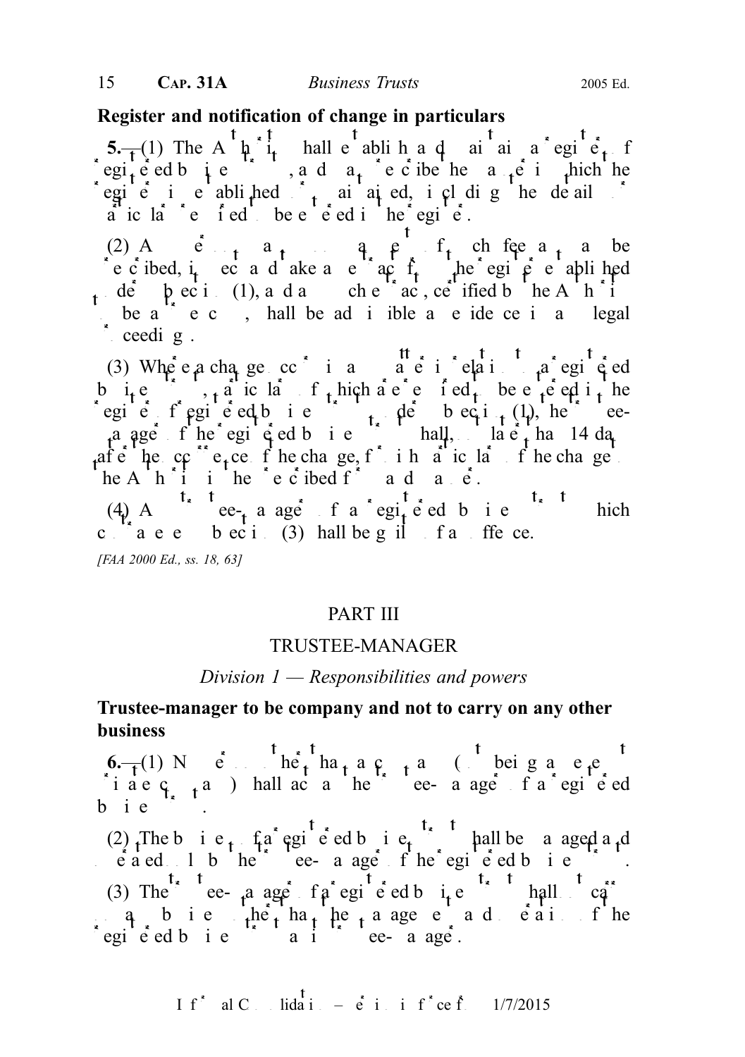## Register and notification of change in particulars

**5.**—(1) The Authority shall establish and maintain a register of registered business trusts, and may prescribe the manner in which the register is to be established and maintained, including the details and particulars required to be entered in the register.

(2) Any person may, on payment of such fee as may be prescribed, inspect and make a copy of or extract from the register established under subsection (1), and any such copy or extract, certified by the Authority to be a true copy, shall be admissible as evidence in all legal proceedings.

(3) Where a change occurs in any matter relating to a registered business trust, particulars of which are required to be entered in the register of registered business trusts under subsection (1), the trustee-manager of the registered business trust shall, not later than 14 days after the occurrence of the change, furnish particulars of the change to the Authority in the prescribed form and manner.

(4) Any trustee-manager of a registered business trust which contravenes subsection (3) shall be guilty of an offence.

*[FAA 2000 Ed., ss. 18, 63]*

# PART III

# TRUSTEE-MANAGER

## *Division 1 — Responsibilities and powers*

## Trustee-manager to be company and not to carry on any other business

**6.**—(1) No person other than a company (not being an exempt private company) shall act as the trustee-manager of a registered business trust.

(2) The business of a registered business trust shall be managed and operated only by the trustee-manager of the registered business trust.

(3) The trustee-manager of a registered business trust shall not carry on any business other than the management and operation of the registered business trust as its trustee-manager.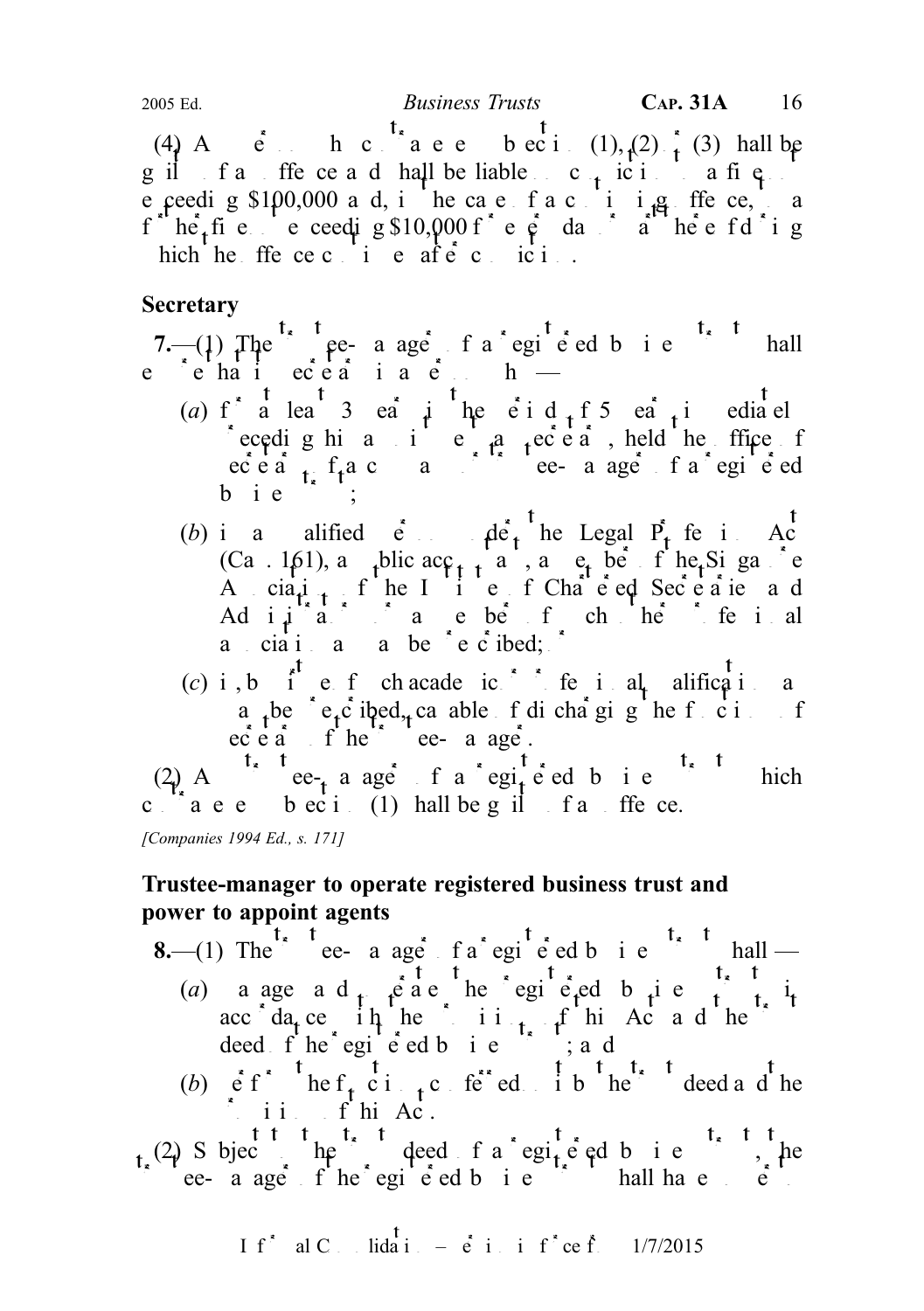(4) A person who contravenes subsection (1), (2) or (3) shall be guilty of an offence and shall be liable on conviction to a fine not exceeding $100,000 and, in the case of a continuing offence, to a further fine not exceeding $10,000 for every day or part thereof during which the offence continues after conviction.

## Secretary

**7.**—(1) The trustee-manager of a registered business trust shall ensure that its secretary is a person who —

(*a*) for at least 3 years of the period of 5 years immediately preceding his appointment as secretary, held the office of secretary of a company or a trustee-manager of a registered business trust;

(*b*) is a qualified person under the Legal Profession Act (Cap. 161), a public accountant, a member of the Singapore Association of the Institute of Chartered Secretaries and Administrators or a member of such other professional association as may be prescribed; or

(*c*) is, by virtue of such academic or professional qualifications as may be prescribed, capable of discharging the functions of secretary of the trustee-manager.

(2) A trustee-manager of a registered business trust which contravenes subsection (1) shall be guilty of an offence.

*[Companies 1994 Ed., s. 171]*

## Trustee-manager to operate registered business trust and power to appoint agents

**8.**—(1) The trustee-manager of a registered business trust shall —

(*a*) manage and operate the registered business trust in accordance with the provisions of this Act and the trust deed of the registered business trust; and

(*b*) perform the functions conferred on it by the trust deed and the provisions of this Act.

(2) Subject to the trust deed of a registered business trust, the trustee-manager of the registered business trust shall have power to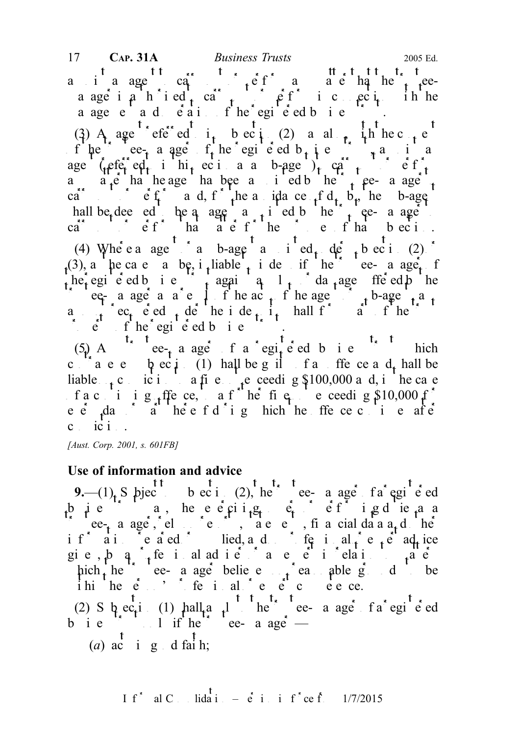as its agent to carry out or perform any matter that the trustee-manager is authorised to carry out or perform in connection with the management and operation of the registered business trust.

(3) An agent referred to in subsection (2) may also, with the consent of the trustee-manager of the registered business trust, appoint an agent (referred to in this section as a sub-agent) to carry out or perform any matter that the agent has been appointed by the trustee-manager to carry out or perform and, for the avoidance of doubt, the sub-agent shall be deemed to be an agent appointed by the trustee-manager to carry out or perform that matter for the purposes of that subsection.

(4) Where an agent or a sub-agent is appointed under subsection (2) or (3), as the case may be, it is liable to indemnify the trustee-manager of the registered business trust against any loss or damage suffered by the trustee-manager as a result of the act of the agent or sub-agent, and any amount recovered under the indemnity shall form part of the property of the registered business trust.

(5) Any trustee-manager of a registered business trust which contravenes subsection (1) shall be guilty of an offence and shall be liable on conviction to a fine not exceeding $100,000 and, in the case of a continuing offence, to a further fine not exceeding $10,000 for every day or part thereof during which the offence continues after conviction.

*[Aust. Corp. 2001, s. 601FB]*

**Use of information and advice**

**9.**—(1) Subject to subsection (2), the trustee-manager of a registered business trust may, when exercising its powers or performing its duties as a trustee-manager, rely on reports, statements, financial data and other information prepared or supplied, and on professional or expert advice given, by any professional adviser or expert in relation to matters which the trustee-manager believes on reasonable grounds to be within that person's professional or expert competence.

(2) Subsection (1) shall apply to the trustee-manager of a registered business trust only if the trustee-manager —

(*a*) acts in good faith;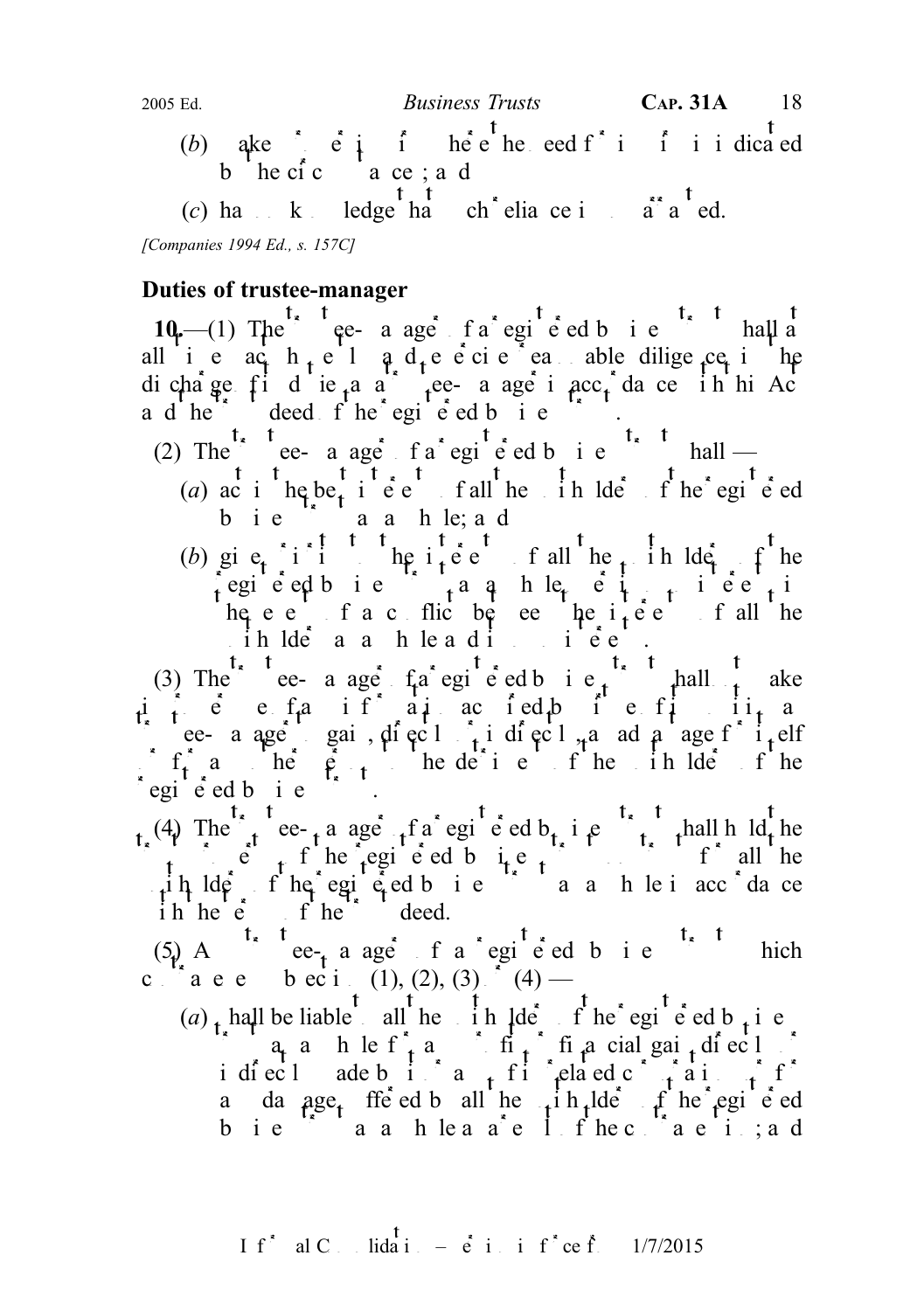(b) makes proper inquiry where the need for inquiry is indicated by the circumstances; and

(c) has no knowledge that such reliance is unwarranted.

*[Companies 1994 Ed., s. 157C]*

**Duties of trustee-manager**

**10.**—(1) The trustee-manager of a registered business trust shall at all times act honestly and exercise reasonable diligence in the discharge of its duties as trustee-manager in accordance with this Act and the trust deed of the registered business trust.

(2) The trustee-manager of a registered business trust shall —

(a) act in the best interests of all the unitholders of the registered business trust as a whole; and

(b) give priority to the interests of all the unitholders of the registered business trust as a whole over its own interests in the event of a conflict between the interests of all the unitholders as a whole and its own interests.

(3) The trustee-manager of a registered business trust shall not make improper use of any information acquired by virtue of its position as trustee-manager to gain, directly or indirectly, an advantage for itself or for any other person to the detriment of the unitholders of the registered business trust.

(4) The trustee-manager of a registered business trust shall hold the trust property of the registered business trust on trust for all the unitholders of the registered business trust as a whole in accordance with the terms of the trust deed.

(5) A trustee-manager of a registered business trust which contravenes subsection (1), (2), (3) or (4) —

(a) shall be liable to all the unitholders of the registered business trust as a whole for any profit or financial gain directly or indirectly made by it or any of its related corporations or for any damage suffered by all the unitholders of the registered business trust as a whole as a result of the contravention; and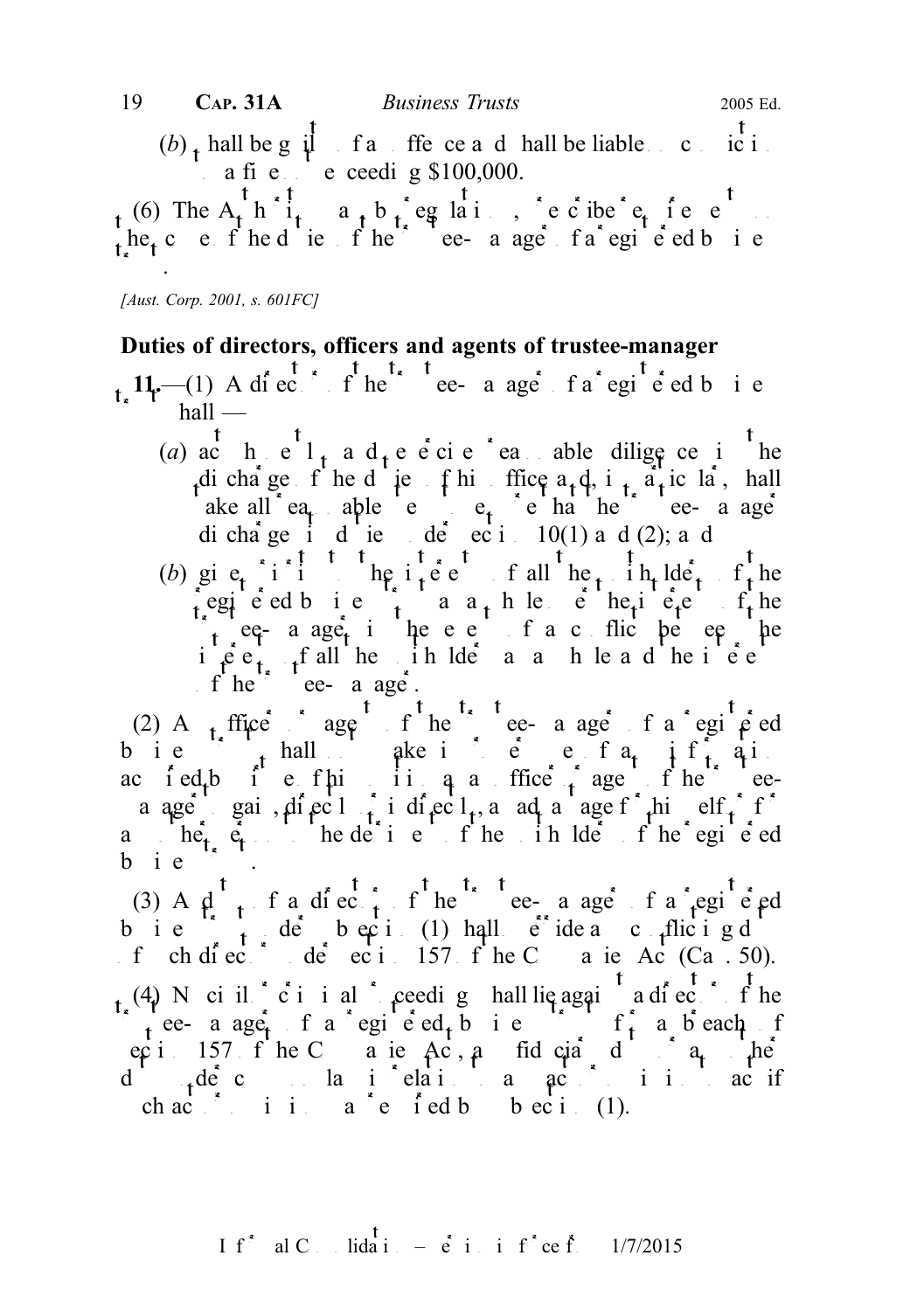(*b*) shall be guilty of an offence and shall be liable on conviction to a fine not exceeding $100,000.

(6) The Authority may, by regulations, prescribe requirements on the conduct of the duties of the trustee-manager of a registered business trust.

*[Aust. Corp. 2001, s. 601FC]*

### Duties of directors, officers and agents of trustee-manager

**11.**—(1) A director of the trustee-manager of a registered business trust shall —

(*a*) act honestly and exercise reasonable diligence in the discharge of the duties of his office and, in particular, shall take all reasonable steps to ensure that the trustee-manager discharges its duties under section 10(1) and (2); and

(*b*) give priority to the interests of all the unitholders of the registered business trust as a whole over the interests of the trustee-manager in the event of a conflict between the interests of all the unitholders as a whole and the interests of the trustee-manager.

(2) An officer or agent of the trustee-manager of a registered business trust shall not make improper use of any information acquired by virtue of his position as an officer or agent of the trustee-manager to gain, directly or indirectly, an advantage for himself or for any other person to the detriment of the unitholders of the registered business trust.

(3) A duty of a director of the trustee-manager of a registered business trust under subsection (1) shall override a conflicting duty of such director under section 157 of the Companies Act (Cap. 50).

(4) No civil or criminal proceeding shall lie against a director of the trustee-manager of a registered business trust for a breach of section 157 of the Companies Act, any fiduciary duty or any other duty under common law in relation to any act or omission to act if such act or omission was required by subsection (1).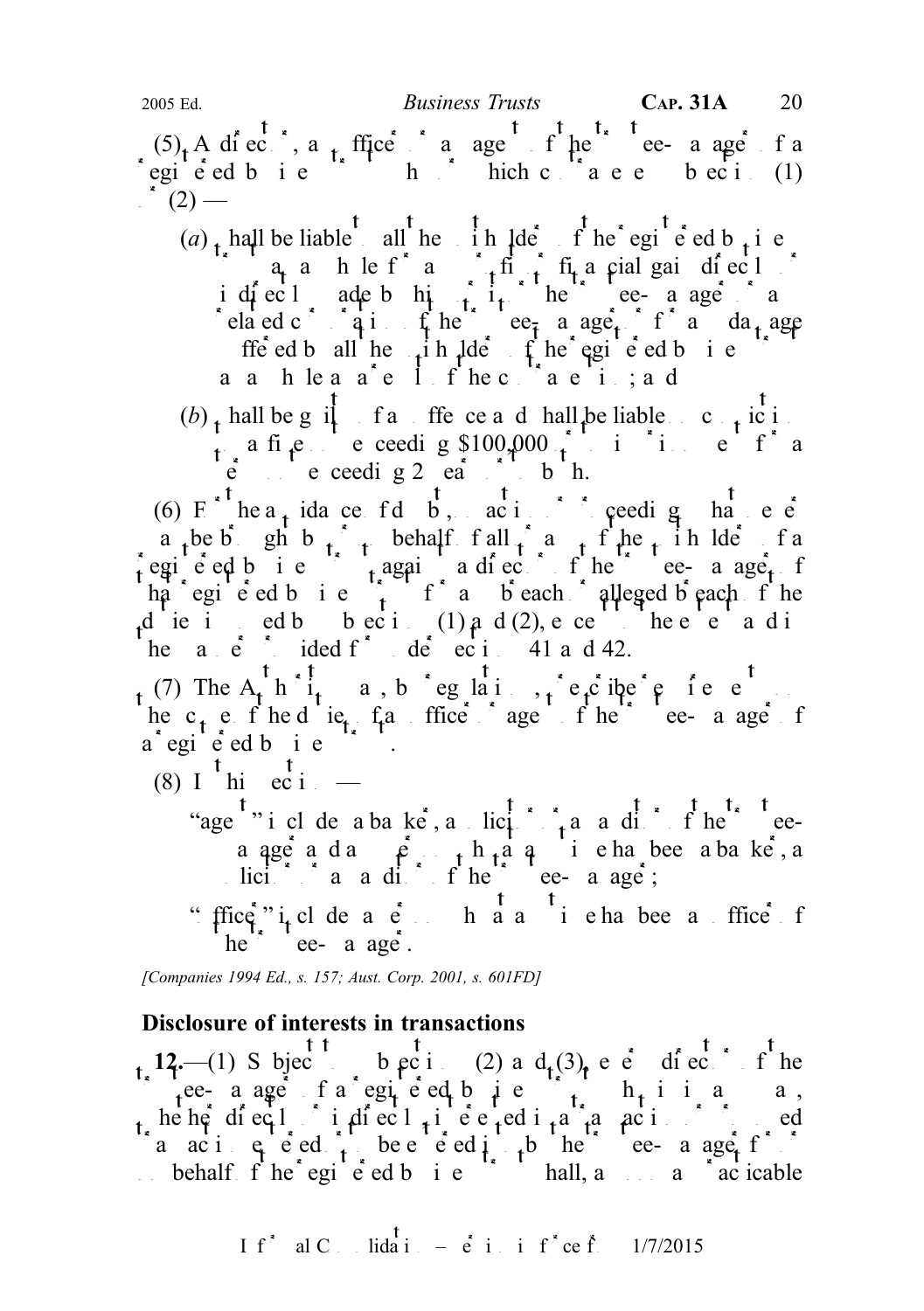(5) A director, an officer or an agent of the trustee-manager of a registered business trust who contravenes subsection (1) or (2) —

(*a*) shall be liable to all the unitholders of the registered business trust as a whole for any profit or financial gain directly or indirectly made by him or any other person, other than the trustee-manager or a related corporation of the trustee-manager, or for any damage suffered by all the unitholders of the registered business trust as a whole as a result of the contravention; and

(*b*) shall be guilty of an offence and shall be liable on conviction to a fine not exceeding $100,000 or to imprisonment for a term not exceeding 2 years or to both.

(6) For the avoidance of doubt, no action or proceeding whatsoever may be brought by or on behalf of all or any of the unitholders of a registered business trust against a director of the trustee-manager of that registered business trust for any breach or alleged breach of the duties imposed by subsections (1) and (2), except to the extent and in the manner provided for under sections 41 and 42.

(7) The Authority may, by regulations, prescribe requirements on the course of the duties of an officer or agent of the trustee-manager of a registered business trust.

(8) In this section —

"agent" includes a banker, a solicitor or an auditor of the trustee-manager and any person who at any time has been a banker, a solicitor or an auditor of the trustee-manager;

"officer" includes any person who at any time has been an officer of the trustee-manager.

*[Companies 1994 Ed., s. 157; Aust. Corp. 2001, s. 601FD]*

**Disclosure of interests in transactions**

**12.**—(1) Subject to subsections (2) and (3), every director of the trustee-manager of a registered business trust who is in any way, whether directly or indirectly, interested in a transaction or proposed transaction entered or to be entered into by the trustee-manager for or on behalf of the registered business trust shall, as soon as practicable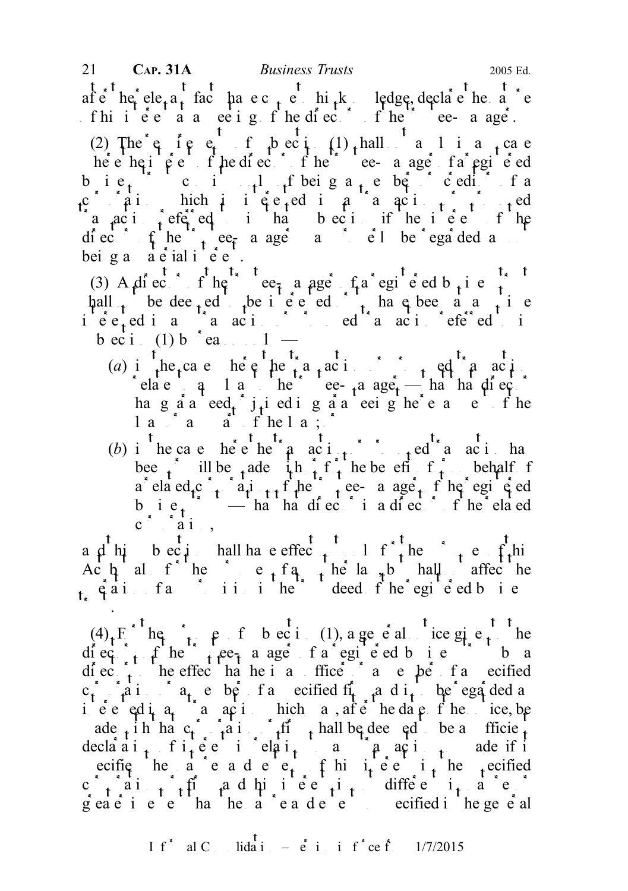after the relevant facts have come to his knowledge, declare the nature of his interest at a meeting of the directors of the trustee-manager.

(2) The requirements of subsection (1) shall not apply in any case where the interest of the director of the trustee-manager of a registered business trust consists only of being a member or creditor of a corporation which is interested in a transaction or proposed transaction referred to in that subsection if the interest of the director of the trustee-manager may properly be regarded as not being a material interest.

(3) A director of the trustee-manager of a registered business trust shall not be deemed to be interested or to have been at any time interested in a transaction or proposed transaction referred to in subsection (1) by reason only —

(*a*) in the case where the transaction or proposed transaction relates to any loan to the trustee-manager — that the director has guaranteed or joined in guaranteeing the repayment of the loan or any part of the loan; or

(*b*) in the case where the transaction or proposed transaction has been or will be made with or for the benefit of or on behalf of a related corporation of the trustee-manager of the registered business trust — that the director is a director of the related corporation,

and this subsection shall have effect not only for the purposes of this Act but also for the purposes of any other law, but shall not affect the operation of any provision in the trust deed of the registered business trust.

(4) For the purposes of subsection (1), a general notice given to the directors of the trustee-manager of a registered business trust by a director to the effect that he is an officer or a member of a specified corporation or a member of a specified firm and is to be regarded as interested in any transaction which may, after the date of the notice, be made with that corporation or firm shall be deemed to be a sufficient declaration of interest in relation to any transaction so made if it specifies the nature and extent of his interest in the specified corporation or firm and his interest is not different in nature or greater in extent than the nature and extent so specified in the general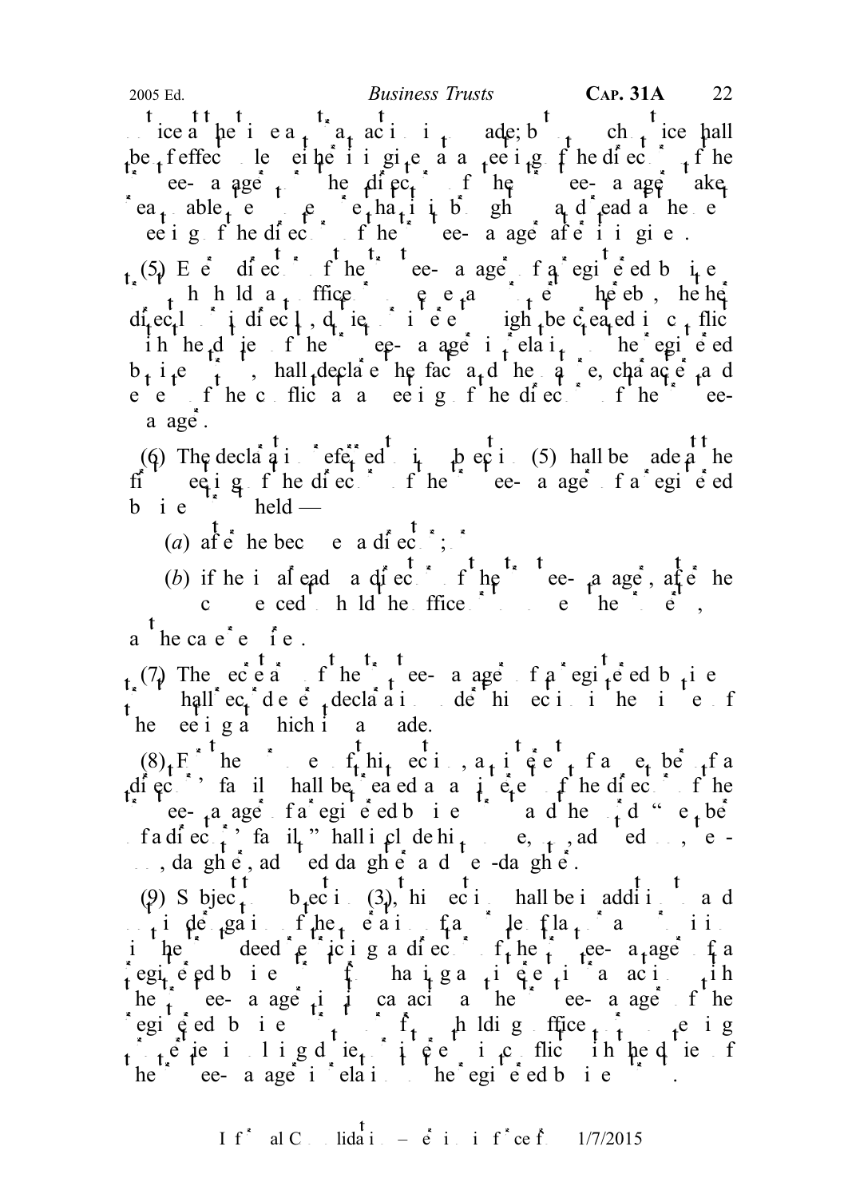notice at the time a transaction is made; but no such notice shall be of effect unless either it is given at a meeting of the directors of the trustee-manager or the director of the trustee-manager takes reasonable steps to secure that it is brought up and read at the next meeting of the directors of the trustee-manager after it is given.

(5) Every director of the trustee-manager of a registered business trust who holds any office or possesses any property whereby, whether directly or indirectly, duties or interests might be created in conflict with the duties of the trustee-manager in relation to the registered business trust, shall declare the fact and the nature, character and extent of the conflict at a meeting of the directors of the trustee-manager.

(6) The declaration referred to in subsection (5) shall be made at the first meeting of the directors of the trustee-manager of a registered business trust held —

(*a*) after he becomes a director; or

(*b*) if he is already a director of the trustee-manager, after he commenced to hold the office or possess the property,

as the case may require.

(7) The secretary of the trustee-manager of a registered business trust shall cause to be recorded every declaration under this section in the minutes of the meeting at which it was made.

(8) For the purposes of this section, any interest of a member of a director's family shall be treated as an interest of the director of the trustee-manager of a registered business trust and the words "member of a director's family" shall include his spouse, son, adopted son, step-son, daughter, adopted daughter and step-daughter.

(9) Subject to subsection (3), this section shall be in addition to and not in derogation of the operation of any rule of law or any provision in the trust deed restricting a director of the trustee-manager of a registered business trust from having any interest in transactions with the trustee-manager in its capacity as the trustee-manager of the registered business trust or from holding offices or possessing properties involving duties or interests in conflict with the duties of the trustee-manager in relation to the registered business trust.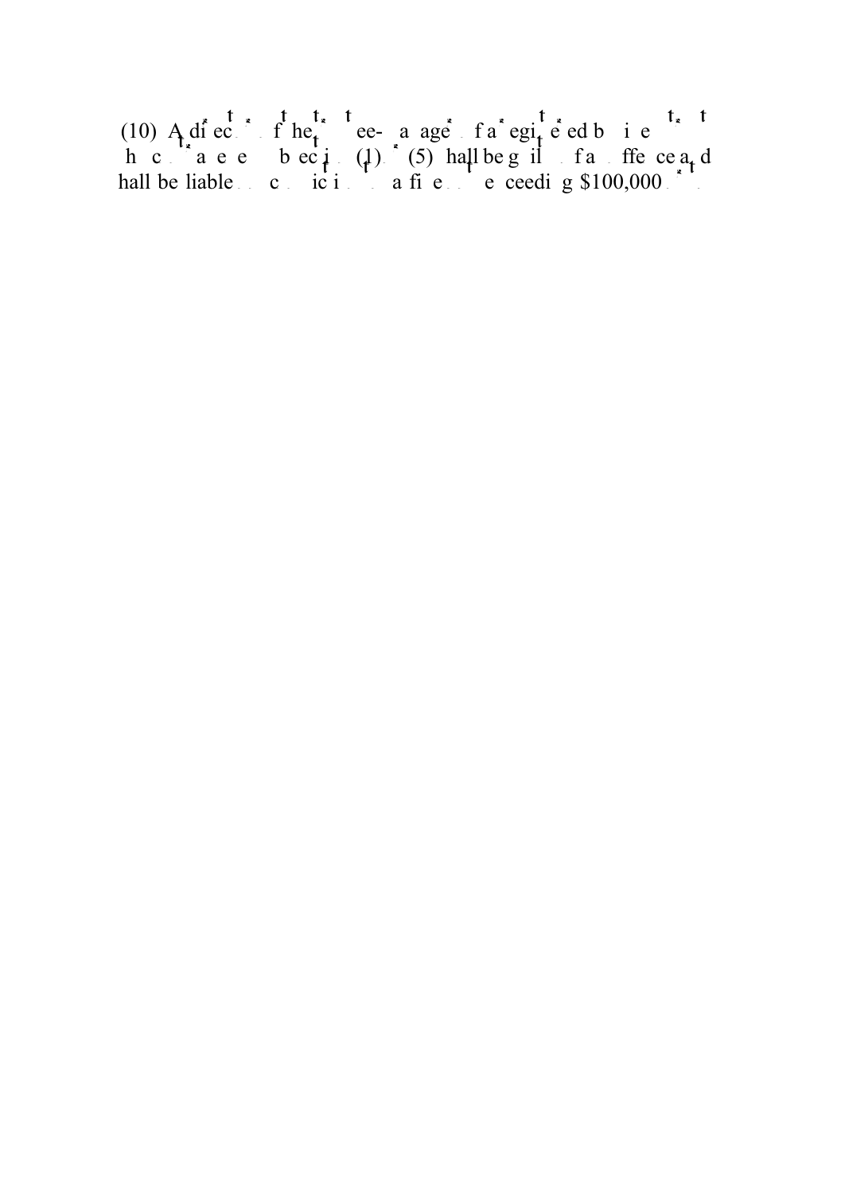(10) A director of the trustee-manager of a registered business trust who contravenes subsection (1) or (5) shall be guilty of an offence and shall be liable on conviction to a fine not exceeding $100,000.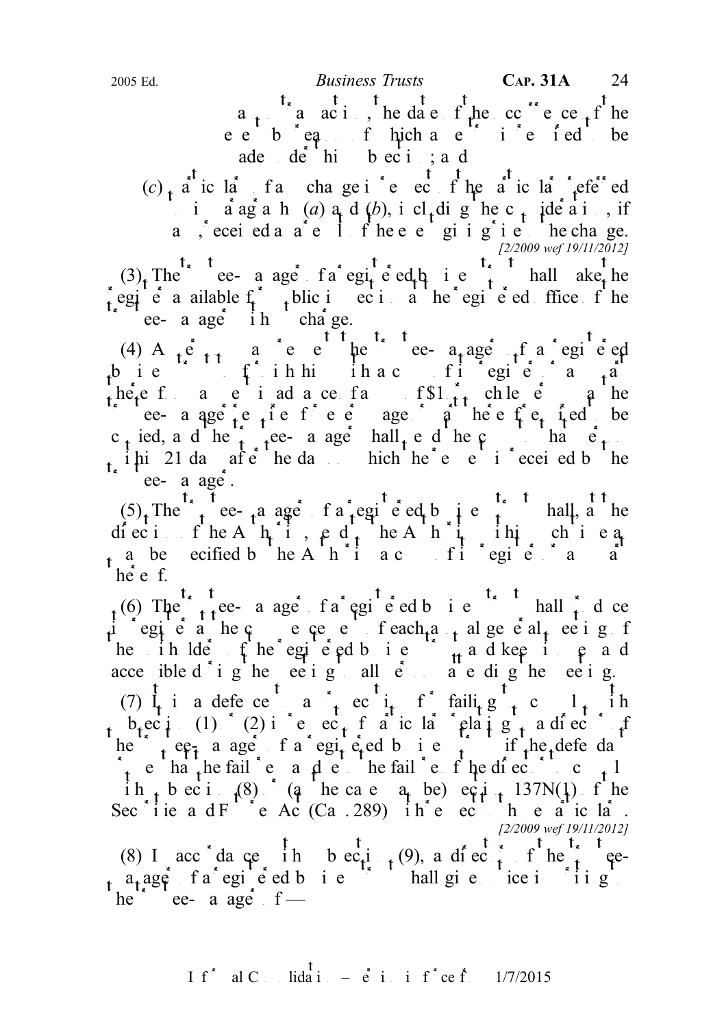to a transaction, the date of the occurrence of the event by reason of which an entry is required to be made under this subsection; and

(*c*) particulars of any change in respect of the particulars referred to in paragraphs (*a*) and (*b*), including the consideration, if any, received as a result of the event giving rise to the change.

[2/2009 wef 19/11/2012]

(3) The trustee-manager of a registered business trust shall make the register available for public inspection at the registered office of the trustee-manager without charge.

(4) Any person may request the trustee-manager of a registered business trust to furnish him with a copy of its register or any part thereof on payment in advance of a fee of $1 or such lesser sum as the trustee-manager requires for every page or part thereof required to be copied, and the trustee-manager shall send the copy to that person within 21 days after the day on which the request is received by the trustee-manager.

(5) The trustee-manager of a registered business trust shall, at the direction of the Authority, send to the Authority within such time as may be specified by the Authority a copy of its register or any part thereof.

(6) The trustee-manager of a registered business trust shall produce its register at the commencement of each annual general meeting of the unitholders of the registered business trust and keep it open and accessible during the meeting to all persons attending the meeting.

(7) It is a defence to a prosecution for failing to comply with subsection (1) or (2) in respect of a particular relating to a director of the trustee-manager of a registered business trust if the defendant proves that the failure was due to the failure of the director to comply with subsection (8) or (as the case may be) section 137N(1) of the Securities and Futures Act (Cap. 289) with respect to that particular.

[2/2009 wef 19/11/2012]

(8) In accordance with subsection (9), a director of the trustee-manager of a registered business trust shall give notice in writing to the trustee-manager of —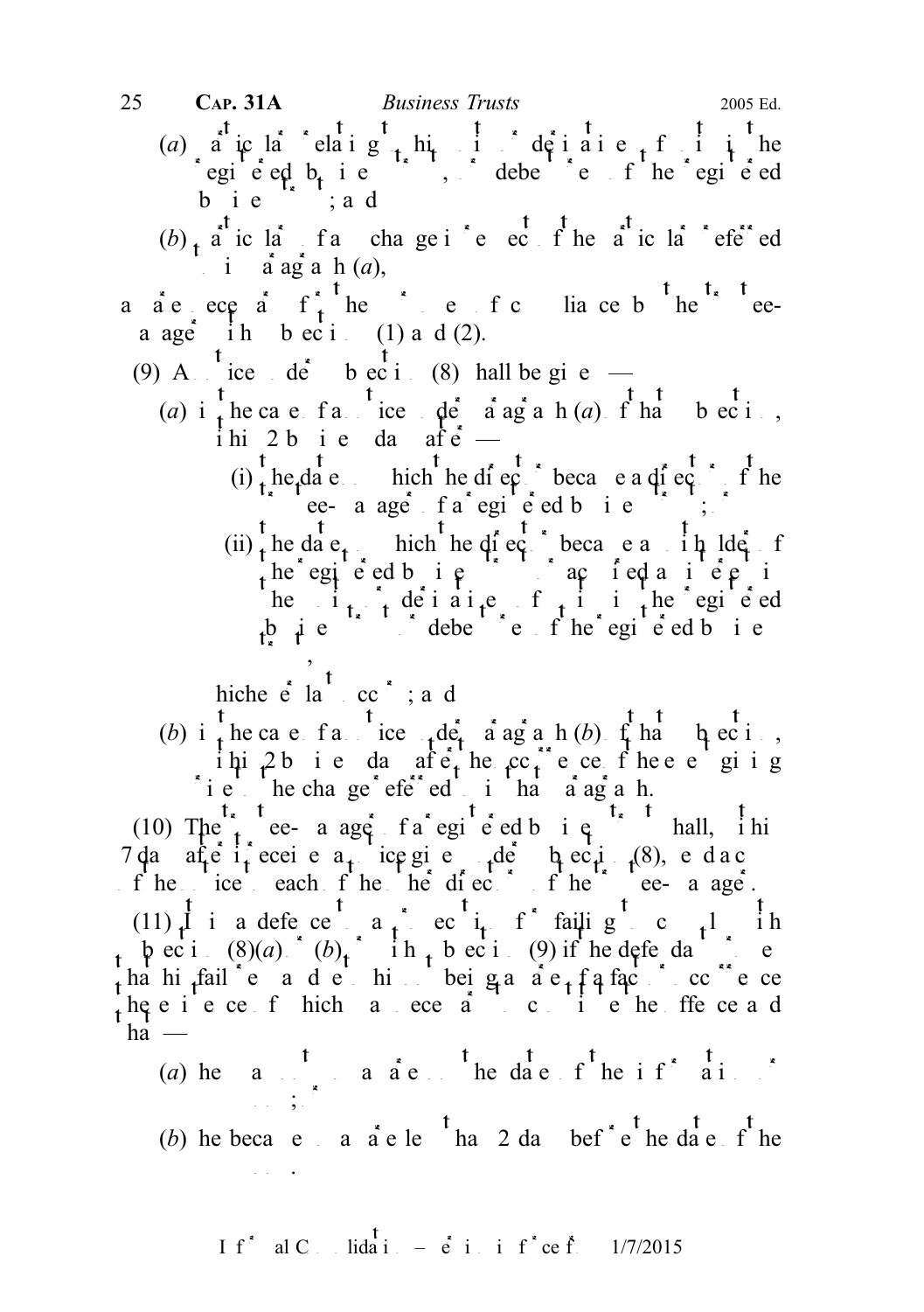(*a*) particulars relating to his units in, or derivatives of units in, the registered business trust, or debentures of the registered business trust; and

(*b*) particulars of any change in respect of the particulars referred to in paragraph (*a*),

as are necessary for the purposes of compliance by the trustee-manager with subsections (1) and (2).

(9) A notice under subsection (8) shall be given —

(*a*) in the case of a notice under paragraph (*a*) of that subsection, within 2 business days after —

(i) the date on which the director became a director of the trustee-manager of a registered business trust; or

(ii) the date on which the director became a unitholder of the registered business trust or acquired an interest in the units in, or derivatives of units in, the registered business trust or debentures of the registered business trust,

whichever last occurs; and

(*b*) in the case of a notice under paragraph (*b*) of that subsection, within 2 business days after the occurrence of the event giving rise to the change referred to in that paragraph.

(10) The trustee-manager of a registered business trust shall, within 7 days after it receives a notice given under subsection (8), send a copy of the notice to each of the other directors of the trustee-manager.

(11) It is a defence to a prosecution for failing to comply with subsection (8)(*a*) or (*b*) with subsection (9) if the defendant proves that his failure was due to his not being aware of a fact or occurrence the existence of which was necessary to constitute the offence and that —

(*a*) he was not so aware on the date of the information or summons; or

(*b*) he became so aware less than 2 days before the date of the summons.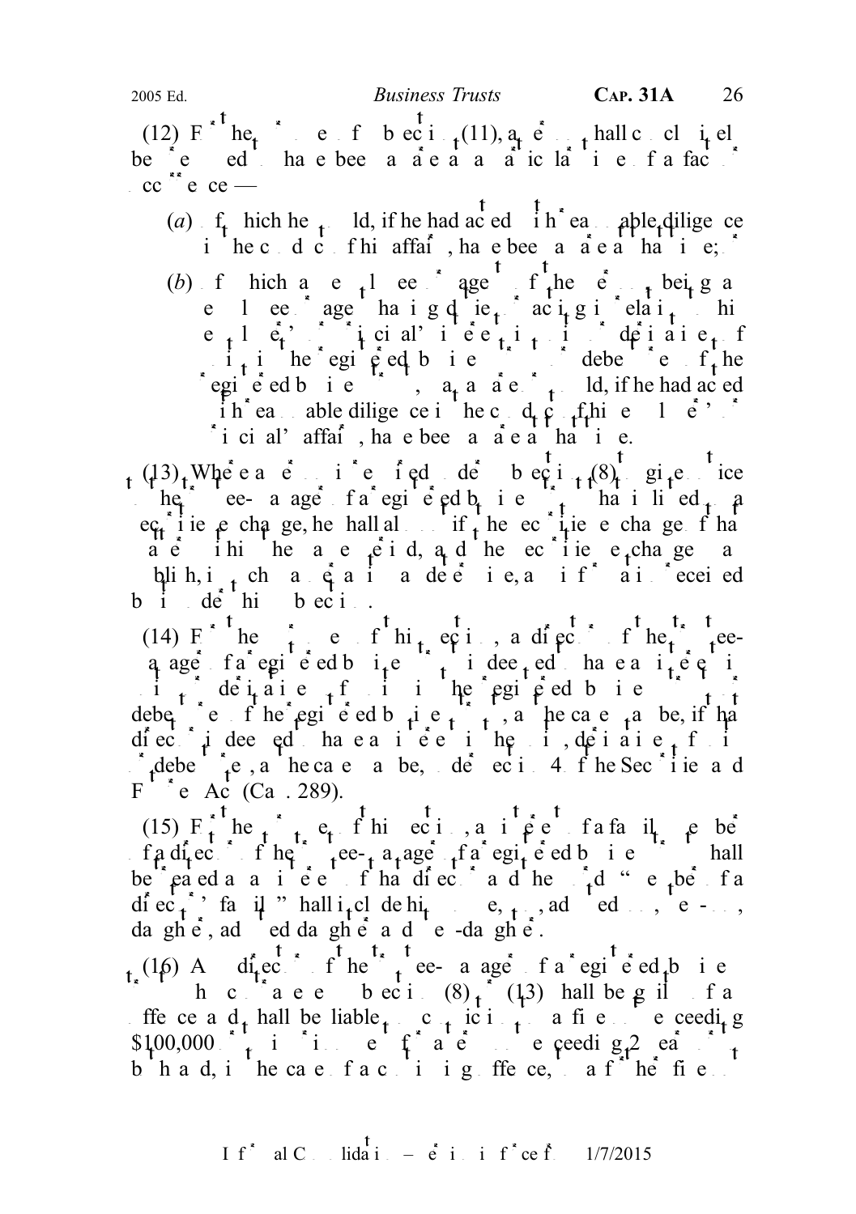(12) For the purposes of subsection (11), a person shall conclusively be presumed to have been aware at a particular time of a fact or occurrence —

(*a*) of which he would, if he had acted with reasonable diligence in the conduct of his affairs, have been aware at that time; or

(*b*) of which an employee or agent of the person, being an employee or agent having duties or acting in relation to his employer's or principal's interest or interests in units in, derivatives of units in the registered business trust or debentures of the registered business trust, was aware or would, if he had acted with reasonable diligence in the conduct of his employer's or principal's affairs, have been aware at that time.

(13) Where a person is required under subsection (8) to give notice to the trustee-manager of a registered business trust that is listed on a securities exchange, he shall also notify the securities exchange of that matter within the same period, and the securities exchange may publish, in such manner as it may determine, any information received by it under this subsection.

(14) For the purposes of this section, a director of the trustee-manager of a registered business trust is deemed to have an interest in units in, derivatives of units in the registered business trust or debentures of the registered business trust, as the case may be, if that director is deemed to have an interest in the units, derivatives of units or debentures, as the case may be, under section 4 of the Securities and Futures Act (Cap. 289).

(15) For the purposes of this section, an interest of a family member of a director of the trustee-manager of a registered business trust shall be treated as an interest of that director and the word "member of a director's family" shall include his spouse, son, adopted son, step-son, daughter, adopted daughter and step-daughter.

(16) Any director of the trustee-manager of a registered business trust who contravenes subsection (8) or (13) shall be guilty of an offence and shall be liable on conviction to a fine not exceeding $100,000 or to imprisonment for a term not exceeding 2 years or to both and, in the case of a continuing offence, to a further fine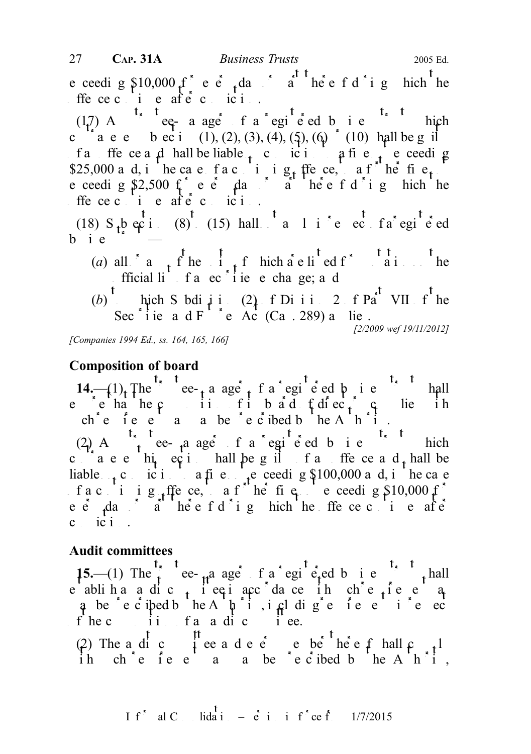exceeding $10,000 for every day or part thereof during which the offence continues after conviction.

(17) A trustee-manager of a registered business trust which contravenes subsection (1), (2), (3), (4), (5), (6) or (10) shall be guilty of an offence and shall be liable on conviction to a fine not exceeding $25,000 and, in the case of a continuing offence, to a further fine not exceeding $2,500 for every day or part thereof during which the offence continues after conviction.

(18) Subsections (8) to (15) shall not apply in respect of a registered business trust —

(*a*) all or any of the units of which are listed for quotation on the official list of a securities exchange; and

(*b*) to which Subdivision (2) of Division 2 of Part VII of the Securities and Futures Act (Cap. 289) applies.

*[2/2009 wef 19/11/2012]*

*[Companies 1994 Ed., ss. 164, 165, 166]*

**Composition of board**

**14.**—(1) The trustee-manager of a registered business trust shall ensure that the composition of its board of directors complies with such requirements as may be prescribed by the Authority.

(2) A trustee-manager of a registered business trust which contravenes this section shall be guilty of an offence and shall be liable on conviction to a fine not exceeding $100,000 and, in the case of a continuing offence, to a further fine not exceeding $10,000 for every day or part thereof during which the offence continues after conviction.

**Audit committees**

**15.**—(1) The trustee-manager of a registered business trust shall establish an audit committee in accordance with such requirements as may be prescribed by the Authority, including requirements in respect of the composition of an audit committee.

(2) The audit committee and every member thereof shall comply with such requirements as may be prescribed by the Authority,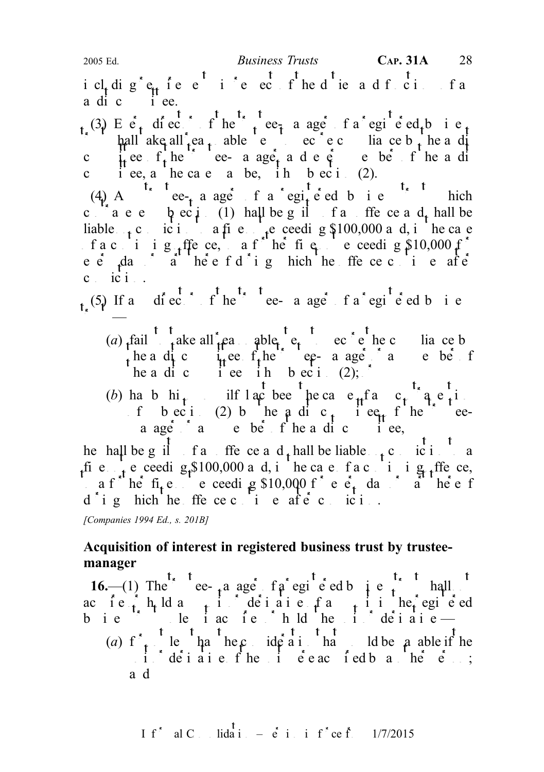including the terms of reference of the duties and functions of an audit committee.

(3) Every director of the trustee-manager of a registered business trust shall take all reasonable steps to secure compliance by the audit committee of the trustee-manager and every member of the audit committee, as the case may be, with subsection (2).

(4) A trustee-manager of a registered business trust which contravenes subsection (1) shall be guilty of an offence and shall be liable on conviction to a fine not exceeding $100,000 and, in the case of a continuing offence, to a further fine not exceeding $10,000 for every day or part thereof during which the offence continues after conviction.

(5) If a director of the trustee-manager of a registered business trust —

(*a*) fails to take all reasonable steps to secure the compliance by the audit committee of the trustee-manager or a member of the audit committee with subsection (2); or

(*b*) has by his own wilful act been the cause of any contravention of subsection (2) by the audit committee of the trustee-manager or a member of the audit committee,

he shall be guilty of an offence and shall be liable on conviction to a fine not exceeding $100,000 and, in the case of a continuing offence, to a further fine not exceeding $10,000 for every day or part thereof during which the offence continues after conviction.

*[Companies 1994 Ed., s. 201B]*

### Acquisition of interest in registered business trust by trustee-manager

**16.**—(1) The trustee-manager of a registered business trust shall not acquire or hold any units or derivatives of units in the registered business trust unless it acquires or holds the units or derivatives —

(*a*) for not less than the consideration that would be payable if the units or derivatives of the units were acquired by another person; and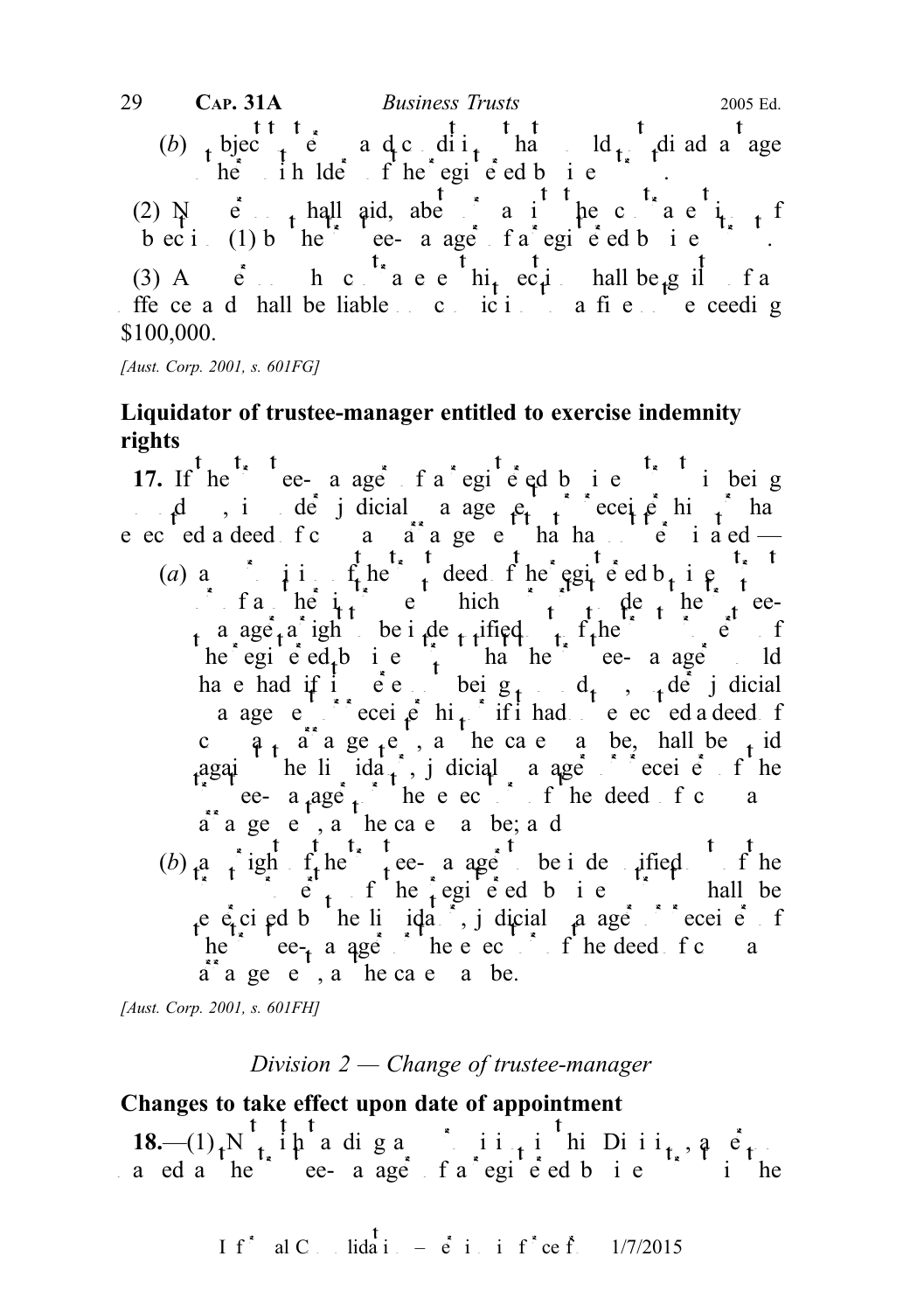(b) subject to terms and conditions that would disadvantage the unitholders of the registered business trust.

(2) No person shall aid, abet or assist in the contravention of subsection (1) by the trustee-manager of a registered business trust.

(3) Any person who contravenes this section shall be guilty of an offence and shall be liable on conviction to a fine not exceeding $100,000.

[Aust. Corp. 2001, s. 601FG]

## Liquidator of trustee-manager entitled to exercise indemnity rights

**17.** If the trustee-manager of a registered business trust is being wound up, is under judicial management or receivership or has executed a deed of company arrangement that has not terminated —

(a) any provision of the trust deed of the registered business trust or of any other instrument which purports to deny the trustee-manager a right to be indemnified out of the trust property of the registered business trust that the trustee-manager would have had if it were not being wound up, under judicial management or receivership or if it had not executed a deed of company arrangement, as the case may be, shall be void against the liquidator, judicial manager or receiver of the trustee-manager or the executor of the deed of company arrangement, as the case may be; and

(b) any right of the trustee-manager to be indemnified out of the trust property of the registered business trust shall be exercised by the liquidator, judicial manager or receiver of the trustee-manager or the executor of the deed of company arrangement, as the case may be.

[Aust. Corp. 2001, s. 601FH]

*Division 2 — Change of trustee-manager*

## Changes to take effect upon date of appointment

**18.**—(1) Notwithstanding any provision in this Division, a person appointed as the trustee-manager of a registered business trust in the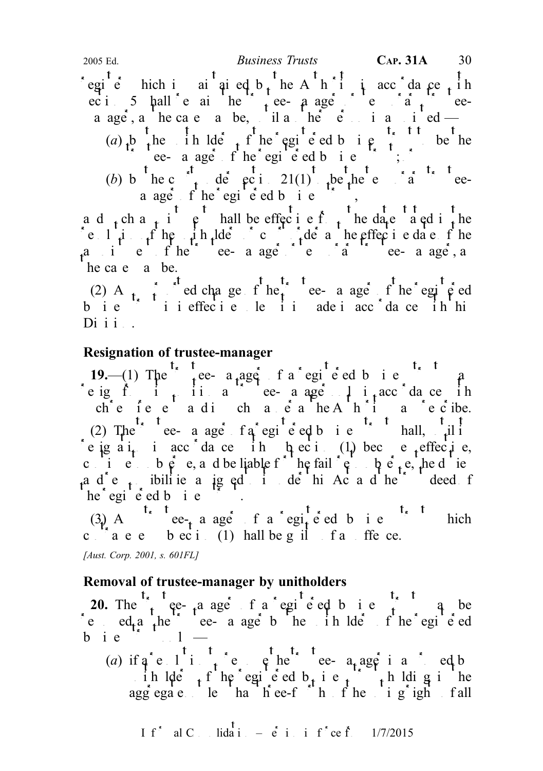register which is maintained by the Authority in accordance with section 5 shall remain the trustee-manager or temporary trustee-manager, as the case may be, until another person is registered —

(a) by the unitholders of the registered business trust to be the trustee-manager of the registered business trust; or

(b) by the court under section 21(1) to be the temporary trustee-manager of the registered business trust,

and such change in the register shall be effective from the date stated in the resolution of the unitholders or court order as the effective date of the appointment of the new trustee-manager or temporary trustee-manager, as the case may be.

(2) A purported change of the trustee-manager of the registered business trust is ineffective unless it is made in accordance with this Division.

## Resignation of trustee-manager

**19.**—(1) The trustee-manager of a registered business trust may resign from its position as trustee-manager only in accordance with such requirements and in such manner as the Authority may prescribe.

(2) The trustee-manager of a registered business trust shall, until its resignation in accordance with subsection (1) becomes effective, continue to observe, and be liable for the failure to observe, the duties and responsibilities assigned to it under this Act and the trust deed of the registered business trust.

(3) A trustee-manager of a registered business trust which contravenes subsection (1) shall be guilty of an offence.

*[Aust. Corp. 2001, s. 601FL]*

## Removal of trustee-manager by unitholders

**20.** The trustee-manager of a registered business trust may be removed as the trustee-manager by the unitholders of the registered business trust only —

(a) if a resolution to remove the trustee-manager is approved by unitholders of the registered business trust holding in the aggregate not less than three-fourths of the voting rights of all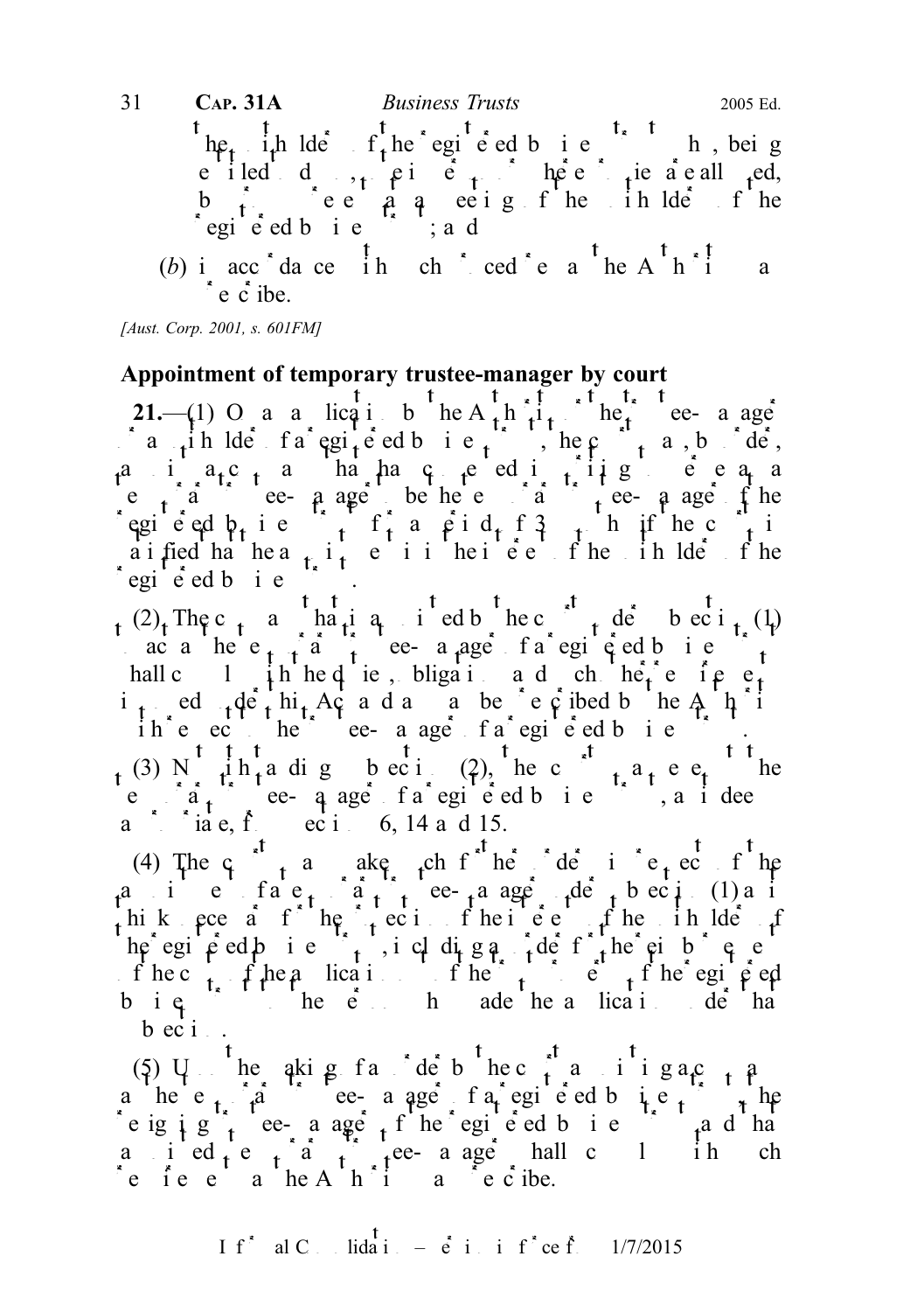the unitholders of the registered business trust who, being entitled to do so, vote in person or, where proxies are allowed, by proxy, at a meeting of the unitholders of the registered business trust; and

(b) in accordance with such procedures as the Authority may prescribe.

*[Aust. Corp. 2001, s. 601FM]*

## Appointment of temporary trustee-manager by court

**21.**—(1) On an application by the Authority, the trustee-manager or a unitholder of a registered business trust, the court may, by order, appoint a company that has consented in writing to act as such, to be the temporary trustee-manager of the registered business trust for a period of 3 months if the court is satisfied that the appointment is in the interests of the unitholders of the registered business trust.

(2) The company that is appointed by the court under subsection (1) to act as the temporary trustee-manager of a registered business trust shall comply with the duties, obligations and such other requirements imposed under this Act and as may be prescribed by the Authority with respect to the trustee-manager of a registered business trust.

(3) Notwithstanding subsection (2), the court may exempt the temporary trustee-manager of a registered business trust, as it deems appropriate, from sections 6, 14 and 15.

(4) The court may make such further orders in respect of the appointment of a temporary trustee-manager under subsection (1) as it thinks necessary for the protection of the interests of the unitholders of the registered business trust, including an order for the reimbursement of the costs of the application out of the trust property of the registered business trust to the person who made the application under that subsection.

(5) Upon the making of an order by the court appointing a company as the temporary trustee-manager of a registered business trust, the resigning trustee-manager of the registered business trust and that appointed temporary trustee-manager shall comply with such requirements as the Authority may prescribe.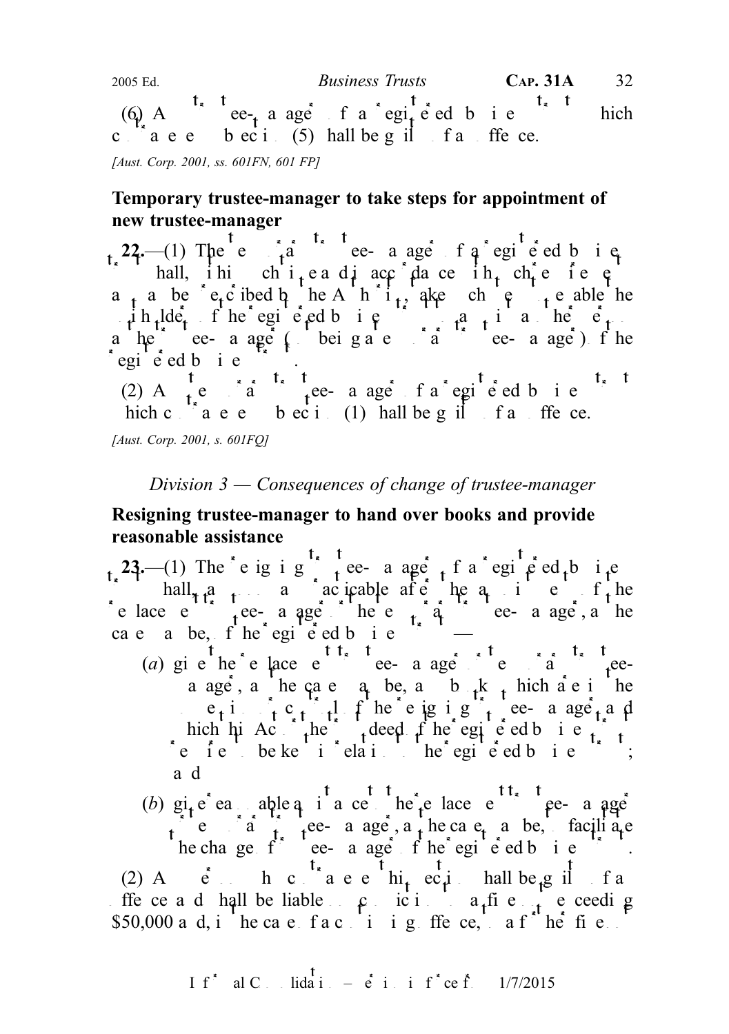(6) A temporary trustee-manager of a registered business trust which contravenes subsection (5) shall be guilty of an offence.

*[Aust. Corp. 2001, ss. 601FN, 601 FP]*

**Temporary trustee-manager to take steps for appointment of new trustee-manager**

**22.**—(1) The temporary trustee-manager of a registered business trust shall, within such time and in accordance with such requirements as may be prescribed by the Authority, take such steps to enable the unitholders of the registered business trust to appoint another trustee-manager (not being a temporary trustee-manager) of the registered business trust.

(2) A temporary trustee-manager of a registered business trust which contravenes subsection (1) shall be guilty of an offence.

*[Aust. Corp. 2001, s. 601FQ]*

*Division 3 — Consequences of change of trustee-manager*

**Resigning trustee-manager to hand over books and provide reasonable assistance**

**23.**—(1) The resigning trustee-manager of a registered business trust shall, as soon as practicable after the appointment of the replacement trustee-manager or temporary trustee-manager, as the case may be, of the registered business trust —

(*a*) give the replacement trustee-manager or temporary trustee-manager, as the case may be, all books which are in the possession or control of the resigning trustee-manager and which this Act or the trust deed of the registered business trust requires to be kept in relation to the registered business trust; and

(*b*) give reasonable assistance to the replacement trustee-manager or temporary trustee-manager, as the case may be, to facilitate the change of trustee-manager of the registered business trust.

(2) Any person who contravenes this section shall be guilty of an offence and shall be liable on conviction to a fine not exceeding $50,000 and, in the case of a continuing offence, to a further fine not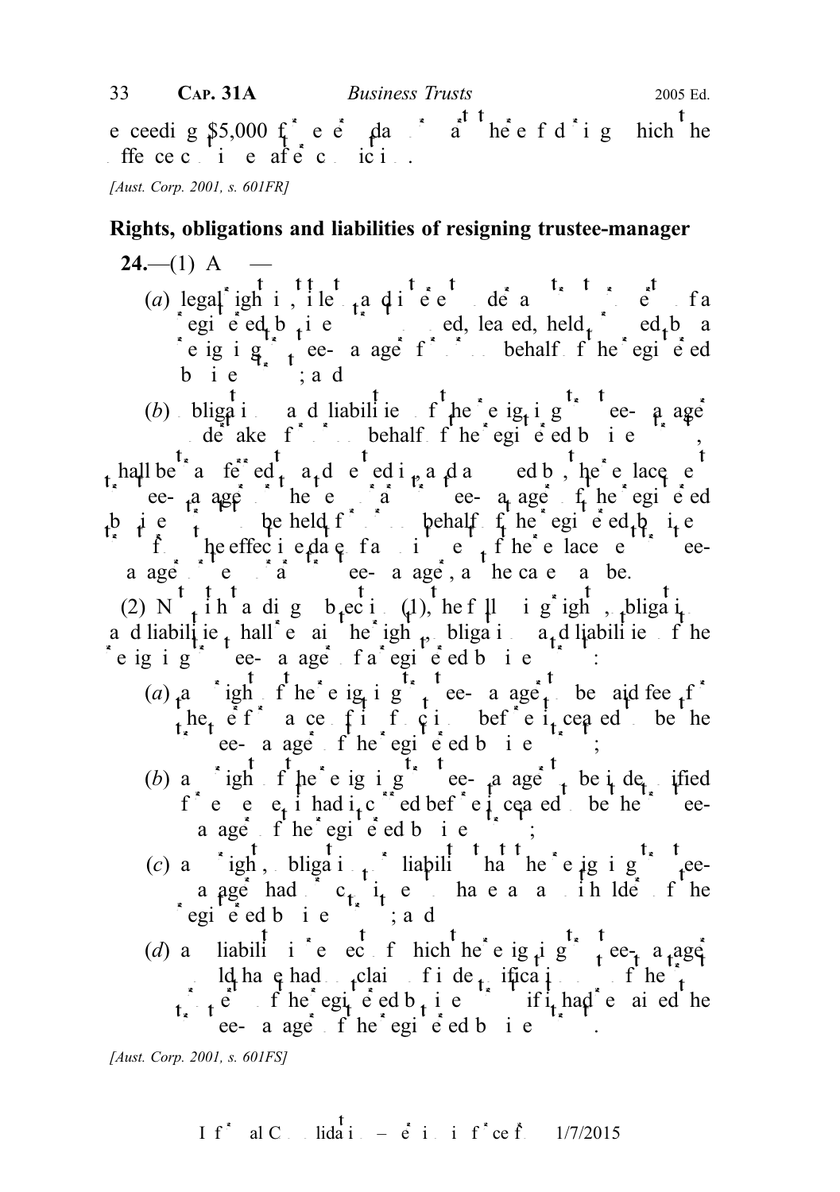exceeding $5,000 for every day or part thereof during which the offence continues after conviction.

*[Aust. Corp. 2001, s. 601FR]*

## Rights, obligations and liabilities of resigning trustee-manager

**24.**—(1) Any —

(*a*) legal right, title to and interest in the property of a registered business trust owned, leased, held or used by a resigning trustee-manager for or on behalf of the registered business trust; and

(*b*) obligations and liabilities of the resigning trustee-manager undertaken for or on behalf of the registered business trust,

shall be transferred to and vested in, and assumed by, the replacement trustee-manager or the temporary trustee-manager of the registered business trust, to be held for or on behalf of the registered business trust from the effective date of appointment of the replacement trustee-manager or temporary trustee-manager, as the case may be.

(2) Notwithstanding subsection (1), the following rights, obligations and liabilities shall remain the rights, obligations and liabilities of the resigning trustee-manager of a registered business trust:

(*a*) any right of the resigning trustee-manager to be paid fees for the performance of its functions before it ceased to be the trustee-manager of the registered business trust;

(*b*) any right of the resigning trustee-manager to be indemnified for expenses it had incurred before it ceased to be the trustee-manager of the registered business trust;

(*c*) any right, obligation or liability that the resigning trustee-manager had in its capacity as a unitholder of the registered business trust; and

(*d*) any liability in respect of which the resigning trustee-manager would have had no claim of indemnification out of the trust property of the registered business trust if it had remained the trustee-manager of the registered business trust.

*[Aust. Corp. 2001, s. 601FS]*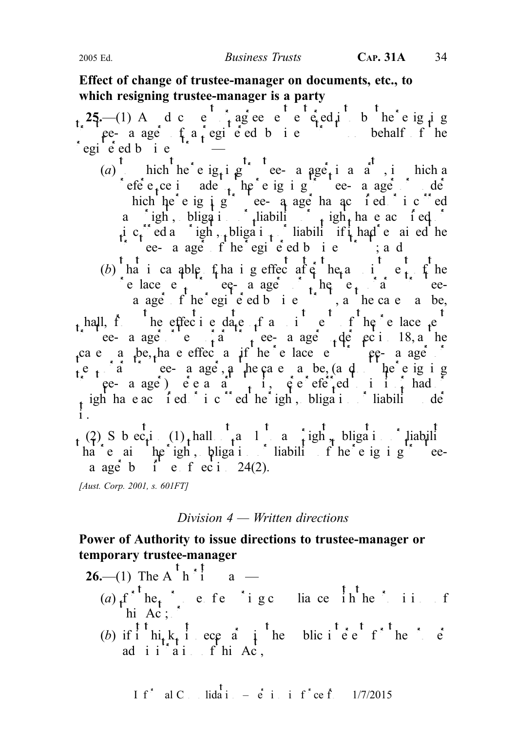**Effect of change of trustee-manager on documents, etc., to which resigning trustee-manager is a party**

**25.**—(1) A document, contract or agreement entered into by the resigning trustee-manager of a registered business trust on behalf of the registered business trust —

(*a*) to which the resigning trustee-manager is a party, in which a reference is made to the resigning trustee-manager or under which the resigning trustee-manager has acquired or incurred any rights, obligations or liabilities, or might have acquired or incurred any rights, obligations or liabilities if it had remained the trustee-manager of the registered business trust; and

(*b*) that is capable of having effect after the appointment of the replacement trustee-manager or the temporary trustee-manager of the registered business trust, as the case may be,

shall, from the effective date of appointment of the replacement trustee-manager or temporary trustee-manager under section 18, as the case may be, have effect as if the replacement trustee-manager or temporary trustee-manager, as the case may be, (and not the resigning trustee-manager) were a party to it, were referred to in it, had or might have acquired or incurred the rights, obligations or liabilities under it.

(2) Subsection (1) shall not apply to any right, obligation or liability that remains the right, obligation or liability of the resigning trustee-manager by virtue of section 24(2).

*[Aust. Corp. 2001, s. 601FT]*

*Division 4 — Written directions*

**Power of Authority to issue directions to trustee-manager or temporary trustee-manager**

**26.**—(1) The Authority may —

(*a*) for the purposes of ensuring compliance with the provisions of this Act; or

(*b*) if it thinks it necessary in the public interest or for the proper administration of this Act,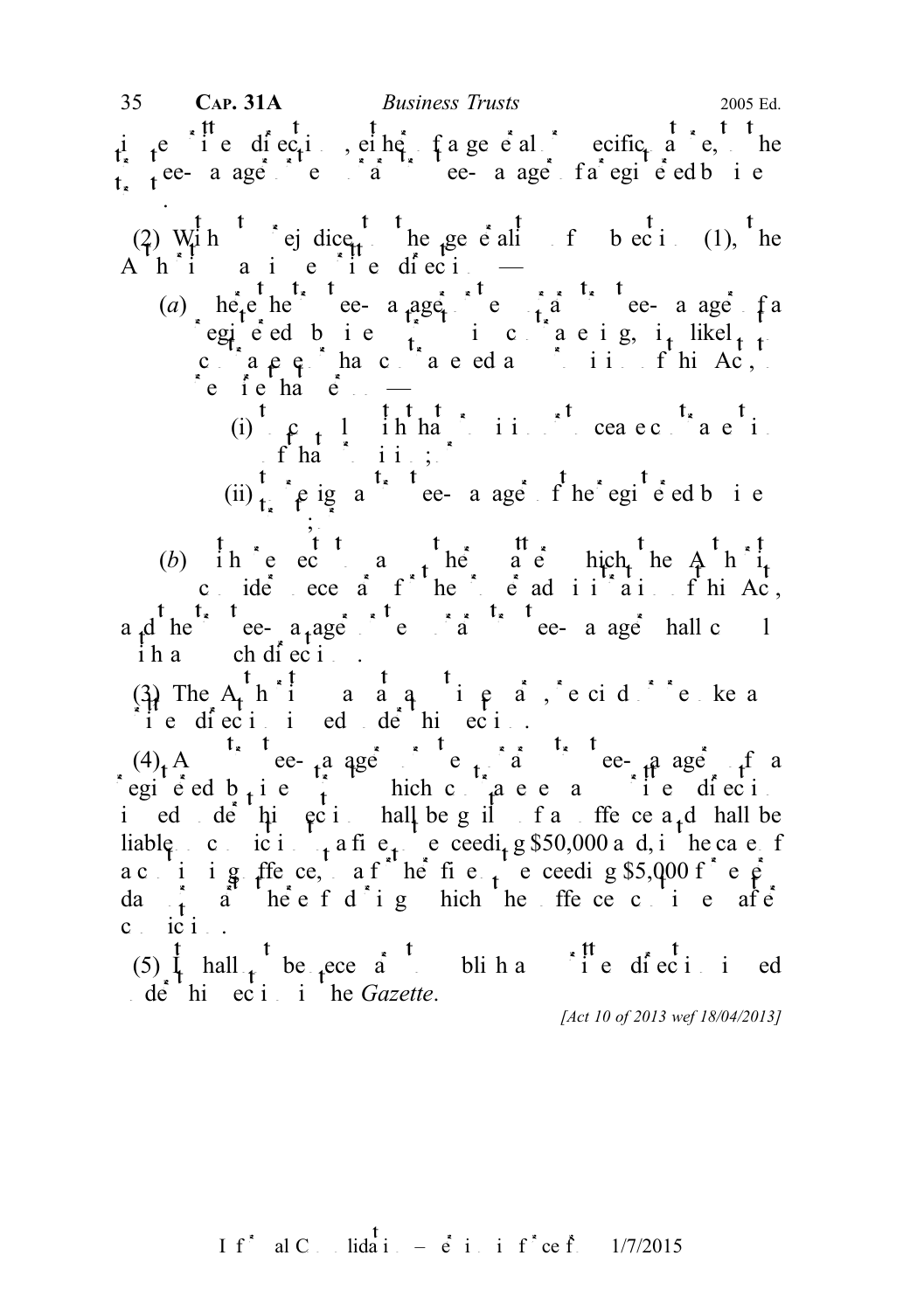it may issue written directions, either of a general or specific nature, to the trustee-manager or proposed trustee-manager of a registered business trust.

(2) Without prejudice to the generality of subsection (1), the Authority may issue written directions —

(a) where the trustee-manager or proposed trustee-manager of a registered business trust is contravening, is likely to contravene or has contravened any provision of this Act, requiring that person —

(i) to comply with that provision or to cease contravening that provision; or

(ii) to resign as trustee-manager of the registered business trust; or

(b) with respect to any other matter which the Authority considers necessary for the due administration of this Act,

and the trustee-manager or proposed trustee-manager shall comply with any such direction.

(3) The Authority may at any time vary, rescind or revoke any written direction issued under this section.

(4) A trustee-manager or proposed trustee-manager of a registered business trust which contravenes any written direction issued under this section shall be guilty of an offence and shall be liable on conviction to a fine not exceeding $50,000 and, in the case of a continuing offence, to a further fine not exceeding $5,000 for every day or part thereof during which the offence continues after conviction.

(5) It shall not be necessary to publish any written direction issued under this section in the *Gazette*.

*[Act 10 of 2013 wef 18/04/2013]*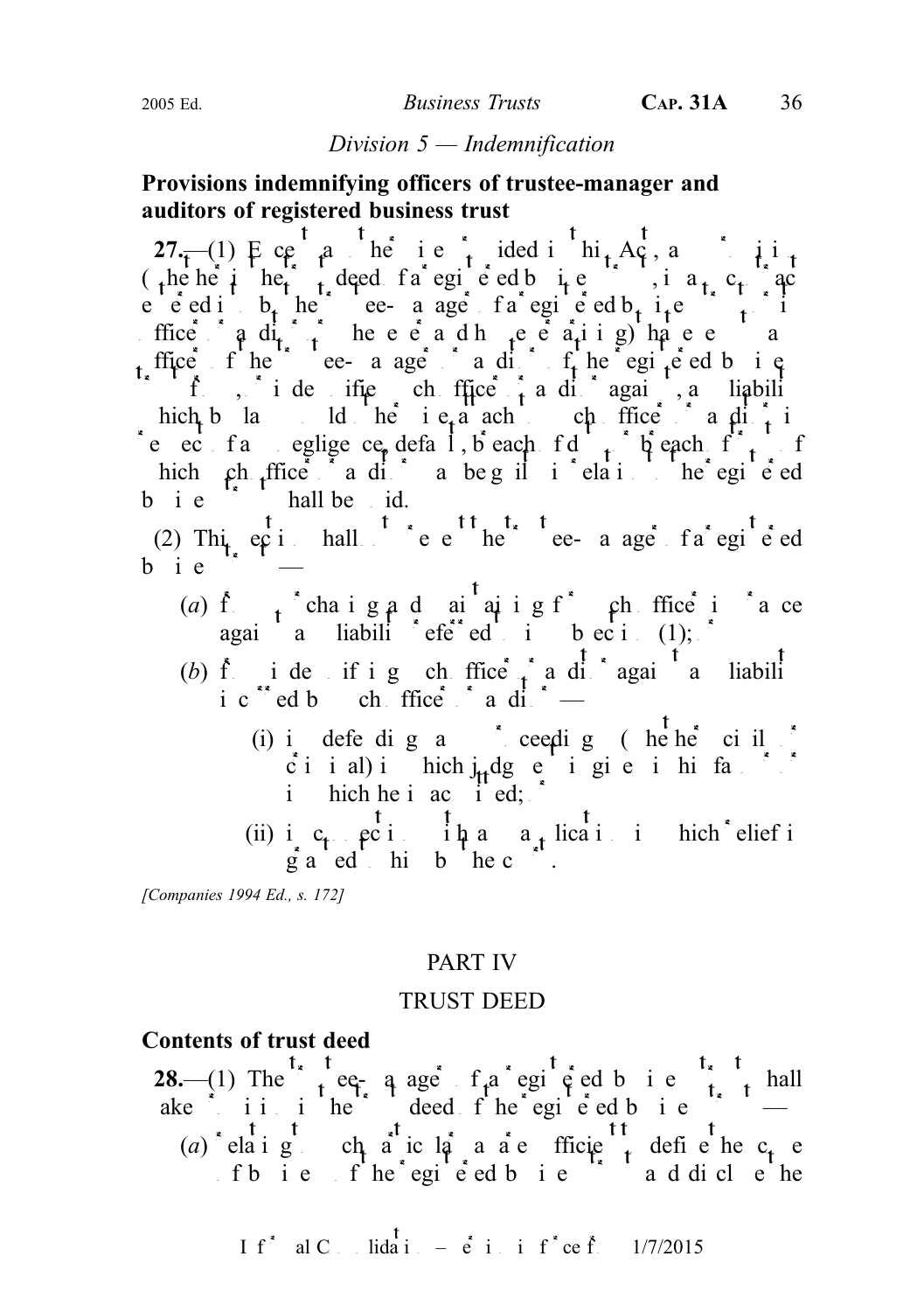### *Division 5 — Indemnification*

**Provisions indemnifying officers of trustee-manager and auditors of registered business trust**

**27.**—(1) Except as otherwise provided in this Act, any provision (whether in the trust deed of a registered business trust, in a contract with the trustee-manager of a registered business trust or otherwise) that purports to exempt any officer of the trustee-manager or auditor of the registered business trust from, or indemnify such officer or auditor against, any liability which by law would otherwise attach to such officer or auditor in respect of any negligence, default, breach of duty or breach of trust of which such officer or auditor may be guilty in relation to the registered business trust shall be void.

(2) This section shall not prevent the trustee-manager of a registered business trust —

- (*a*) from purchasing and maintaining for such officer insurance against any liability referred to in subsection (1); or
- (*b*) from indemnifying such officer or auditor against any liability incurred by such officer or auditor —
  - (i) in defending any proceedings (whether civil or criminal) in which judgment is given in his favour or in which he is acquitted; or
  - (ii) in connection with any application in which relief is granted to him by the court.

*[Companies 1994 Ed., s. 172]*

## PART IV

## TRUST DEED

**Contents of trust deed**

**28.**—(1) The trustee-manager of a registered business trust shall make provisions in the trust deed of the registered business trust —

- (*a*) relating to such matters as are sufficient to define the scope of business of the registered business trust and disclose the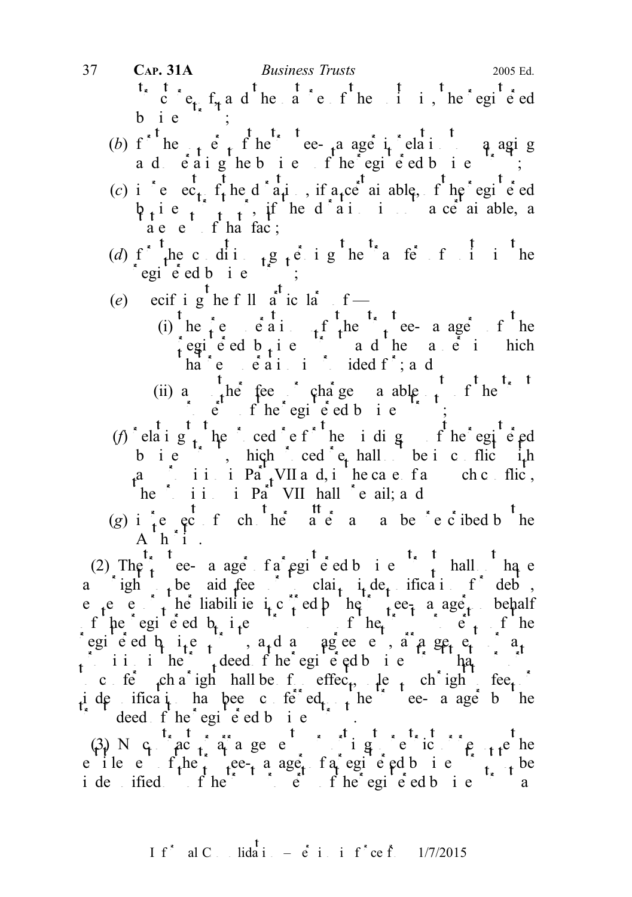scope of, and the nature of the business of, the registered business trust;

(*b*) for the duties of the trustee-manager in relation to managing and operating the business of the registered business trust;

(*c*) in respect of the duration, if ascertainable, of the registered business trust or, if the duration is not ascertainable, a statement of that fact;

(*d*) for the conditions governing the transfer of units in the registered business trust;

(*e*) specifying the following particulars of —

(i) the remuneration of the trustee-manager of the registered business trust and the matters in which that remuneration is provided for; and

(ii) any other fees or charges payable out of the trust property of the registered business trust;

(*f*) relating to the procedure for the winding up of the registered business trust, which procedure shall not be in conflict with any provision in Part VII and, in the case of any such conflict, the provision in Part VII shall prevail; and

(*g*) in respect of such other matters as may be prescribed by the Authority.

(2) The trustee-manager of a registered business trust shall not have any right to be paid fees or claim indemnification for debts, expenses or other liabilities incurred by the trustee-manager on behalf of the registered business trust out of the trust property of the registered business trust, and any agreement, arrangement or any provision in the trust deed of the registered business trust that purports to confer such a right shall be of no effect, unless such right to fees or indemnification has been conferred on the trustee-manager by the trust deed of the registered business trust.

(3) No contract, arrangement or provision in writing restricting the entitlement of the trustee-manager of a registered business trust to be indemnified out of the trust property of the registered business trust as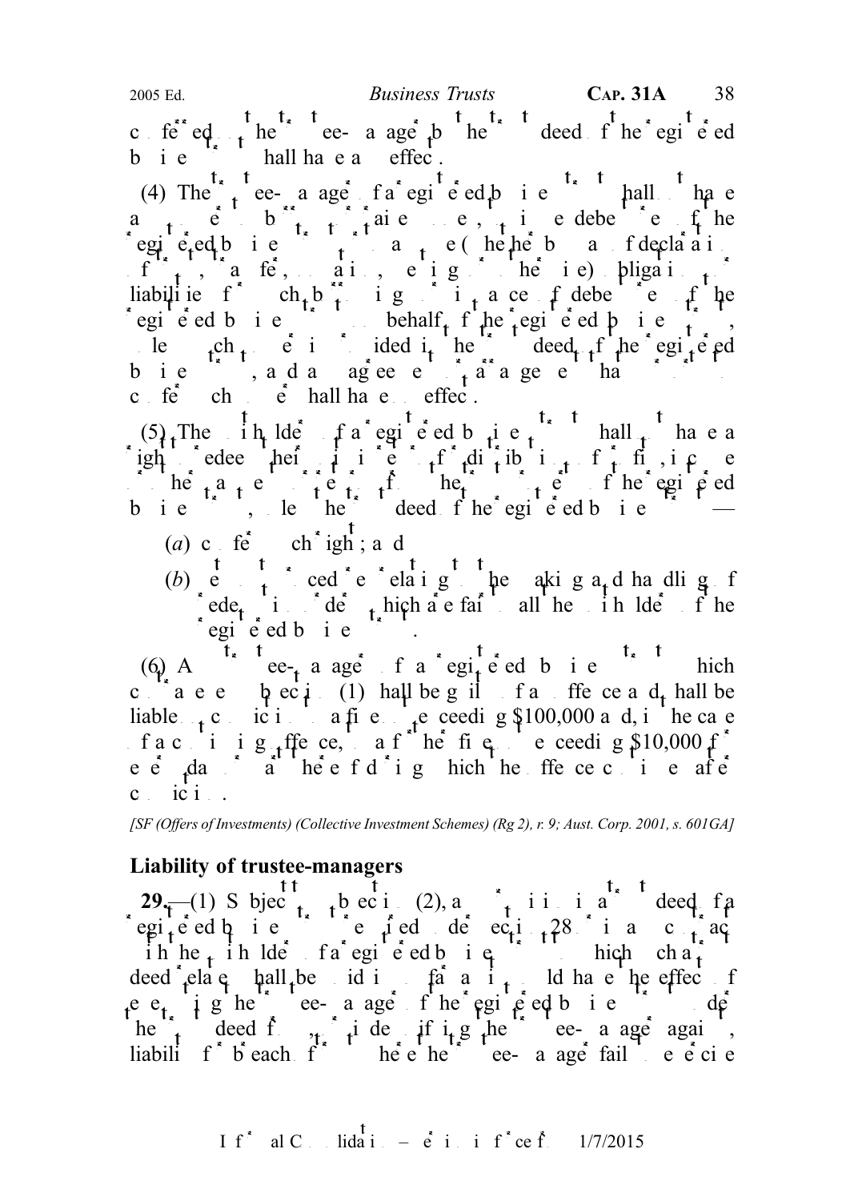conferred on the trustee-manager by the trust deed of the registered business trust shall have no effect.

(4) The trustee-manager of a registered business trust shall not have any power to borrow or raise money, or issue debentures of the registered business trust, or assume (whether by way of declaration of trust, transfer, creation, assignment or otherwise) obligations or liabilities for such borrowing or issuance of debentures of the registered business trust, on behalf of the registered business trust, unless such power is provided in the trust deed of the registered business trust, and any agreement or arrangement that purports to confer such power shall have no effect.

(5) The unitholders of a registered business trust shall not have a right to redeem their units or request for distribution of profits, income or other returns out of the trust property of the registered business trust, unless the trust deed of the registered business trust —

(*a*) confers such right; and

(*b*) sets out procedures relating to the making and handling of redemption orders which are fair to all the unitholders of the registered business trust.

(6) A trustee-manager of a registered business trust which contravenes subsection (1) shall be guilty of an offence and shall be liable on conviction to a fine not exceeding $100,000 and, in the case of a continuing offence, to a further fine not exceeding $10,000 for every day or part thereof during which the offence continues after conviction.

*[SF (Offers of Investments) (Collective Investment Schemes) (Rg 2), r. 9; Aust. Corp. 2001, s. 601GA]*

**Liability of trustee-managers**

**29.**—(1) Subject to subsection (2), any provision in a trust deed of a registered business trust (as required under section 28) or in any contract with the unitholders of a registered business trust to which such a deed relates shall be void in so far as it would have the effect of exempting the trustee-manager of the registered business trust under the trust deed from, or indemnifying the trustee-manager against, liability for breach of trust where the trustee-manager fails to exercise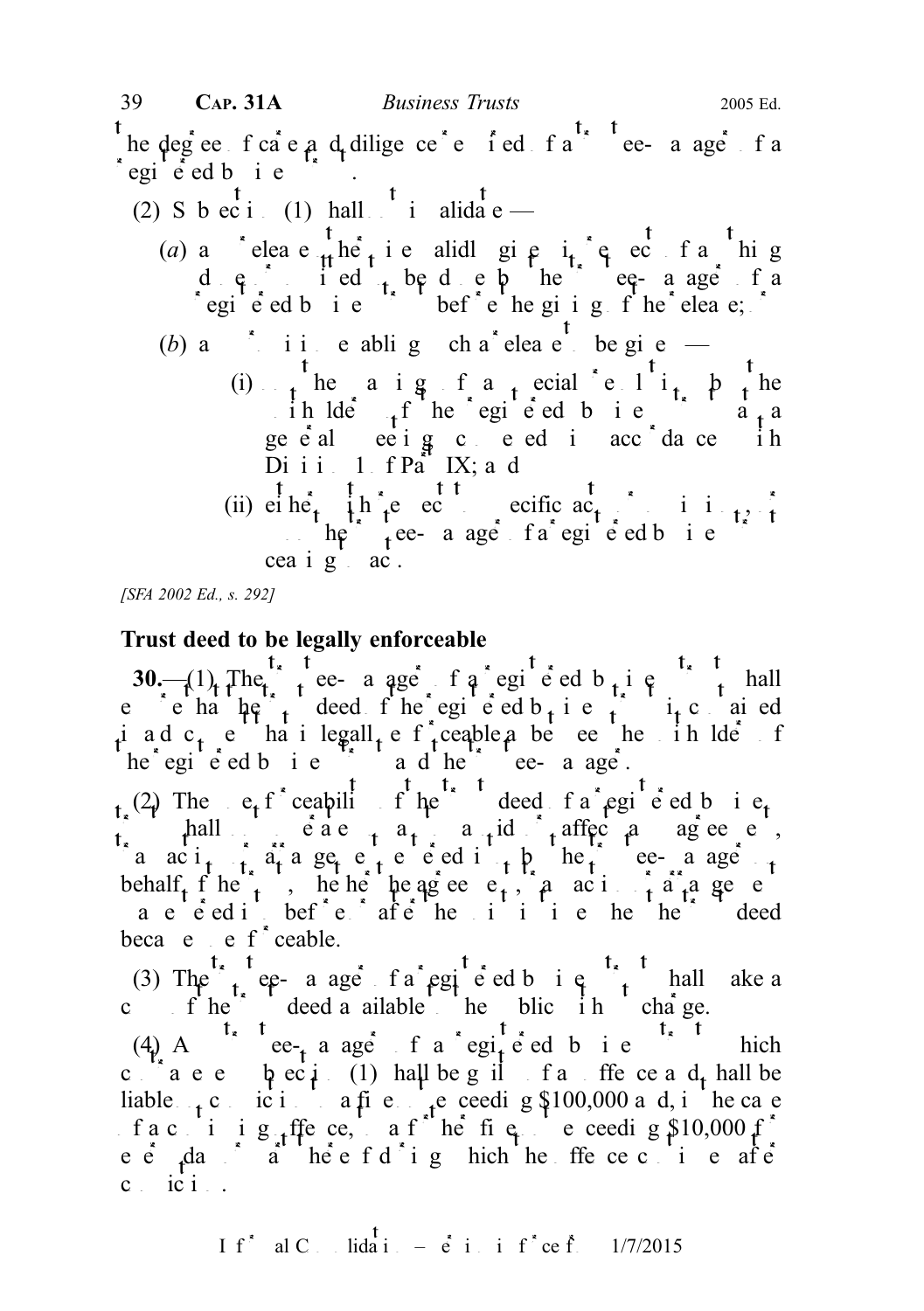the degree of care and diligence required of a trustee-manager of a registered business trust.

(2) Subsection (1) shall not invalidate —

(*a*) any release otherwise validly given in respect of anything done or omitted to be done by the trustee-manager of a registered business trust before the giving of the release; or

(*b*) any provision enabling such a release to be given —

(i) on the passing of a special resolution by the unitholders of the registered business trust at a general meeting convened in accordance with Division 1 of Part IX; and

(ii) either with respect to specific acts or omissions, or on the trustee-manager of a registered business trust ceasing to act.

*[SFA 2002 Ed., s. 292]*

**Trust deed to be legally enforceable**

**30.**—(1) The trustee-manager of a registered business trust shall ensure that the trust deed of the registered business trust contains a covenant that is legally enforceable between the unitholders of the registered business trust and the trustee-manager.

(2) The enforceability of the trust deed of a registered business trust shall not operate to invalidate or affect any agreement, transaction or arrangement entered into by the trustee-manager on behalf of the trust, whether the agreement, transaction or arrangement was entered into before or after the time when the trust deed became enforceable.

(3) The trustee-manager of a registered business trust shall make a copy of the trust deed available to the public without charge.

(4) Any trustee-manager of a registered business trust which contravenes subsection (1) shall be guilty of an offence and shall be liable on conviction to a fine not exceeding $100,000 and, in the case of a continuing offence, to a further fine not exceeding $10,000 for every day or part thereof during which the offence continues after conviction.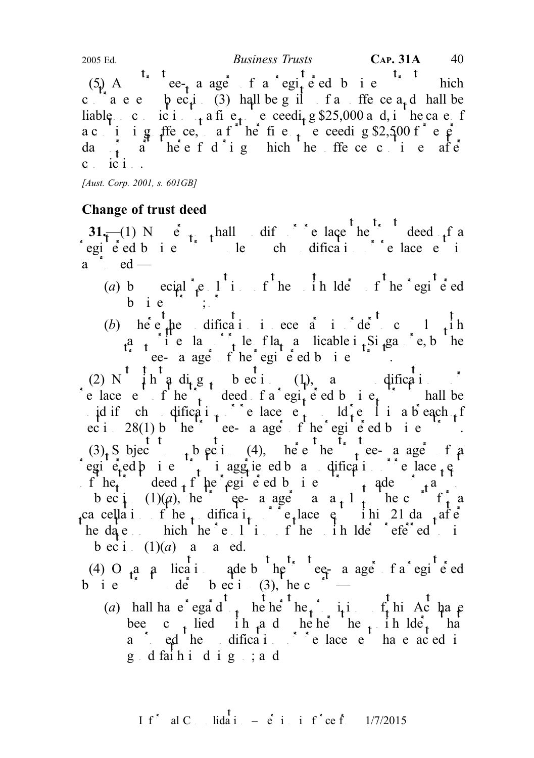(5) A trustee-manager of a registered business trust which contravenes subsection (3) shall be guilty of an offence and shall be liable on conviction to a fine not exceeding $25,000 and, in the case of a continuing offence, to a further fine not exceeding $2,500 for every day or part thereof during which the offence continues after conviction.

*[Aust. Corp. 2001, s. 601GB]*

## Change of trust deed

**31.**—(1) No person shall modify or replace the trust deed of a registered business trust unless such modification or replacement is approved —

(*a*) by special resolution of the unitholders of the registered business trust; or

(*b*) where the modification is necessary in order to comply with any written law or rule of law applicable in Singapore, by the trustee-manager of the registered business trust.

(2) Notwithstanding subsection (1), any modification or replacement of the trust deed of a registered business trust shall be void if such modification or replacement would result in a breach of section 28(1) by the trustee-manager of the registered business trust.

(3) Subject to subsection (4), where the trustee-manager of a registered business trust is aggrieved by a modification or replacement of the trust deed of the registered business trust made pursuant to subsection (1)(*a*), the trustee-manager may apply to the court for a cancellation of the modification or replacement within 21 days after the date on which the resolution of the unitholders referred to in subsection (1)(*a*) was passed.

(4) On an application made by the trustee-manager of a registered business trust under subsection (3), the court —

(*a*) shall have regard to whether the provisions of this Act have been complied with and whether the unitholders that approved the modification or replacement have acted in good faith in doing so; and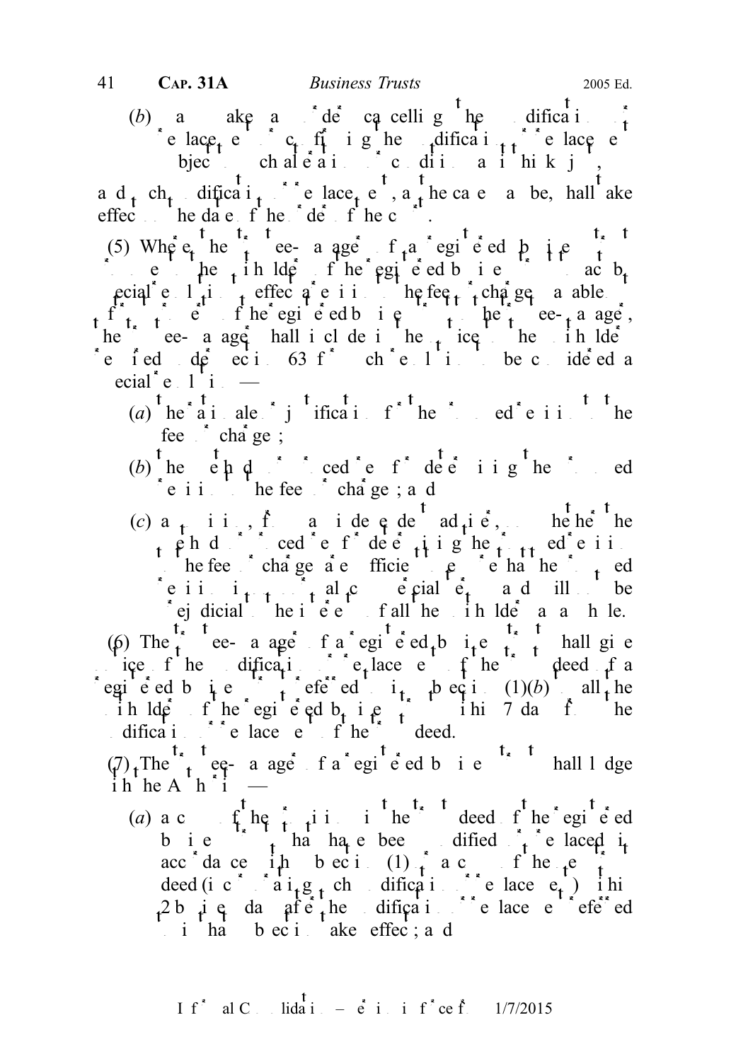(b) may make an order cancelling the modification or replacement or confirming the modification or replacement subject to such alterations or conditions as it thinks just,

and such modification or replacement, as the case may be, shall take effect on the date of the order of the court.

(5) Where the trustee-manager of a registered business trust intends to seek the approval of the unitholders of the registered business trust by special resolution to effect a revision in the fees or charges payable out of the trust property of the registered business trust to the trustee-manager, the trustee-manager shall include in the notice to the unitholders required under section 63 for such resolution to be considered a special resolution —

(a) the rationale or justification for the proposed revision in the fees or charges;

(b) the method or procedure for determining the proposed revision in the fees or charges; and

(c) an opinion, from an independent adviser, on whether the method or procedure for determining the proposed revision in the fees or charges are sufficient to ensure that the proposed revision is on normal commercial terms and will not be prejudicial to the interests of all the unitholders as a whole.

(6) The trustee-manager of a registered business trust shall give notice of the modification or replacement of the trust deed of a registered business trust referred to in subsection (1)(b) to all the unitholders of the registered business trust within 7 days of the modification or replacement of the trust deed.

(7) The trustee-manager of a registered business trust shall lodge with the Authority —

(a) a copy of the provisions in the trust deed of the registered business trust that have been modified or replaced in accordance with subsection (1), or a copy of the new trust deed (incorporating such modification or replacement) within 2 business days after the modification or replacement referred to in that subsection takes effect; and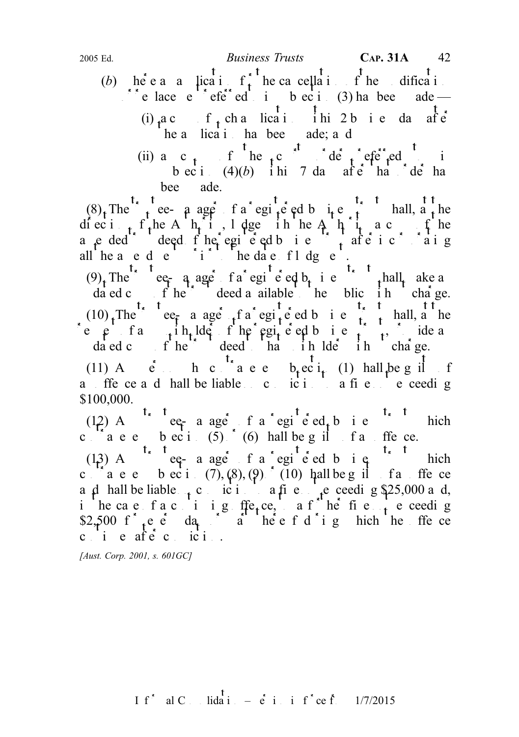(b) where an application for the cancellation of the modification or replacement referred to in subsection (3) has been made —

(i) a copy of such application within 2 business days after the application has been made; and

(ii) a copy of the court order referred to in subsection (4)(b) within 7 days after that order has been made.

(8) The trustee-manager of a registered business trust shall, at the direction of the Authority, lodge with the Authority a copy of the amended trust deed of the registered business trust after incorporating all the amendments made up to the date of lodgement.

(9) The trustee-manager of a registered business trust shall make a dated copy of the trust deed available to the public without charge.

(10) The trustee-manager of a registered business trust shall, at the request of any unitholder of the registered business trust, provide a dated copy of the trust deed to that unitholder without charge.

(11) Any person who contravenes subsection (1) shall be guilty of an offence and shall be liable on conviction to a fine not exceeding $100,000.

(12) Any trustee-manager of a registered business trust which contravenes subsection (5) or (6) shall be guilty of an offence.

(13) Any trustee-manager of a registered business trust which contravenes subsection (7), (8), (9) or (10) shall be guilty of an offence and shall be liable on conviction to a fine not exceeding $25,000 and, in the case of a continuing offence, to a further fine not exceeding $2,500 for every day or part thereof during which the offence continues after conviction.

*[Aust. Corp. 2001, s. 601GC]*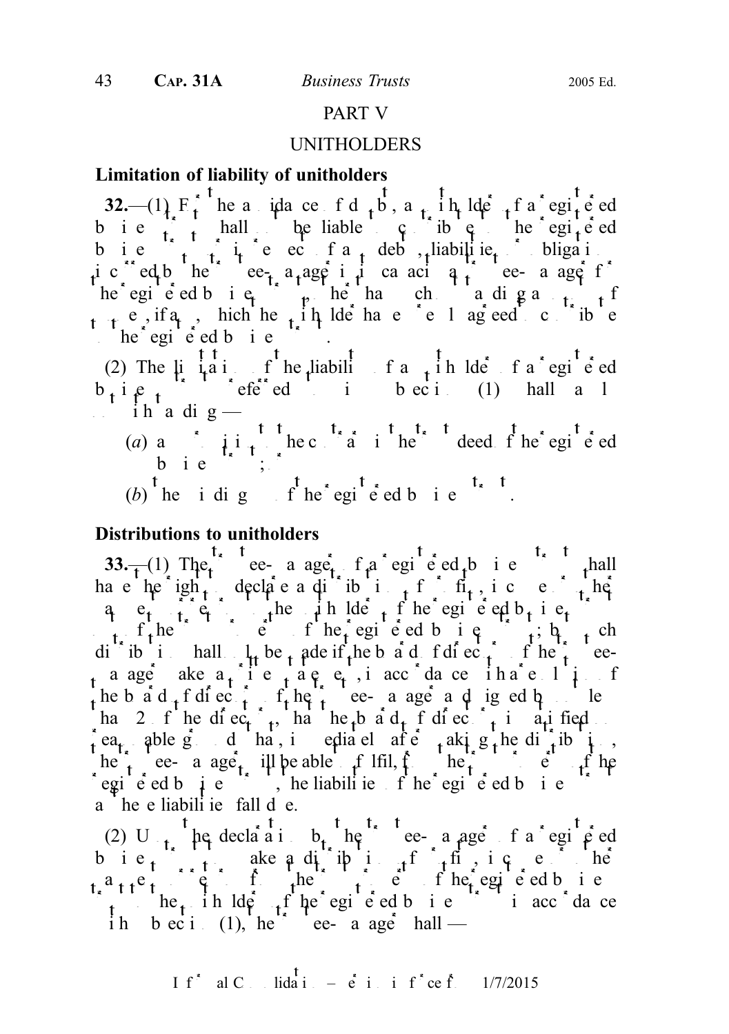## PART V

## UNITHOLDERS

### Limitation of liability of unitholders

**32.**—(1) For the avoidance of doubt, a unitholder of a registered business trust shall not be liable to contribute to the registered business trust in respect of any debts, liabilities or obligations incurred by the trustee-manager in its capacity as trustee-manager of the registered business trust, other than such outstanding amount, if any, which the unitholder has expressly agreed to contribute to the registered business trust.

(2) The limitation of the liability of a unitholder of a registered business trust referred to in subsection (1) shall apply notwithstanding —

(*a*) any provision to the contrary in the trust deed of the registered business trust; or

(*b*) the winding up of the registered business trust.

### Distributions to unitholders

**33.**—(1) The trustee-manager of a registered business trust shall have the right to declare a distribution out of profits, income or other assets to the unitholders of the registered business trust out of the trust property of the registered business trust; but such distribution shall only be made if the board of directors of the trustee-manager makes a written statement, in accordance with a resolution of the board of directors of the trustee-manager and signed by not less than 2 of the directors, that the board of directors is satisfied on reasonable grounds that, immediately after making the distribution, the trustee-manager will be able to fulfil, from the trust property of the registered business trust, the liabilities of the registered business trust as the liabilities fall due.

(2) Upon the declaration by the trustee-manager of a registered business trust to make a distribution out of profits, income or other assets or out of the trust property of the registered business trust to the unitholders of the registered business trust in accordance with subsection (1), the trustee-manager shall —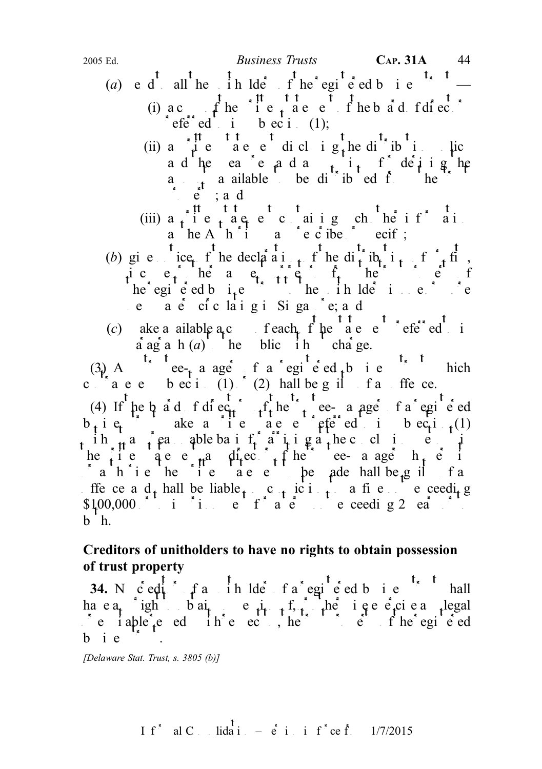(*a*) send to all the unitholders of the registered business trust —

(i) a copy of the written statement of the board of directors referred to in subsection (1);

(ii) a written statement disclosing the distribution policy and the reasons therefor and basis for determining the amount available to be distributed from those sources; and

(iii) a written statement containing such other information as the Authority may prescribe or specify;

(*b*) give notice of the declaration of the distribution of profits, in connection with the payment of the profits to the unitholders of the registered business trust, to the unitholders in one or more newspapers circulating in Singapore; and

(*c*) make available a copy of each of the statements referred to in paragraph (*a*) to the public without charge.

(3) A trustee-manager of a registered business trust which contravenes subsection (1) or (2) shall be guilty of an offence.

(4) If the board of directors of the trustee-manager of a registered business trust makes a written statement referred to in subsection (1) without having reasonable basis for arriving at the conclusion set out in the written statement, any director of the trustee-manager who voted in favour of the written statement to be made shall be guilty of an offence and shall be liable on conviction to a fine not exceeding $100,000 or to imprisonment for a term not exceeding 2 years or to both.

**Creditors of unitholders to have no rights to obtain possession of trust property**

**34.** No creditor of any unitholder of a registered business trust shall have any right to obtain possession of, or otherwise exercise legal or equitable remedies with respect to, the trust property of the registered business trust.

*[Delaware Stat. Trust, s. 3805 (b)]*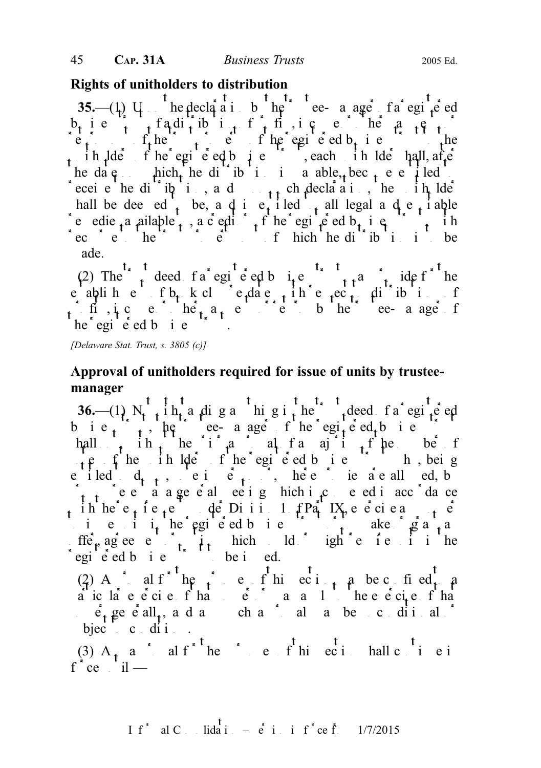## Rights of unitholders to distribution

**35.**—(1) Upon the declaration by the trustee-manager of a registered business trust of a distribution of profits, income or other payments in respect of the units of the registered business trust to the unitholders of the registered business trust, each unitholder shall, after the date on which the distribution is payable, become entitled to receive the distribution, and upon such declaration, the unitholder shall be deemed to be, and is entitled to all legal and equitable remedies available to, a creditor of the registered business trust with respect to the units in respect of which the distribution is to be made.

(2) The trust deed of a registered business trust may provide for the establishment of book closure dates with respect to distributions of profits, income or other payments to be made by the trustee-manager of the registered business trust.

*[Delaware Stat. Trust, s. 3805 (c)]*

## Approval of unitholders required for issue of units by trustee-manager

**36.**—(1) Notwithstanding anything in the trust deed of a registered business trust, the trustee-manager of the registered business trust shall not, without the prior approval of a majority of the number of votes of the unitholders of the registered business trust who, being entitled to do so, vote in person or, where proxies are allowed, by proxy present at a general meeting which is convened in accordance with the requirements under Division 1 of Part IX, exercise any power to issue units in the registered business trust or to make or grant any offer, agreement or option which would or might require units in the registered business trust to be issued.

(2) Approval for the purposes of this section may be confined to a particular exercise of that power or may apply to the exercise of that power generally, and any such approval may be unconditional or subject to conditions.

(3) Any approval for the purposes of this section shall continue in force until —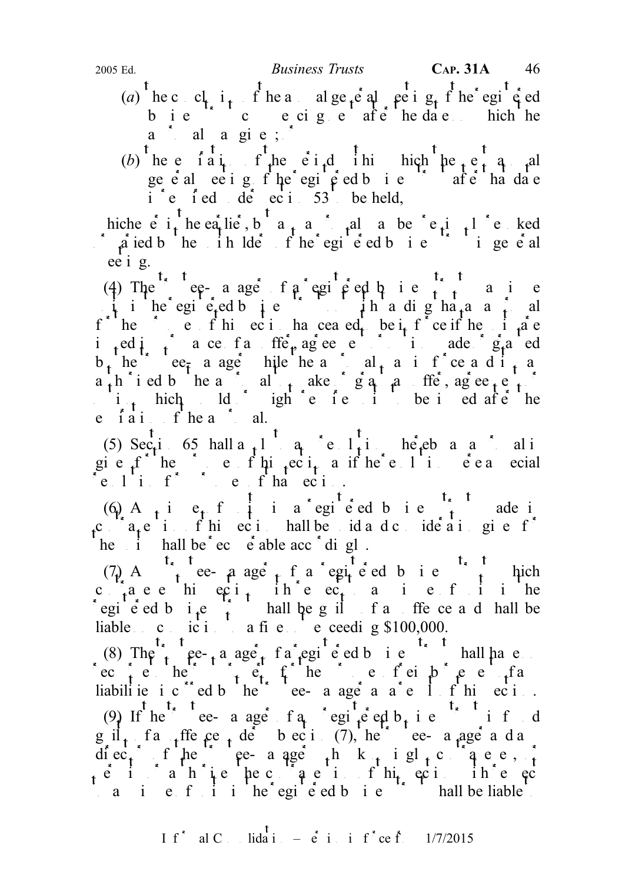(*a*) the conclusion of the annual general meeting of the registered business trust commencing after the date on which the approval was given; or

(*b*) the expiration of the period within which the next annual general meeting of the registered business trust after that date is required under section 53 to be held,

whichever is the earlier, but any approval may be revoked or varied by the unitholders of the registered business trust in general meeting.

(4) The trustee-manager of a registered business trust may issue units in the registered business trust notwithstanding that an approval for the purposes of this section has ceased to be in force if the units are issued in pursuance of an offer, agreement or option made or granted by the trustee-manager while the approval was in force and it was authorised by the approval to make or grant an offer, agreement or option which would or might require the units to be issued after the expiration of the approval.

(5) Section 65 shall apply to a resolution whereby an approval is given for the purposes of this section as if the resolution were a special resolution for the purposes of that section.

(6) Any issue of units in a registered business trust made in contravention of this section shall be void and consideration given for the units shall be recoverable accordingly.

(7) A trustee-manager of a registered business trust which contravenes this section with respect to any issue of units in the registered business trust shall be guilty of an offence and shall be liable on conviction to a fine not exceeding $100,000.

(8) The trustee-manager of a registered business trust shall have no recourse to the trust property of the registered business trust for the reimbursement of any liabilities incurred by the trustee-manager as a result of this section.

(9) If the trustee-manager of a registered business trust is found guilty of an offence under subsection (7), the trustee-manager and any director of the trustee-manager who knowingly contravenes, or permits or authorises the contravention of, this section with respect to any issue of units in the registered business trust shall be liable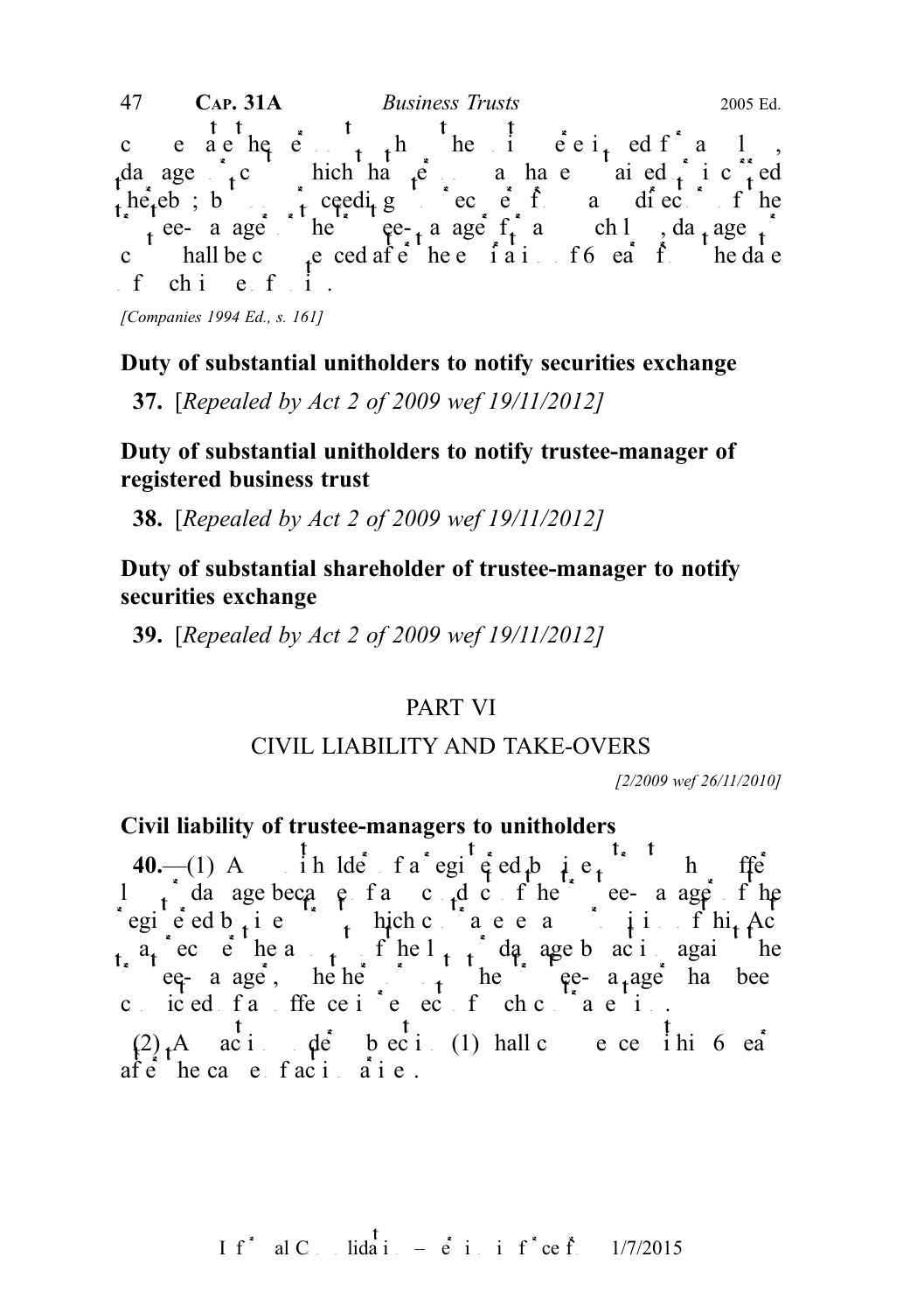compensate the person to whom the units were issued for any loss, damages or costs which that person may have sustained or incurred thereby; but no proceedings to recover from a director of the trustee-manager or the trustee-manager for any such loss, damages or costs shall be commenced after the expiration of 6 years from the date of such issue of units.

*[Companies 1994 Ed., s. 161]*

**Duty of substantial unitholders to notify securities exchange**

**37.** [*Repealed by Act 2 of 2009 wef 19/11/2012*]

**Duty of substantial unitholders to notify trustee-manager of registered business trust**

**38.** [*Repealed by Act 2 of 2009 wef 19/11/2012*]

**Duty of substantial shareholder of trustee-manager to notify securities exchange**

**39.** [*Repealed by Act 2 of 2009 wef 19/11/2012*]

## PART VI

## CIVIL LIABILITY AND TAKE-OVERS

*[2/2009 wef 26/11/2010]*

**Civil liability of trustee-managers to unitholders**

**40.**—(1) A unitholder of a registered business trust who suffers loss or damage because of a conduct of the trustee-manager of the registered business trust which contravenes any provision of this Act may recover the amount of the loss or damage by action against the trustee-manager, whether or not the trustee-manager has been convicted of an offence in respect of such contravention.

(2) An action under subsection (1) shall commence within 6 years after the cause of action arises.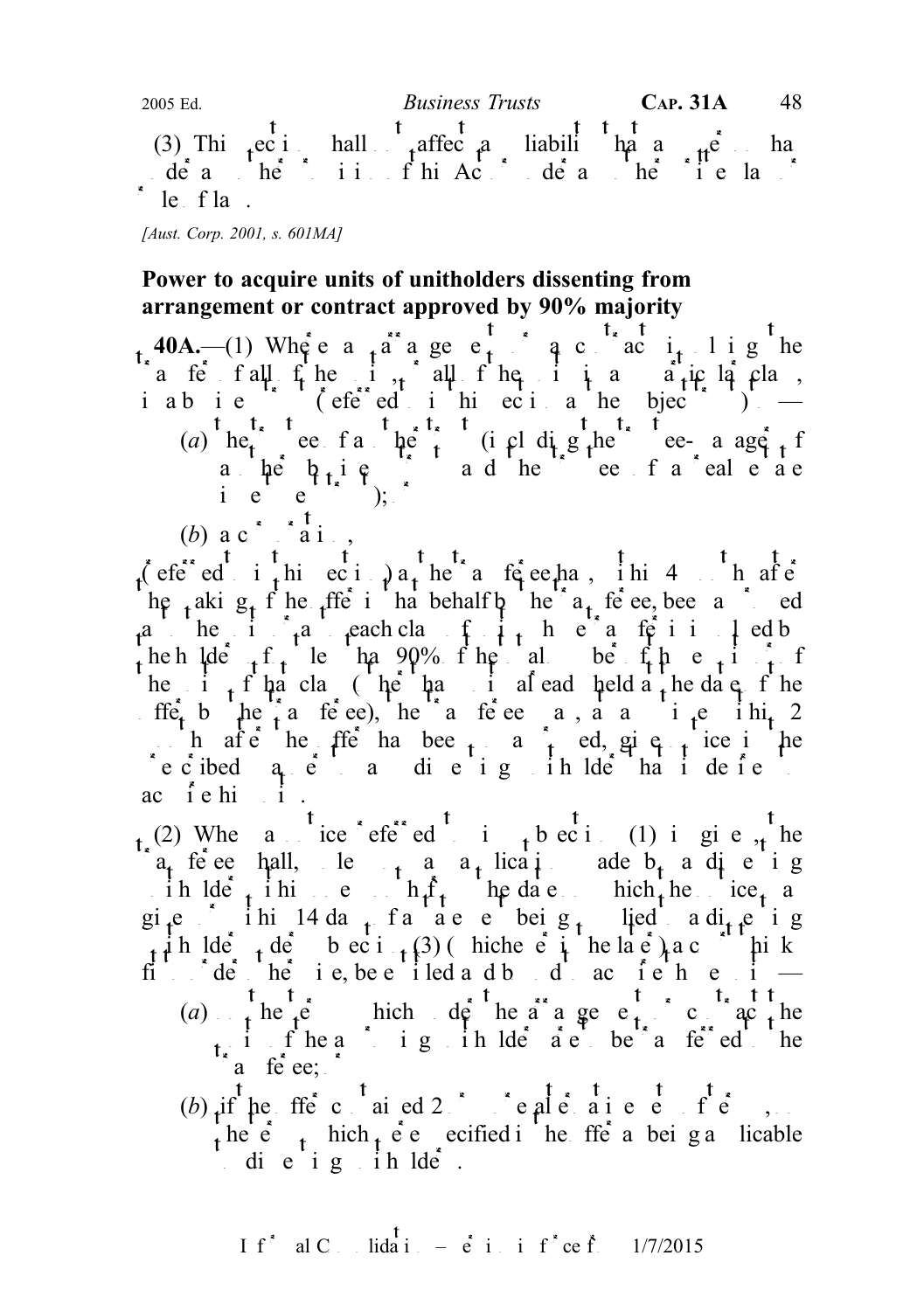(3) This section shall not affect any liability that a person has under any other provision of this Act or under any other written law or rule of law.

*[Aust. Corp. 2001, s. 601MA]*

### Power to acquire units of unitholders dissenting from arrangement or contract approved by 90% majority

**40A.**—(1) Where an arrangement or contract involving the transfer of all of the units, or all of the units in any particular class, in a business trust (referred to in this section as the subject trust) to —

(*a*) the trustee of another trust (including the trustee-manager of another business trust and the trustee of a real estate investment trust); or

(*b*) a corporation,

(referred to in this section as the transferee) has, within 4 months after the making of the offer in that behalf by the transferee, been approved as to each class of units whose transfer is involved by the holders of not less than 90% of the total number of those units or of the units of that class (other than units already held at the date of the offer by the transferee), the transferee may, at any time within 2 months after the offer has been so approved, give notice in the prescribed manner to any dissenting unitholder that it desires to acquire his units.

(2) When a notice referred to in subsection (1) is given, the transferee shall, unless on an application made by a dissenting unitholder within one month from the date on which the notice was given or within 14 days of a statement being supplied to a dissenting unitholder under subsection (3) (whichever is the later) the Court thinks fit to order otherwise, be entitled and bound to acquire those units —

(*a*) on the terms which under the arrangement or contract the units of the approving unitholders are to be transferred to the transferee; or

(*b*) if the offer contained 2 or more alternative sets of terms, on the terms which were specified in the offer as being applicable to dissenting unitholders.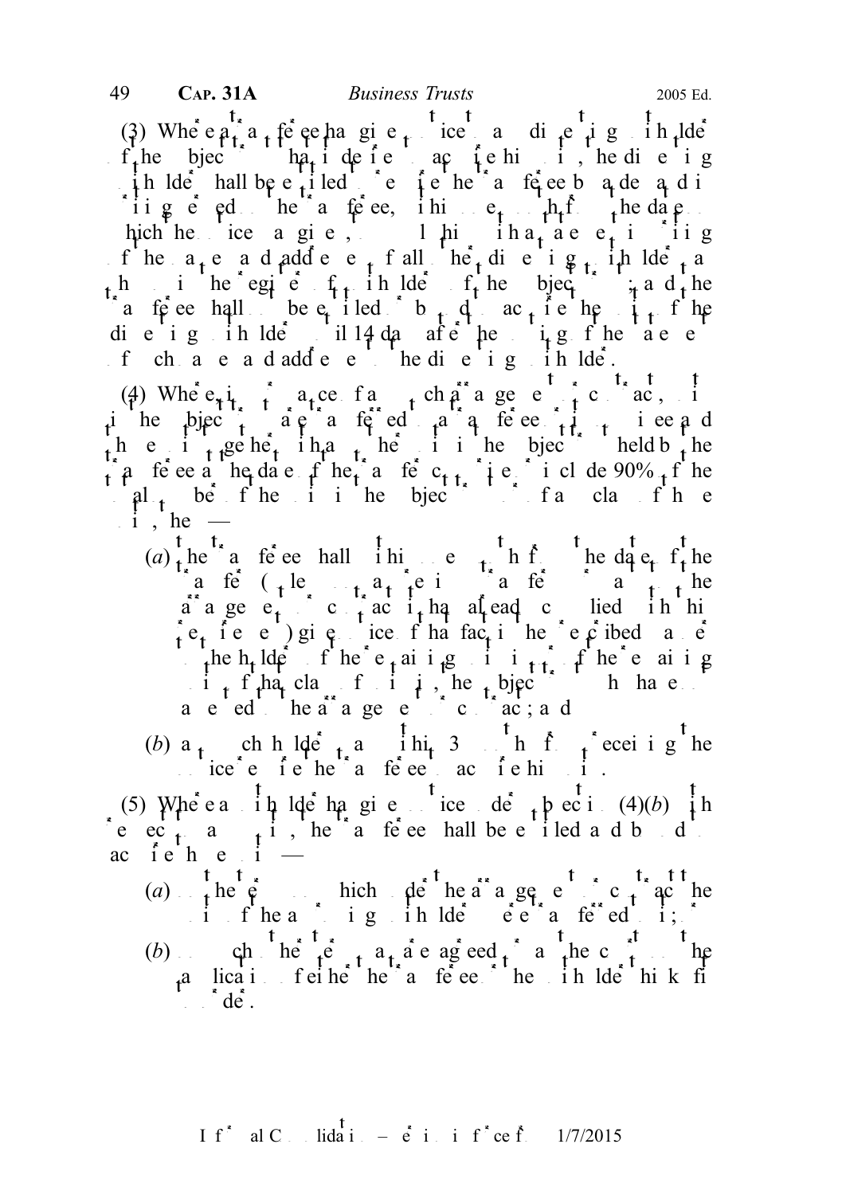(3) Where a transferee has given notice to any dissenting unitholder of the subject business trust that it desires to acquire his units, the dissenting unitholder shall be entitled to require the transferee by a demand in writing served on the transferee, within one month from the date on which the notice was given, to furnish him with a statement in writing of the names and addresses of all other dissenting unitholders as shown in the register of unitholders of the subject business trust; and the transferee shall not be entitled or bound to acquire the units of the dissenting unitholders until 14 days after the posting of the statement of such names and addresses to the dissenting unitholder.

(4) Where, in pursuance of any such arrangement or contract, units in the subject business trust are transferred to a transferee or its nominee and those units together with any other units in the subject business trust held by the transferee at the date of the transfer comprise or include 90% of the total number of the units in the subject business trust or of any class of those units, the —

(a) transferee shall within one month from the date of the transfer (unless on a previous transfer in pursuance of the arrangement or contract it has already complied with this requirement) give notice of that fact in the prescribed manner to the holders of the remaining units or of the remaining units of that class of units in the subject business trust who have not assented to the arrangement or contract; and

(b) any such holder may within 3 months from receiving the notice require the transferee to acquire his units.

(5) Where a unitholder has given notice under subsection (4)(b) with respect to any units, the transferee shall be entitled and bound to acquire those units —

(a) on the terms on which under the arrangement or contract the units of the approving unitholders were transferred to it; or

(b) on such other terms as are agreed or as the court on the application of either the transferee or the unitholder thinks fit to order.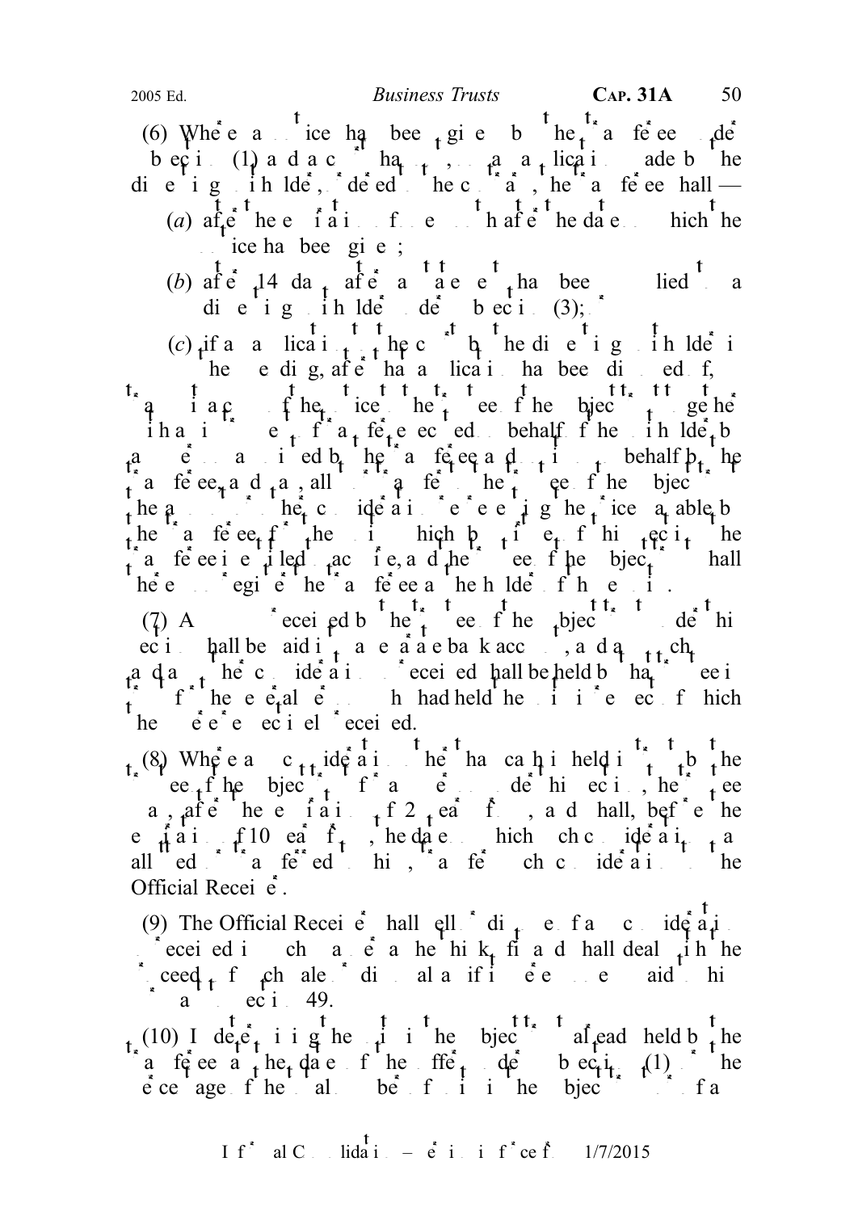(6) Where a notice has been given by the transferee under subsection (1) and the Court has not, on an application made by the dissenting unitholder, ordered to the contrary, the transferee shall —

(*a*) after the expiration of one month after the date on which the notice has been given;

(*b*) after 14 days after a statement has been supplied to a dissenting unitholder under subsection (3); or

(*c*) if an application to the Court by the dissenting unitholder is then pending, after that application has been disposed of,

transmit a copy of the notice to the trustee-manager of the subject business trust together with an instrument of transfer executed on behalf of the unitholder by any person appointed by the transferee and on its own behalf by the transferee, and pay, allot or transfer to the trustee-manager of the subject business trust the amount or other consideration representing the price payable by the transferee for the units which by virtue of this section the transferee is entitled to acquire, and the trustee-manager of the subject business trust shall thereupon register the transferee as the holder of those units.

(7) Any sums received by the trustee-manager of the subject business trust under this section shall be paid into a separate bank account, and any such sums and any other consideration so received shall be held by that trustee-manager in trust for the several persons entitled to the units in respect of which they were respectively received.

(8) Where any consideration other than cash is held in trust by the trustee-manager of the subject business trust for any person under this section, the trustee-manager may, after the expiration of 2 years, and shall, before the expiration of 10 years, from the date on which such consideration was allotted or transferred to him, transfer such consideration to the Official Receiver.

(9) The Official Receiver shall sell or dispose of any consideration so received in such manner as he thinks fit and shall deal with the proceeds of such sale or disposal as if it were moneys paid to him pursuant to section 49.

(10) In determining whether the units in the subject business trust already held by the transferee as at the date of the offer under subsection (1) or the percentage of the total number of units in the subject business trust or of a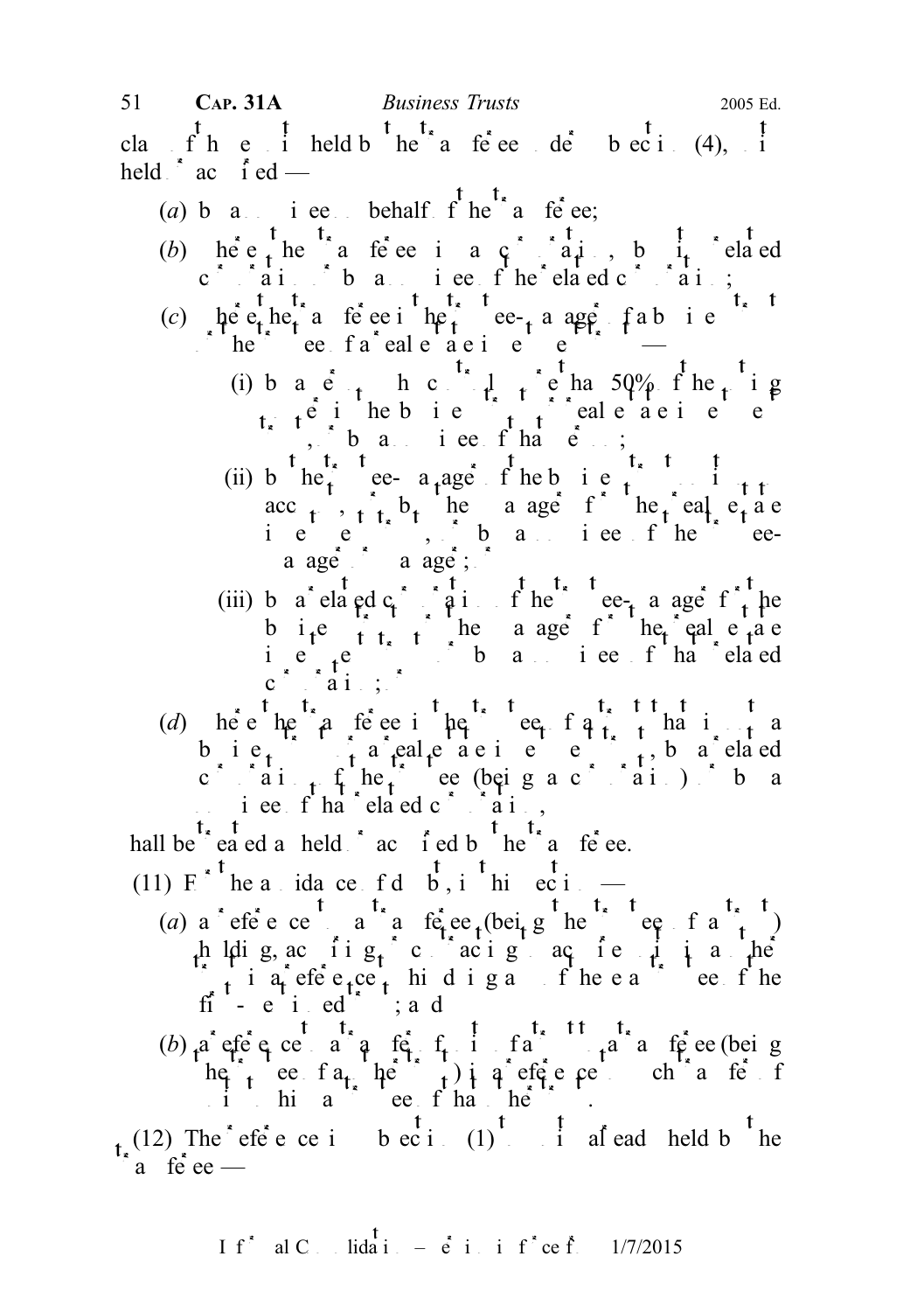class of those units held by the transferee under subsection (4), is held or acquired —

(*a*) by a nominee on behalf of the transferee;

(*b*) where the transferee is a corporation, by its related corporation or by a nominee of the related corporation;

(*c*) where the transferee is the trustee-manager of a business trust or the trustee of a real estate investment trust —

(i) by a person who controls more than 50% of the voting units in the business trust or real estate investment trust, or by a nominee of that person;

(ii) by the trustee-manager of the business trust, acting on its own account, or by the manager of the real estate investment trust, or by a nominee of the trustee-manager or manager; or

(iii) by a related corporation of the trustee-manager of the business trust or the manager of the real estate investment trust or by a nominee of that related corporation; or

(*d*) where the transferee is the trustee of a trust that is not a business trust or a real estate investment trust, by a related corporation of the trustee (being a corporation) or by a nominee of that related corporation,

shall be treated as held or acquired by the transferee.

(11) For the avoidance of doubt, in this section —

(*a*) a reference to a transferee (being the trustee of a trust) holding, acquiring or contracting to acquire units in another trust is a reference to its holding any of them as trustee of the first-mentioned trust; and

(*b*) a reference to a transfer of units of a trust to a transferee (being the trustee of another trust) is a reference to such a transfer of units to it as trustee of that other trust.

(12) The reference in subsection (1) to units already held by the transferee —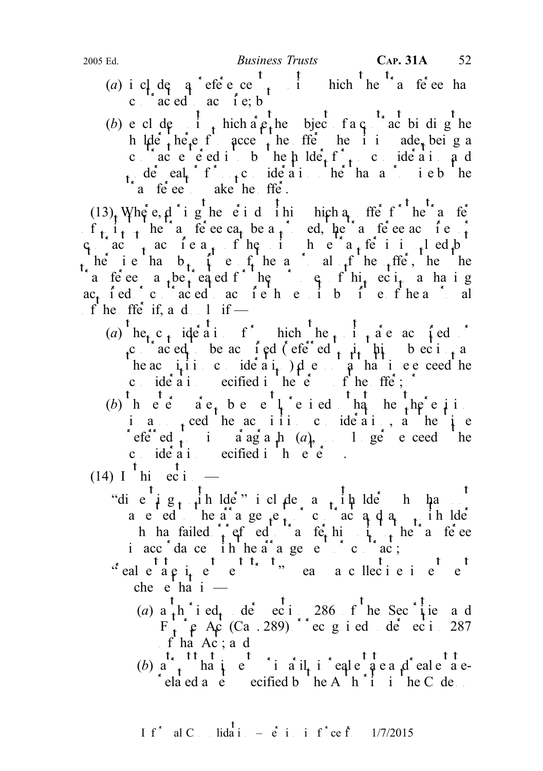(a) includes a reference to units which the transferee has contracted to acquire; but

(b) excludes units which are the subject of a contract binding the holder thereof to accept the offer when it is made, being a contract entered into by the holder for no consideration and under seal or for no consideration other than a promise by the transferee to make the offer.

(13) Where, during the period within which an offer for the transfer of units to the transferee can be accepted, the transferee acquires or contracts to acquire any of the units to which the transfer is related but otherwise than by virtue of the approval of the offer, then the transferee may be treated for the purposes of this section as having acquired or contracted to acquire those units by virtue of the approval of the offer if, and only if —

(a) the consideration for which the units are acquired or contracted to be acquired (referred to in this subsection as the acquisition consideration) does not at that time exceed the consideration specified in the terms of the offer; or

(b) those terms are subsequently revised so that when the revision is announced the acquisition consideration, at the time referred to in paragraph (a), no longer exceeds the consideration specified in those terms.

(14) In this section —

"dissenting unitholder" includes a unitholder who has not assented to the arrangement or contract and any unitholder who has failed or refused to transfer his units to the transferee in accordance with the arrangement or contract;

"real estate investment trust" means a collective investment scheme that is —

(a) authorised under section 286 of the Securities and Futures Act (Cap. 289) or recognised under section 287 of that Act; and

(b) a trust that invests or proposes to invest primarily in real estate and real estate-related assets specified by the Authority in the Code.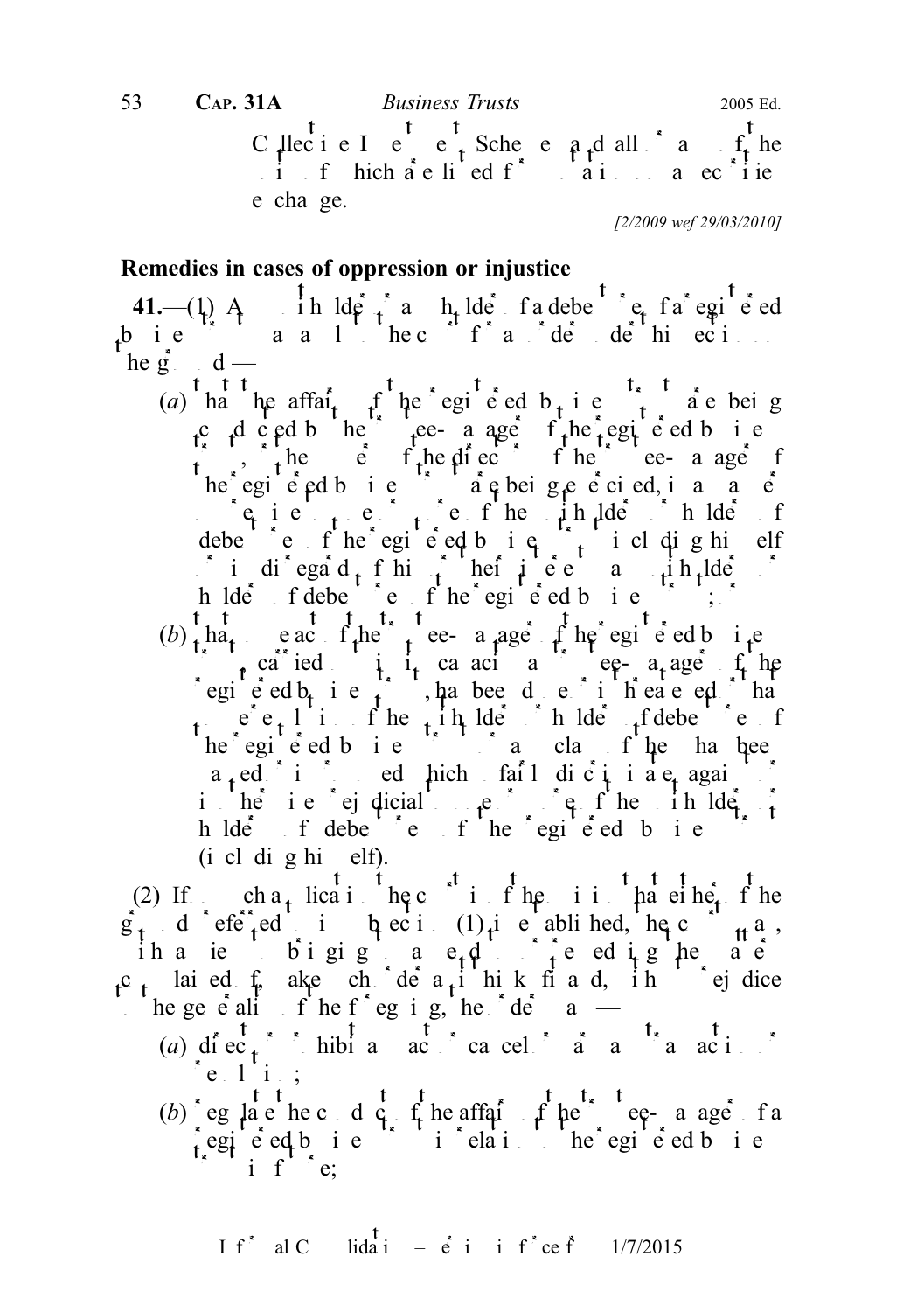Collective Investment Scheme and all or any of the units of which are listed for quotation on a securities exchange.

*[2/2009 wef 29/03/2010]*

## Remedies in cases of oppression or injustice

**41.**—(1) A unitholder or a holder of a debenture of a registered business trust may apply to the court for an order under this section on the ground —

(*a*) that the affairs of the registered business trust are being conducted by the trustee-manager of the registered business trust, or the powers of the directors of the trustee-manager of the registered business trust are being exercised, in a manner oppressive to one or more of the unitholders or holders of debentures of the registered business trust (including himself) or in disregard of his or their interests as unitholders or holders of debentures of the registered business trust; or

(*b*) that some act of the trustee-manager of the registered business trust, or carried out in its capacity as trustee-manager of the registered business trust, has been done or is threatened or that some resolution of the unitholders or holders of debentures of the registered business trust or any class of them has been passed or is proposed which unfairly discriminates against or is otherwise prejudicial to one or more of the unitholders or holders of debentures of the registered business trust (including himself).

(2) If, on such application, the court is of the opinion that either of the grounds referred to in subsection (1) is established, the court may, with a view to bringing to an end or remedying the matters complained of, make such order as it thinks fit and, without prejudice to the generality of the foregoing, the order may —

(*a*) direct or prohibit any act or cancel or vary any transaction or resolution;

(*b*) regulate the conduct of the affairs of the trustee-manager of a registered business trust in relation to the registered business trust in future;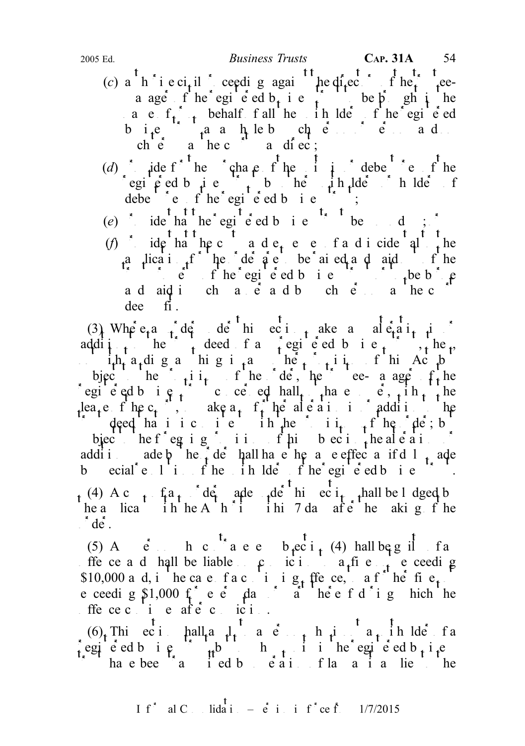(c) authorise civil proceedings against the directors of the trustee-manager of the registered business trust to be brought in the name of, or on behalf of, all the unitholders of the registered business trust by such person or persons and on such terms as the court may direct;

(d) provide for the purchase of the units or debentures of the registered business trust by other unitholders or holders of debentures of the registered business trust;

(e) provide that the registered business trust be wound up; or

(f) provide that the costs and expenses of and incidental to the application for the order are to be raised and paid out of the trust property of the registered business trust or are to be borne and paid in such manner and by such persons as the court deems fit.

(3) Where an order under this section makes any alteration in or addition to the trust deed of a registered business trust, then, notwithstanding anything in this Act but subject to the provisions of the order, the trustee-manager of the registered business trust concerned shall not have power, without the leave of the court, to make any further alteration in or addition to the trust deed that is inconsistent with the provisions of the order; but, subject to the foregoing provisions of this subsection, the alteration or addition made by the order shall have the same effect as if duly made by special resolution of the unitholders of the registered business trust.

(4) A copy of any order made under this section shall be lodged by the applicant with the Authority within 7 days after the making of the order.

(5) Any person who contravenes subsection (4) shall be guilty of an offence and shall be liable on conviction to a fine not exceeding $10,000 and, in the case of a continuing offence, to a further fine not exceeding $1,000 for every day or part thereof during which the offence continues after conviction.

(6) This section shall apply to a person who is not a unitholder of a registered business trust but to whom units in the registered business trust have been transmitted by operation of law as it applies to the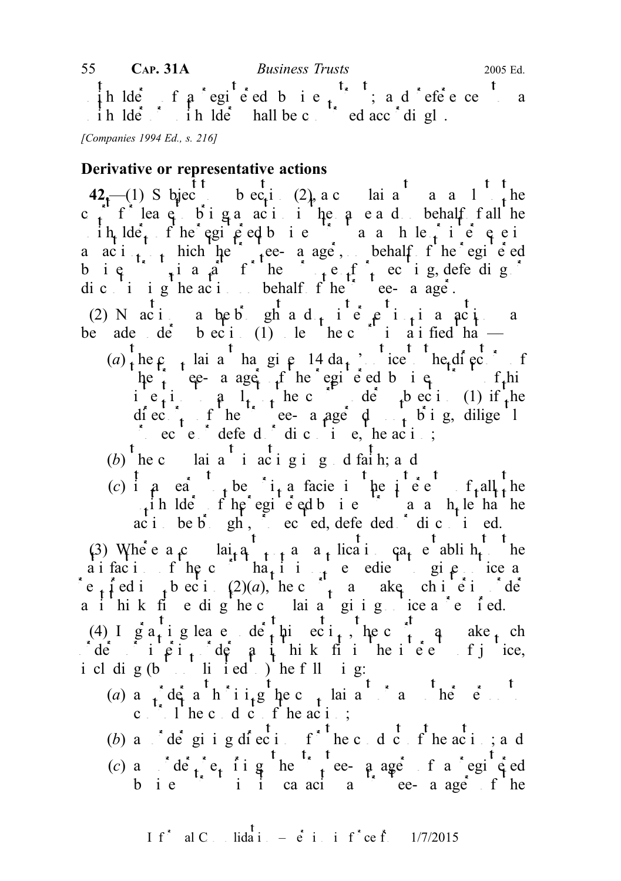unitholders of a registered business trust; and references to a unitholder or unitholders shall be construed accordingly.

*[Companies 1994 Ed., s. 216]*

## Derivative or representative actions

**42.**—(1) Subject to subsection (2), a complainant may apply to the court for leave to bring an action in the name and on behalf of all the unitholders of the registered business trust or any of them, or intervene in an action to which the trustee-manager, on behalf of the registered business trust, is a party for the purpose of prosecuting, defending or discontinuing the action on behalf of the trustee-manager.

(2) No action may be brought and no intervention in an action may be made under subsection (1) unless the court is satisfied that —

(*a*) the complainant has given 14 days' notice to the directors of the trustee-manager of the registered business trust of his intention to apply to the court under subsection (1) if the directors of the trustee-manager do not bring, diligently prosecute or defend or discontinue, the action;

(*b*) the complainant is acting in good faith; and

(*c*) it appears to be prima facie in the interests of all the unitholders of the registered business trust as a whole that the action be brought, prosecuted, defended or discontinued.

(3) Where a complainant on an application can establish to the satisfaction of the court that it is not expedient to give notice as required in subsection (2)(*a*), the court may make such interim order as it thinks fit pending the complainant giving notice as required.

(4) In granting leave under this section, the court may make such order or issue such order as it thinks fit in the interests of justice, including (but not limited to) the following:

(*a*) an order authorising the complainant or any other person to control the conduct of the action;

(*b*) an order giving directions for the conduct of the action; and

(*c*) an order requiring the trustee-manager of a registered business trust, in its capacity as trustee-manager of the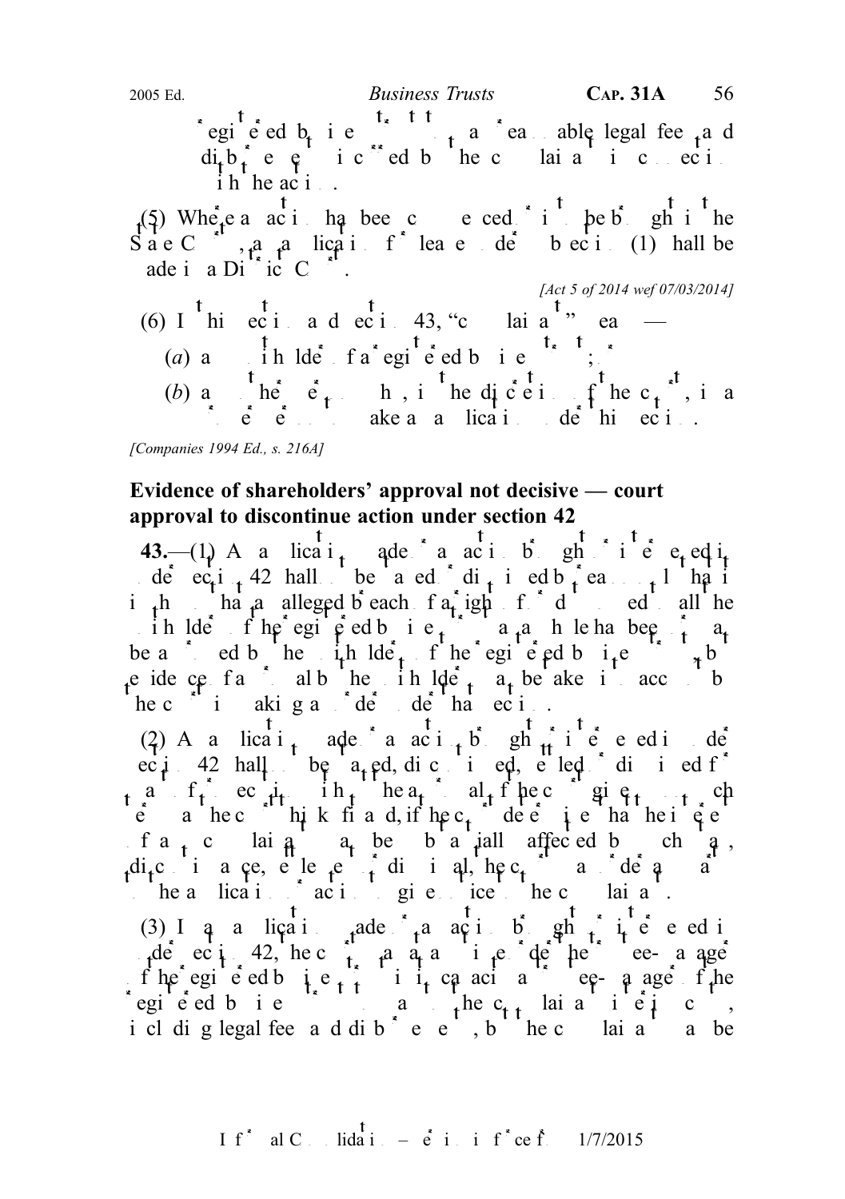registered business trust to pay reasonable legal fees and disbursements incurred by the complainant in connection with the action.

(5) Where an action has been commenced or is to be brought in the State Courts, an application for leave under subsection (1) shall be made in a District Court.

*[Act 5 of 2014 wef 07/03/2014]*

(6) In this section and section 43, "complainant" means —

(*a*) any unitholder of a registered business trust; or

(*b*) any other person who, in the discretion of the court, is a proper person to make an application under this section.

*[Companies 1994 Ed., s. 216A]*

**Evidence of shareholders' approval not decisive — court approval to discontinue action under section 42**

**43.**—(1) An application made or an action brought or intervened in under section 42 shall not be stayed or dismissed by reason only that it is shown that an alleged breach of a right or duty owed to the registered business trust has been or may be approved by the unitholders of the registered business trust, but evidence of approval by the unitholders may be taken into account by the court in making an order under that section.

(2) An application made or an action brought or intervened in under section 42 shall not be stayed, discontinued, settled or dismissed for want of prosecution without the approval of the court given upon such terms as the court thinks fit and, if the court determines that the interest of any complainant may be substantially affected by such stay, discontinuance, settlement or dismissal, the court may order any party to the application or action to give notice to the complainant.

(3) In an application made or an action brought or intervened in under section 42, the court may at any time order the trustee-manager of the registered business trust (in its capacity as trustee-manager of the registered business trust) to pay to the complainant interim costs, including legal fees and disbursements, but the complainant may be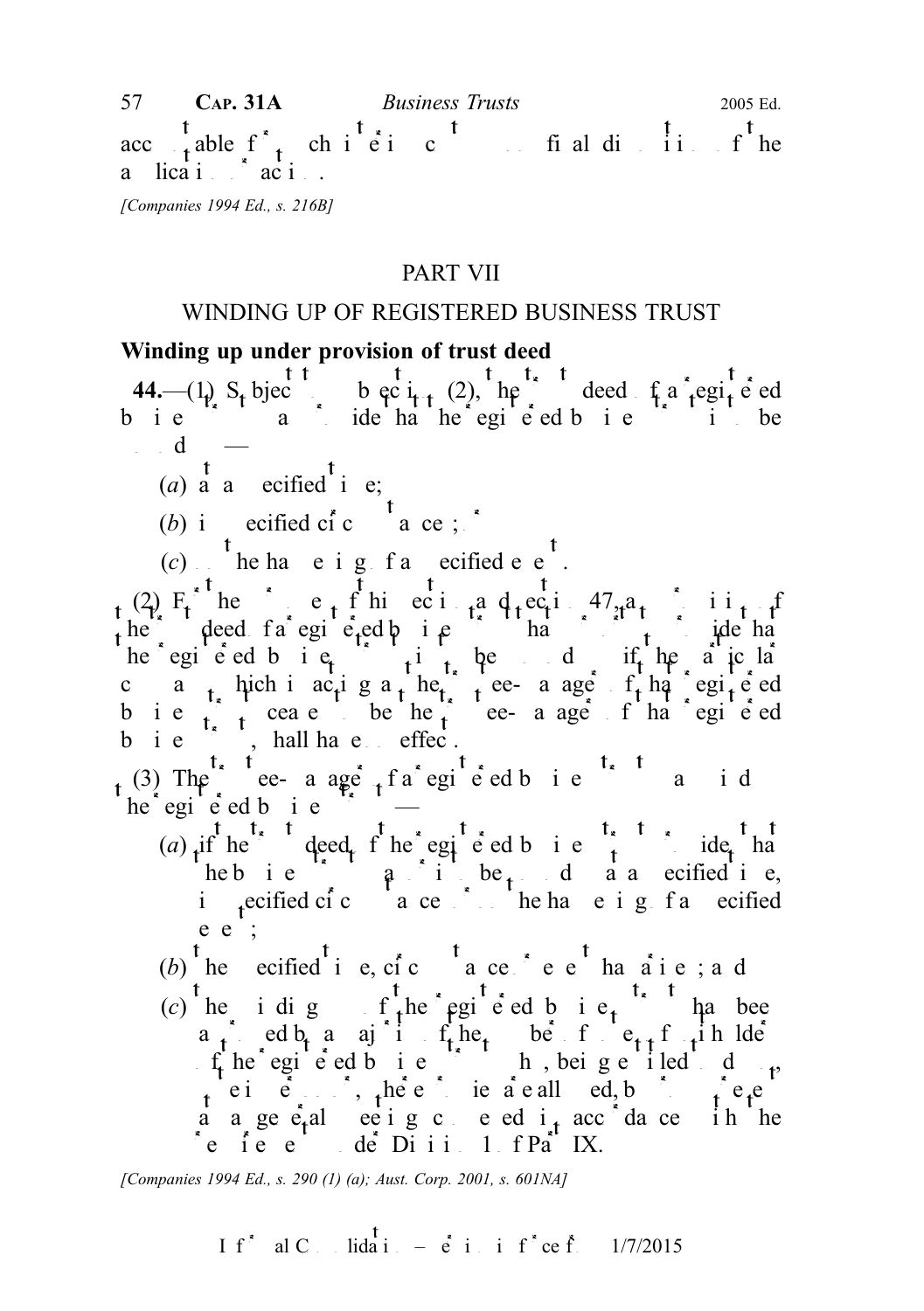accountable for such interim costs on final disposition of the application or action.

[Companies 1994 Ed., s. 216B]

# PART VII

## WINDING UP OF REGISTERED BUSINESS TRUST

### Winding up under provision of trust deed

**44.**—(1) Subject to subsection (2), the trust deed of a registered business trust may provide that the registered business trust is to be wound up —

(*a*) at a specified time;

(*b*) in specified circumstances; or

(*c*) on the happening of a specified event.

(2) For the purposes of this section and section 47, a provision of the trust deed of a registered business trust that purports to provide that the registered business trust is to be wound up if the particular company which is acting as the trustee-manager of that registered business trust ceases to be the trustee-manager of that registered business trust, shall have no effect.

(3) The trustee-manager of a registered business trust must wind up the registered business trust —

(*a*) if the trust deed of the registered business trust provides that the business trust is to be wound up at a specified time, in specified circumstances or on the happening of a specified event;

(*b*) the specified time, circumstances or event has arisen; and

(*c*) the winding up of the registered business trust has been approved by a majority in number of the unitholders of the registered business trust who, being entitled to do so, vote in person or, where proxies are allowed, by proxy present at a general meeting convened in accordance with the provisions under Division 1 of Part IX.

[Companies 1994 Ed., s. 290 (1) (a); Aust. Corp. 2001, s. 601NA]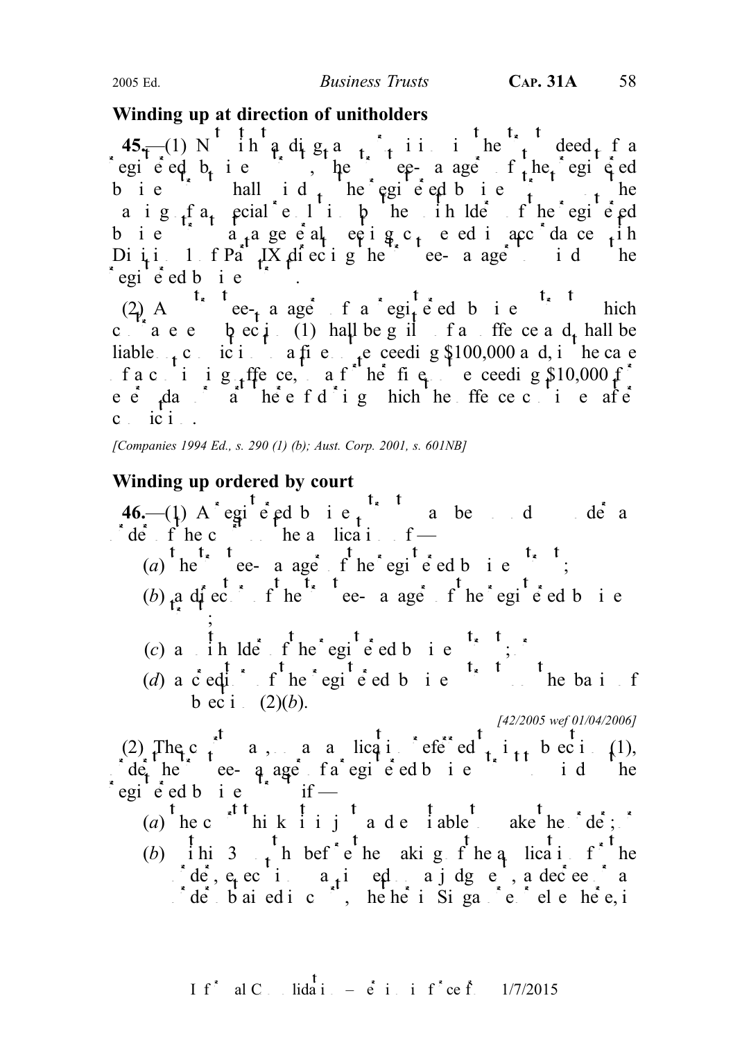## Winding up at direction of unitholders

**45.**—(1) Notwithstanding any provision in the trust deed of a registered business trust, the trustee-manager of the registered business trust shall wind up the registered business trust upon the passing of a special resolution by the unitholders of the registered business trust at a general meeting convened in accordance with Division 1 of Part IX directing the trustee-manager to wind up the registered business trust.

(2) A trustee-manager of a registered business trust which contravenes subsection (1) shall be guilty of an offence and shall be liable on conviction to a fine not exceeding $100,000 and, in the case of a continuing offence, to a further fine not exceeding $10,000 for every day or part thereof during which the offence continues after conviction.

*[Companies 1994 Ed., s. 290 (1) (b); Aust. Corp. 2001, s. 601NB]*

## Winding up ordered by court

**46.**—(1) A registered business trust may be wound up under an order of the court on the application of—

(*a*) the trustee-manager of the registered business trust;

(*b*) a director of the trustee-manager of the registered business trust;

(*c*) a unitholder of the registered business trust; or

(*d*) a creditor of the registered business trust, but only on the basis of subsection (2)(*b*).

*[42/2005 wef 01/04/2006]*

(2) The court may, on an application referred to in subsection (1), order the trustee-manager of a registered business trust to wind up the registered business trust if—

(*a*) the court thinks it is just and equitable to make the order;

(*b*) within 3 months before the making of the application for the order, execution or other process issued on a judgment, decree or order obtained in court, whether in Singapore or elsewhere, in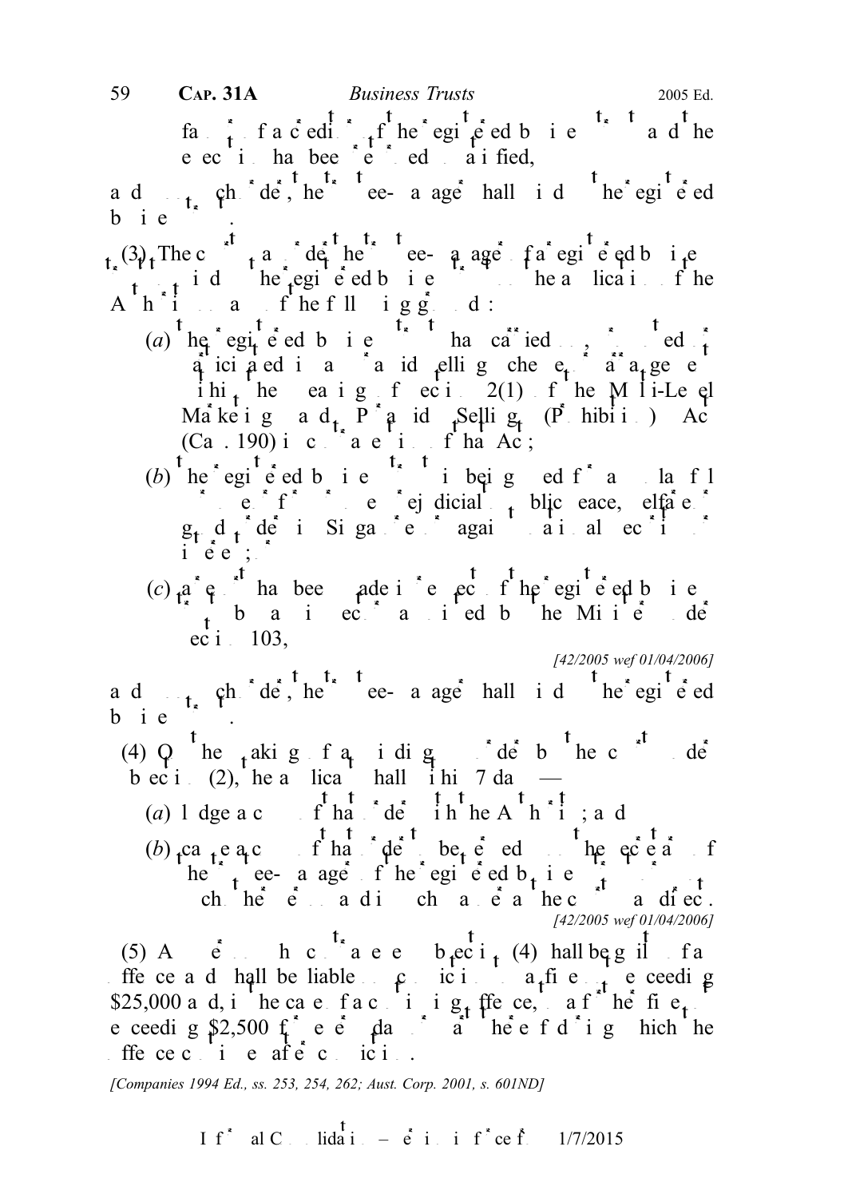failure of a creditor of the registered business trust and the execution has been returned unsatisfied,

and upon such order, the trustee-manager shall wind up the registered business trust.

(3) The court may order the trustee-manager of a registered business trust to wind up the registered business trust on the application of the Authority on any of the following grounds:

(a) the registered business trust has carried on, or is carrying on, or has participated in a multi-level marketing scheme or pyramid selling scheme or arrangement within the meaning of section 2(1) of the Multi-Level Marketing and Pyramid Selling (Prohibition) Act (Cap. 190) in contravention of that Act;

(b) the registered business trust is being used for an unlawful purpose or for purposes prejudicial to public peace, welfare or good order in Singapore or against national security or interest;

(c) a report has been made in respect of the registered business trust by an inspector appointed by the Minister under section 103,

*[42/2005 wef 01/04/2006]*

and upon such order, the trustee-manager shall wind up the registered business trust.

(4) On the making of a winding up order by the court under subsection (2), the applicant shall within 7 days —

(a) lodge a copy of that order with the Authority; and

(b) cause a copy of that order to be served on the secretary of the trustee-manager of the registered business trust or such other person and in such manner as the court may direct.

*[42/2005 wef 01/04/2006]*

(5) Any person who contravenes subsection (4) shall be guilty of an offence and shall be liable on conviction to a fine not exceeding $25,000 and, in the case of a continuing offence, to a further fine not exceeding $2,500 for every day or part thereof during which the offence continues after conviction.

*[Companies 1994 Ed., ss. 253, 254, 262; Aust. Corp. 2001, s. 601ND]*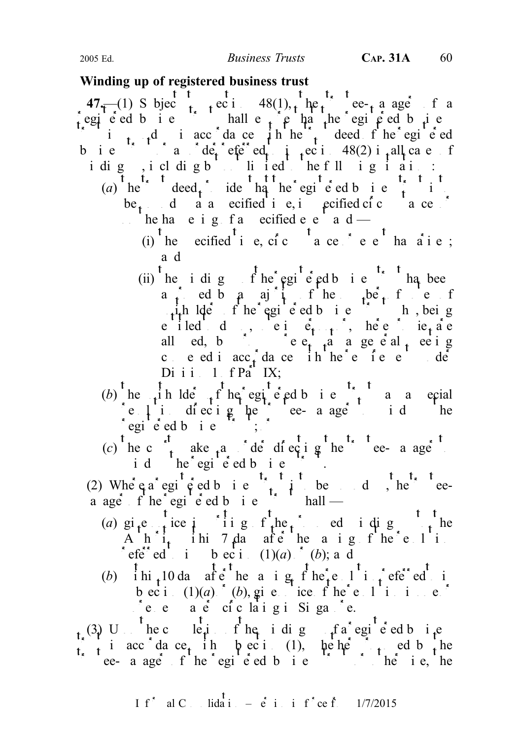## Winding up of registered business trust

**47.**—(1) Subject to section 48(1), the trustee-manager of a registered business trust shall ensure that the registered business trust is wound up in accordance with the trust deed of the registered business trust or as ordered by the Court referred to in section 48(2) in all cases of winding up, including but not limited to the following situations:

(*a*) the trust deed provides that the registered business trust is to be wound up at a specified time, in specified circumstances or on the happening of a specified event and —

(i) the specified time, circumstances or event has arisen; and

(ii) the winding up of the registered business trust has been approved by a majority of the number of the unitholders of the registered business trust who, being entitled to do so, vote in person or, where proxies are allowed, by proxy present at a general meeting convened in accordance with the provisions under Division 1 of Part IX;

(*b*) the unitholders of the registered business trust pass a special resolution directing the trustee-manager to wind up the registered business trust; or

(*c*) the Court makes an order directing the trustee-manager to wind up the registered business trust.

(2) Where a registered business trust is to be wound up, the trustee-manager of the registered business trust shall —

(*a*) give notice in writing of the proposed winding up to the Authority within 7 days after the passing of the resolution referred to in subsection (1)(*a*) or (*b*); and

(*b*) within 10 days after the passing of the resolution referred to in subsection (1)(*a*) or (*b*), give notice of the resolution in one or more newspapers circulating in Singapore.

(3) Upon the completion of the winding up of a registered business trust in accordance with subsection (1), where the trustee-manager of the registered business trust is, at that time, the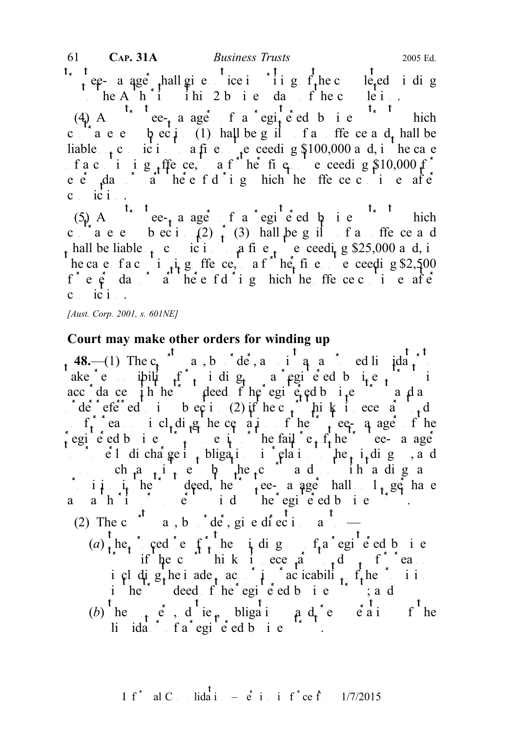trustee-manager shall give notice in writing of the completed winding up to the Authority within 2 business days of the completion.

(4) A trustee-manager of a registered business trust which contravenes subsection (1) shall be guilty of an offence and shall be liable on conviction to a fine not exceeding $100,000 and, in the case of a continuing offence, to a further fine not exceeding $10,000 for every day or part thereof during which the offence continues after conviction.

(5) A trustee-manager of a registered business trust which contravenes subsection (2) or (3) shall be guilty of an offence and shall be liable on conviction to a fine not exceeding $25,000 and, in the case of a continuing offence, to a further fine not exceeding $2,500 for every day or part thereof during which the offence continues after conviction.

*[Aust. Corp. 2001, s. 601NE]*

## Court may make other orders for winding up

**48.**—(1) The court may, by order, appoint a person as an approved liquidator to take responsibility for ensuring a registered business trust is wound up in accordance with the trust deed of the registered business trust and any orders referred to in subsection (2) if the court thinks it necessary to do so (for reasons including the cessation of the trustee-manager of the registered business trust to exist or the failure of the trustee-manager to properly discharge its obligations in relation to the winding up), and upon such appointment by the court and notwithstanding anything in the trust deed, the trustee-manager shall no longer have any authority over the registered business trust.

(2) The court may, by order, give directions about —

(*a*) the procedure for the winding up of a registered business trust if the court thinks it necessary to do so (for reasons including the inadequacy or impracticability of the provisions in the trust deed of the registered business trust); and

(*b*) the powers, duties, obligations and remuneration of the liquidator of a registered business trust.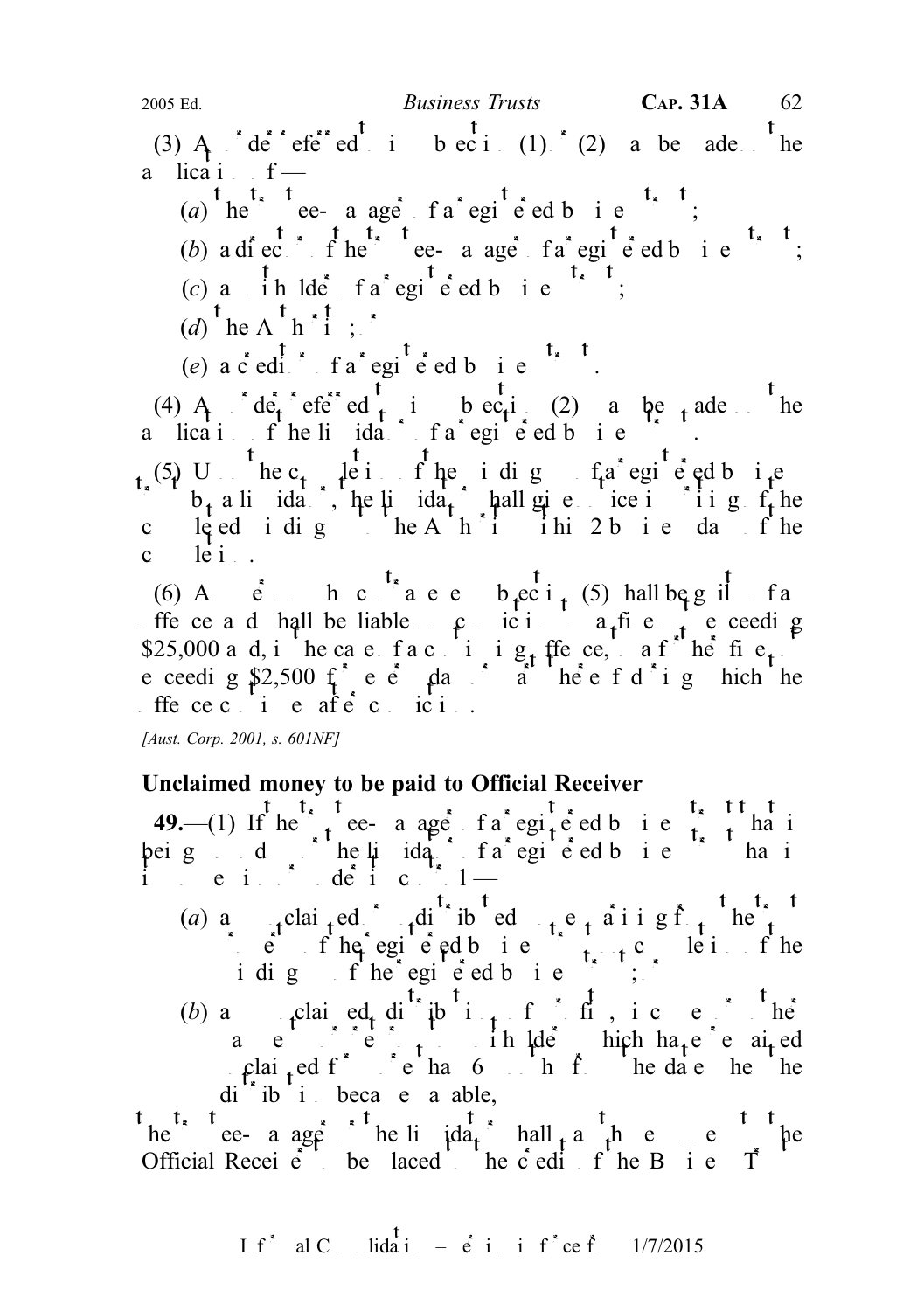(3) An order referred to in subsection (1) or (2) may be made on the application of —

(*a*) the trustee-manager of a registered business trust;

(*b*) a director of the trustee-manager of a registered business trust;

(*c*) a unitholder of a registered business trust;

(*d*) the Authority; or

(*e*) a creditor of a registered business trust.

(4) An order referred to in subsection (2) may be made on the application of the liquidator of a registered business trust.

(5) Upon the completion of the winding up of a registered business trust by a liquidator, the liquidator shall give notice in writing of the completed winding up to the Authority within 28 business days of the completion.

(6) Any person who contravenes subsection (5) shall be guilty of an offence and shall be liable on conviction to a fine not exceeding $25,000 and, in the case of a continuing offence, to a further fine not exceeding $2,500 for every day or part thereof during which the offence continues after conviction.

*[Aust. Corp. 2001, s. 601NF]*

## Unclaimed money to be paid to Official Receiver

**49.**—(1) If the trustee-manager of a registered business trust that is being wound up or the liquidator of a registered business trust that is in the course of winding up under section 41 —

(*a*) any unclaimed or undistributed money remaining from the winding up of the registered business trust upon completion of the winding up of the registered business trust; or

(*b*) any unclaimed distribution of profits, income or other payments to unitholders which have remained unclaimed for more than 6 months from the date the distribution became payable,

the trustee-manager or the liquidator shall pay the money to the Official Receiver to be placed to the credit of the Business Trust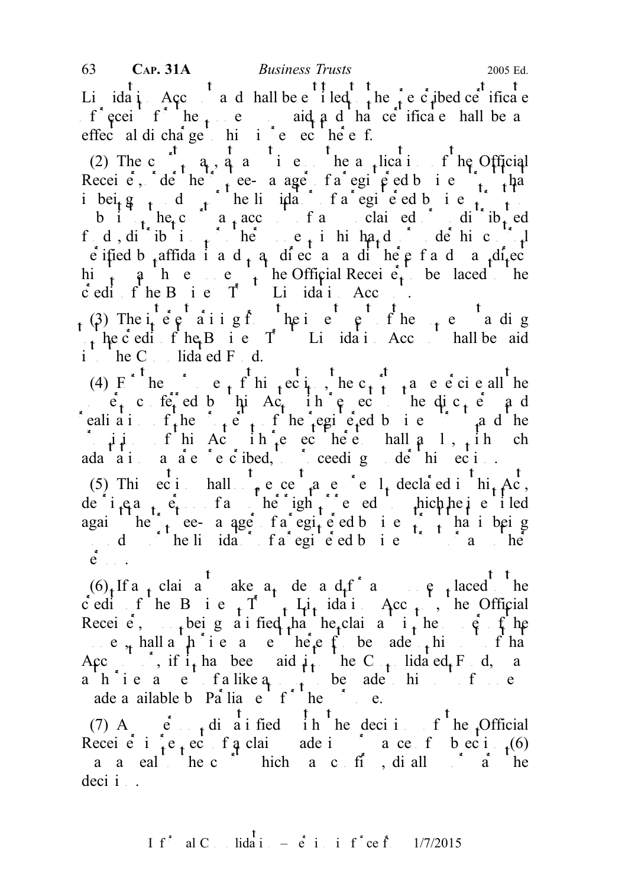Liquidation Account and shall be entitled to the prescribed certificate of receipt for the money so paid and that certificate shall be an effectual discharge to him in respect thereof.

(2) The court may, at any time on the application of the Official Receiver, order the trustee-manager of a registered business trust that is being wound up or the liquidator of a registered business trust to submit to the court an account of any unclaimed or undistributed funds, dividends or other moneys in his hands or under his control verified by affidavit and may direct an audit thereof and may direct him to pay the money to the Official Receiver to be placed to the credit of the Business Trusts Liquidation Account.

(3) The interest arising from the investment of the moneys standing to the credit of the Business Trusts Liquidation Account shall be paid into the Consolidated Fund.

(4) For the purposes of this section, the court may exercise all the powers conferred by this Act with respect to the discovery and realisation of the property of the registered business trust and the provisions of this Act with respect thereto shall apply, with such adaptations as are prescribed, to proceedings under this section.

(5) This section shall not, except as expressly declared in this Act, derogate from any other right or remedy to which the person is entitled against the trustee-manager of a registered business trust that is being wound up or the liquidator of a registered business trust or any other person.

(6) If any claimant makes any demand for any money placed to the credit of the Business Trusts Liquidation Account, the Official Receiver, upon being satisfied that the claimant is the owner of the money, shall authorise payment thereof to be made out of that Account, or, if it has been paid into the Consolidated Fund, may authorise payment of a like amount to be made out of moneys made available by Parliament for the purpose.

(7) Any person dissatisfied with the decision of the Official Receiver in respect of a claim made in accordance with subsection (6) may appeal to the court which may confirm, disallow or vary the decision.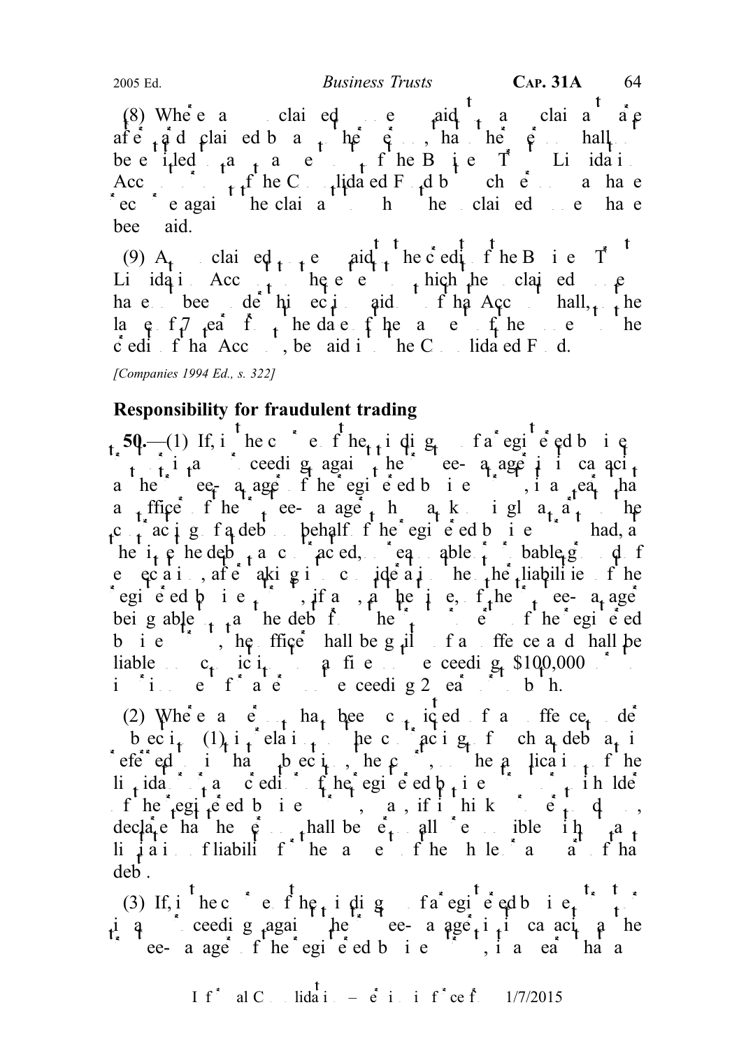(8) Where any moneys claimed are paid to a claimant and are afterwards claimed by any other person, that other person shall be entitled to an amount out of the Business Trusts Liquidation Account or out of the Consolidated Fund but such person shall have recourse against the claimant to whom the moneys claimed have been paid.

(9) Any unclaimed moneys paid to the credit of the Business Trusts Liquidation Account, other than moneys in respect of which the unclaimed moneys have been under this section paid out of that Account, shall, at the expiration of 7 years from the date of the payment of the moneys to the credit of that Account, be paid into the Consolidated Fund.

*[Companies 1994 Ed., s. 322]*

**Responsibility for fraudulent trading**

**50.**—(1) If, in the course of the winding up of a registered business trust or in any proceedings against the trustee-manager in its capacity as the trustee-manager of the registered business trust, it appears that an officer of the trustee-manager who was knowingly a party to the contracting of a debt on behalf of the registered business trust had, at the time the debt was contracted, no reasonable or probable ground of expectation, after taking into consideration the other liabilities of the registered business trust, if any, at the time, of the trustee-manager being able to pay the debt from the trust property of the registered business trust, the officer shall be guilty of an offence and shall be liable on conviction to a fine not exceeding $100,000 or to imprisonment for a term not exceeding 2 years or to both.

(2) Where a person has been convicted of an offence under subsection (1), in relation to the contracting of such a debt as is referred to in that subsection, the court, on the application of the liquidator or any creditor of the registered business trust or any unitholder of the registered business trust, may, if it thinks proper to do so, declare that the person shall be personally responsible without any limitation of liability for the payment of the whole or any part of that debt.

(3) If, in the course of the winding up of a registered business trust or in any proceedings against the trustee-manager in its capacity as the trustee-manager of the registered business trust, it appears that a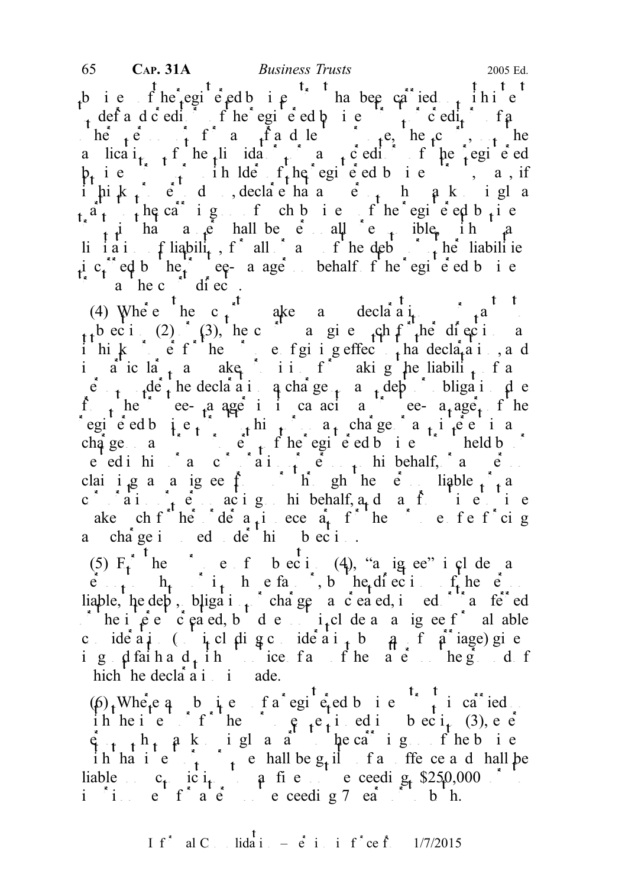business of the registered business trust has been carried on with intent to defraud creditors of the registered business trust or creditors of any other person or for any fraudulent purpose, the Court, on the application of the liquidator or any creditor of the registered business trust or any unitholder of the registered business trust, may, if it thinks proper to do so, declare that any person who was knowingly a party to the carrying on of such business of the registered business trust in that manner shall be personally responsible, without any limitation of liability, for all or any of the debts or other liabilities incurred by the trustee-manager on behalf of the registered business trust as the Court directs.

(4) Where the Court makes any such declaration under subsection (2) or (3), the Court may give such further directions as it thinks proper for the purpose of giving effect to that declaration, and in particular, may make provision for making the liability of any person under the declaration a charge on any debt or obligation due from the trustee-manager in its capacity as trustee-manager of the registered business trust to him, or on any mortgage or charge or any interest in any mortgage or charge on any assets of the registered business trust held by or vested in him or any company or person on his behalf, or any person claiming as assignee from or through the person liable or any company or person acting on his behalf, and may from time to time make such further order as is necessary for the purpose of enforcing any charge imposed under this subsection.

(5) For the purpose of subsection (4), "assignee" includes any person to whom or in whose favour, by the directions of the person liable, the debt, obligation, mortgage or charge was created, issued or transferred or the interest created, but does not include an assignee for valuable consideration (not including consideration by way of marriage) given in good faith and without notice of any of the matters on the ground of which the declaration is made.

(6) Where any business of a registered business trust is carried on with the intent or for the purpose mentioned in subsection (3), every person who was knowingly a party to the carrying on of the business with that intent or purpose shall be guilty of an offence and shall be liable on conviction to a fine not exceeding $250,000 or to imprisonment for a term not exceeding 7 years or to both.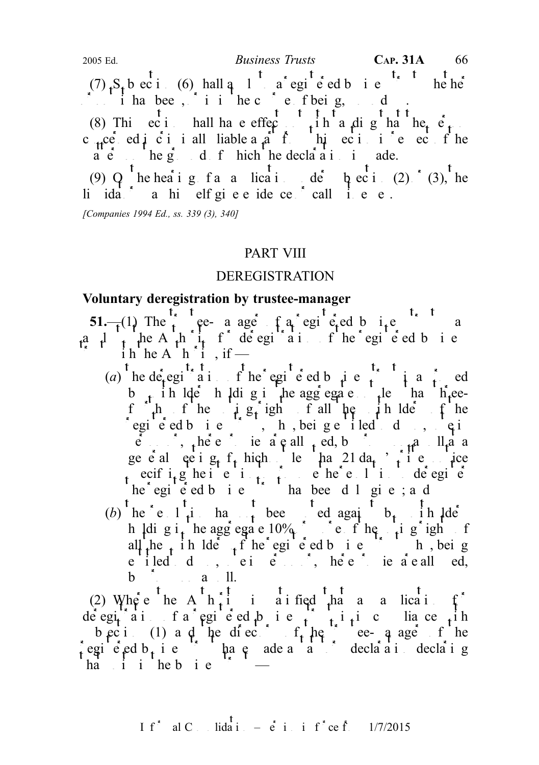(7) Subsection (6) shall apply to a registered business trust whether or not it has been, or is in the course of being, wound up.

(8) This section shall have effect notwithstanding that the person concerned is criminally liable in respect of the matters on the ground of which the declaration is made.

(9) On the hearing of an application under subsection (2) or (3), the liquidator may himself give evidence or call witnesses.

[Companies 1994 Ed., ss. 339 (3), 340]

## PART VIII

## DEREGISTRATION

**Voluntary deregistration by trustee-manager**

**51.**—(1) The trustee-manager of a registered business trust may apply to the Authority for deregistration of the registered business trust with the Authority, if —

(*a*) the deregistration of the registered business trust is approved by unitholders holding in the aggregate not less than three-fourths of the voting rights of all the unitholders of the registered business trust who, being entitled to do so, vote in person or, where proxies are allowed, by proxy present at a general meeting of which not less than 21 days' written notice specifying the intention to propose the resolution to deregister the registered business trust has been duly given; and

(*b*) the resolution has not been voted against by unitholders holding in the aggregate 10% or more of the voting rights of all the unitholders of the registered business trust who, being entitled to do so, vote in person or, where proxies are allowed, by proxy at a poll.

(2) Where the Authority is satisfied that an application for deregistration of a registered business trust is in compliance with subsection (1) and the directors of the trustee-manager of the registered business trust have made a solvency declaration declaring that it is the business trust —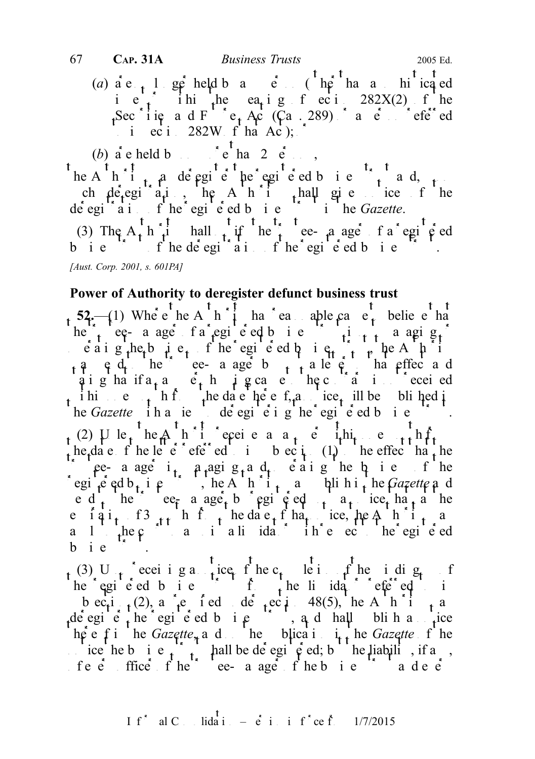(*a*) are no longer held by any person (other than a sophisticated investor within the meaning of section 282X(2) of the Securities and Futures Act (Cap. 289)) as referred to in section 282W of that Act; or

(*b*) are held by not more than 2 persons,

the Authority may deregister the registered business trust and, upon such deregistration, the Authority shall give notice of the deregistration of the registered business trust in the *Gazette*.

(3) The Authority shall notify the trustee-manager of a registered business trust of the deregistration of the registered business trust.

*[Aust. Corp. 2001, s. 601PA]*

**Power of Authority to deregister defunct business trust**

**52.**—(1) Where the Authority has reasonable cause to believe that the trustee-manager of a registered business trust is not managing or operating the business of the registered business trust, the Authority may send to the trustee-manager by post a letter to that effect and stating that if an answer showing cause to the contrary is not received within one month from the date thereof, a notice will be published in the *Gazette* with a view to deregistering the registered business trust.

(2) Unless the Authority receives an answer within one month from the date of the letter referred to in subsection (1) to the effect that the trustee-manager is managing and operating the business of the registered business trust, the Authority may publish in the *Gazette* and send to the trustee-manager by registered post a notice that, at the expiration of 3 months from the date of that notice, the Authority may apply to the Court to appoint a liquidator with respect to the registered business trust.

(3) Upon receiving a notice of the completion of the winding up of the registered business trust from the liquidator referred to in subsection (2), as required under section 48(5), the Authority may deregister the registered business trust, and shall publish a notice thereof in the *Gazette*, and on the publication in the *Gazette* of the notice the business trust shall be deregistered; but the liability, if any, of every officer of the trustee-manager of the business trust and every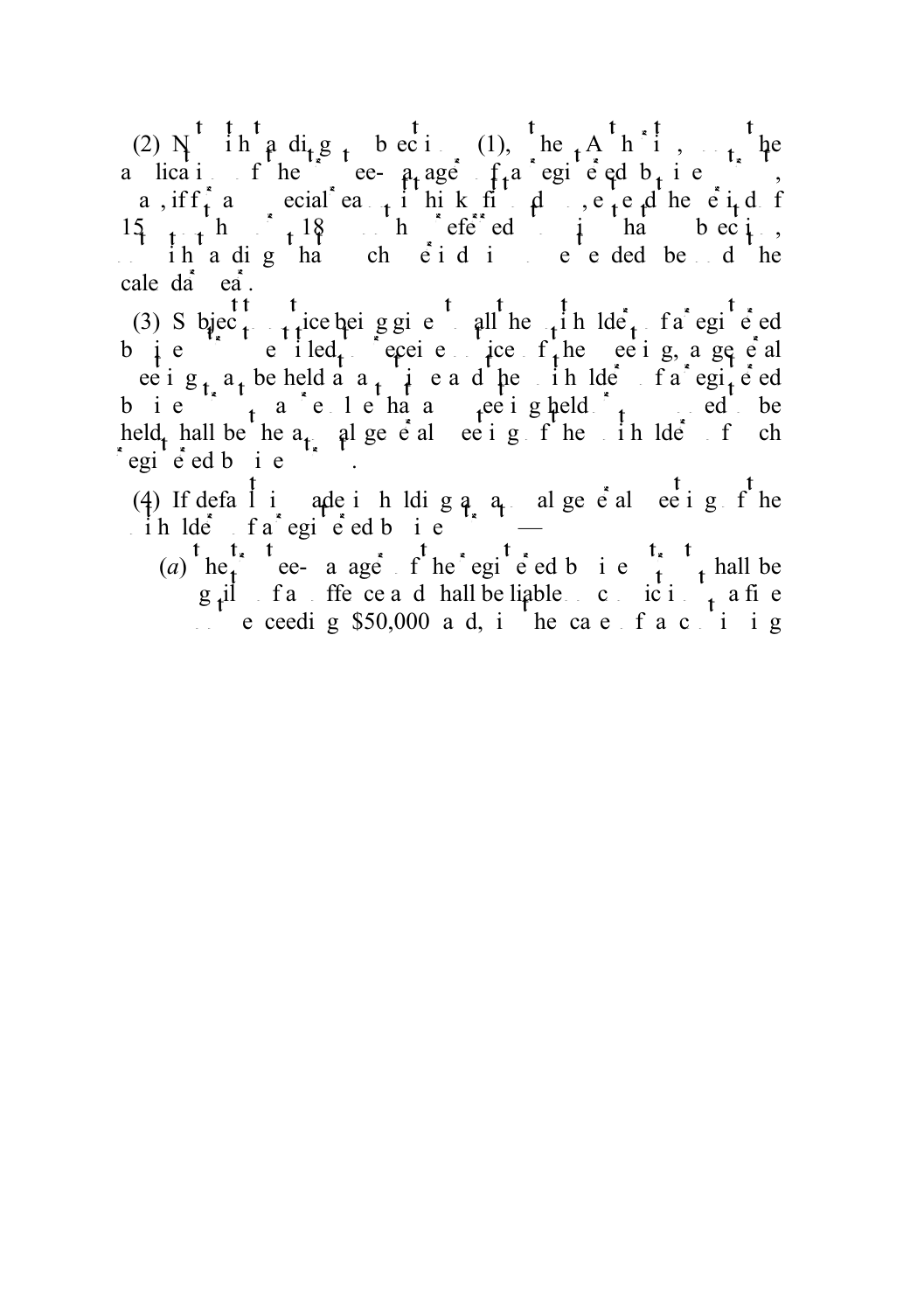(2) N i h a di g b ec i (1), he A h i , he a lica i f he ee- a age f a egi e ed b i e , a , if f a ecial ea i hi k fi d , e e d he e i d f 15 h 18 h efe ed i ha b ec i , i h a di g ha ch e i d i e e ded be d he cale da ea .

(3) S bjec ice bei g gi e all he i h lde f a egi e ed b i e e i led ecei e ice f he ee i g, a ge e al ee i g a be held a a i e a d he i h lde f a egi e ed b i e a e l e ha a ee i g held. ed be held hall be he a al ge e al ee i g f he i h lde f ch egi e ed b i e .

(4) If defa l i ade i h ldi g a a al ge e al ee i g f he i h lde f a egi e ed b i e —

(*a*) he ee- a age f he egi e ed b i e hall be g il f a ffe ce a d hall be liable c ic i a fi e e ceedi g $50,000 a d, i he ca e f a c i i g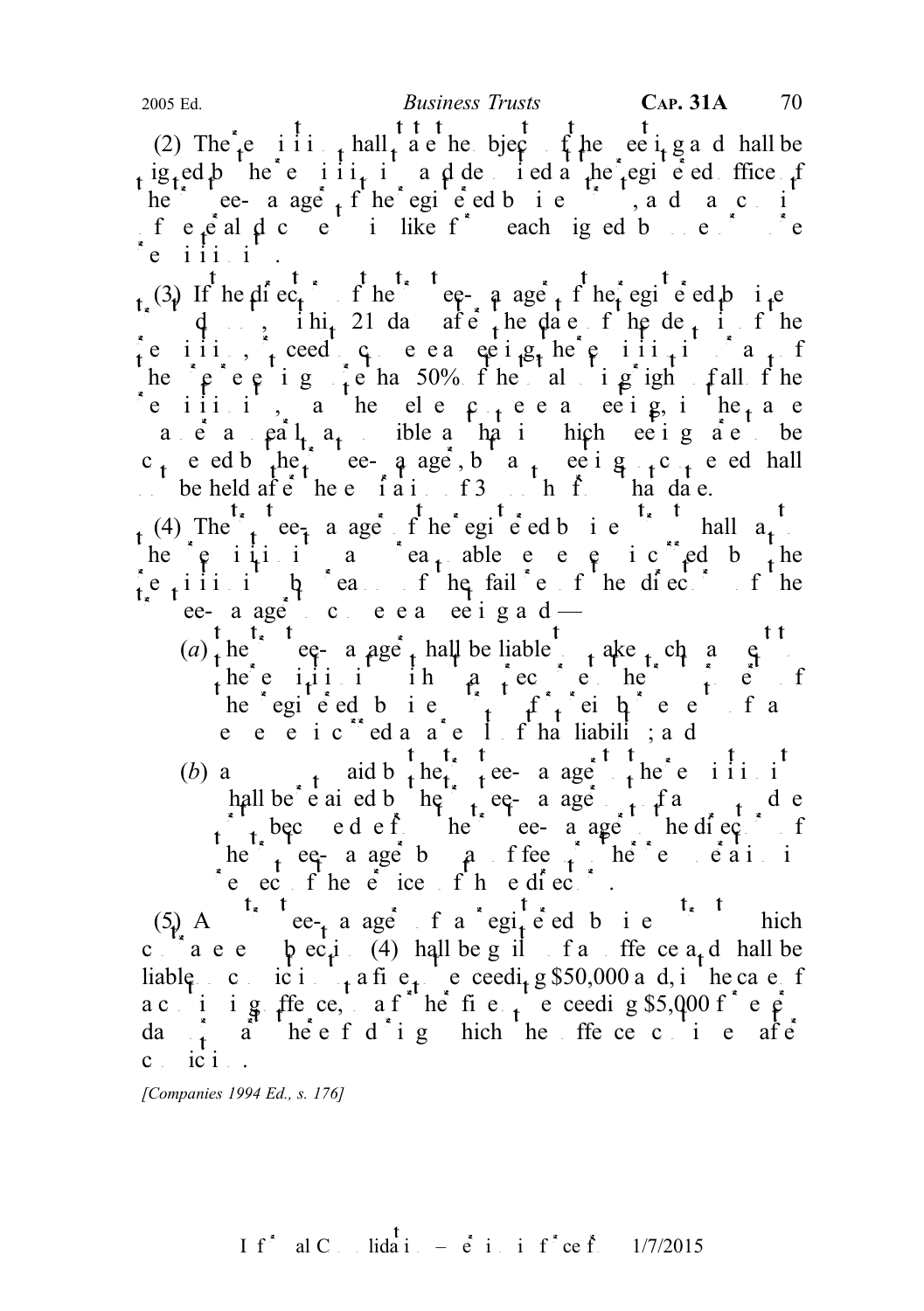(2) The requisition shall state the objects of the meeting and shall be signed by the requisitionists and deposited at the registered office of the trustee-manager of the registered business trust, and may consist of several documents in like form each signed by one or more requisitionists.

(3) If the directors of the trustee-manager of the registered business trust do not, within 21 days after the date of the deposit of the requisition, proceed to convene a meeting, the requisitionists, or any of them representing more than 50% of the total voting rights of all of the requisitionists, may themselves convene a meeting, in the same manner as nearly as possible as that in which meetings are to be convened by the trustee-manager, but a meeting so convened shall not be held after the expiration of 3 months from that date.

(4) The trustee-manager of the registered business trust shall pay to the requisitionists any reasonable expenses incurred by the requisitionists by reason of the failure of the directors of the trustee-manager to convene a meeting and —

(*a*) the trustee-manager shall be liable to make such payment to the requisitionists without any recourse to the trust property of the registered business trust for reimbursement of any expense incurred as a result of that liability; and

(*b*) any sum so paid by the trustee-manager to the requisitionists shall be retained by the trustee-manager out of any sums due or to become due from the trustee-manager to the directors of the trustee-manager by way of fees or other remuneration in respect of the services of those directors.

(5) A trustee-manager of a registered business trust which contravenes subsection (4) shall be guilty of an offence and shall be liable on conviction to a fine not exceeding $50,000 and, in the case of a continuing offence, to a further fine not exceeding $5,000 for every day or part thereof during which the offence continues after conviction.

*[Companies 1994 Ed., s. 176]*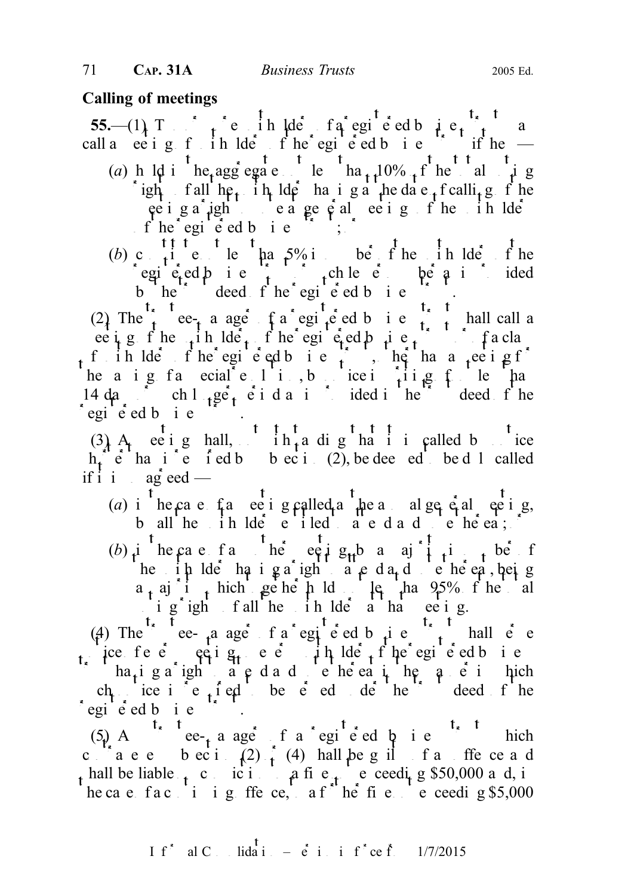## Calling of meetings

**55.**—(1) The unitholders of a registered business trust may call a meeting of unitholders of the registered business trust if they —

(*a*) hold in the aggregate not less than 10% of the total voting rights of all the unitholders having at the date of calling of the meeting a right to vote at general meetings of the unitholders of the registered business trust; or

(*b*) constitute not less than 5% in number of the unitholders of the registered business trust, or such lesser number as may be provided by the trust deed of the registered business trust.

(2) The trustee-manager of a registered business trust shall call a meeting of the unitholders of the registered business trust (or of a class of unitholders of the registered business trust), other than a meeting for the passing of a special resolution, by notice in writing of not less than 14 days or such longer period as is provided in the trust deed of the registered business trust.

(3) A meeting shall, notwithstanding that it is called by notice shorter than that specified by subsection (2), be deemed to be duly called if it is so agreed —

(*a*) in the case of a meeting called as the annual general meeting, by all the unitholders entitled to attend and vote thereat; or

(*b*) in the case of any other meeting, by a majority in number of the unitholders having a right to attend and vote thereat, being a majority which together hold not less than 95% of the total voting rights of all the unitholders at that meeting.

(4) The trustee-manager of a registered business trust shall serve the notice of every meeting on every unitholder of the registered business trust having a right to attend and vote thereat in the manner in which such notice is required to be served under the trust deed of the registered business trust.

(5) A trustee-manager of a registered business trust which contravenes subsection (2) or (4) shall be guilty of an offence and shall be liable on conviction to a fine not exceeding $50,000 and, in the case of a continuing offence, to a further fine not exceeding $5,000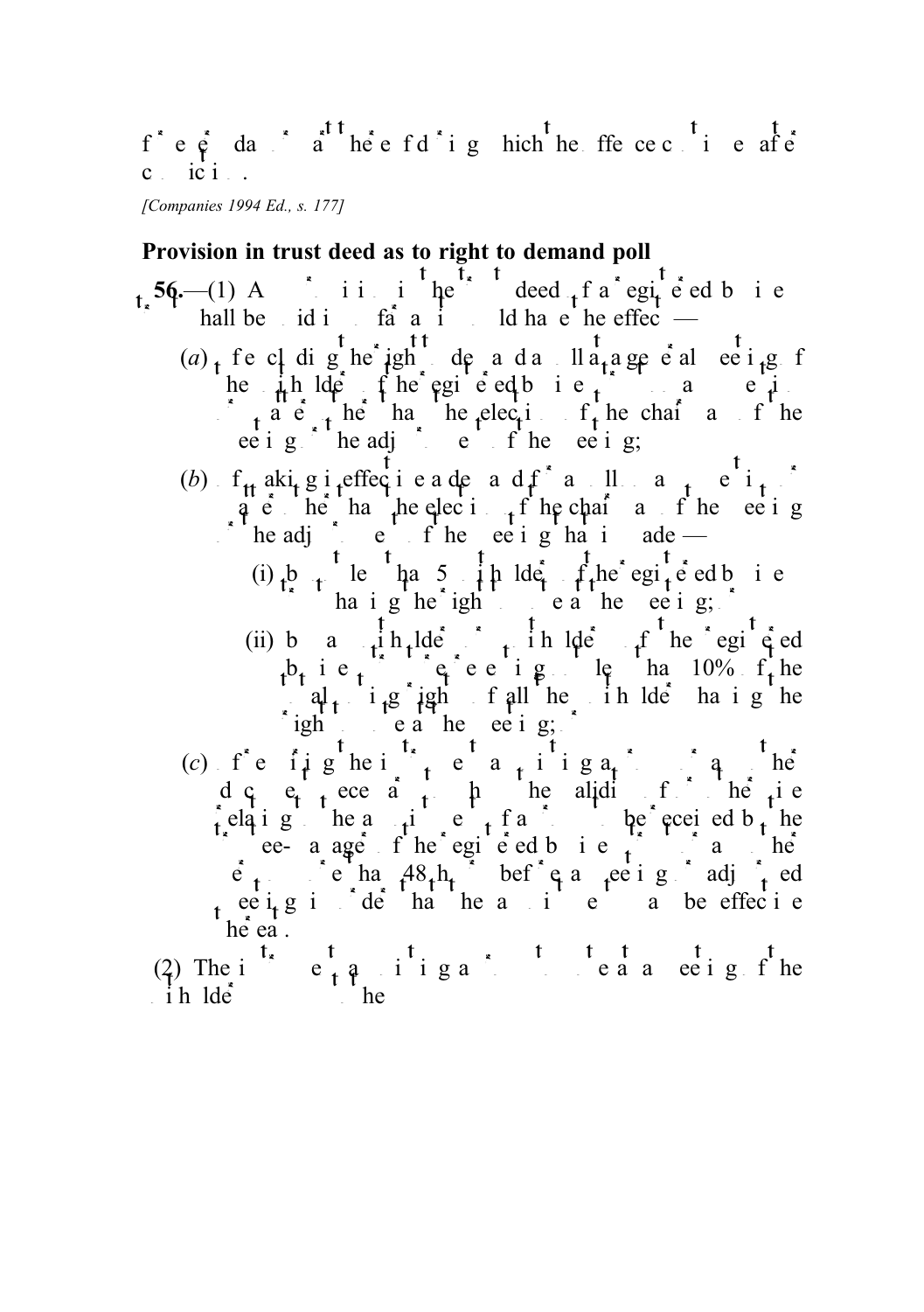for every day after the end of the period during which the offence continues after conviction.

*[Companies 1994 Ed., s. 177]*

**Provision in trust deed as to right to demand poll**

**56.**—(1) Any provision in the trust deed of a registered business trust shall be void in so far as it would have the effect —

(*a*) of excluding the right to demand a poll at a general meeting of the unitholders of the registered business trust on any question or matter other than the election of the chairman of the meeting or the adjournment of the meeting;

(*b*) of making ineffective a demand for a poll on any question or matter other than the election of the chairman of the meeting or the adjournment of the meeting that is made —

(i) by not less than 5 unitholders of the registered business trust having the right to vote at the meeting; or

(ii) by a unitholder or unitholders of the registered business trust representing not less than 10% of the total voting rights of all the unitholders having the right to vote at the meeting; or

(*c*) of requiring the instrument appointing a proxy or any other document necessary to show the validity of or otherwise relating to the appointment of a proxy to be received by the trustee-manager of the registered business trust or any other person more than 48 hours before a meeting or adjourned meeting in order that the appointment may be effective thereat.

(2) The instrument appointing a proxy to vote at a meeting of the unitholders of the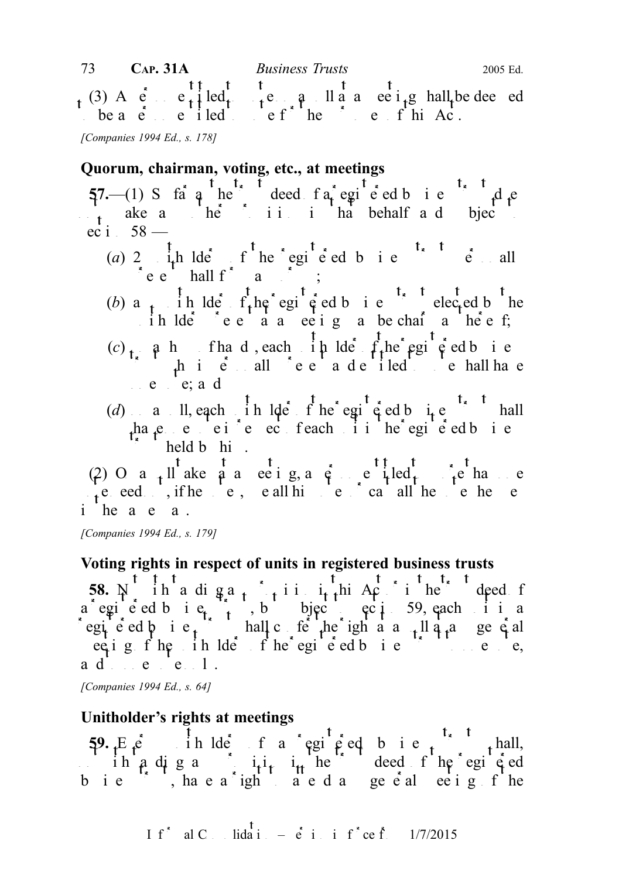(3) A person entitled to vote on a poll at a meeting shall be deemed to be a person entitled to vote for the purposes of this Act.

*[Companies 1994 Ed., s. 178]*

### Quorum, chairman, voting, etc., at meetings

**57.**—(1) So far as the trust deed of a registered business trust does not make any other provision in that behalf and subject to section 58 —

(*a*) 2 unitholders of the registered business trust personally present shall form a quorum;

(*b*) any unitholder of the registered business trust elected by the unitholders present at a meeting may be chairman thereof;

(*c*) on a show of hands, each unitholder of the registered business trust who is personally present and entitled to vote shall have one vote; and

(*d*) on a poll, each unitholder of the registered business trust shall have one vote in respect of each unit in the registered business trust held by him.

(2) On a poll taken at a meeting, a person entitled to more than one vote need not, if he votes, use all his votes or cast all the votes he uses in the same way.

*[Companies 1994 Ed., s. 179]*

### Voting rights in respect of units in registered business trusts

**58.** Notwithstanding any provision in this Act or in the trust deed of a registered business trust, but subject to section 59, each unit in a registered business trust shall confer the right at a poll at any general meeting of the unitholders of the registered business trust to one vote, and to one vote only.

*[Companies 1994 Ed., s. 64]*

### Unitholder's rights at meetings

**59.** Every unitholder of a registered business trust shall, notwithstanding any provision in the trust deed of the registered business trust, have a right to attend any general meeting of the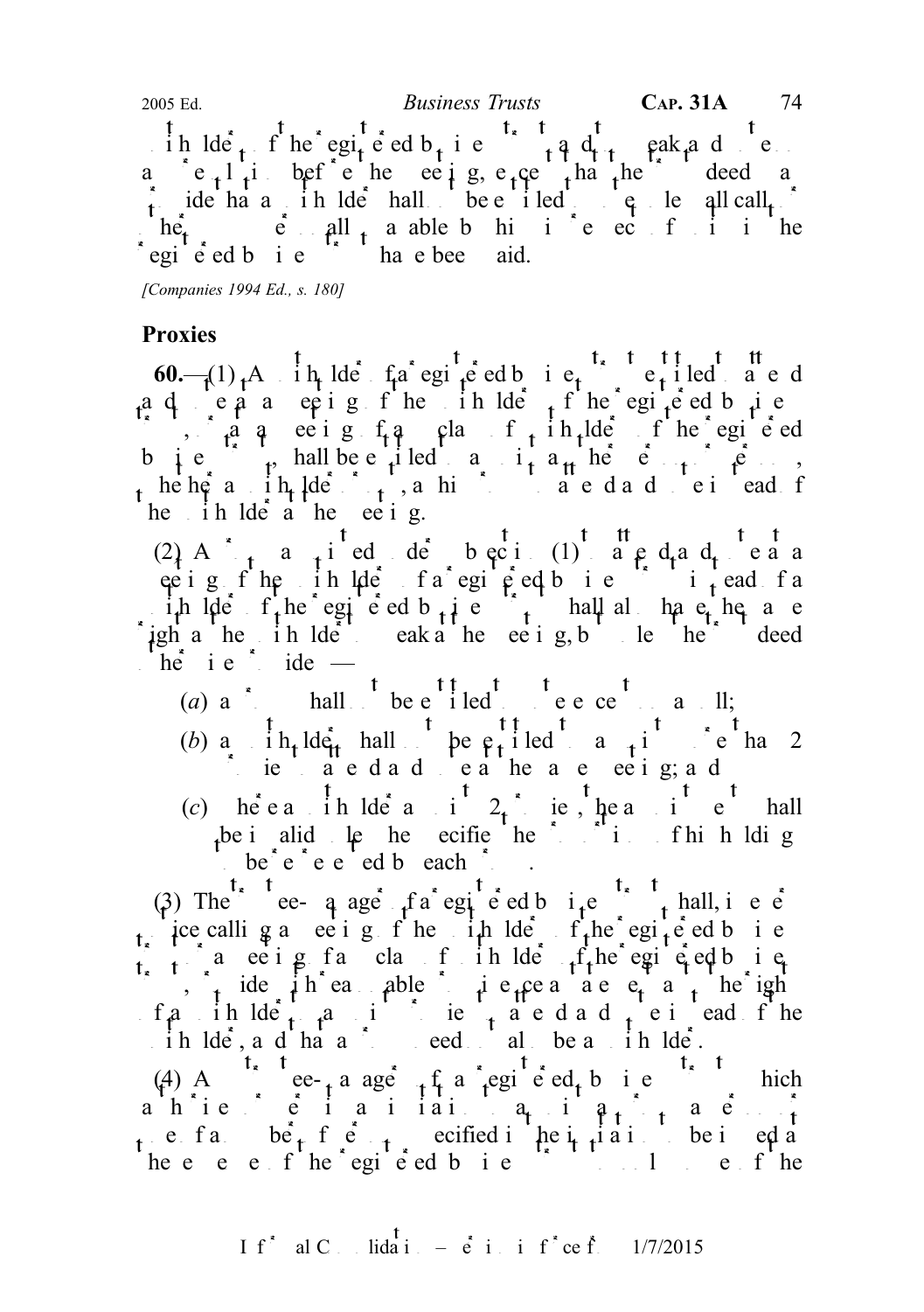unitholder of the registered business trust to attend and speak and vote at any resolution before the meeting, except that the trust deed may provide that a unitholder shall not be entitled to vote unless all calls or other sums personally payable by him in respect of units in the registered business trust have been paid.

*[Companies 1994 Ed., s. 180]*

## Proxies

**60.**—(1) A unitholder of a registered business trust who is entitled to attend and vote at a meeting of the unitholders of the registered business trust, or at a meeting of any class of unitholders of the registered business trust, shall be entitled to appoint another person or persons, whether a unitholder or not, as his proxy to attend and vote instead of the unitholder at the meeting.

(2) A proxy appointed under subsection (1) to attend and vote at a meeting of the unitholders of a registered business trust instead of a unitholder of the registered business trust shall also have the same right as the unitholder to speak at the meeting, but unless the trust deed otherwise provides —

(*a*) a proxy shall not be entitled to vote except on a poll;

(*b*) a unitholder shall not be entitled to appoint more than 2 proxies to attend and vote at the same meeting; and

(*c*) where a unitholder appoints 2 proxies, the appointment shall be invalid unless he specifies the proportion of his holdings to be represented by each proxy.

(3) The trustee-manager of a registered business trust shall, in every notice calling a meeting of the unitholders of the registered business trust or a meeting of any class of unitholders of the registered business trust, provide with reasonable prominence a statement that a unitholder entitled to attend and vote is entitled to appoint a proxy or proxies to attend and vote instead of the unitholder, and that a proxy need not also be a unitholder.

(4) A trustee-manager of a registered business trust which authorises or issues invitations to appoint as proxy a person or one of a number of persons specified in the invitations to be issued at the expense of the registered business trust to some only of the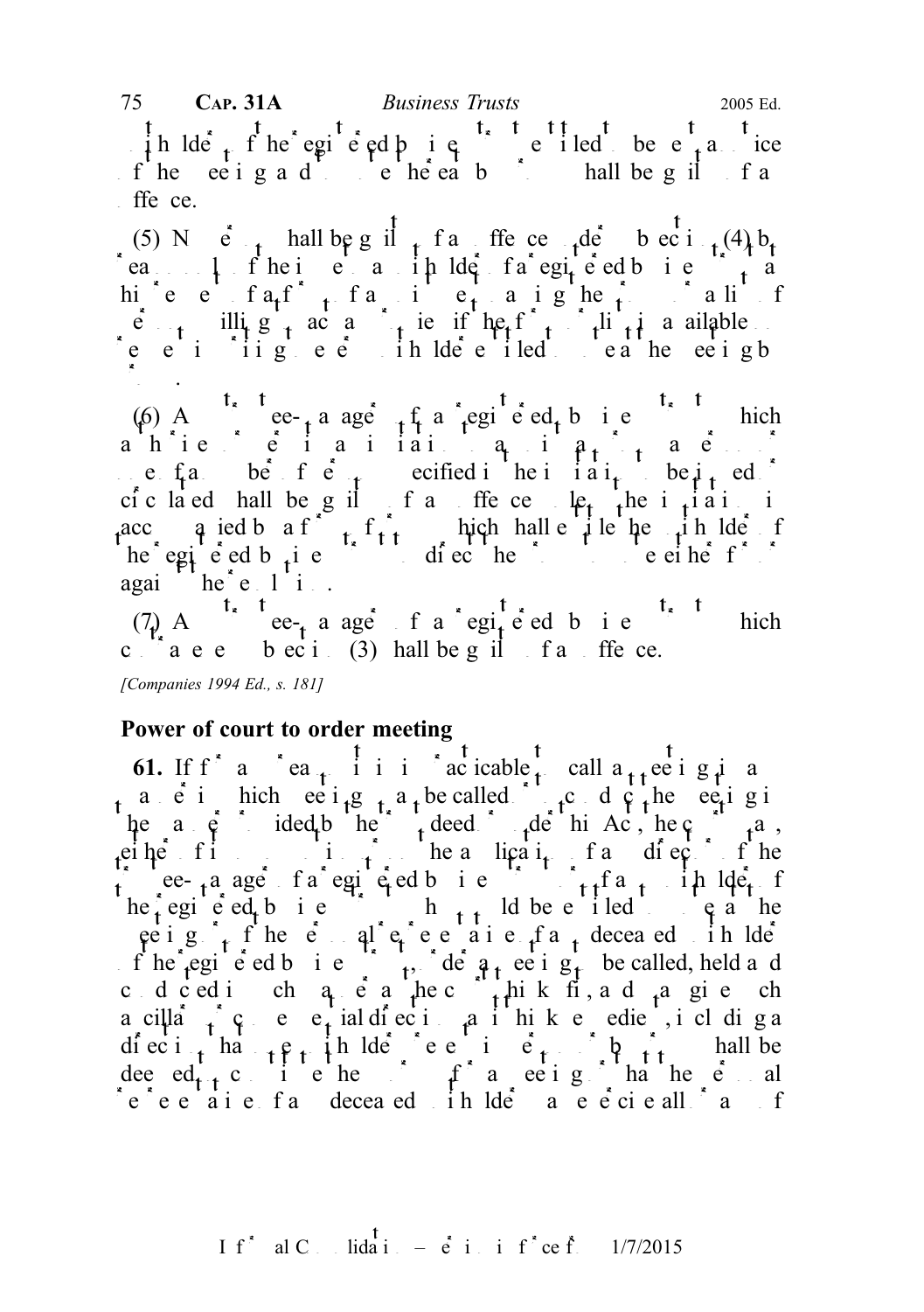unitholders of the registered business trust entitled to be sent a notice of the meeting and to vote thereat by proxy, shall be guilty of an offence.

(5) No person shall be guilty of an offence under subsection (4) by reason only of the issue to a unitholder of a registered business trust at his request in writing of a form of appointment naming the proxy or of a list of persons willing to act as proxies if the form or list is available on request in writing to every unitholder entitled to vote at the meeting by proxy.

(6) A trustee-manager of a registered business trust who authorises or permits an invitation to appoint as proxy a person or one of a number of persons specified in the invitation to be issued or circulated shall be guilty of an offence unless the invitation is accompanied by a form of proxy which shall entitle the unitholder of the registered business trust to direct the proxy to vote either for or against the resolution.

(7) A trustee-manager of a registered business trust who contravenes subsection (3) shall be guilty of an offence.

*[Companies 1994 Ed., s. 181]*

**Power of court to order meeting**

**61.** If for any reason it is impracticable to call a meeting in any manner in which meetings may be called or to conduct the meeting in the manner prescribed by the trust deed or under this Act, the court may, either of its own motion or on the application of any director of the trustee-manager of a registered business trust or of any unitholder of the registered business trust who would be entitled to vote at the meeting or of the personal representative of a deceased unitholder of the registered business trust, order a meeting to be called, held and conducted in such manner as the court thinks fit, and may give such ancillary or consequential directions as it thinks expedient, including a direction that one unitholder present in person or by proxy shall be deemed to constitute the quorum of a meeting or that the personal representative of a deceased unitholder may exercise all or any of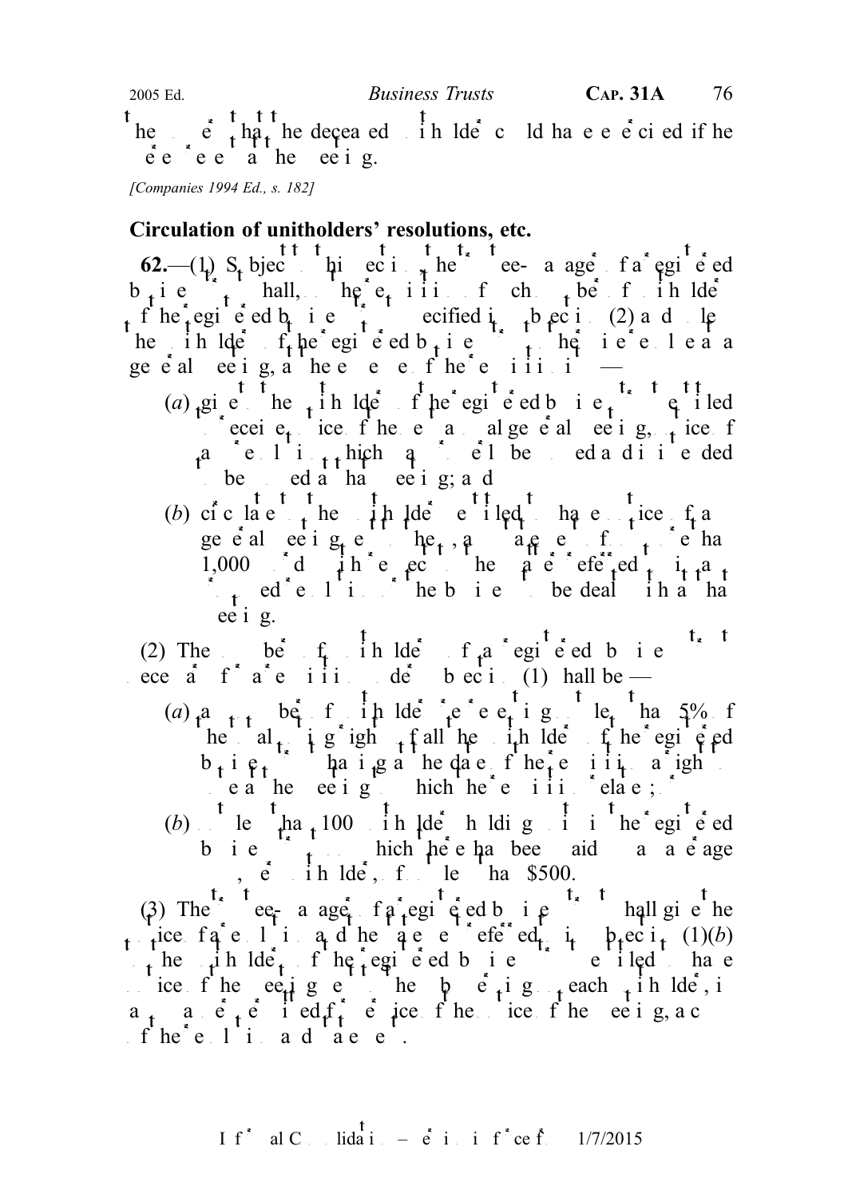the votes that the deceased unitholder could have exercised if he were present at the meeting.

*[Companies 1994 Ed., s. 182]*

**Circulation of unitholders' resolutions, etc.**

**62.**—(1) Subject to this section, the trustee-manager of a registered business trust shall, on the requisition in writing of such number of unitholders of the registered business trust as is specified in subsection (2) and unless the unitholders of the registered business trust otherwise resolve, at the expense of the requisitionists —

(*a*) give to the unitholders of the registered business trust entitled to receive notice of the next annual general meeting, notice of any resolution which may properly be moved and is intended to be moved at that meeting; and

(*b*) circulate to the unitholders entitled to have notice of any general meeting sent to them, any statement of not more than 1,000 words with respect to the matter referred to in any proposed resolution or the business to be dealt with at that meeting.

(2) The number of unitholders of a registered business trust necessary for a requisition under subsection (1) shall be —

(*a*) any number of unitholders representing not less than 5% of the total voting rights of all the unitholders of the registered business trust having at the date of the requisition a right to vote at the meeting to which the requisition relates; or

(*b*) not less than 100 unitholders holding units in the registered business trust on which there has been paid up an average, per unitholder, of not less than $500.

(3) The trustee-manager of a registered business trust shall give the notice of any resolution and the statement referred to in subsection (1)(*b*) to the unitholders of the registered business trust entitled to have notice of the meeting sent to them by serving on each unitholder, in any manner permitted for service of the notice of the meeting, a copy of the resolution and statement.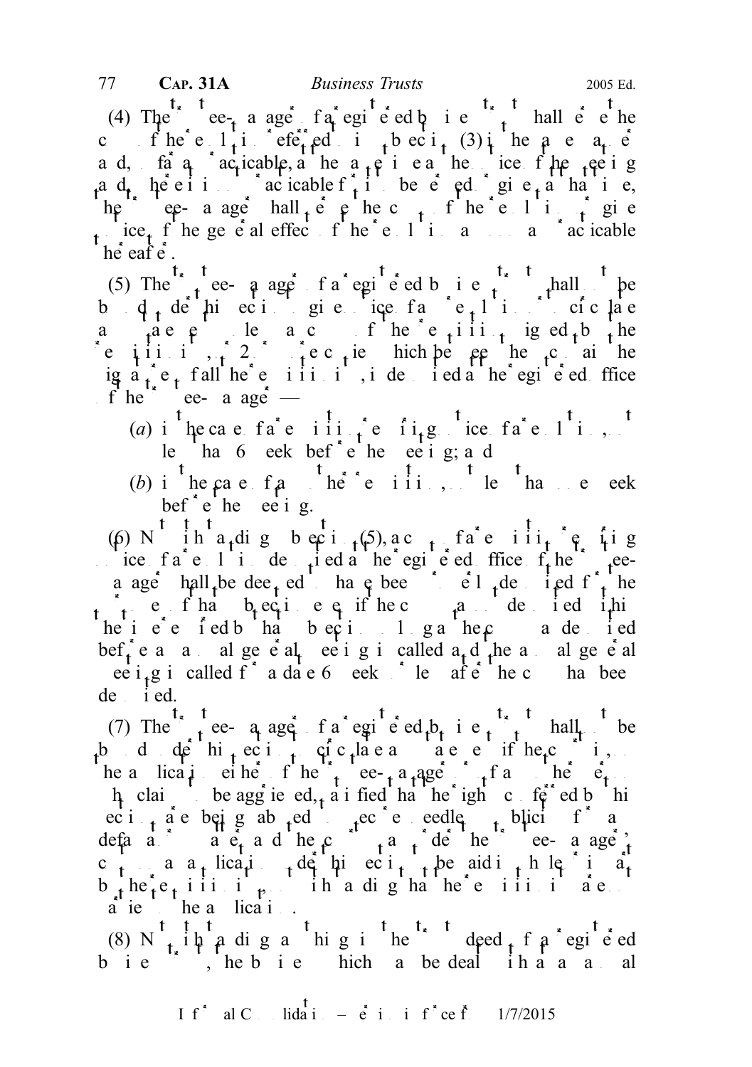(4) The trustee-manager of a registered business trust shall serve the copy of the resolution referred to in subsection (3) in the same manner and, so far as practicable, at the same time as the notice of the meeting and, where it is not practicable for it to be served or given at that time, the trustee-manager shall serve the copy of the resolution or give notice of the general effect of the resolution as soon as practicable thereafter.

(5) The trustee-manager of a registered business trust shall not be bound under this section to give notice of any resolution or to circulate any statement unless a copy of the requisition signed by the requisitionists (or 2 or more copies which between them contain the signatures of all the requisitionists), is deposited at the registered office of the trustee-manager —

(a) in the case of a requisition requiring notice of a resolution, not less than 6 weeks before the meeting; and

(b) in the case of any other requisition, not less than one week before the meeting.

(6) Notwithstanding subsection (5), a copy of a requisition requiring notice of a resolution deposited at the registered office of the trustee-manager shall be deemed to have been properly deposited for the purposes of that subsection even if the copy was not deposited within the time required by that subsection so long as the copy was deposited before an annual general meeting is called and the annual general meeting is called for a date 6 weeks or less after the copy has been deposited.

(7) The trustee-manager of a registered business trust shall not be bound under this section to circulate any statement if the court is, on the application either of the trustee-manager or of any other person who claims to be aggrieved, satisfied that the rights conferred by this section are being abused to secure needless publicity for a defamatory matter; and the court may order the trustee-manager's costs on an application under this section to be paid in whole or in part by the requisitionists, notwithstanding that the requisitionists are not parties to the application.

(8) Notwithstanding anything in the trust deed of a registered business trust, the business which may be dealt with at an annual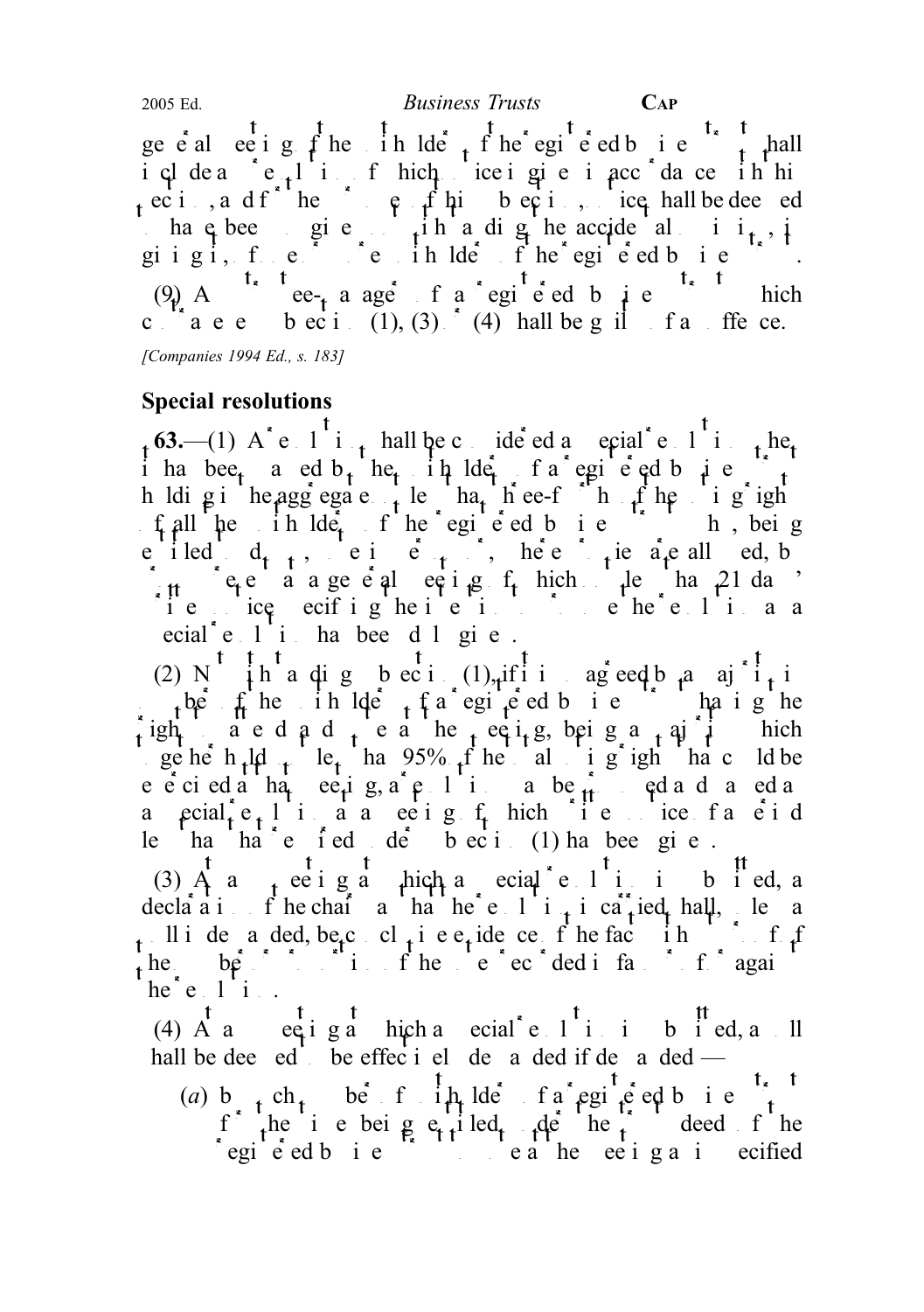general meeting of the unitholders of the registered business trust shall include a reference to a resolution of which notice is given in accordance with this section, and for the purposes of this subsection, notice shall be deemed to have been so given notwithstanding the accidental omission, in giving it, of one or more unitholders of the registered business trust.

(9) A trustee-manager of a registered business trust which contravenes subsection (1), (3) or (4) shall be guilty of an offence.

*[Companies 1994 Ed., s. 183]*

**Special resolutions**

**63.**—(1) A resolution shall be considered as a special resolution when it has been passed by the unitholders of a registered business trust holding in the aggregate not less than three-fourths of the voting rights of all the unitholders of the registered business trust who, being entitled to do so, vote in person or, where proxies are allowed, by proxy present at a general meeting of which not less than 21 days' written notice specifying the intention to propose the resolution as a special resolution has been duly given.

(2) Notwithstanding subsection (1), if it is so agreed by a majority in number of the unitholders of a registered business trust having the right to attend and to vote at the meeting, being a majority which together holds not less than 95% of the total voting rights that could be exercised at that meeting, a resolution may be proposed and passed as a special resolution at a meeting of which written notice of a period less than that specified under subsection (1) has been given.

(3) At any meeting at which a special resolution is submitted, a declaration of the chairman that the resolution is carried shall, unless a poll is demanded, be conclusive evidence of the fact without proof of the number or proportion of the votes recorded in favour of or against the resolution.

(4) At any meeting at which a special resolution is submitted, a poll shall be deemed to be effectively demanded if demanded —

(*a*) by such number of unitholders of a registered business trust for the time being entitled under the trust deed of the registered business trust to vote at the meeting as is specified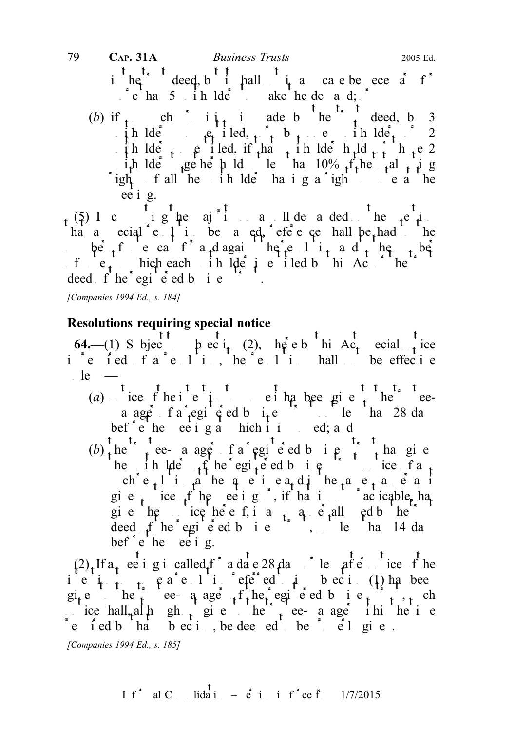in the trust deed, but it shall not in any case be necessary for more than 5 unitholders to make the demand; or

(b) if no such provision is made by the trust deed, by 3 unitholders so entitled, or by a unitholder or 2 unitholders so entitled, if that unitholder holds or those 2 unitholders together hold not less than 10% of the total voting rights of all the unitholders having a right to vote at the meeting.

(5) In computing the majority on a poll demanded on the question that a special resolution be passed, reference shall be had to the number of votes cast for and against the resolution and the number of votes to which each unitholder is entitled by this Act or the trust deed of the registered business trust.

*[Companies 1994 Ed., s. 184]*

## Resolutions requiring special notice

**64.**—(1) Subject to subsection (2), where by this Act special notice is required of a resolution, the resolution shall not be effective unless —

(a) notice of the intention to move it has been given to the trustee-manager of a registered business trust not less than 28 days before the meeting at which it is moved; and

(b) the trustee-manager of a registered business trust has given the unitholders of the registered business trust notice of any such resolution at the same time and in the same manner as it gives notice of the meeting or, if that is not practicable, has given them notice thereof, in any manner allowed by the trust deed of the registered business trust, not less than 14 days before the meeting.

(2) If a meeting is called for a date 28 days or less after notice of the intention to move such a resolution referred to in subsection (1) has been given to the trustee-manager of the registered business trust, such notice shall, although not given to the trustee-manager within the time required by that subsection, be deemed to be properly given.

*[Companies 1994 Ed., s. 185]*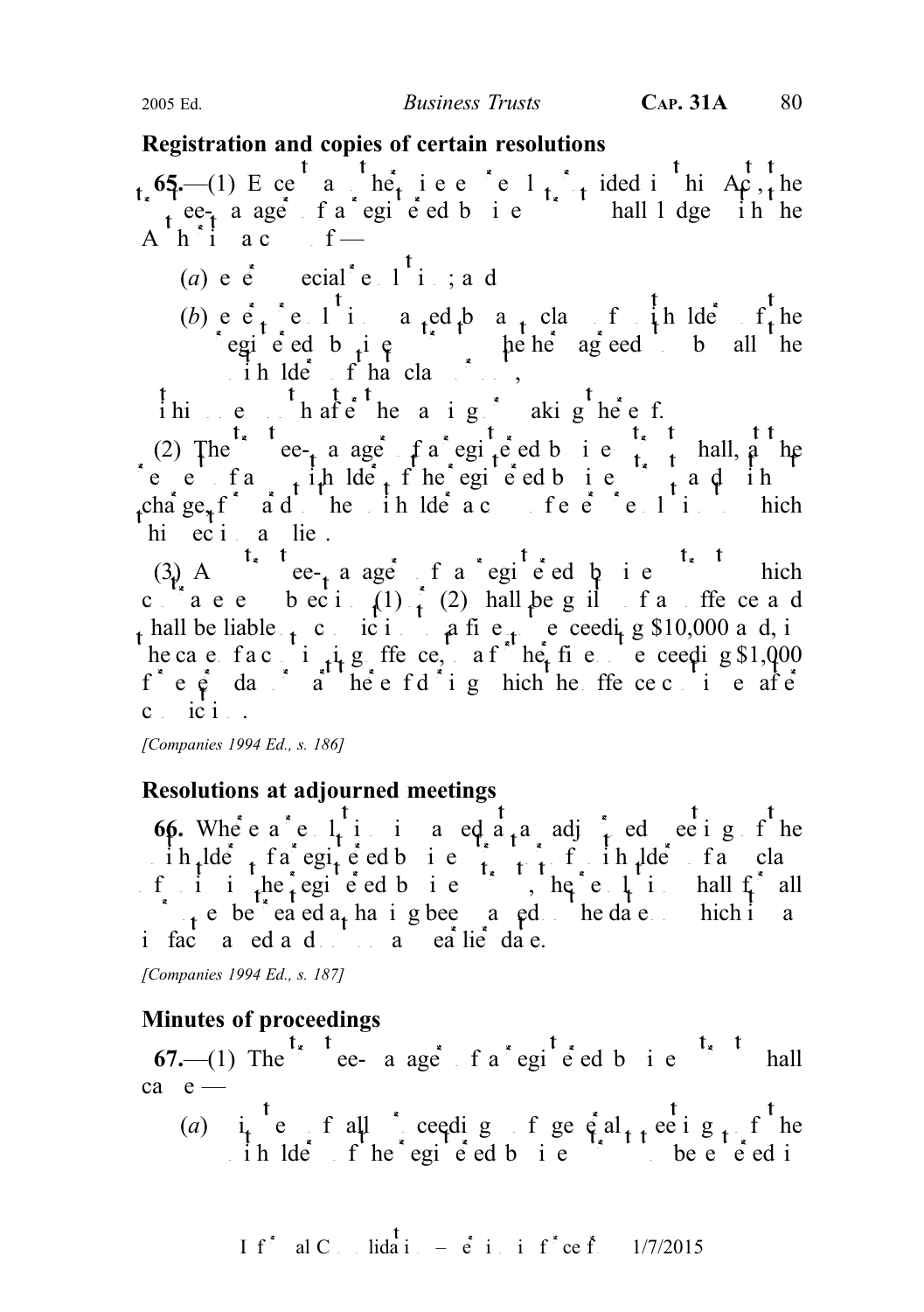## Registration and copies of certain resolutions

**65.**—(1) Except as otherwise expressly provided in this Act, the trustee-manager of a registered business trust shall lodge with the Authority a copy of —

(*a*) every special resolution; and

(*b*) every resolution passed by a class of unitholders of the registered business trust (whether agreed to by all the unitholders of that class or not),

within one month after the passing or making thereof.

(2) The trustee-manager of a registered business trust shall, at the request of any unitholder of the registered business trust and without charge, forward to the unitholder a copy of every resolution to which this section applies.

(3) A trustee-manager of a registered business trust which contravenes subsection (1) or (2) shall be guilty of an offence and shall be liable on conviction to a fine not exceeding $10,000 and, in the case of a continuing offence, to a further fine not exceeding $1,000 for every day or part thereof during which the offence continues after conviction.

*[Companies 1994 Ed., s. 186]*

## Resolutions at adjourned meetings

**66.** Where a resolution is passed at an adjourned meeting of the unitholders of a registered business trust or of unitholders of a class of units in the registered business trust, the resolution shall for all purposes be treated as having been passed on the date on which it was in fact passed and not on any earlier date.

*[Companies 1994 Ed., s. 187]*

## Minutes of proceedings

**67.**—(1) The trustee-manager of a registered business trust shall cause —

(*a*) minutes of all proceedings of general meetings of the unitholders of the registered business trust to be entered in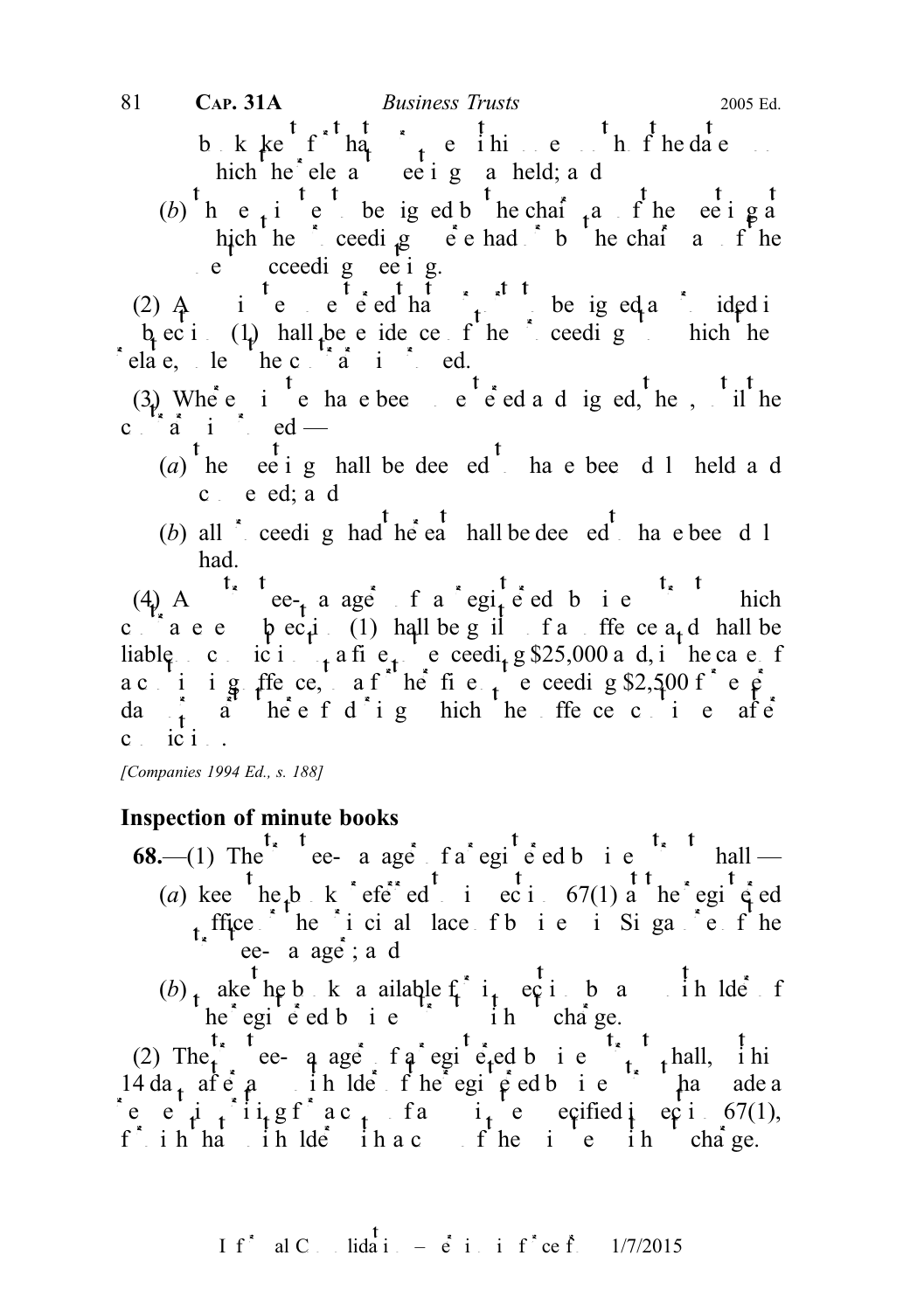books kept for that purpose within one month of the date on which the relevant meeting was held; and

(*b*) the minutes are to be signed by the chairman of the meeting at which the proceedings were had or by the chairman of the next succeeding meeting.

(2) Any minute entered that purports to be signed as provided in subsection (1) shall be evidence of the proceedings to which the minute relates, unless the contrary is proved.

(3) Where minutes have been so entered and signed, then, until the contrary is proved —

(*a*) the meeting shall be deemed to have been duly held and convened; and

(*b*) all proceedings had thereat shall be deemed to have been duly had.

(4) A trustee-manager of a registered business trust which contravenes subsection (1) shall be guilty of an offence and shall be liable on conviction to a fine not exceeding $25,000 and, in the case of a continuing offence, to a further fine not exceeding $2,500 for every day or part thereof during which the offence continues after conviction.

*[Companies 1994 Ed., s. 188]*

**Inspection of minute books**

**68.**—(1) The trustee-manager of a registered business trust shall —

(*a*) keep the books referred to in section 67(1) at the registered office or the principal place of business in Singapore of the trustee-manager; and

(*b*) make the books available for inspection by any unitholder of the registered business trust without charge.

(2) The trustee-manager of a registered business trust shall, within 14 days after any unitholder of the registered business trust has made a request in writing for a copy of any minutes specified in section 67(1), furnish that unitholder with a copy of the minutes without charge.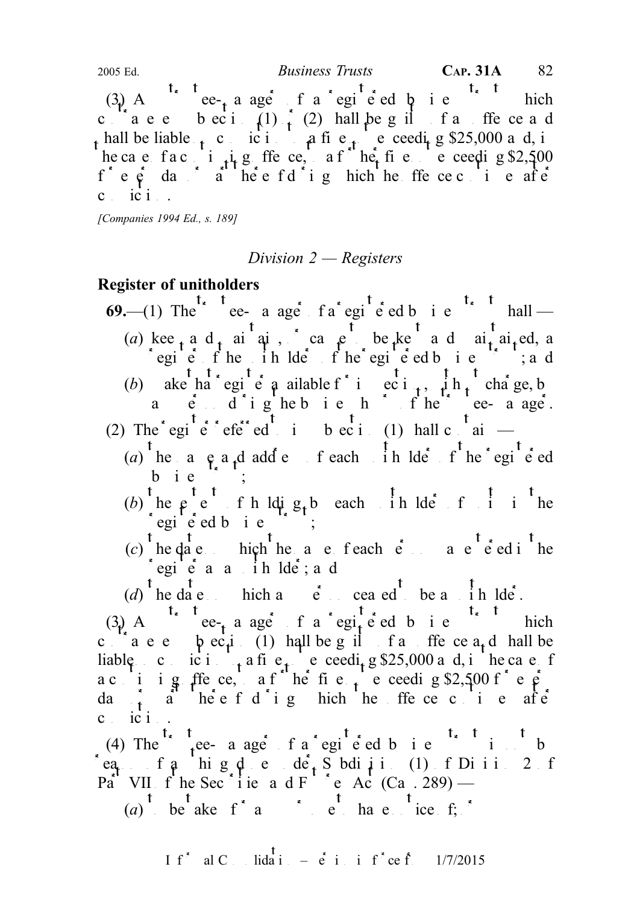(3) A trustee-manager of a registered business trust which contravenes subsection (1) or (2) shall be guilty of an offence and shall be liable on conviction to a fine not exceeding $25,000 and, in the case of a continuing offence, to a further fine not exceeding $2,500 for every day or part thereof during which the offence continues after conviction.

*[Companies 1994 Ed., s. 189]*

## *Division 2 — Registers*

### Register of unitholders

**69.**—(1) The trustee-manager of a registered business trust shall —

(*a*) keep and maintain, or cause to be kept and maintained, a register of the unitholders of the registered business trust; and

(*b*) make that register available for inspection, without charge, by any person during the business hours of the trustee-manager.

(2) The register referred to in subsection (1) shall contain —

(*a*) the name and address of each unitholder of the registered business trust;

(*b*) the number of units held by each unitholder of units in the registered business trust;

(*c*) the date on which the name of each person was entered in the register as a unitholder; and

(*d*) the date on which any person ceased to be a unitholder.

(3) A trustee-manager of a registered business trust which contravenes subsection (1) shall be guilty of an offence and shall be liable on conviction to a fine not exceeding $25,000 and, in the case of a continuing offence, to a further fine not exceeding $2,500 for every day or part thereof during which the offence continues after conviction.

(4) The trustee-manager of a registered business trust is not, by reason of anything done under Subdivision (1) of Division 2 of Part VII of the Securities and Futures Act (Cap. 289) —

(*a*) to be taken for any purpose to have notice of; or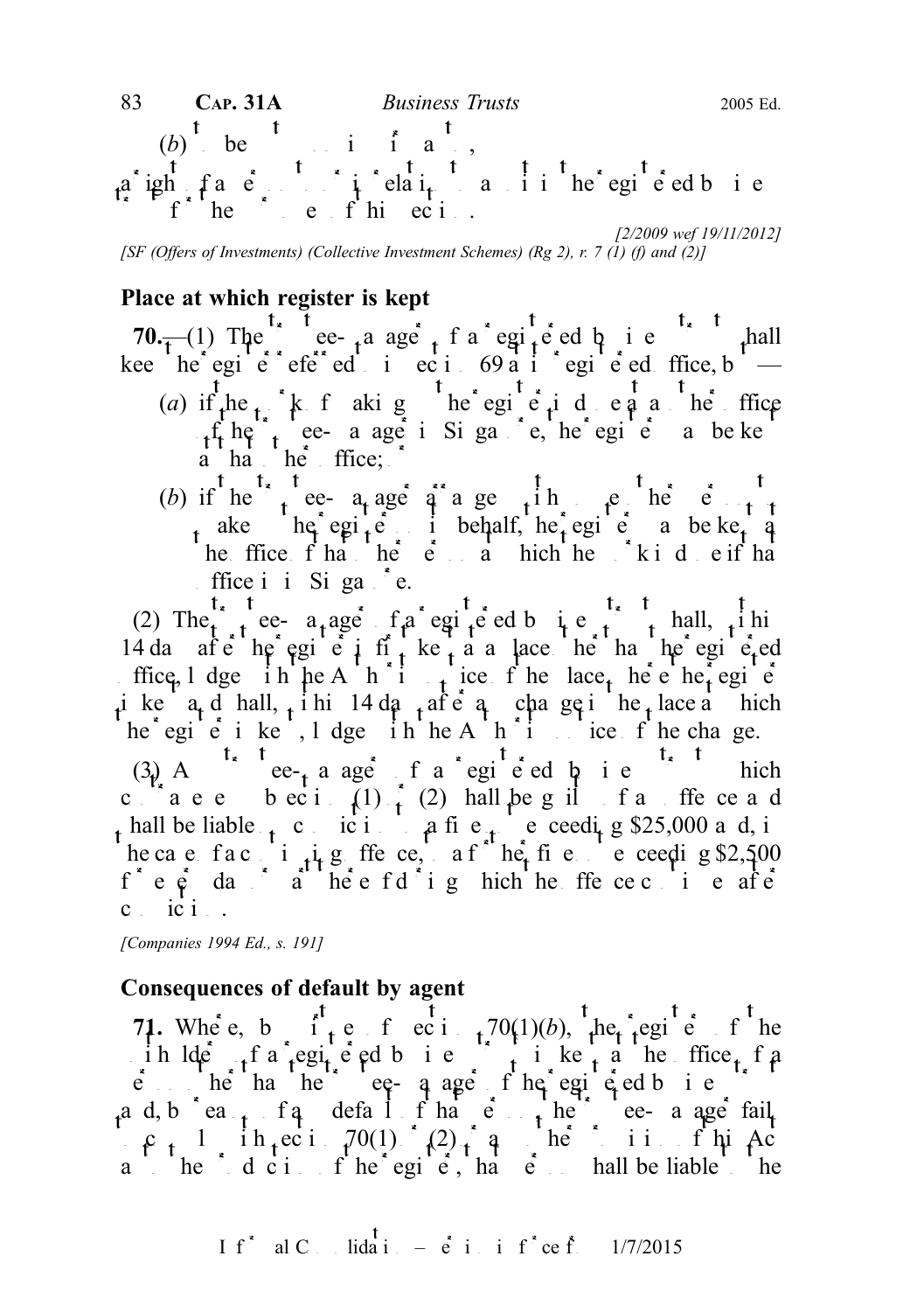(b) be evidence of,

any right of any person in relation to any unit in the registered business trust for the purposes of this section.

[2/2009 wef 19/11/2012]

[SF (Offers of Investments) (Collective Investment Schemes) (Rg 2), r. 7 (1) (f) and (2)]

## Place at which register is kept

**70.**—(1) The trustee-manager of a registered business trust shall keep the register referred to in section 69 at its registered office, but —

(a) if the work of making up the register is done at another office of the trustee-manager in Singapore, the register may be kept at that office; or

(b) if the trustee-manager arranges with some other person for the making up of the register on its behalf, the register may be kept at the office of that other person at which the work is done if that office is in Singapore.

(2) The trustee-manager of a registered business trust shall, within 14 days after the register is first kept at a place other than the registered office, lodge with the Authority notice of the place where the register is kept and shall, within 14 days after any change in the place at which the register is kept, lodge with the Authority notice of the change.

(3) A trustee-manager of a registered business trust which contravenes subsection (1) or (2) shall be guilty of an offence and shall be liable on conviction to a fine not exceeding $25,000 and, in the case of a continuing offence, to a further fine not exceeding $2,500 for every day or part thereof during which the offence continues after conviction.

[Companies 1994 Ed., s. 191]

## Consequences of default by agent

**71.** Where, by virtue of section 70(1)(b), the register of the unitholders of a registered business trust is kept at the office of a person other than the trustee-manager of the registered business trust and, by reason of any default of that person, the trustee-manager fails to comply with section 70(1) or (2) or any other provision of this Act as to the production of the register, that person shall be liable to the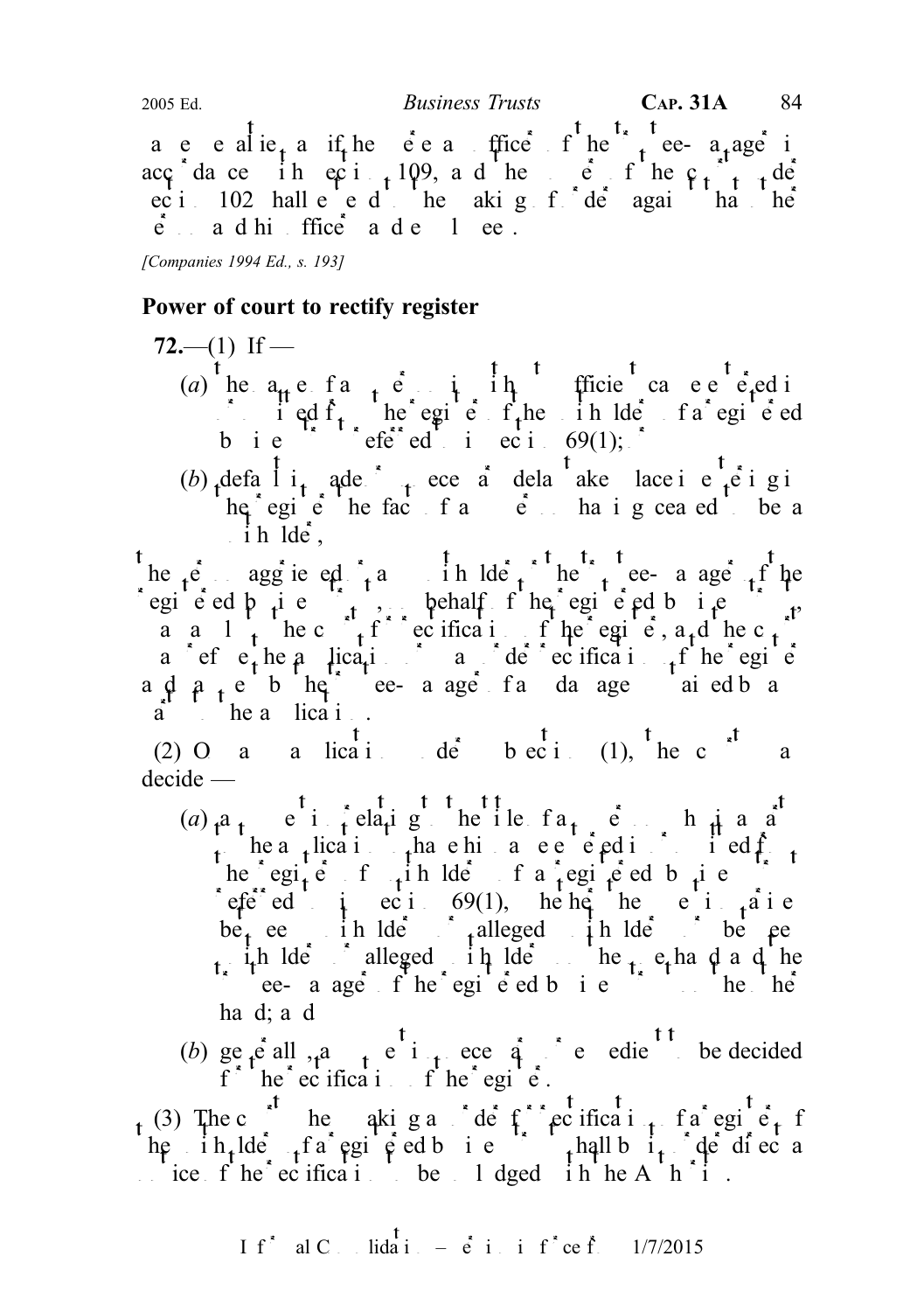are penalties as if he were an officer of the trustee-manager in accordance with section 109, and the power of the court under section 102 shall extend to the making of an order against that person and his officers and employees.

*[Companies 1994 Ed., s. 193]*

## Power of court to rectify register

**72.**—(1) If —

(*a*) the name of any person is, without sufficient cause, entered in or omitted from the register of the unitholders of a registered business trust referred to in section 69(1); or

(*b*) default is made or unnecessary delay takes place in entering in the register the fact of any person having ceased to be a unitholder,

the person aggrieved, any unitholder or the trustee-manager of the registered business trust, on behalf of the registered business trust, may apply to the court for rectification of the register, and the court may refuse the application or may order rectification of the register and payment by the trustee-manager of any damages sustained by any party to the application.

(2) On an application under subsection (1), the court may decide —

(*a*) any question relating to the title of any person who is a party to the application to have his name entered in or omitted from the register of unitholders of a registered business trust referred to in section 69(1), whether the question arises between unitholders or alleged unitholders or between unitholders or alleged unitholders on the one hand and the trustee-manager of the registered business trust on the other hand; and

(*b*) generally, any question necessary or expedient to be decided for the rectification of the register.

(3) The court when making an order for rectification of a register of the unitholders of a registered business trust shall by its order direct a notice of the rectification to be lodged with the Authority.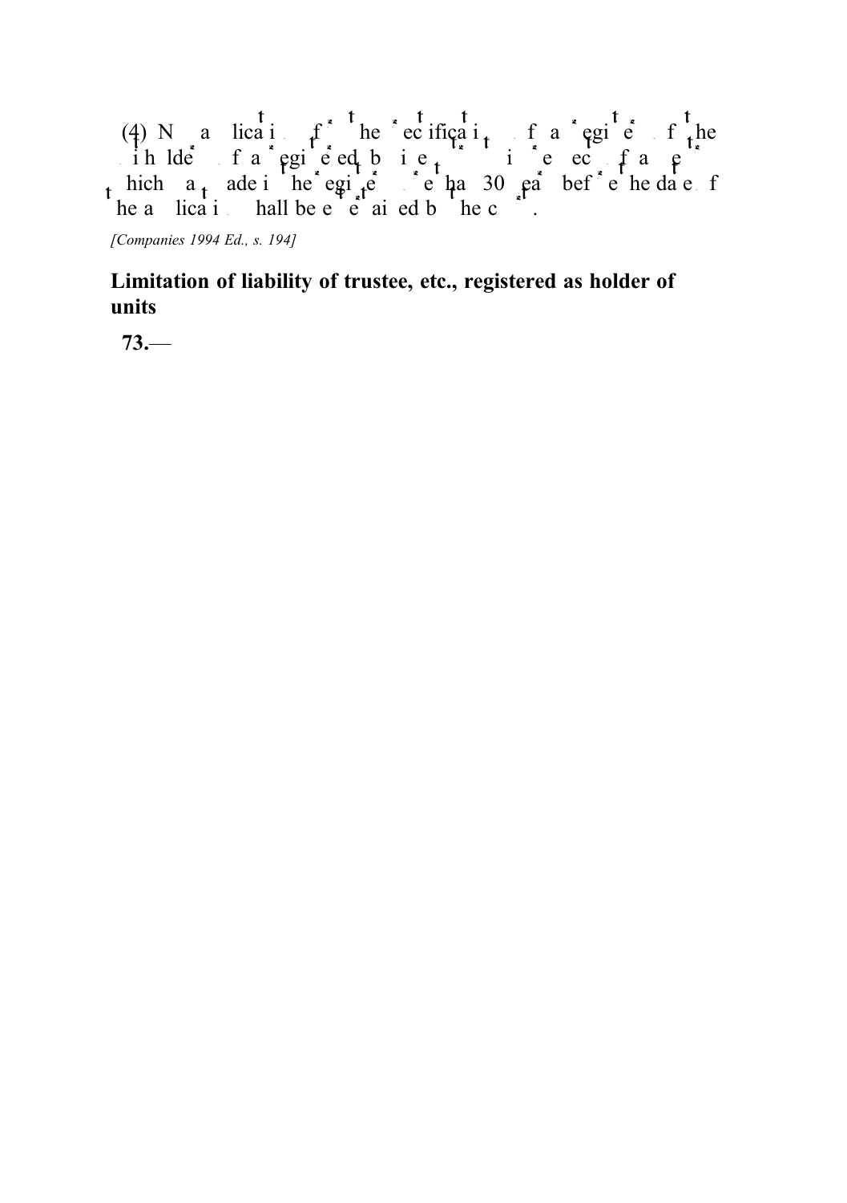(4) No application for the rectification of a register of the unitholders of a registered business trust in respect of an entry which was made in the register more than 30 years before the date of the application shall be entertained by the court.

*[Companies 1994 Ed., s. 194]*

**Limitation of liability of trustee, etc., registered as holder of units**

**73.**—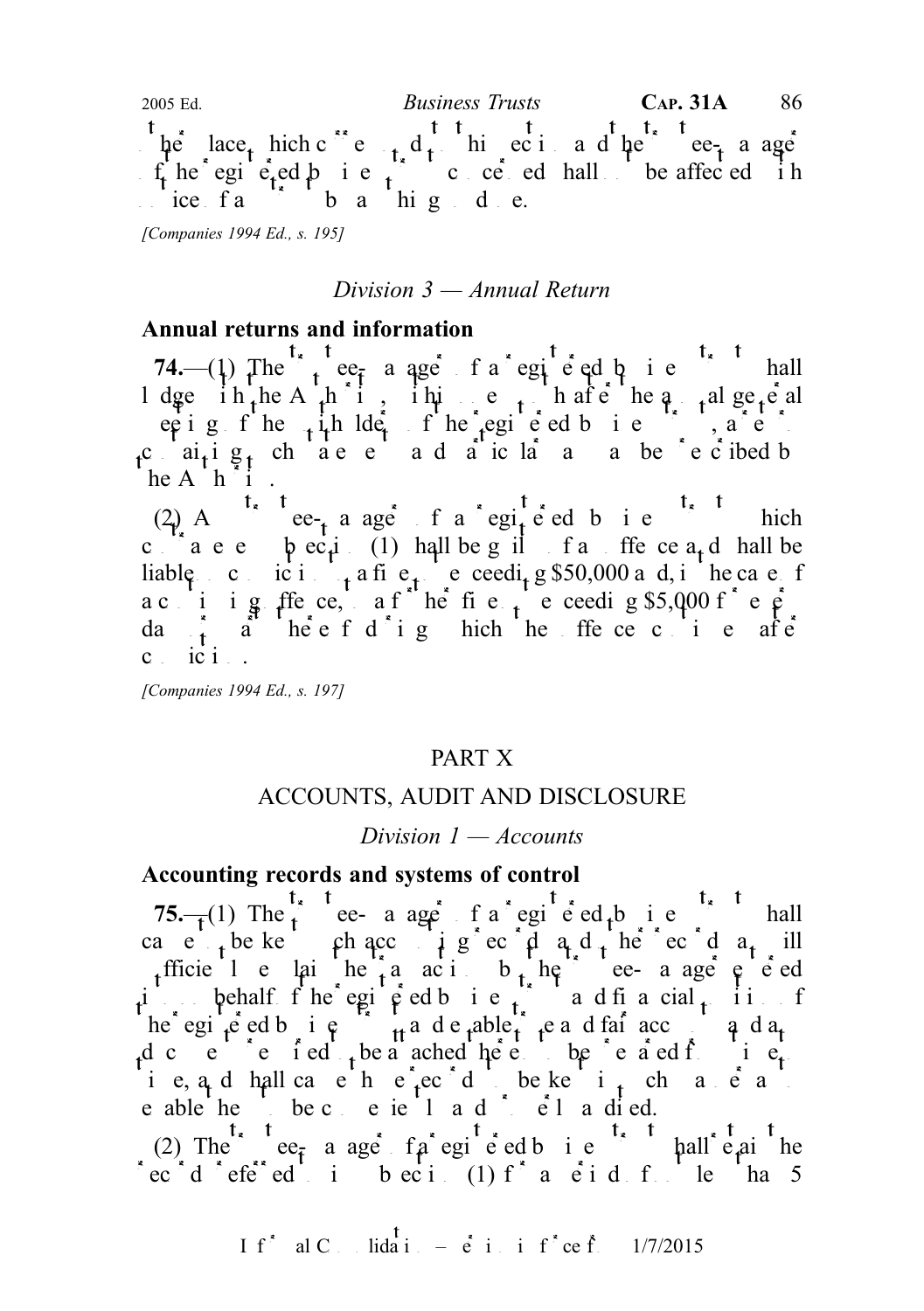the place which corresponds to this section and the trustee-manager of the registered business trust concerned shall not be affected with notice of any such thing done.

*[Companies 1994 Ed., s. 195]*

### *Division 3 — Annual Return*

**Annual returns and information**

**74.**—(1) The trustee-manager of a registered business trust shall lodge with the Authority, within one month after the annual general meeting of the unitholders of the registered business trust, a return containing such information and particulars as may be prescribed by the Authority.

(2) A trustee-manager of a registered business trust which contravenes subsection (1) shall be guilty of an offence and shall be liable on conviction to a fine not exceeding $50,000 and, in the case of a continuing offence, to a further fine not exceeding $5,000 for every day or part thereof during which the offence continues after conviction.

*[Companies 1994 Ed., s. 197]*

## PART X

## ACCOUNTS, AUDIT AND DISCLOSURE

### *Division 1 — Accounts*

**Accounting records and systems of control**

**75.**—(1) The trustee-manager of a registered business trust shall cause to be kept such accounting records as will sufficiently explain the transactions by the trustee-manager entered into on behalf of the registered business trust and financial position of the registered business trust and enable true and fair accounts and any documents required to be attached thereto to be prepared from time to time, and shall cause those records to be kept in such manner as to enable them to be conveniently and properly audited.

(2) The trustee-manager of a registered business trust shall retain the records referred to in subsection (1) for a period of not less than 5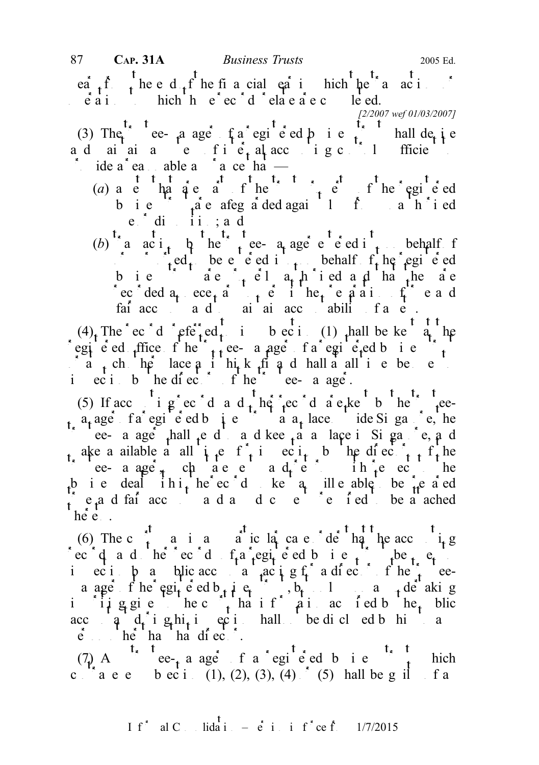years from the end of the financial year in which the transactions or operations to which those records relate are completed.

[2/2007 wef 01/03/2007]

(3) The trustee-manager of a registered business trust shall devise and maintain a system of internal accounting controls sufficient to provide a reasonable assurance that —

(a) assets that are part of the trust property of the registered business trust are safeguarded against loss from unauthorised use or disposition; and

(b) transactions by the trustee-manager executed in its own behalf or executed on behalf of the registered business trust are properly authorised and that the transactions are recorded as necessary to permit the preparation of true and fair accounts and to maintain accountability of assets.

(4) The records referred to in subsection (1) shall be kept at the registered office of the trustee-manager of a registered business trust or at such other place as it thinks fit and shall at all times be open to inspection by the directors of the trustee-manager.

(5) If accounting records and other records are kept by the trustee-manager of a registered business trust at a place outside Singapore, the trustee-manager shall send to and keep at a place in Singapore, and make available at all times for inspection by the directors of the trustee-manager, such statements and returns with respect to the business dealt with in the records so kept as will enable to be prepared true and fair accounts and any documents required to be attached thereto.

(6) The court may in any particular case order that the accounting records and other records of a registered business trust be open to inspection by a public accountant acting for a director of the trustee-manager of the registered business trust, but only upon the accountant undertaking in writing given to the court that information acquired by the public accountant during his inspection shall not be disclosed by him to any person other than that director.

(7) A trustee-manager of a registered business trust which contravenes subsection (1), (2), (3), (4) or (5) shall be guilty of a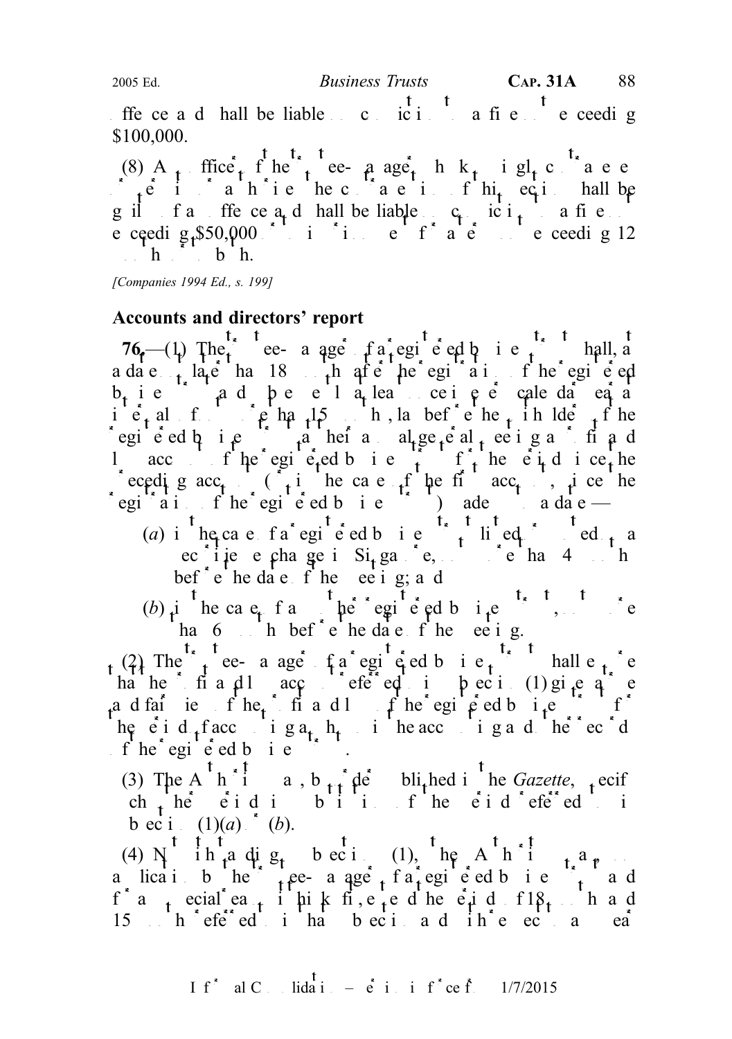offence and shall be liable on conviction to a fine not exceeding $100,000.

(8) An officer of the trustee-manager who knowingly contravenes or permits or authorises the contravention of this section shall be guilty of an offence and shall be liable on conviction to a fine not exceeding $50,000 or to imprisonment for a term not exceeding 12 months or to both.

*[Companies 1994 Ed., s. 199]*

## Accounts and directors' report

**76.**—(1) The trustee-manager of a registered business trust shall, at a date not later than 18 months after the registration of the registered business trust and subsequently at least once in every calendar year at intervals of not more than 15 months, lay before the unitholders of the registered business trust at their annual general meeting a profit and loss account of the registered business trust for the period since the preceding account (or, in the case of the first account, since the registration of the registered business trust) made up to a date —

(*a*) in the case of a registered business trust the units of which are listed for quotation on a securities exchange in Singapore, not more than 4 months before the date of the meeting; and

(*b*) in the case of any other registered business trust, not more than 6 months before the date of the meeting.

(2) The trustee-manager of a registered business trust shall ensure that the profit and loss account referred to in subsection (1) gives a true and fair view of the profit and loss of the registered business trust for the period of accounting as shown in the accounting and other records of the registered business trust.

(3) The Authority may, by order published in the *Gazette*, specify such other period in substitution of the period referred to in subsection (1)(*a*) or (*b*).

(4) Notwithstanding subsection (1), the Authority may, on the application by the trustee-manager of a registered business trust and for any special reason it thinks fit, extend the period of 18 months and 15 months referred to in that subsection and in respect of a year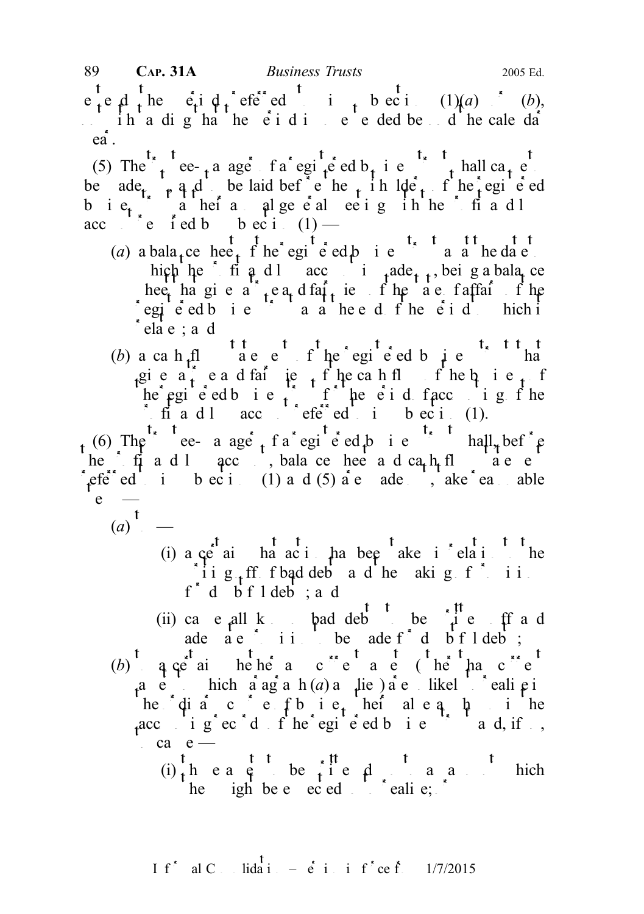extend the period referred to in subsection (1)(*a*) or (*b*), notwithstanding that the period is so extended beyond the calendar year.

(5) The trustee-manager of a registered business trust shall cause to be made out, and to be laid before the unitholders of the registered business trust at their annual general meeting with the profit and loss accounts referred to in subsection (1) —

(*a*) a balance-sheet of the registered business trust as at the date to which the profit and loss account is made up, being a balance-sheet that gives a true and fair view of the state of affairs of the registered business trust as at the end of the period to which it relates; and

(*b*) a cash flow statement of the registered business trust that gives a true and fair view of the cash flow of the business of the registered business trust for the period of accounting of the profit and loss accounts referred to in subsection (1).

(6) The trustee-manager of a registered business trust shall, before the profit and loss accounts, balance-sheets and cash flow statements referred to in subsections (1) and (5) are made out, take reasonable steps —

(*a*) to —

(i) ascertain what action has been taken in relation to the writing off of bad debts and the making of provision for doubtful debts; and

(ii) cause all known bad debts to be written off and adequate provision to be made for doubtful debts;

(*b*) to ascertain whether any current assets (other than current assets to which paragraph (*a*) applies) are unlikely to realise in the ordinary course of business their value as shown in the accounting records of the registered business trust and, if so, to cause —

(i) those assets to be written down to an amount which they might be expected to realise;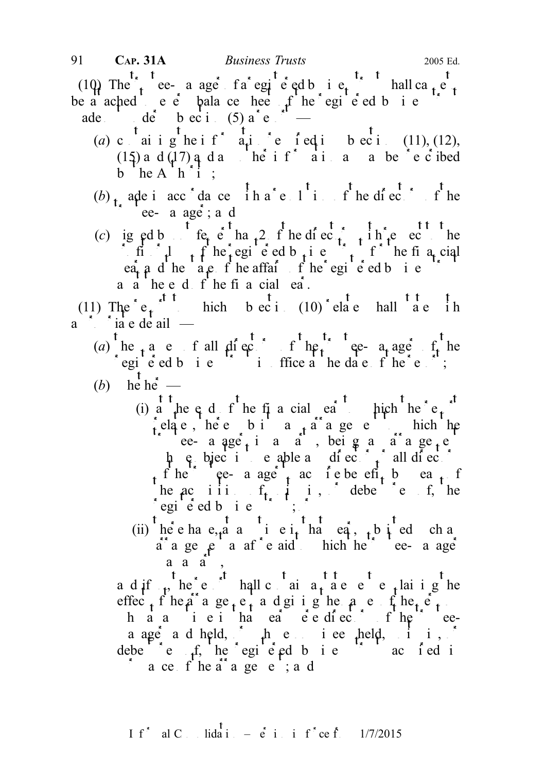(10) The trustee-manager of a registered business trust shall cause to be attached to every balance-sheet of the registered business trust made out under subsection (5) a report —

(a) containing the information specified in subsections (11), (12), (15) and (17) and any other information as may be prescribed by the Authority;

(b) made in accordance with a resolution of the directors of the trustee-manager; and

(c) signed by not fewer than 2 of the directors of the trustee-manager with respect to the profit or loss of the registered business trust for the financial year and the state of the affairs of the registered business trust as at the end of the financial year.

(11) The report to which subsection (10) relates shall state with appropriate detail —

(a) the names of all directors of the trustee-manager of the registered business trust in office at the date of the report;

(b) whether —

(i) at the end of the financial year to which the report relates, there subsists any arrangement to which the trustee-manager is a party, being an arrangement whose object is to enable any director or all directors of the trustee-manager to acquire benefits by means of the acquisition of units in, or debentures of, the registered business trust; or

(ii) there has, at any time in that year, subsisted such arrangement as aforesaid to which the trustee-manager was a party,

and if so, the report shall contain a statement explaining the effect of the arrangement and giving the names of the persons who at any time in that year were directors of the trustee-manager and held, or whose nominees held, units in, or debentures of, the registered business trust acquired in pursuance of the arrangement; and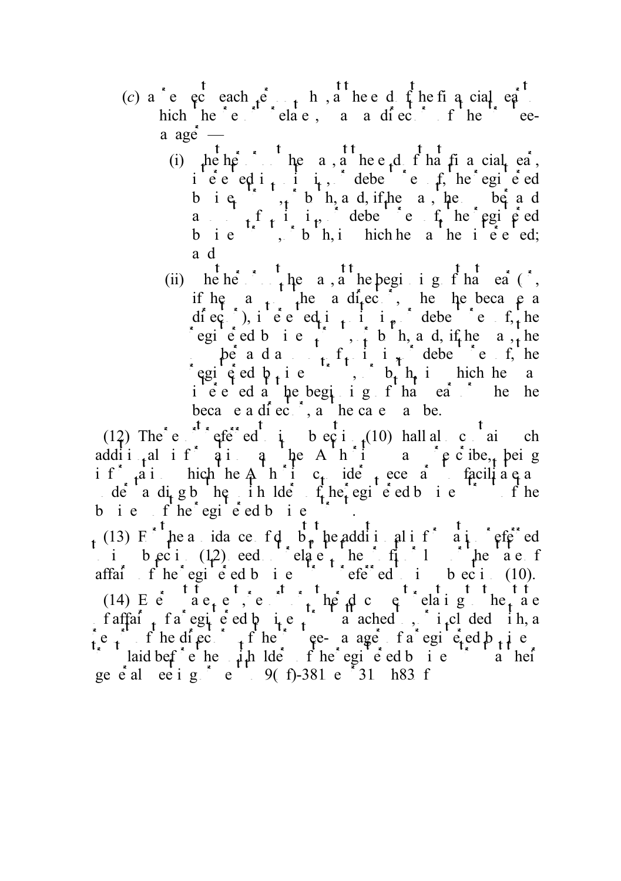(*c*) in respect of each person who, at the end of the financial year to which the report relates, is a director of the trustee-manager —

(i) whether or not he was, at the end of that financial year, interested in units in, or debentures of, the registered business trust, or both, and, if he was, the number and amount of units in, or debentures of, the registered business trust, or both, in which he was then interested; and

(ii) whether or not he was, at the beginning of that year (or, if he was not then a director, when he became a director), interested in units in, or debentures of, the registered business trust, or both, and, if he was, the number and amount of units in, or debentures of, the registered business trust, or both, in which he was interested at the beginning of that year or when he became a director, as the case may be.

(12) The report referred to in subsection (10) shall also contain such additional information as the Authority may prescribe, being information which the Authority considers necessary to facilitate an understanding by the unitholders of the registered business trust of the business of the registered business trust.

(13) For the avoidance of doubt, the additional information referred to in subsection (12) need not relate to the profit or loss or the state of affairs of the registered business trust referred to in subsection (10).

(14) Every statement, report or other document relating to the state of affairs of a registered business trust that is attached to, or included with, a report of the directors of the trustee-manager of a registered business trust laid before the unitholders of the registered business trust at their general meeting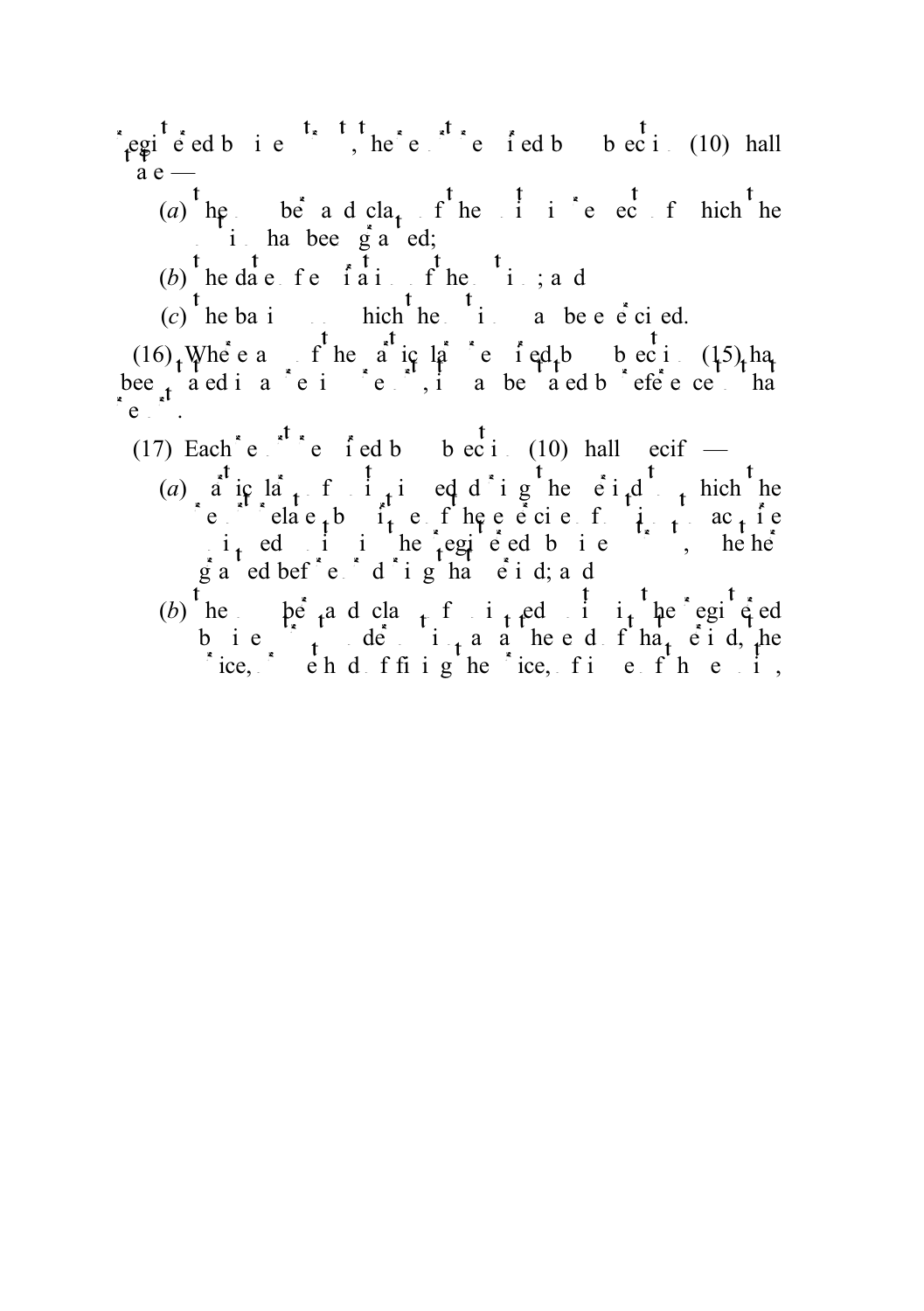registered business premises, the record required by subsection (10) shall state —

(*a*) the number and class of the permission in respect of which the permission has been granted;

(*b*) the date of expiration of the permission; and

(*c*) the basis on which the permission may be exercised.

(16) Where any of the particulars required by subsection (15) has been stated in a previous record, it may be stated by reference to that record.

(17) Each record required by subsection (10) shall specify —

(*a*) particulars of permissions used during the period to which the record relates by virtue of the exercise of permission to practise used within the registered business premises, whether granted before or during that period; and

(*b*) the number and class of permissions used within the registered business premises under ... at the end of that period, the price, or method of fixing the price, for its use of the permission,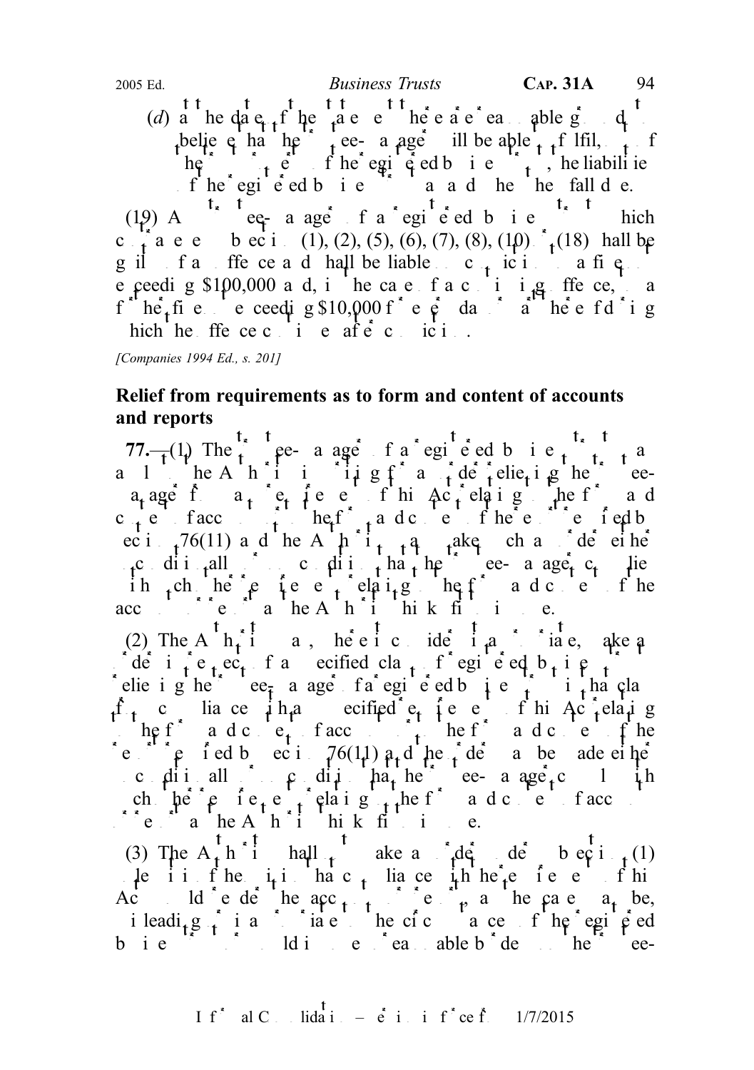(*d*) at the date of the statement, there are reasonable grounds to believe that the trustee-manager will be able to fulfil, out of the trust property of the registered business trust, the liabilities of the registered business trust as and when they fall due.

(19) A trustee-manager of a registered business trust which contravenes subsection (1), (2), (5), (6), (7), (8), (10) or (18) shall be guilty of an offence and shall be liable on conviction to a fine not exceeding $100,000 and, in the case of a continuing offence, to a further fine not exceeding $10,000 for every day or part thereof during which the offence continues after conviction.

*[Companies 1994 Ed., s. 201]*

**Relief from requirements as to form and content of accounts and reports**

**77.**—(1) The trustee-manager of a registered business trust may apply to the Authority in writing for an order relieving the trustee-manager from any requirement of this Act relating to the form and content of accounts or the form and content of the report required by section 76(11) and the Authority may make such an order either unconditionally or on condition that the trustee-manager complies with such other requirements relating to the form and content of the accounts or report as the Authority thinks fit to impose.

(2) The Authority may, where it considers it appropriate, make an order in respect of a specified class of registered business trusts relieving the trustee-manager of a registered business trust in that class from compliance with any specified requirement of this Act relating to the form and content of accounts or the form and content of the report required by section 76(11) and the order may be made either unconditionally or on condition that the trustee-manager complies with such other requirements relating to the form and content of accounts or report as the Authority thinks fit to impose.

(3) The Authority shall not make an order under subsection (1) unless it is of the opinion that compliance with the requirements of this Act would render the accounts or report, as the case may be, misleading or inappropriate to the circumstances of the registered business trust or would impose unreasonable burden on the trustee-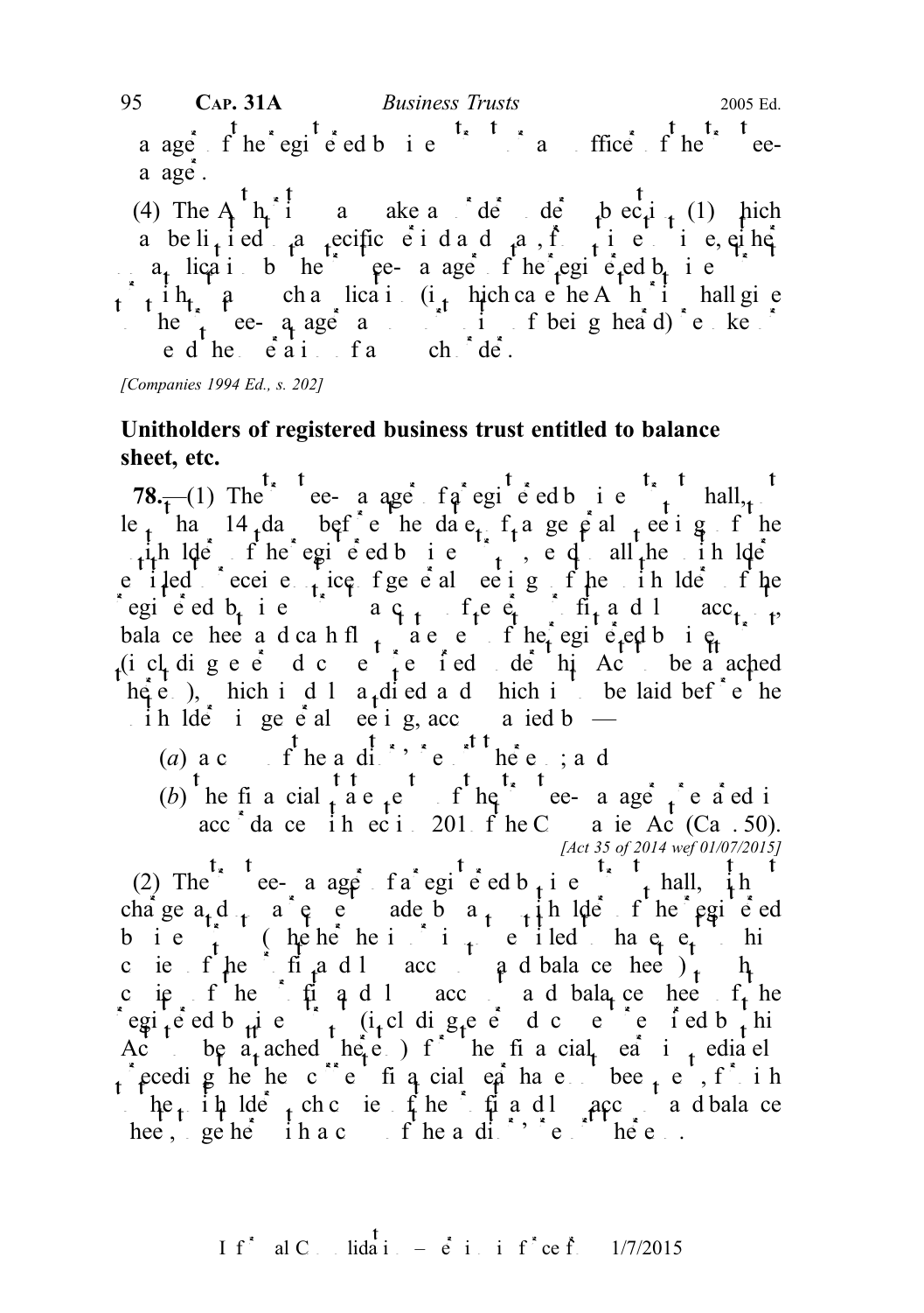manager of the registered business trust or an officer of the trustee-manager.

(4) The Authority may make an order under subsection (1) which may be limited to a specific period and may, from time to time, either on application by the trustee-manager of the registered business trust or without such application (in which case the Authority shall give the trustee-manager an opportunity of being heard) revoke or extend the duration of any such order.

*[Companies 1994 Ed., s. 202]*

**Unitholders of registered business trust entitled to balance sheet, etc.**

**78.**—(1) The trustee-manager of a registered business trust shall, not less than 14 days before the date of a general meeting of the unitholders of the registered business trust, send to all the unitholders entitled to receive notice of general meetings of the unitholders of the registered business trust a copy of every profit and loss account, balance sheet and cash flow statement of the registered business trust (including every document required under this Act to be attached thereto), which is duly audited and which is to be laid before the unitholders in general meeting, accompanied by —

(*a*) a copy of the auditor's report thereon; and

(*b*) the financial statements of the trustee-manager prepared in accordance with section 201 of the Companies Act (Cap. 50).

*[Act 35 of 2014 wef 01/07/2015]*

(2) The trustee-manager of a registered business trust shall, without charge and upon a request made by any unitholder of the registered business trust (whether he is or is not entitled to have sent to him copies of the profit and loss accounts and balance sheets) to whom copies of the profit and loss accounts and balance sheets of the registered business trust (including every document required by this Act to be attached thereto) for the financial year immediately preceding the then current financial year have not been sent, furnish to the unitholder such copies of the profit and loss accounts and balance sheets, together with a copy of the auditor's report thereon.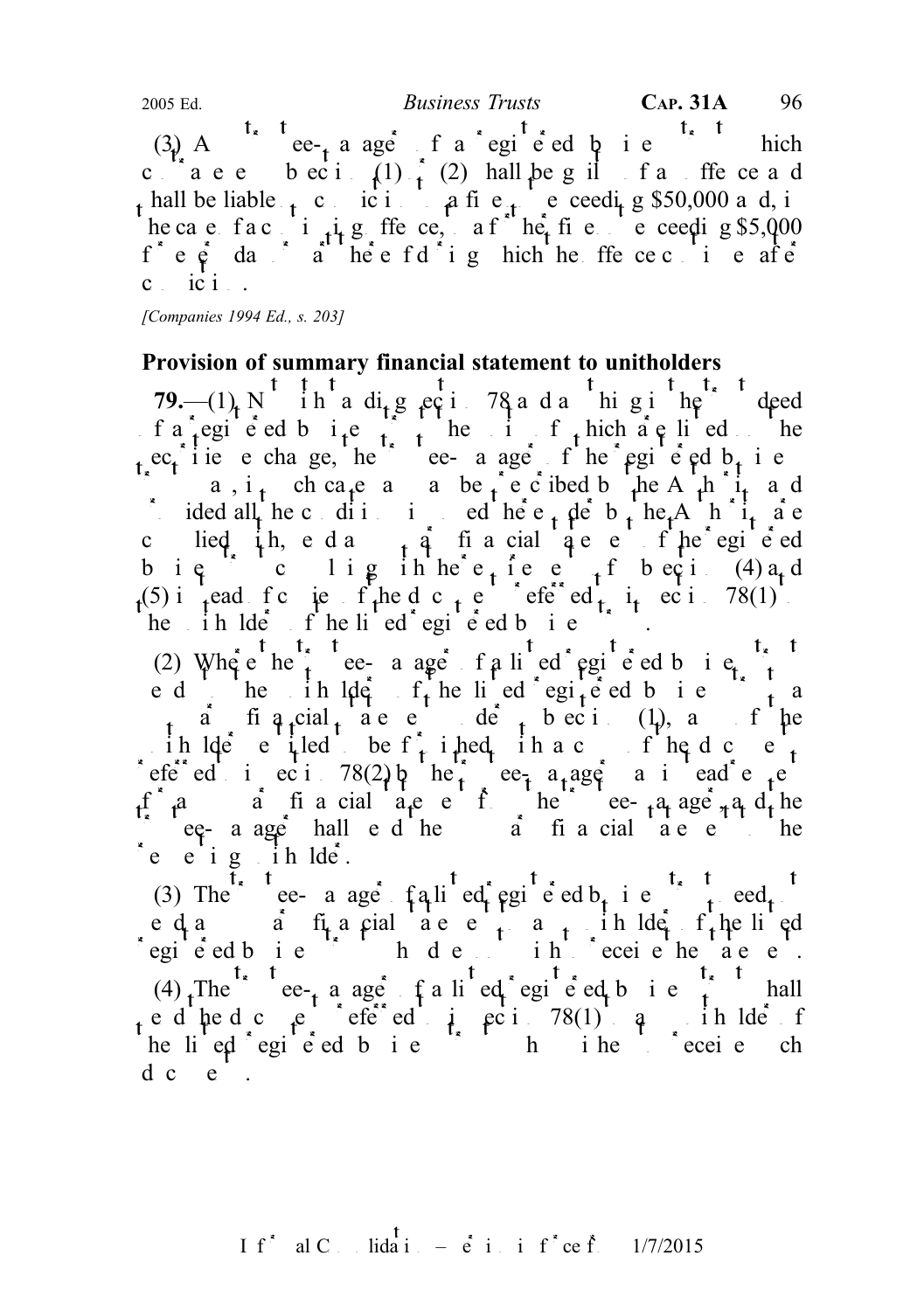(3) A trustee-manager of a registered business trust which contravenes subsection (1) or (2) shall be guilty of an offence and shall be liable on conviction to a fine not exceeding $50,000 and, in the case of a continuing offence, to a further fine not exceeding $5,000 for every day or part thereof during which the offence continues after conviction.

*[Companies 1994 Ed., s. 203]*

**Provision of summary financial statement to unitholders**

**79.**—(1) Notwithstanding section 78 and anything in the trust deed of a registered business trust the units of which are listed on the securities exchange, the trustee-manager of the registered business trust may, in such cases as may be prescribed by the Authority and provided all the conditions imposed hereunder by the Authority are complied with, send a summary financial statement of the registered business trust complying with the requirements of subsection (4) and (5) instead of copies of the documents referred to in section 78(1) to the unitholders of the listed registered business trust.

(2) Where the trustee-manager of a listed registered business trust sends to the unitholders of the listed registered business trust a summary financial statement under subsection (1), any of the unitholders entitled to be furnished with a copy of the documents referred to in section 78(2) by the trustee-manager may instead request for a summary financial statement from the trustee-manager, and the trustee-manager shall send the summary financial statement to the requesting unitholder.

(3) The trustee-manager of a listed registered business trust need not send a summary financial statement to a unitholder of the listed registered business trust who does not wish to receive the statement.

(4) The trustee-manager of a listed registered business trust shall send the documents referred to in section 78(1) to a unitholder of the listed registered business trust who wishes to receive such documents.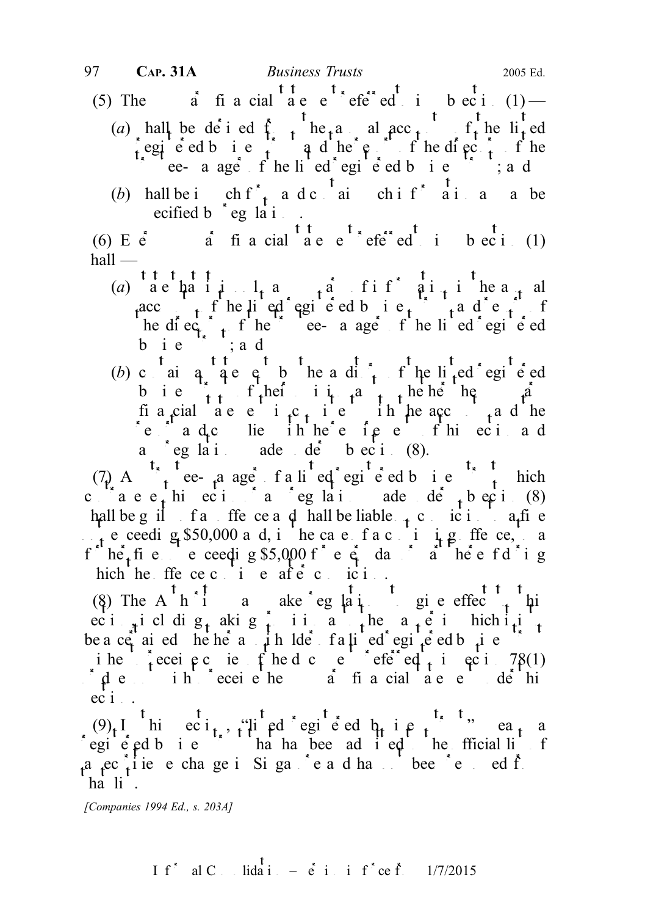(5) The summary financial statement referred to in subsection (1) —

(*a*) shall be derived from the annual accounts of the listed registered business trust and the report of the directors of the trustee-manager of the listed registered business trust; and

(*b*) shall be in such form and contain such information as may be specified by regulations.

(6) Every summary financial statement referred to in subsection (1) shall —

(*a*) state that it is only a summary of information in the annual accounts of the listed registered business trust and report of the directors of the trustee-manager of the listed registered business trust; and

(*b*) contain a statement by the auditors of the listed registered business trust of their opinion as to whether the summary financial statement is consistent with the accounts and the report and complies with the requirements of this section and any regulations made under subsection (8).

(7) A trustee-manager of a listed registered business trust which contravenes this section or any regulations made under subsection (8) shall be guilty of an offence and shall be liable on conviction to a fine not exceeding $50,000 and, in the case of a continuing offence, to a further fine not exceeding $5,000 for every day or part thereof during which the offence continues after conviction.

(8) The Authority may make regulations to give effect to this section, including making provision as to the manner in which it is to be ascertained whether a unitholder of a listed registered business trust wishes to receive copies of the documents referred to in section 78(1) or desires to receive the summary financial statement under this section.

(9) In this section, "listed registered business trust" means a registered business trust that has been admitted to the official list of a securities exchange in Singapore and has not been removed from that list.

*[Companies 1994 Ed., s. 203A]*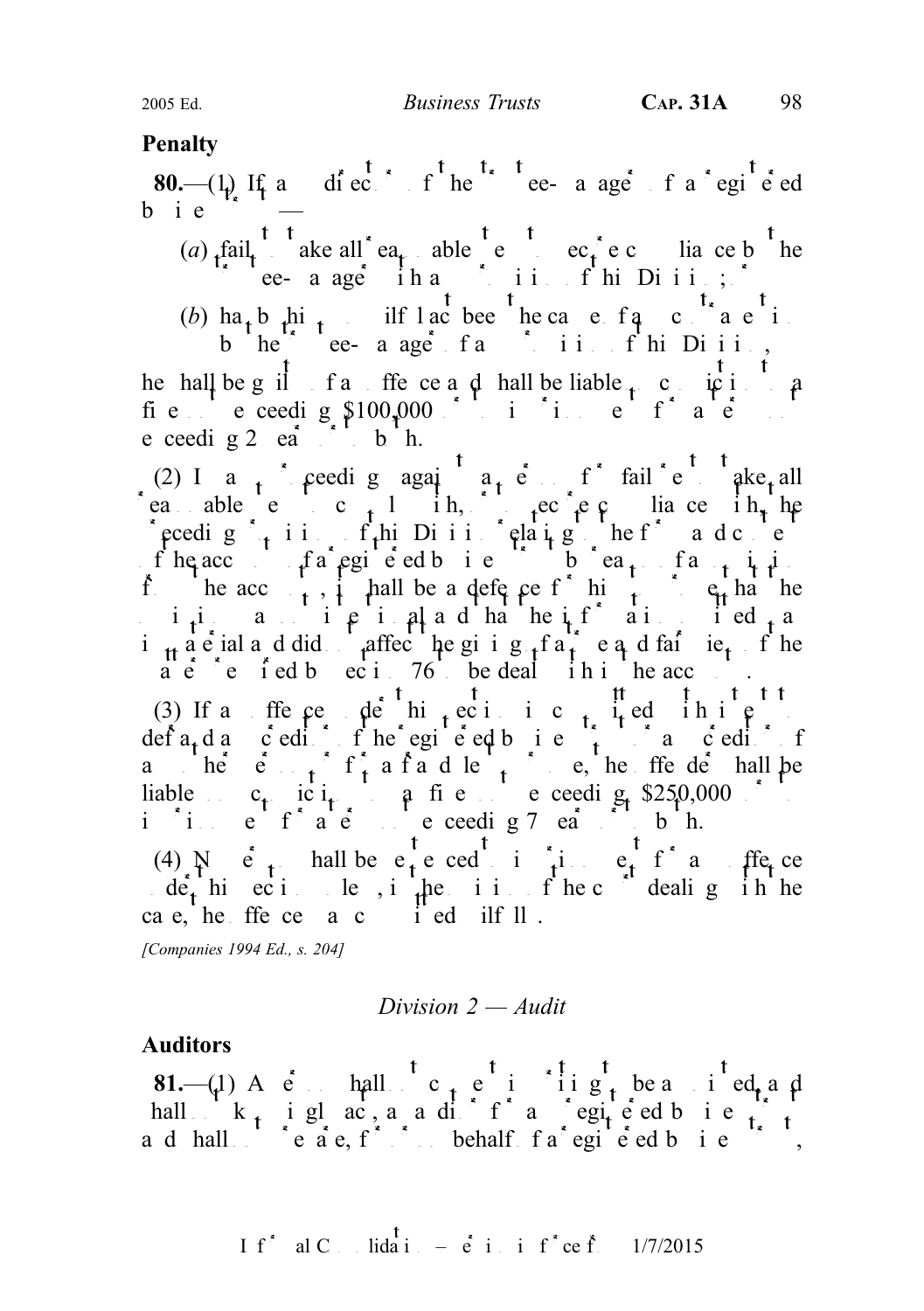## Penalty

**80.**—(1) If any director of the trustee-manager of a registered business trust —

(*a*) fails to take all reasonable steps to secure compliance by the trustee-manager with any provision of this Division; or

(*b*) has by his own wilful act been the cause of any contravention by the trustee-manager of any provision of this Division,

he shall be guilty of an offence and shall be liable on conviction to a fine not exceeding $100,000 or to imprisonment for a term not exceeding 2 years or to both.

(2) In any proceedings against a person for failure to take all reasonable steps to comply with, or to secure compliance with, the preceding provisions of this Division relating to the form and content of the accounts of a registered business trust by reason of any omission from the accounts, it shall be a defence for him to prove that the omission was immaterial and that it did not affect the giving of a true and fair view of the matters required by section 76 to be dealt with in the accounts.

(3) If an offence under this section is committed with intent to defraud creditors of the registered business trust or creditors of any other person or for a fraudulent purpose, the offender shall be liable on conviction to a fine not exceeding $250,000 or to imprisonment for a term not exceeding 7 years or to both.

(4) No person shall be sentenced to imprisonment for an offence under this section unless, in the opinion of the court dealing with the case, the offence was committed wilfully.

*[Companies 1994 Ed., s. 204]*

### *Division 2 — Audit*

## Auditors

**81.**—(1) A person shall not consent to being appointed and shall not knowingly act, as auditor for a registered business trust and shall not prepare, for or on behalf of a registered business trust,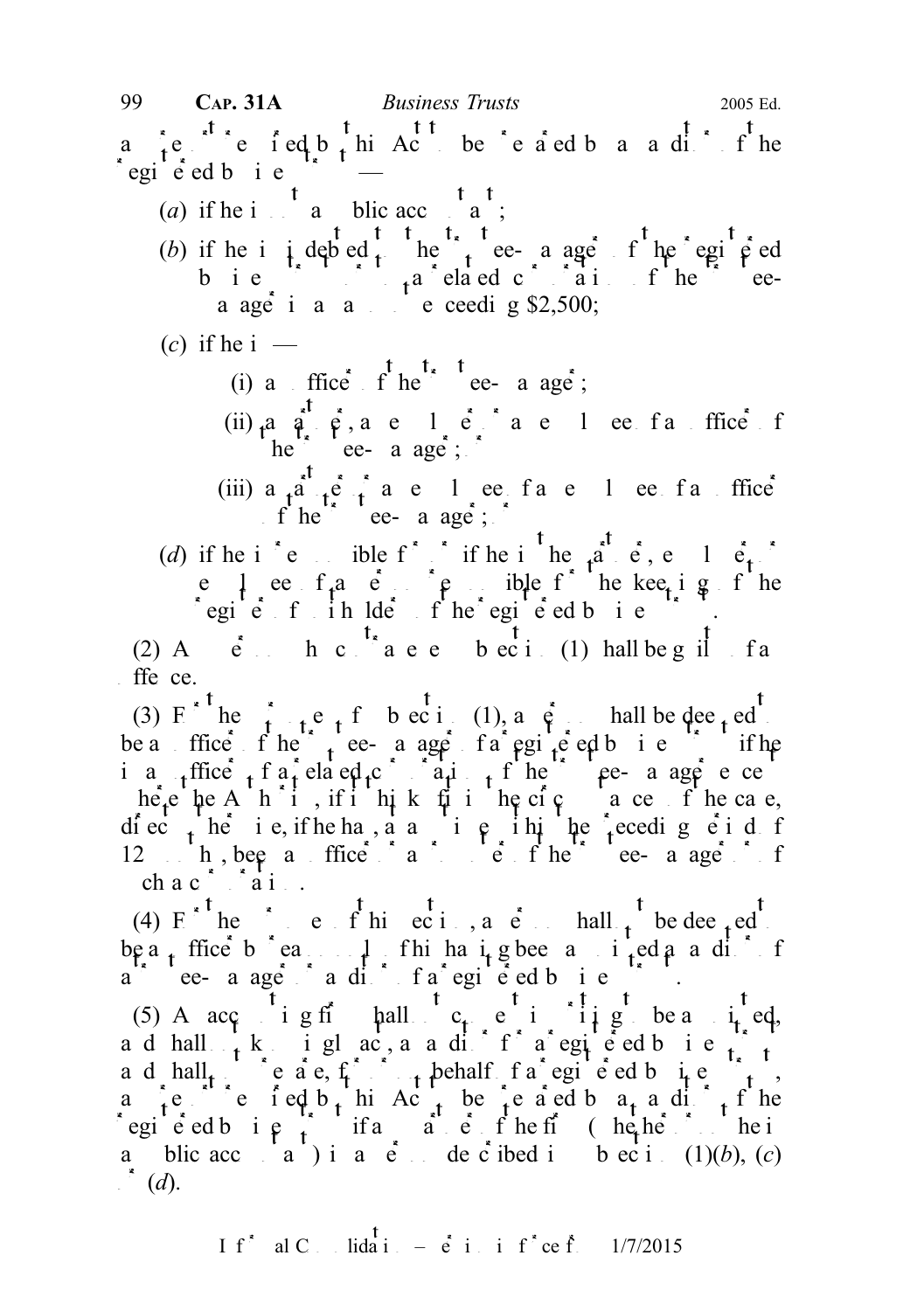any report required by this Act to be prepared by an auditor of the registered business trust —

(a) if he is not a public accountant;

(b) if he is indebted to the trustee-manager of the registered business trust or to a related corporation of the trustee-manager in an amount exceeding $2,500;

(c) if he is —

(i) an officer of the trustee-manager;

(ii) a partner, an employer or an employee of an officer of the trustee-manager;

(iii) a partner or an employee of an employee of an officer of the trustee-manager; or

(d) if he is responsible for or if he is the partner, employer or employee of a person responsible for the keeping of the register of unitholders of the registered business trust.

(2) A person who contravenes subsection (1) shall be guilty of an offence.

(3) For the purposes of subsection (1), a person shall be deemed to be an officer of the trustee-manager of a registered business trust if he is an officer of a related corporation of the trustee-manager or, except where the Authority, if it thinks fit in the circumstances of the case, directs otherwise, if he has, at any time within the preceding period of 12 months, been an officer or promoter of the trustee-manager or of such a corporation.

(4) For the purposes of this section, a person shall not be deemed to be an officer by reason only of his having been appointed as auditor of a trustee-manager or as auditor of a registered business trust.

(5) An accounting firm shall not knowingly consent to be appointed, and shall not knowingly act, as auditor for any registered business trust and shall not prepare, for or on behalf of a registered business trust, any report required by this Act to be prepared by an auditor of the registered business trust if a partner of the firm (whether or not he is a public accountant) is a person described in subsection (1)(b), (c) or (d).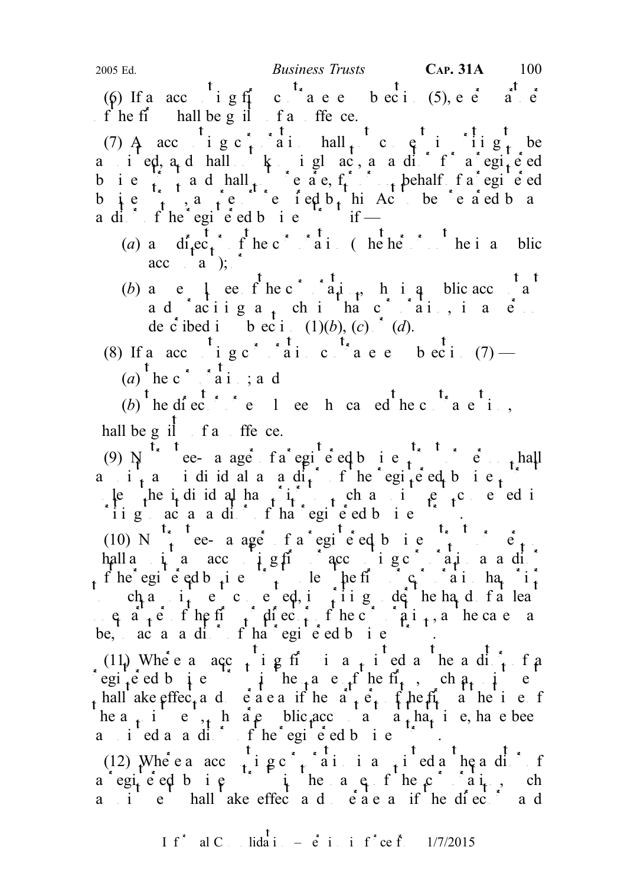(6) If an accounting firm contravenes subsection (5), every partner of the firm shall be guilty of an offence.

(7) An accounting corporation shall not consent to its being appointed, and shall not knowingly act, as auditor for a registered business trust and shall not prepare, for or on behalf of a registered business trust, any report required by this Act to be prepared by an auditor of the registered business trust if —

(*a*) any director of the corporation (whether or not he is a public accountant); or

(*b*) any employee of the corporation, who is a public accountant and practising as such in that corporation, is a person described in subsection (1)(*b*), (*c*) or (*d*).

(8) If an accounting corporation contravenes subsection (7) —

(*a*) the corporation; and

(*b*) the director or employee who caused the contravention,

shall be guilty of an offence.

(9) No trustee-manager of a registered business trust or its agent shall appoint an individual as auditor of the registered business trust unless the individual has, prior to such appointment, consented in writing to act as auditor of that registered business trust.

(10) No trustee-manager of a registered business trust or its agent shall appoint an accounting firm or accounting corporation as auditor of the registered business trust unless the firm or corporation has, prior to such appointment, consented, in writing under the hand of at least one partner of the firm or director of the corporation, as the case may be, to act as auditor of that registered business trust.

(11) Where an accounting firm is appointed as the auditor of a registered business trust in the name of the firm, such appointment shall take effect and operate as if the partners of the firm at the time of the appointment, who are public accountants at that time, have been appointed as auditors of the registered business trust.

(12) Where an accounting corporation is appointed as the auditor of a registered business trust in the name of the corporation, such appointment shall take effect and operate as if the directors and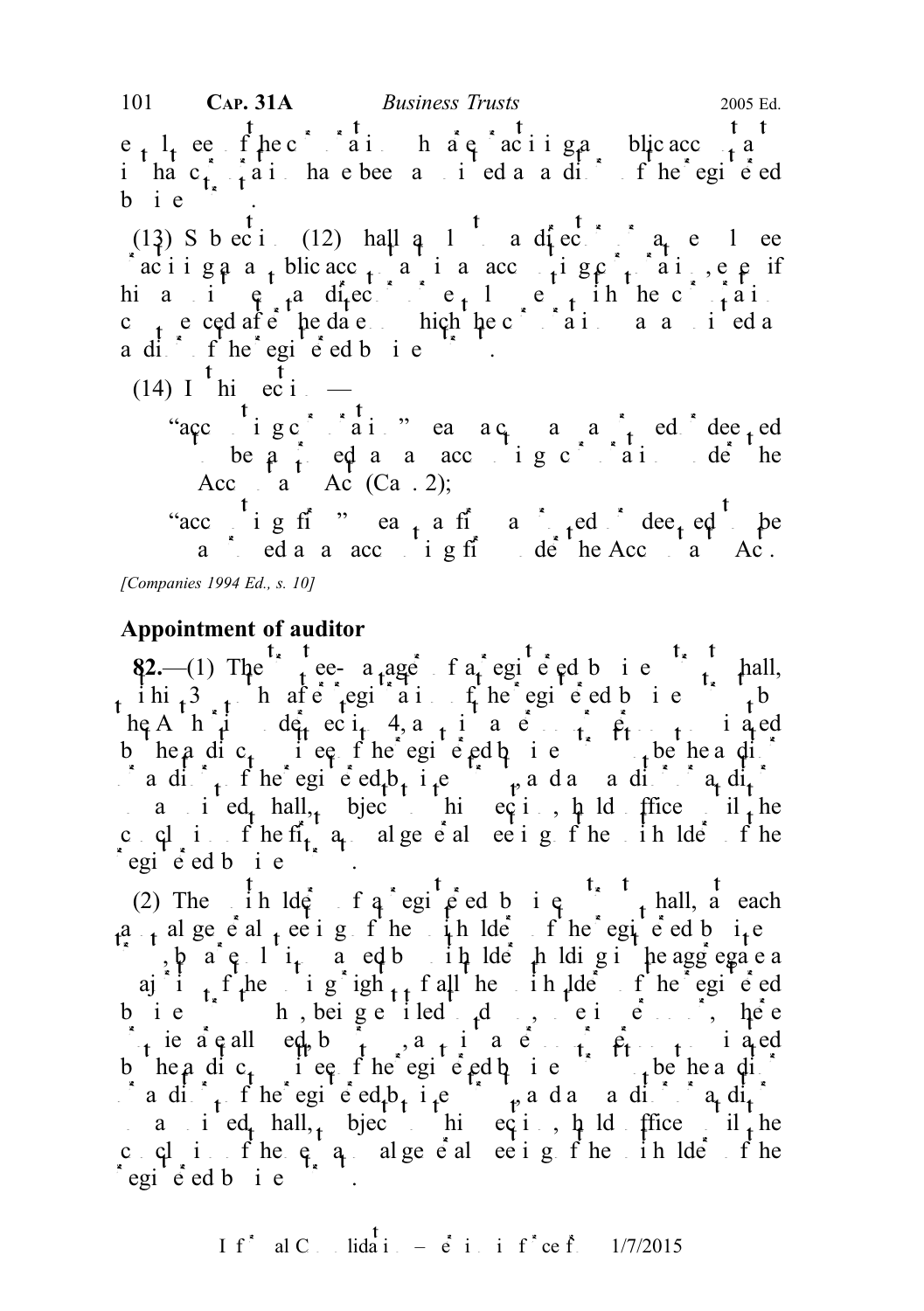employees of the corporation who are practising as public accountants in that corporation have been appointed as auditors of the registered business trust.

(13) Subsection (12) shall apply to a director or an employee practising as a public accountant in an accounting corporation, even if his appointment as a director or employment with the corporation commenced after the date on which the corporation was appointed as auditor of the registered business trust.

(14) In this section —

"accounting corporation" means a corporation approved or deemed to be approved as an accounting corporation under the Accountants Act (Cap. 2);

"accounting firm" means a firm approved or deemed to be approved as an accounting firm under the Accountants Act.

*[Companies 1994 Ed., s. 10]*

## Appointment of auditor

**82.**—(1) The trustee-manager of a registered business trust shall, within 3 months after registration of the registered business trust by the Authority under section 4, appoint a person or persons nominated by the audit committee of the registered business trust to be the auditor or auditors of the registered business trust, and any auditor or auditors so appointed shall, subject to this section, hold office until the conclusion of the first annual general meeting of the unitholders of the registered business trust.

(2) The unitholders of a registered business trust shall, at each annual general meeting of the unitholders of the registered business trust, by a resolution passed by unitholders holding in the aggregate a majority of the voting rights of all the unitholders of the registered business trust who, being entitled to do so, vote in person or, where proxies are allowed, by proxy, appoint a person or persons nominated by the audit committee of the registered business trust to be the auditor or auditors of the registered business trust, and any auditor or auditors so appointed shall, subject to this section, hold office until the conclusion of the next annual general meeting of the unitholders of the registered business trust.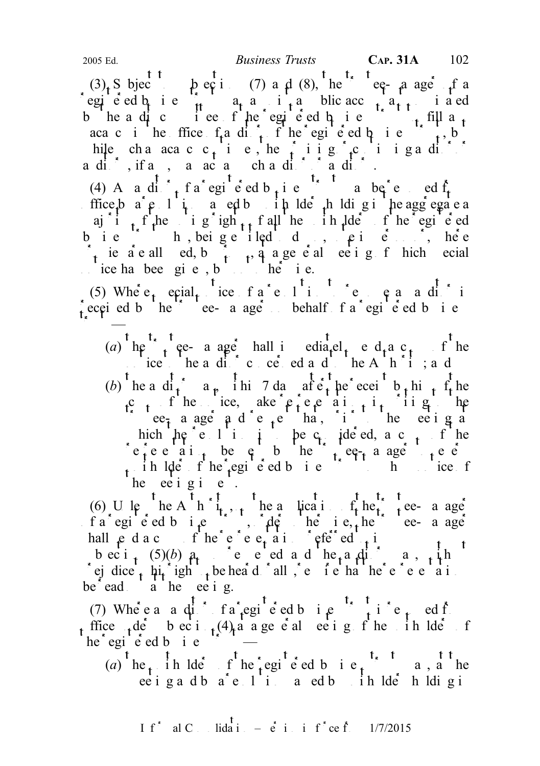(3) Subject to subsections (7) and (8), the trustee-manager of a registered business trust may appoint a public accountant, nominated by the audit committee of the registered business trust, to fill a vacancy in the office of auditor of the registered business trust, but while such a vacancy continues, the surviving or continuing auditor or auditors, if any, may act as such auditor or auditors.

(4) An auditor of a registered business trust may be removed from office by a resolution passed by unitholders holding in the aggregate a majority of the voting rights of all the unitholders of the registered business trust who, being entitled to do so, vote in person or, where proxies are allowed, by proxy, at a general meeting of which special notice has been given, but not otherwise.

(5) Where special notice of a resolution to remove an auditor is received by the trustee-manager on behalf of a registered business trust —

(*a*) the trustee-manager shall immediately send a copy of the notice to the auditor concerned and to the Authority; and

(*b*) the auditor may, within 7 days after the receipt by him of the copy of the notice, make representations in writing to the trustee-manager and request that, prior to the meeting at which the resolution is to be considered, a copy of the representations be sent by the trustee-manager to every unitholder of the registered business trust to whom notice of the meeting is sent.

(6) Unless the Authority, on the application of the trustee-manager of a registered business trust, orders otherwise, the trustee-manager shall send a copy of the representations referred to in subsection (5)(*b*) as so requested and the auditor may, without prejudice to his right to be heard orally, require that the representations be read out at the meeting.

(7) Where an auditor of a registered business trust is removed from office under subsection (4), at a general meeting of the unitholders of the registered business trust —

(*a*) the unitholders of the registered business trust may, at the meeting and by a resolution passed by unitholders holding in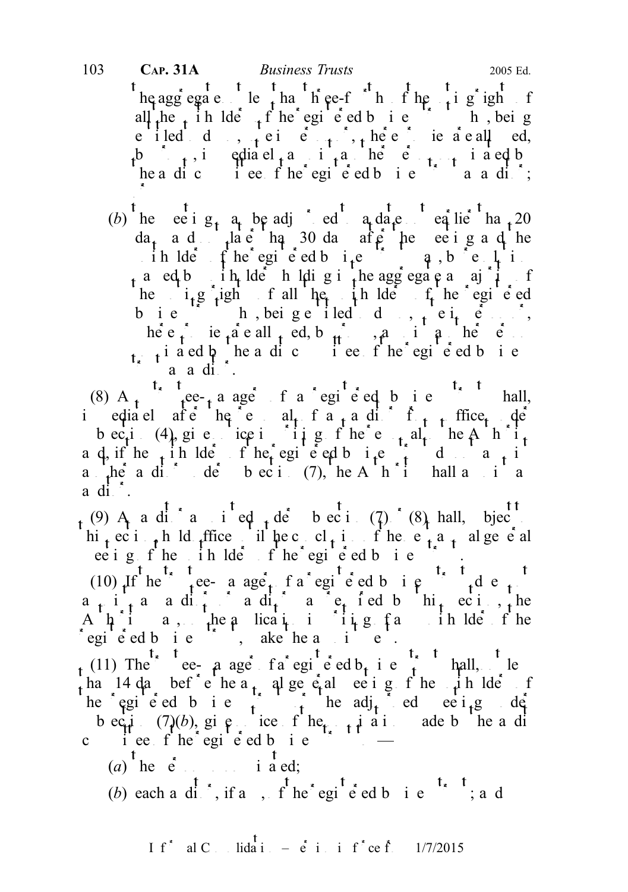the aggregate not less than three-fourths of the total voting rights of all the unitholders of the registered business trust who, being entitled to do so, vote in person or, where proxies are allowed, by proxy, immediately appoint another person nominated by the audit committee of the registered business trust as auditor;

(*b*) the meeting may be adjourned to a date not earlier than 20 days and not later than 30 days after the meeting and the unitholders of the registered business trust may, by resolution passed by unitholders holding in the aggregate a majority of the total voting rights of all the unitholders of the registered business trust who, being entitled to do so, vote in person or, where proxies are allowed, by proxy, appoint another person nominated by the audit committee of the registered business trust as auditor.

(8) A trustee-manager of a registered business trust shall, immediately after the removal of an auditor from office under subsection (4), give notice in writing of the removal to the Authority and, if the unitholders of the registered business trust do not appoint an auditor under subsection (7), the Authority shall appoint an auditor.

(9) An auditor appointed under subsection (7) or (8) shall, subject to this section, hold office until the conclusion of the next annual general meeting of the unitholders of the registered business trust.

(10) If the trustee-manager of a registered business trust does not appoint an auditor or auditors as required by this section, the Authority may, on the application in writing of a unitholder of the registered business trust, make the appointment.

(11) The trustee-manager of a registered business trust shall, not less than 14 days before the annual general meeting of the unitholders of the registered business trust or the adjourned meeting under subsection (7)(*b*), give notice of the nomination made by the audit committee of the registered business trust to —

(*a*) the person so nominated;

(*b*) each auditor, if any, of the registered business trust; and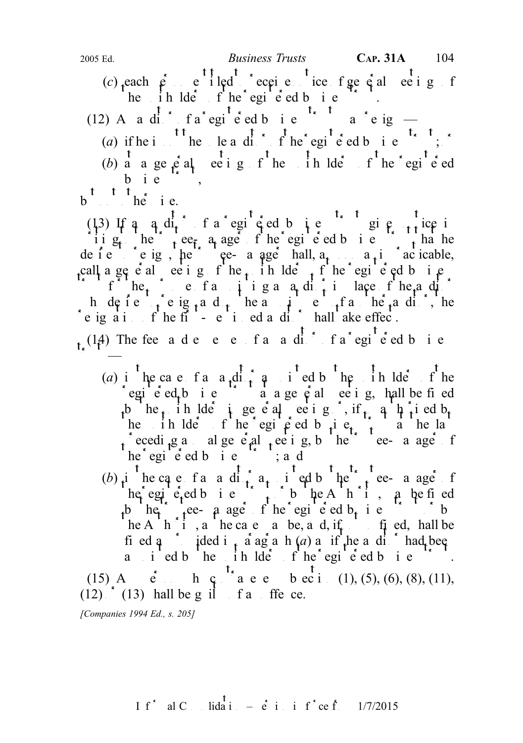(*c*) each person entitled to receive notice of general meetings of the unitholders of the registered business trust.

(12) An auditor of a registered business trust may resign —

(*a*) if he is not the sole auditor of the registered business trust; or

(*b*) at a general meeting of the unitholders of the registered business trust,

but not otherwise.

(13) If an auditor of a registered business trust gives notice in writing to the trustee-manager of the registered business trust that he desires to resign, the trustee-manager shall, as soon as practicable, call a general meeting of the unitholders of the registered business trust for the purpose of appointing an auditor in place of the auditor who desires to resign and, upon the appointment of another auditor, the resignation of the first-mentioned auditor shall take effect.

(14) The fees and expenses of an auditor of a registered business trust —

(*a*) in the case of an auditor appointed by the unitholders of the registered business trust at a general meeting, shall be fixed by the unitholders in general meeting or, if so authorised by the unitholders of the registered business trust at the last preceding annual general meeting, by the trustee-manager of the registered business trust; and

(*b*) in the case of an auditor appointed by the trustee-manager of the registered business trust or by the Authority, may be fixed by the trustee-manager of the registered business trust or by the Authority, as the case may be, and, if not so fixed, shall be fixed as provided in paragraph (*a*) as if the auditor had been appointed by the unitholders of the registered business trust.

(15) Any person who contravenes subsection (1), (5), (6), (8), (11), (12) or (13) shall be guilty of an offence.

*[Companies 1994 Ed., s. 205]*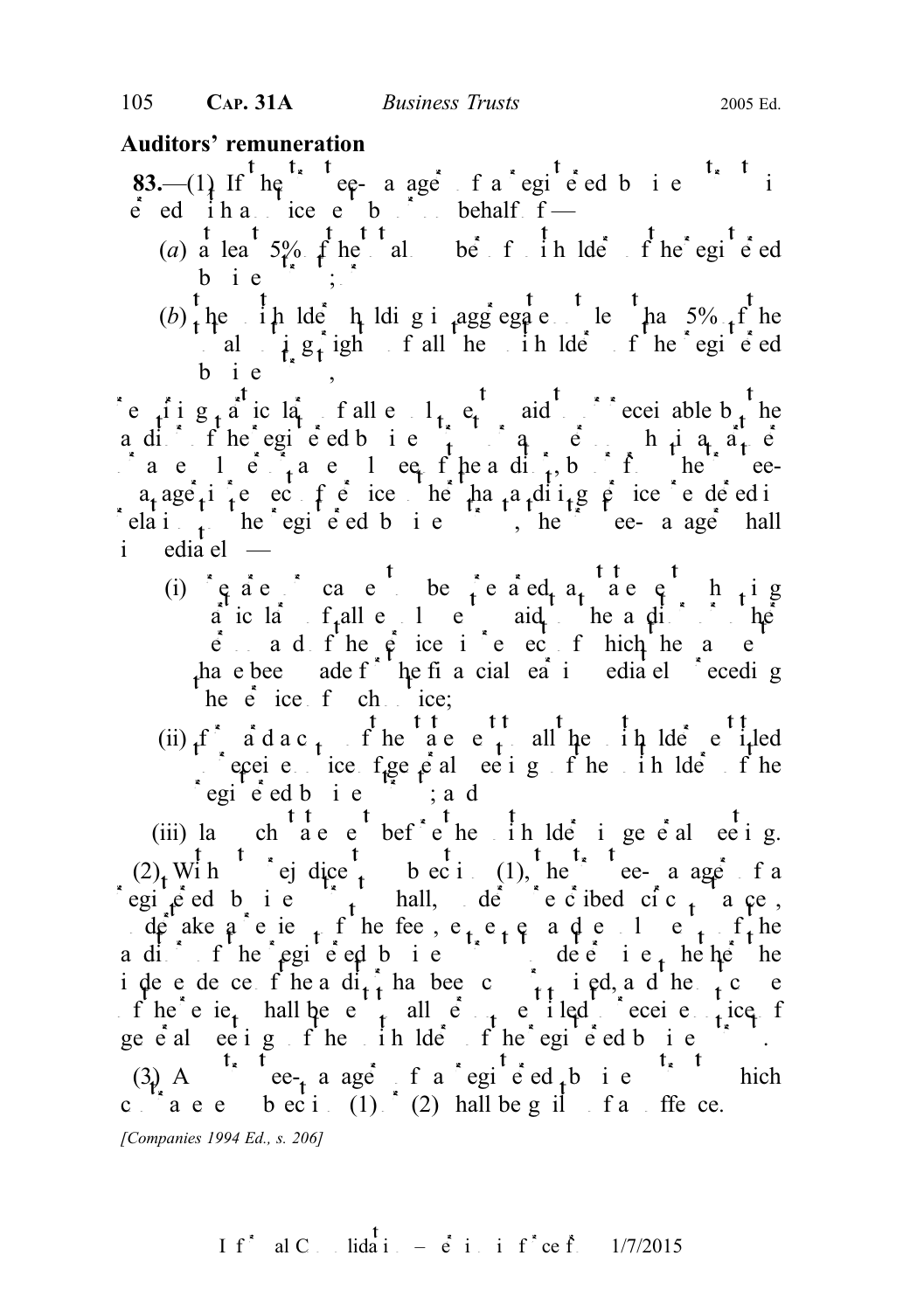**Auditors' remuneration**

**83.**—(1) If the trustee-manager of a registered business trust is served with a notice by or on behalf of —

(a) at least 5% of the total number of unitholders of the registered business trust; or

(b) the unitholders holding in aggregate not less than 5% of the total voting rights of all the unitholders of the registered business trust,

requiring particulars of all emoluments paid to or receivable by the auditor of the registered business trust, or any person who is a partner, or an employee of the auditor, by or from the trustee-manager in respect of services other than auditing services rendered in relation to the registered business trust, the trustee-manager shall immediately —

(i) prepare or cause to be prepared a statement showing particulars of all emoluments paid to the auditor or other person and of the services in respect of which the payments have been made for the financial year immediately preceding the service of such notice;

(ii) forward a copy of the statement to all the unitholders entitled to receive notice of general meetings of the unitholders of the registered business trust; and

(iii) lay such statement before the unitholders in general meeting.

(2) Without prejudice to subsection (1), the trustee-manager of a registered business trust shall, under prescribed circumstances, undertake a review of the fees, expenses and emoluments of the auditor of the registered business trust to determine whether the independence of the auditor has been compromised, and the outcome of the review shall be sent to all persons entitled to receive notice of general meetings of the unitholders of the registered business trust.

(3) A trustee-manager of a registered business trust which contravenes subsection (1) or (2) shall be guilty of an offence.

*[Companies 1994 Ed., s. 206]*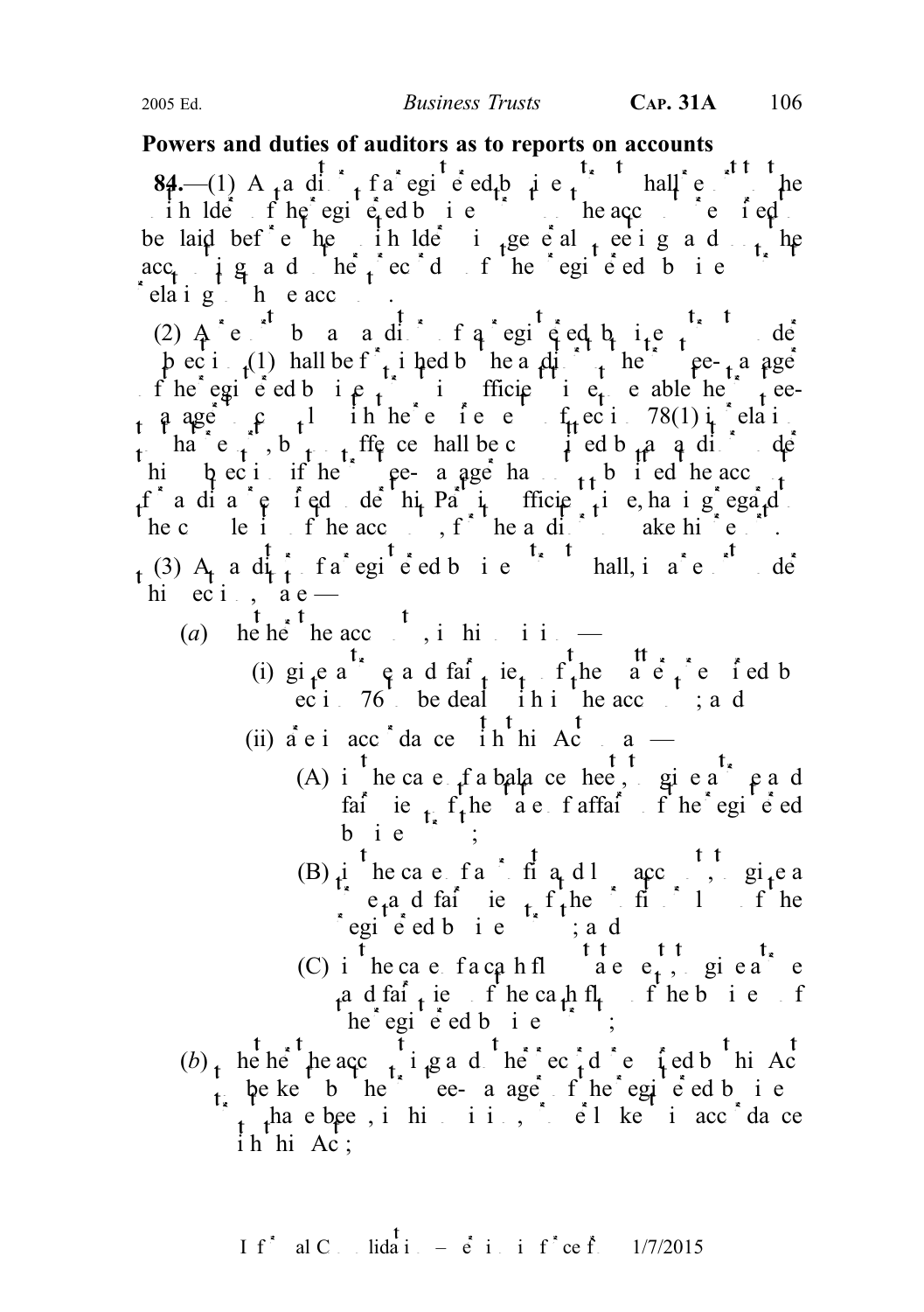**Powers and duties of auditors as to reports on accounts**

**84.**—(1) An auditor of a registered business trust shall report to the unitholders of the registered business trust on the accounts required to be laid before the unitholders in general meeting and on the accounting and other records of the registered business trust relating to those accounts.

(2) A report by an auditor of a registered business trust under subsection (1) shall be furnished by the auditor to the trustee-manager of the registered business trust in sufficient time to enable the trustee-manager to comply with the requirements of section 78(1) in relation to that report, but no offence shall be committed by an auditor under this subsection if the trustee-manager has not submitted the accounts for audit at a date sufficiently early, having regard to the completion of the accounts, for the auditor to make his report.

(3) An auditor of a registered business trust shall, in a report under this section, state —

- (*a*) whether the accounts are, in his opinion —
  - (i) give a true and fair view of the matters required by section 76 to be dealt with in the accounts; and
  - (ii) are in accordance with this Act so as —
    - (A) in the case of a balance sheet, to give a true and fair view of the state of affairs of the registered business trust;
    - (B) in the case of a profit and loss account, to give a true and fair view of the profit or loss of the registered business trust; and
    - (C) in the case of a cash flow statement, to give a true and fair view of the cash flows of the business of the registered business trust;
- (*b*) whether the accounting and other records required by this Act to be kept by the trustee-manager of the registered business trust have been, in his opinion, properly kept in accordance with this Act;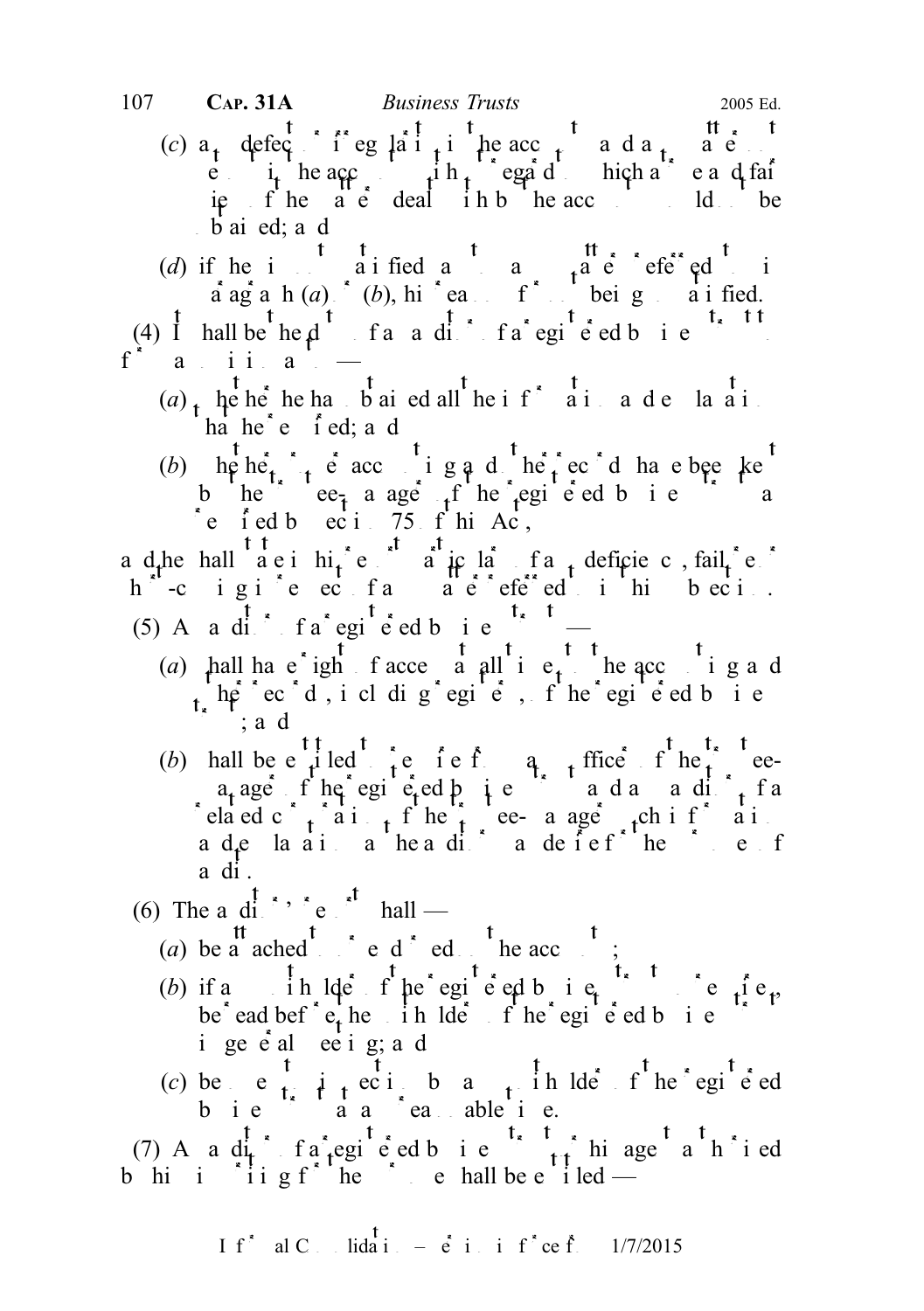(c) any defect or irregularity in the accounts and any matters not set out in the accounts without regard to which a true and fair view of the matters dealt with by the accounts would not be obtained; and

(d) if he is not satisfied as to any matter referred to in paragraph (*a*) or (*b*), his reasons for not being so satisfied.

(4) It shall be the duty of an auditor of a registered business trust to form an opinion as to —

(*a*) whether he has obtained all the information and explanations that he required; and

(*b*) whether proper accounting and other records have been kept by the trustee-manager of the registered business trust as required by section 75 of this Act,

and he shall state in his report particulars of any deficiency, failure or shortcoming in respect of any matter referred to in this subsection.

(5) An auditor of a registered business trust —

(*a*) shall have a right of access at all times to the accounting and other records, including registers, of the registered business trust; and

(*b*) shall be entitled to require from any officer of the trustee-manager of the registered business trust and any auditor of a related corporation of the trustee-manager such information and explanations as he desires for the purposes of audit.

(6) The auditor's report shall —

(*a*) be attached to or endorsed on the accounts;

(*b*) if any unitholder of the registered business trust so requires, be read before the unitholders of the registered business trust in general meeting; and

(*c*) be open to inspection by any unitholder of the registered business trust at any reasonable time.

(7) An auditor of a registered business trust, or his agent authorised by him in writing for the purpose shall be entitled —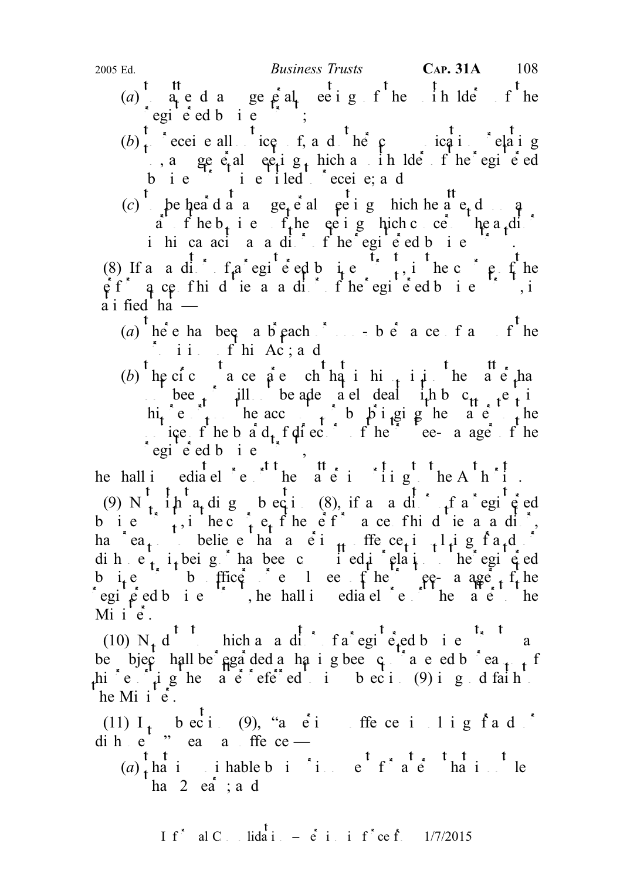(*a*) to attend any general meeting of the unitholders of the registered business trust;

(*b*) to receive all notices of, and other communications relating to, any general meeting which a unitholder of the registered business trust is entitled to receive; and

(*c*) to be heard at any general meeting which he attends on any part of the business of the meeting which concerns the auditor in his capacity as auditor of the registered business trust.

(8) If an auditor of a registered business trust, in the course of the performance of his duties as auditor of the registered business trust, is satisfied that —

(*a*) there has been a breach or non-performance of any of the provisions of this Act; and

(*b*) the circumstances are such that in his opinion the matter has not been or will not be adequately dealt with by comment in his report on the accounts or by bringing the matter to the notice of the board of directors of the trustee-manager of the registered business trust,

he shall immediately report the matter in writing to the Authority.

(9) Notwithstanding subsection (8), if an auditor of a registered business trust, in the course of the performance of his duties as auditor, has reason to believe that a serious offence involving fraud or dishonesty is being or has been committed in relation to the registered business trust by officers or employees of the trustee-manager of the registered business trust, he shall immediately report the matter to the Minister.

(10) No duty to which an auditor of a registered business trust may be subject shall be regarded as having been contravened by reason of his reporting the matter referred to in subsection (9) in good faith to the Minister.

(11) In subsection (9), "a serious offence involving fraud or dishonesty" means an offence —

(*a*) that is punishable by imprisonment for a term that is not less than 2 years; and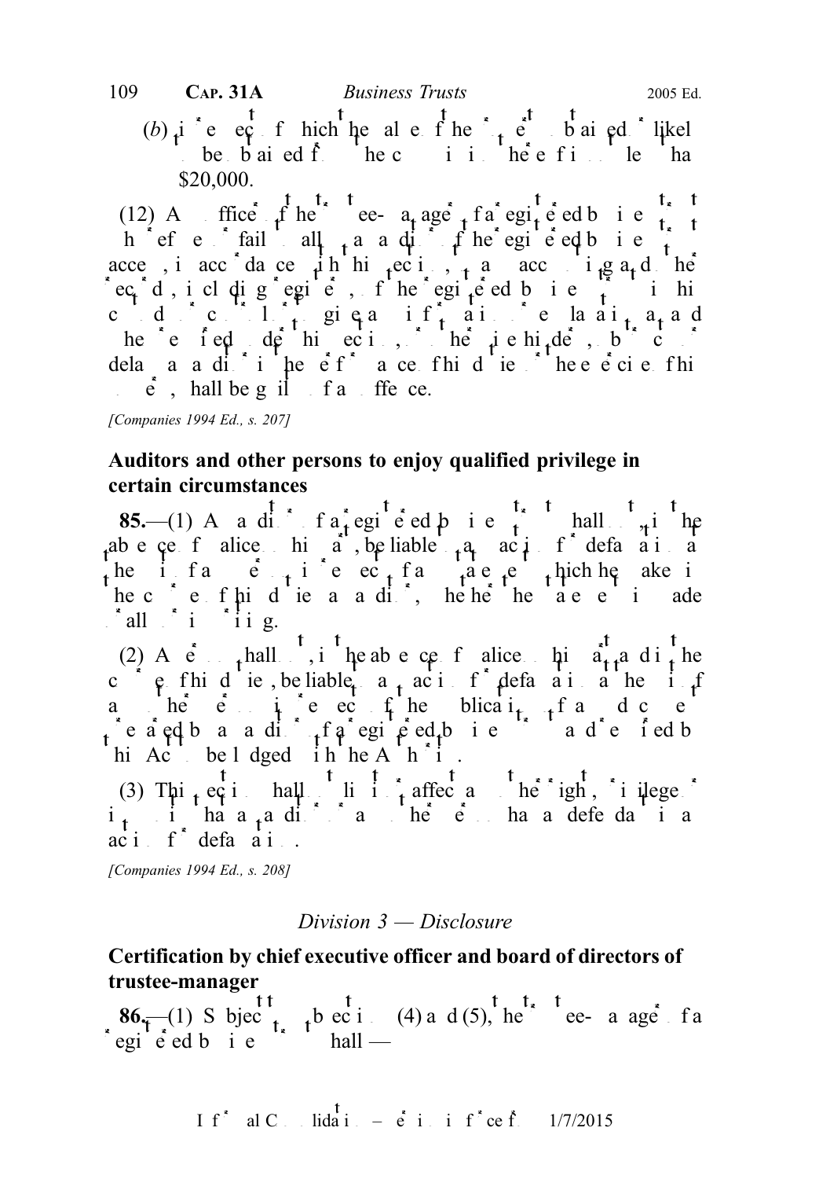(b) in respect of which the value of the property obtained or likely to be obtained from the commission of the offence is less than $20,000.

(12) An officer of the trustee-manager of a registered business trust who refuses or fails to allow an auditor of the registered business trust access, in accordance with this section, to any accounting and other records, including registers, of the registered business trust in his custody or control, or to give any information or explanation as and when required under this section, or otherwise hinders, obstructs or delays an auditor in the performance of his duties or the exercise of his powers, shall be guilty of an offence.

*[Companies 1994 Ed., s. 207]*

## Auditors and other persons to enjoy qualified privilege in certain circumstances

**85.**—(1) An auditor of a registered business trust shall not, in the absence of malice on his part, be liable to any action for defamation at the suit of any person in respect of any statement which he makes in the course of his duties as auditor, whether the statement is made orally or in writing.

(2) A person shall not, in the absence of malice on his part, be liable to any action for defamation at the suit of any other person in respect of the publication of any document prepared by an auditor of a registered business trust and required by this Act to be lodged with the Authority.

(3) This section shall not limit or affect any other right, privilege or immunity that an auditor or any other person has as defendant in an action for defamation.

*[Companies 1994 Ed., s. 208]*

### *Division 3 — Disclosure*

## Certification by chief executive officer and board of directors of trustee-manager

**86.**—(1) Subject to subsections (4) and (5), the trustee-manager of a registered business trust shall —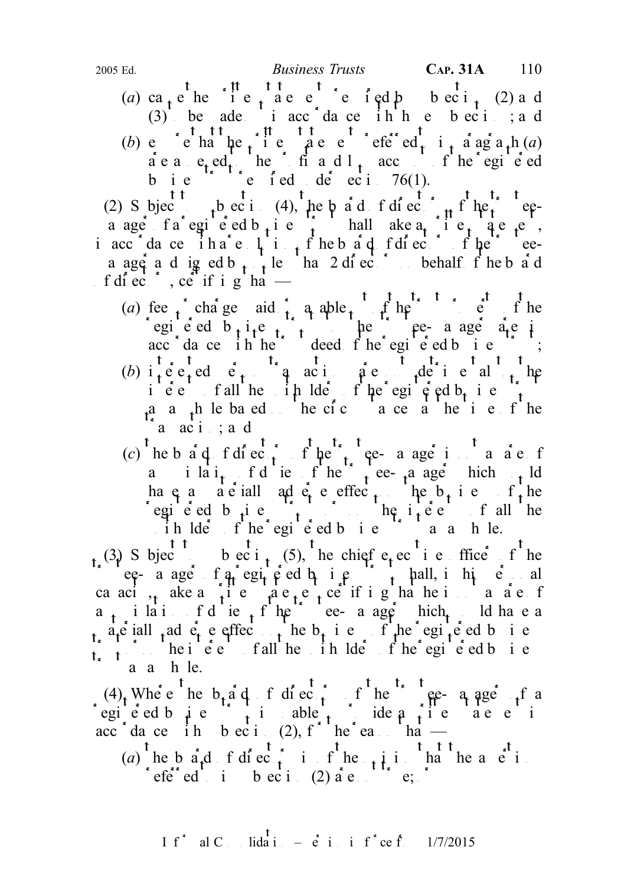(*a*) cause the written statements referred to in subsections (2) and (3) to be made in accordance with those subsections; and

(*b*) ensure that the written statements referred to in paragraph (*a*) are annexed to the profit and loss accounts of the registered business trust required under section 76(1).

(2) Subject to subsection (4), the board of directors of the trustee-manager of a registered business trust shall make a written statement, in accordance with a resolution of the board of directors of the trustee-manager and signed by not less than 2 directors on behalf of the board of directors, certifying that —

(*a*) fees or charges paid or payable out of the trust property of the registered business trust to the trustee-manager are in accordance with the trust deed of the registered business trust;

(*b*) interested person transactions are not detrimental to the interests of all the unitholders of the registered business trust as a whole based on the circumstances at the time of the transaction; and

(*c*) the board of directors of the trustee-manager is not aware of any violation of duties of the trustee-manager which would have a materially adverse effect on the business of the registered business trust or on the interests of all the unitholders of the registered business trust as a whole.

(3) Subject to subsection (5), the chief executive officer of the trustee-manager of a registered business trust shall, in his personal capacity, make a written statement certifying that he is not aware of any violation of duties of the trustee-manager which would have a materially adverse effect on the business of the registered business trust or on the interests of all the unitholders of the registered business trust as a whole.

(4) Where the board of directors of the trustee-manager of a registered business trust is unable to provide a written statement in accordance with subsection (2), for the reason that —

(*a*) the board of directors is of the opinion that the matters referred to in subsection (2) are not true;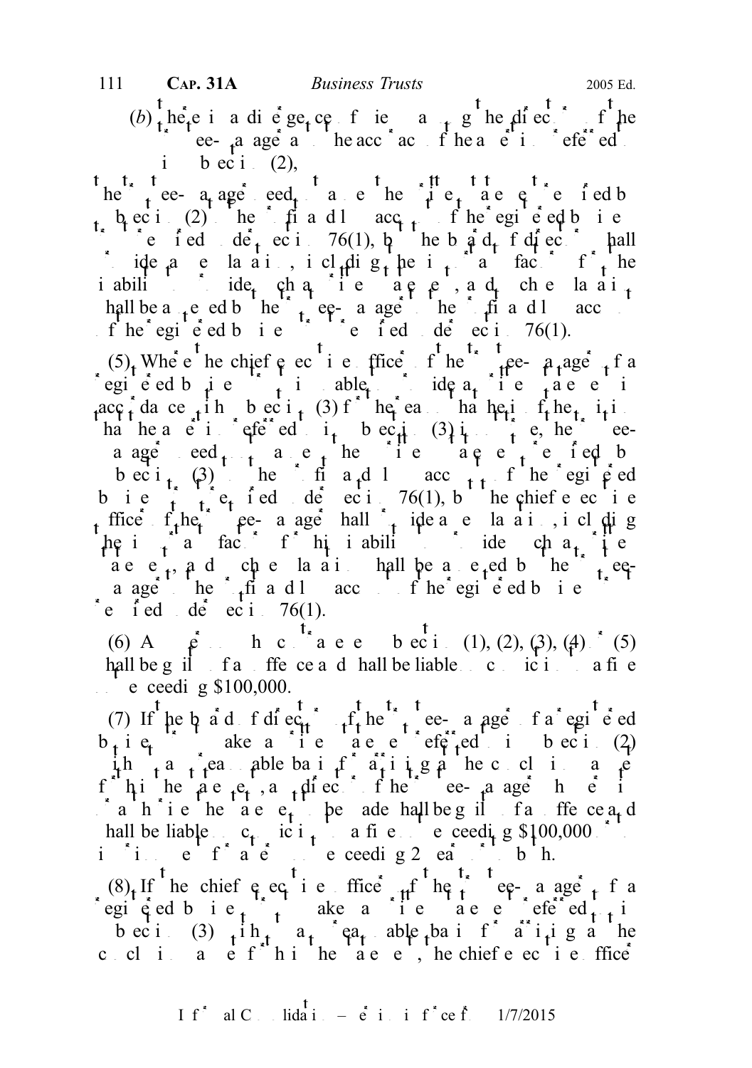(b) there is a divergence of views among the directors of the trustee-manager as to the accuracy of the statement referred to in subsection (2),

the trustee-manager need not make the written statement required by subsection (2) in the profit and loss accounts of the registered business trust required under section 76(1), but the board of directors shall provide a written explanation, including the reasons and factors for the inability to provide such written statement, and such explanation shall be annexed by the trustee-manager to the profit and loss accounts of the registered business trust required under section 76(1).

(5) Where the chief executive officer of the trustee-manager of a registered business trust is unable to provide a written statement in accordance with subsection (3) for the reason that he is of the opinion that the statement referred to in subsection (3) is not true, the trustee-manager need not make the written statement required by subsection (3) in the profit and loss accounts of the registered business trust required under section 76(1), but the chief executive officer of the trustee-manager shall provide a written explanation, including the reasons and factors for his inability to provide such written statement, and such explanation shall be annexed by the trustee-manager to the profit and loss accounts of the registered business trust required under section 76(1).

(6) Any person who contravenes subsection (1), (2), (3), (4) or (5) shall be guilty of an offence and shall be liable on conviction to a fine not exceeding $100,000.

(7) If the board of directors of the trustee-manager of a registered business trust makes a written statement referred to in subsection (2) without any reasonable basis for arriving at the conclusions made for his statement, any director of the trustee-manager who authorises the statement to be made shall be guilty of an offence and shall be liable on conviction to a fine not exceeding $100,000 or to imprisonment for a term not exceeding 2 years or to both.

(8) If the chief executive officer of the trustee-manager of a registered business trust makes a written statement referred to in subsection (3) without any reasonable basis for arriving at the conclusions made for his statement, the chief executive officer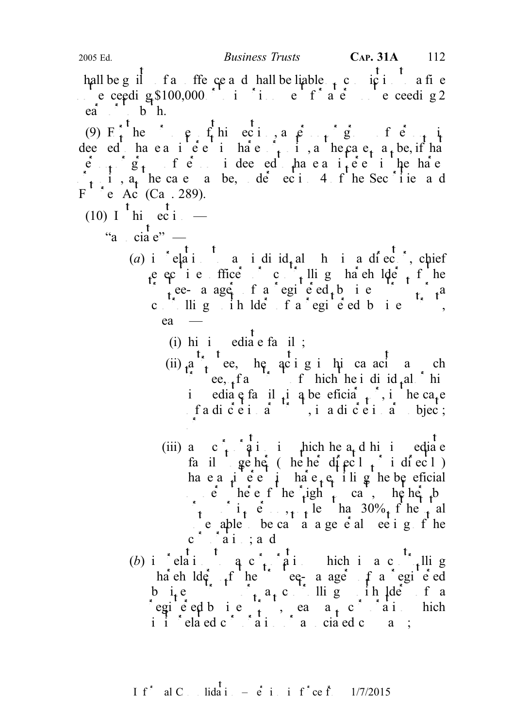shall be guilty of an offence and shall be liable on conviction to a fine not exceeding $100,000 or to imprisonment for a term not exceeding 2 years or to both.

(9) For the purposes of this section, a person or group of persons is deemed to have an interest in shares or units, as the case may be, if that person or group of persons is deemed to have an interest in those shares or units, as the case may be, under section 4 of the Securities and Futures Act (Cap. 289).

(10) In this section —

"associate" —

(a) in relation to an individual who is a director, chief executive officer or controlling shareholder of the trustee-manager of a registered business trust or a controlling unitholder of a registered business trust, means —

(i) his immediate family;

(ii) a trustee, the trustee acting in his capacity as such trustee, of any trust of which the individual or his immediate family is a beneficiary or, in the case of a discretionary trust, is a discretionary object;

(iii) any corporation in which he and his immediate family together (whether directly or indirectly) have an interest in shares entitling the beneficial owners thereof the right to cast, whether by themselves or through their nominees, not less than 30% of the total votes able to be cast at a general meeting of the corporation; and

(b) in relation to a corporation which is a controlling shareholder of the trustee-manager of a registered business trust or a controlling unitholder of a registered business trust, means any corporation which is its related corporation or associated company;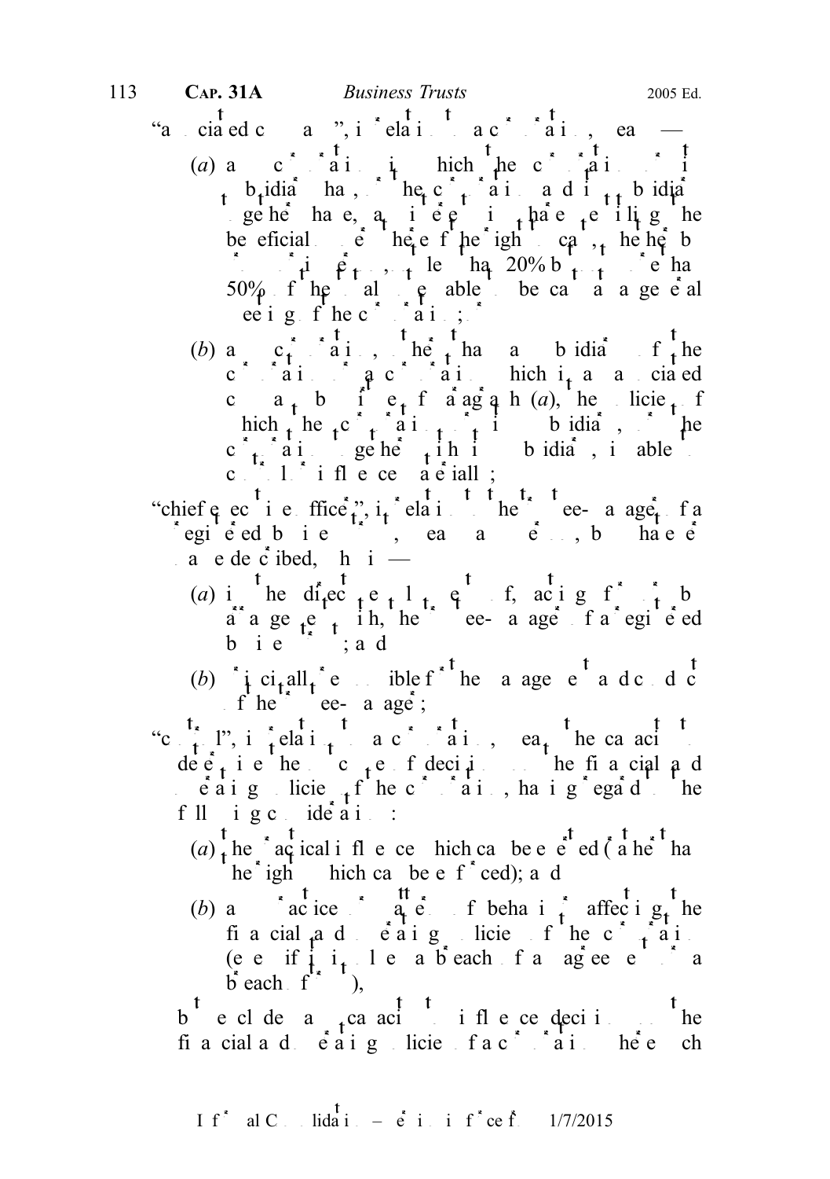"associated corporation", in relation to a corporation, means —

(*a*) any corporation in which the corporation or its subsidiary has, or the corporation and its subsidiary together have, a direct interest in shares, carrying the beneficial ownership of the right to cast, whether by way of proxy or otherwise, not less than 20% but not more than 50% of the total votes able to be cast at a general meeting of the corporation; or

(*b*) any corporation, other than a subsidiary of the corporation or a corporation which is an associated corporation by virtue of paragraph (*a*), the policies of which the corporation or its subsidiary, or the corporation together with its subsidiary, is able to control or influence materially;

"chief executive officer", in relation to the trustee-manager of a registered business trust, means any person, by whatever name described, who —

(*a*) is in the direct employment of, or acting for or by arrangement with, the trustee-manager of a registered business trust; and

(*b*) is principally responsible for the management and conduct of the trustee-manager;

"control", in relation to a corporation, means the capacity to determine the outcome of decisions about the financial and operating policies of the corporation, having regard to the following considerations:

(*a*) the practical influence which can be exerted (rather than the rights which can be enforced); and

(*b*) any practice or pattern of behaviour affecting the financial and operating policies of the corporation (even if it involves a breach of an agreement or a breach of trust),

but excludes any capacity to influence decisions about the financial and operating policies of a corporation where such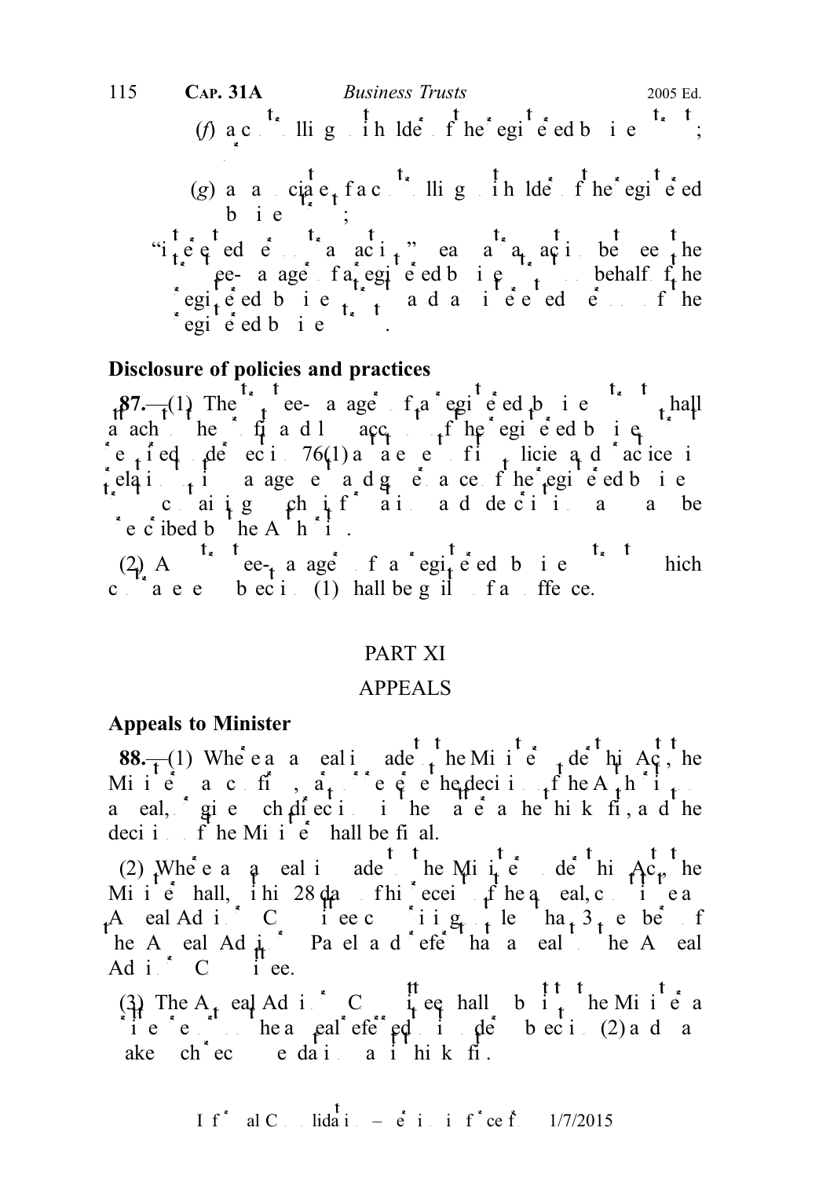(*f*) a controlling unitholder of the registered business trust;

(*g*) an associate of a controlling unitholder of the registered business trust;

"interested person transaction" means a transaction between the trustee-manager of a registered business trust, acting on behalf of the registered business trust, and an interested person of the registered business trust.

**Disclosure of policies and practices**

**87.**—(1) The trustee-manager of a registered business trust shall attach to the financial statements or accounts of the registered business trust required under section 76(1) a statement of its policies and practices in relation to its management and governance of the registered business trust containing such information and declarations as may be prescribed by the Authority.

(2) A trustee-manager of a registered business trust which contravenes subsection (1) shall be guilty of an offence.

## PART XI

## APPEALS

**Appeals to Minister**

**88.**—(1) Where an appeal is made to the Minister under this Act, the Minister may confirm, vary or reverse the decision of the Authority on appeal, or give such directions in the matter as he thinks fit, and the decision of the Minister shall be final.

(2) Where an appeal is made to the Minister under this Act, the Minister shall, within 28 days of his receipt of the appeal, constitute an Appeal Advisory Committee consisting of not less than 3 members of the Appeal Advisory Panel and refer that appeal to the Appeal Advisory Committee.

(3) The Appeal Advisory Committee shall submit to the Minister a written report on the appeal referred to it under subsection (2) and may make such recommendations as it thinks fit.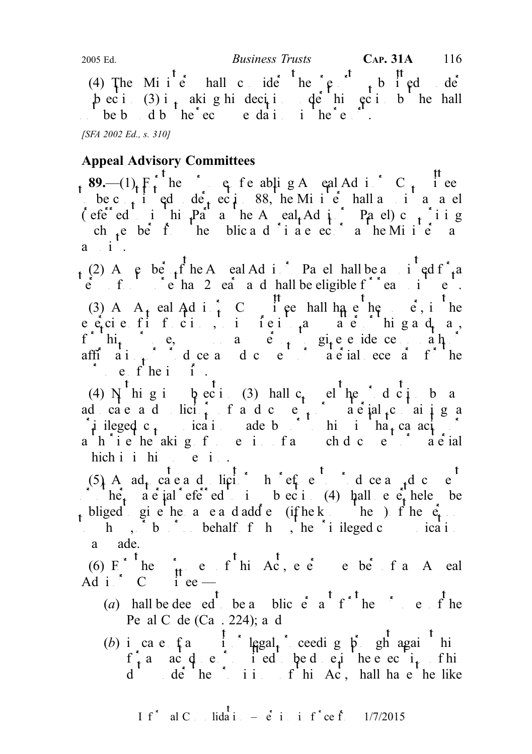(4) The Minister shall consider the report submitted under subsection (3) in making his decision under this section but he shall not be bound by the recommendations in the report.

*[SFA 2002 Ed., s. 310]*

### Appeal Advisory Committees

**89.**—(1) For the purpose of enabling Appeal Advisory Committees to be constituted under section 88, the Minister shall appoint a panel (referred to in this Part as the Appeal Advisory Panel) comprising such members of the public and private sectors as the Minister may appoint.

(2) A member of the Appeal Advisory Panel shall be appointed for a term of not more than 2 years and shall be eligible for reappointment.

(3) An Appeal Advisory Committee shall have the power, in the exercise of its functions, to inform itself in such manner as it thinks fit, and for this purpose, may summon any person to give evidence on oath or affirmation or to produce any document or material necessary for the purpose of the inquiry.

(4) Nothing in subsection (3) shall compel the production by an advocate and solicitor of a document or other material containing a privileged communication made by or to him in that capacity or authorise the taking of possession of any such document or other material which is in his possession.

(5) An advocate and solicitor who refuses to produce a document or other material referred to in subsection (4) shall nevertheless be obliged to give the name and address (if he knows them) of the person to whom, or by or on behalf of whom, the privileged communication was made.

(6) For the purposes of this Act, every member of an Appeal Advisory Committee —

(*a*) shall be deemed to be a public servant for the purposes of the Penal Code (Cap. 224); and

(*b*) in case of any suit or legal proceedings brought against him for any act done or omitted to be done in the execution of his duty under the provisions of this Act, shall have the like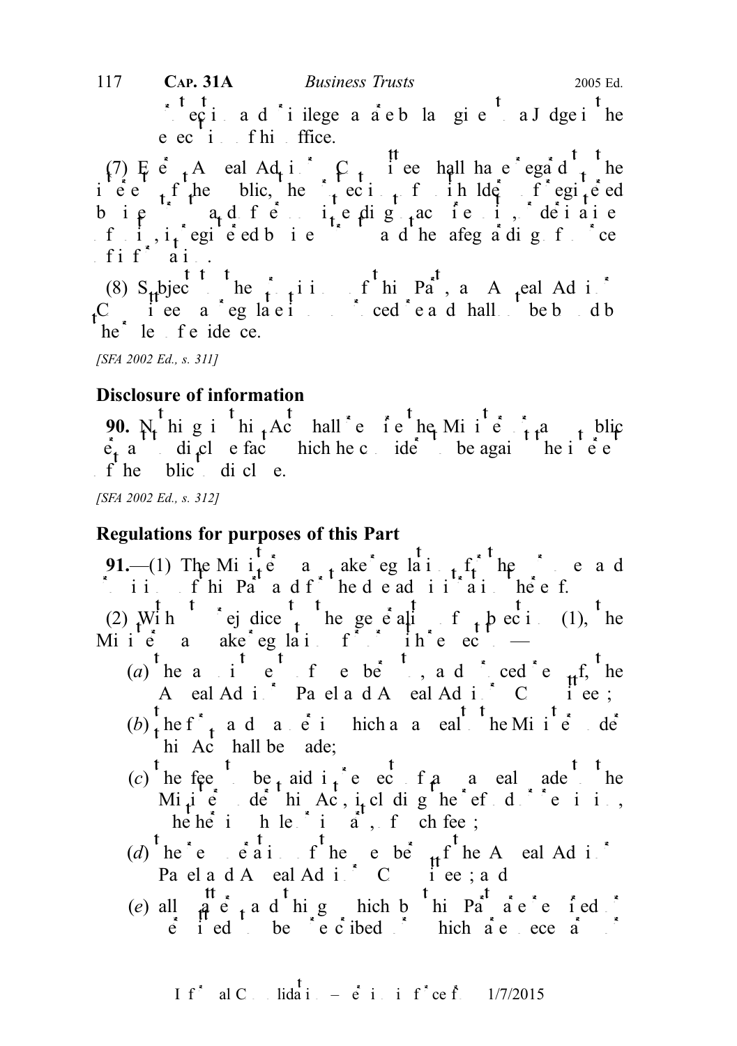protection and privileges as are by law given to a Judge in the execution of his office.

(7) Every Appeal Advisory Committee shall have regard to the interest of the public, the protection of unitholders of registered business trusts and of persons engaging in activities in, or derivatives of units in, registered business trusts and the safeguarding of sources of information.

(8) Subject to the provisions of this Part, an Appeal Advisory Committee may regulate its own procedure and shall not be bound by the rules of evidence.

*[SFA 2002 Ed., s. 311]*

## Disclosure of information

**90.** Nothing in this Act shall require the Minister to make public or disclose facts which he considers to be against the interest of the public to disclose.

*[SFA 2002 Ed., s. 312]*

## Regulations for purposes of this Part

**91.**—(1) The Minister may make regulations for the purposes and provisions of this Part and for the due administration thereof.

(2) Without prejudice to the generality of subsection (1), the Minister may make regulations for or with respect to —

(*a*) the appointment of members to, and procedures of, the Appeal Advisory Panel and Appeal Advisory Committees;

(*b*) the form and manner in which an appeal to the Minister under this Act shall be made;

(*c*) the fees to be paid in respect of an appeal made to the Minister under this Act, including the refund or remission, whether in whole or in part, of such fees;

(*d*) the remuneration of the members of the Appeal Advisory Panel and Appeal Advisory Committees; and

(*e*) all matters and things which by this Part are required or permitted to be prescribed or which are necessary or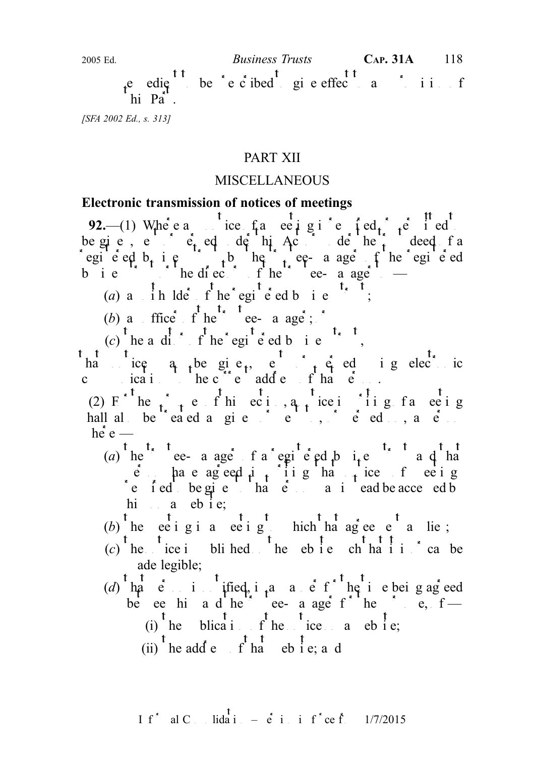remedies as may be prescribed to give effect to any provision of this Part.

*[SFA 2002 Ed., s. 313]*

## PART XII

## MISCELLANEOUS

### Electronic transmission of notices of meetings

**92.**—(1) Where a notice of a meeting is required or permitted to be given, sent or served under this Act or under the trust deed of a registered business trust by the trustee-manager of the registered business trust or the directors of the trustee-manager to —

(*a*) a unitholder of the registered business trust;

(*b*) an officer of the trustee-manager; or

(*c*) the auditor of the registered business trust,

that notice may be given, sent or served using electronic communications to the current address of that person.

(2) For the purposes of this section, a notice in writing of a meeting shall also be treated as given or sent to, or served on, a person where —

(*a*) the trustee-manager of a registered business trust and that person have agreed in writing that notices of meetings required to be given to that person may instead be accessed by him on a website;

(*b*) the meeting is a meeting to which that agreement applies;

(*c*) the notice is published on the website such that it is or can be made legible;

(*d*) that person is notified, in a manner for the time being agreed between him and the trustee-manager for the purpose, of —

(i) the publication of the notice on that website;

(ii) the address of that website; and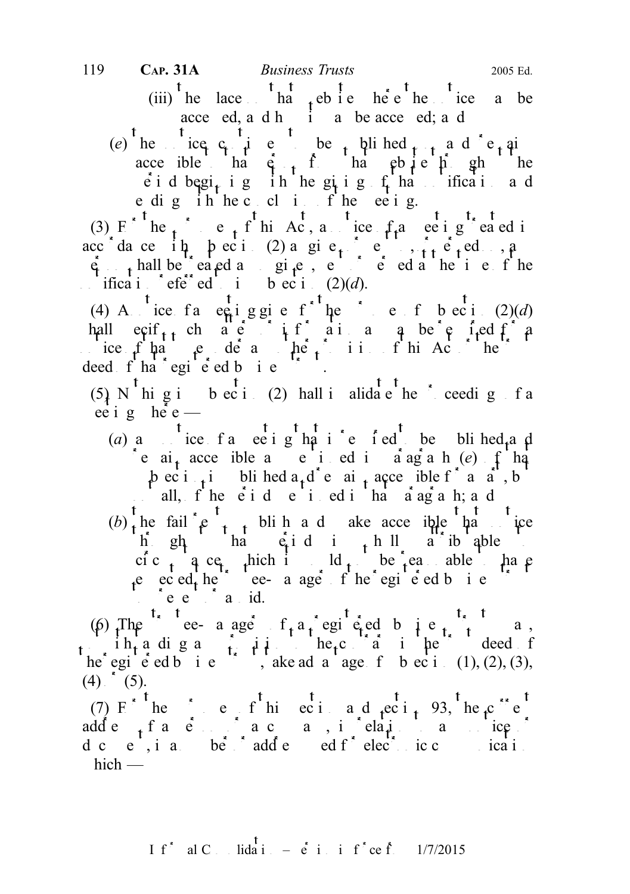(iii) the place on that website where the notice may be accessed, and how it may be accessed; and

(*e*) the notice continues to be published, and remains accessible to that person from that website throughout the period beginning with the giving of that notification and ending with the conclusion of the meeting.

(3) For the purposes of this Act, a notice of a meeting treated in accordance with subsection (2) as given to, sent to, or served on, a person shall be treated as so given, sent or served at the time of the notification referred to in subsection (2)(*d*).

(4) A notice of a meeting given for the purposes of subsection (2)(*d*) shall specify such matters, if any, as may be required for a notice of that type under any other provision of this Act or the trust deed of that registered business trust.

(5) Nothing in subsection (2) shall invalidate the proceedings of a meeting where —

(*a*) any notice of a meeting that is required to be published and remain accessible as mentioned in paragraph (*e*) of that subsection is published and remains accessible for a part, but not all, of the period mentioned in that paragraph; and

(*b*) the failure to publish and make accessible that notice throughout that period is wholly attributable to circumstances which it would not be reasonable to have expected the trustee-manager of the registered business trust to prevent or avoid.

(6) The trustee-manager of a registered business trust may, notwithstanding anything to the contrary in the trust deed of the registered business trust, take advantage of subsection (1), (2), (3), (4) or (5).

(7) For the purposes of this section and section 93, the current address of a person, in relation to a notice or document, is any number or address used for electronic communication which —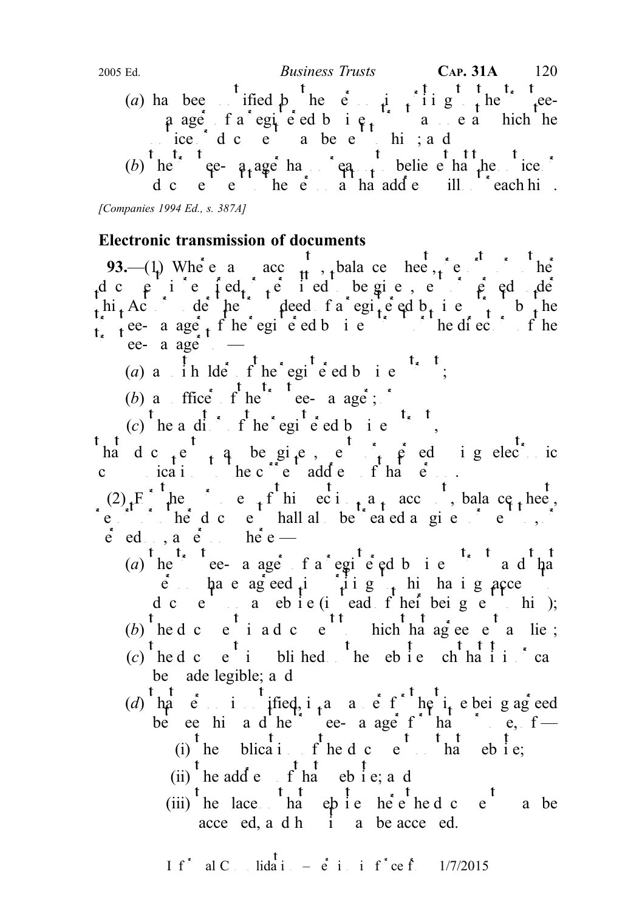(*a*) has been notified by the person in writing to the trustee-manager of a registered business trust of an address at which the notice or document may be sent to him; and

(*b*) the trustee-manager has no reason to believe that the notice or document sent to the person at that address will not reach him.

[*Companies 1994 Ed., s. 387A*]

**Electronic transmission of documents**

**93.**—(1) Where any accounts, balance-sheets, reports or other documents are required or permitted to be given, sent or served under this Act or under the trust deed of a registered business trust by the trustee-manager of the registered business trust or the directors of the trustee-manager to —

(*a*) a unitholder of the registered business trust;

(*b*) an officer of the trustee-manager; or

(*c*) the auditor of the registered business trust,

that document may be given, sent or served using electronic communications to the current address of that person.

(2) For the purposes of this section, any accounts, balance-sheet, report or other document shall also be treated as given or sent to, or served on, a person where —

(*a*) the trustee-manager of a registered business trust and that person have agreed in writing to his having access to documents on a website (instead of their being sent to him);

(*b*) the document is a document to which that agreement applies;

(*c*) the document is published on the website such that it is or can be made legible; and

(*d*) that person is notified, in a manner for the time being agreed between him and the trustee-manager for that purpose, of —

(i) the publication of the document on that website;

(ii) the address of that website; and

(iii) the place on that website where the document may be accessed, and how it may be accessed.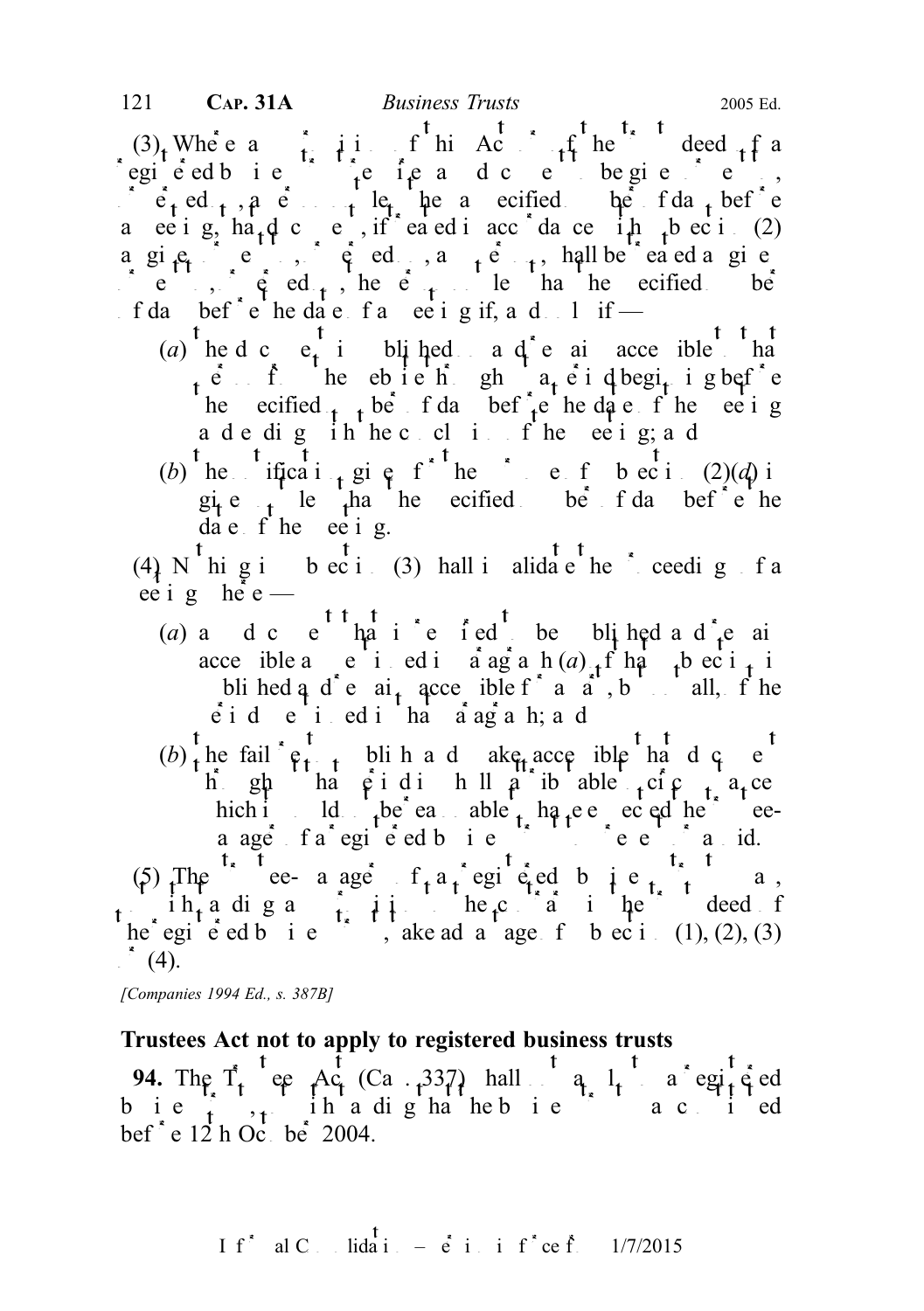(3) Where any provision of this Act or of the trust deed of a registered business trust requires a document to be given to unitholders or debenture holders, as the case may be, not less than the specified number of days before a meeting, that document, if treated in accordance with subsection (2) as given to unitholders or debenture holders, as the case may be, shall be treated as given to unitholders or debenture holders, as the case may be, not less than the specified number of days before the date of a meeting if, and only if —

(a) the document is published and remains accessible to unitholders or debenture holders on the website throughout a period of not less than the specified number of days before the date of the meeting and ending with the conclusion of the meeting; and

(b) the notification given for the purposes of subsection (2)(d) is given not less than the specified number of days before the date of the meeting.

(4) Nothing in subsection (3) shall invalidate the proceedings of a meeting where —

(a) any document that is required to be published and remain accessible as mentioned in paragraph (a) of that subsection is published and remains accessible for a part, but not all, of the period mentioned in that paragraph; and

(b) the failure to publish and make accessible that document throughout that period is wholly attributable to circumstances which it would not be reasonable to have expected the trustee-manager of the registered business trust to prevent or avoid.

(5) The trustee-manager of a registered business trust may, notwithstanding any provision to the contrary in the trust deed of the registered business trust, take advantage of subsection (1), (2), (3) or (4).

*[Companies 1994 Ed., s. 387B]*

**Trustees Act not to apply to registered business trusts**

**94.** The Trustees Act (Cap. 337) shall not apply to a registered business trust, notwithstanding that the business trust was constituted before 12th October 2004.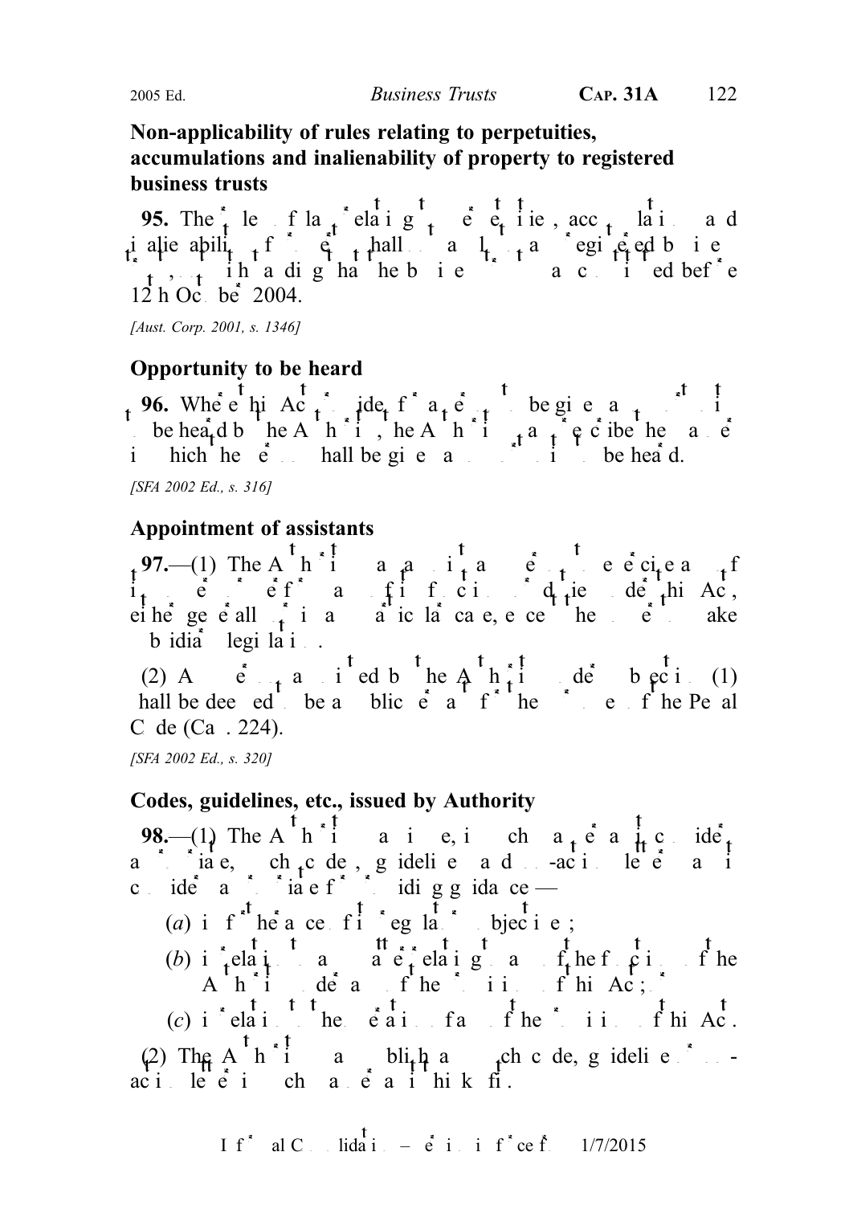**Non-applicability of rules relating to perpetuities, accumulations and inalienability of property to registered business trusts**

**95.** The rules of law relating to perpetuities, accumulations and inalienability of property shall not apply to a registered business trust, notwithstanding that the business trust was constituted before 12th October 2004.

*[Aust. Corp. 2001, s. 1346]*

**Opportunity to be heard**

**96.** Where this Act provides for a person to be given an opportunity to be heard by the Authority, the Authority may prescribe the manner in which the person shall be given an opportunity to be heard.

*[SFA 2002 Ed., s. 316]*

**Appointment of assistants**

**97.**—(1) The Authority may appoint any person to exercise any of its powers or perform any of its functions or duties under this Act, either generally or in any particular case, except the power to make subsidiary legislation.

(2) A person appointed by the Authority under subsection (1) shall be deemed to be a public servant for the purposes of the Penal Code (Cap. 224).

*[SFA 2002 Ed., s. 320]*

**Codes, guidelines, etc., issued by Authority**

**98.**—(1) The Authority may issue, in such manner as it considers appropriate, such codes, guidelines and practice notes as it considers appropriate for providing guidance —

(*a*) in furtherance of its regulatory objectives;

(*b*) in relation to any matter relating to any of the functions of the Authority under any of the provisions of this Act; or

(*c*) in relation to the operation of any of the provisions of this Act.

(2) The Authority may publish any such code, guideline or practice note in such manner as it thinks fit.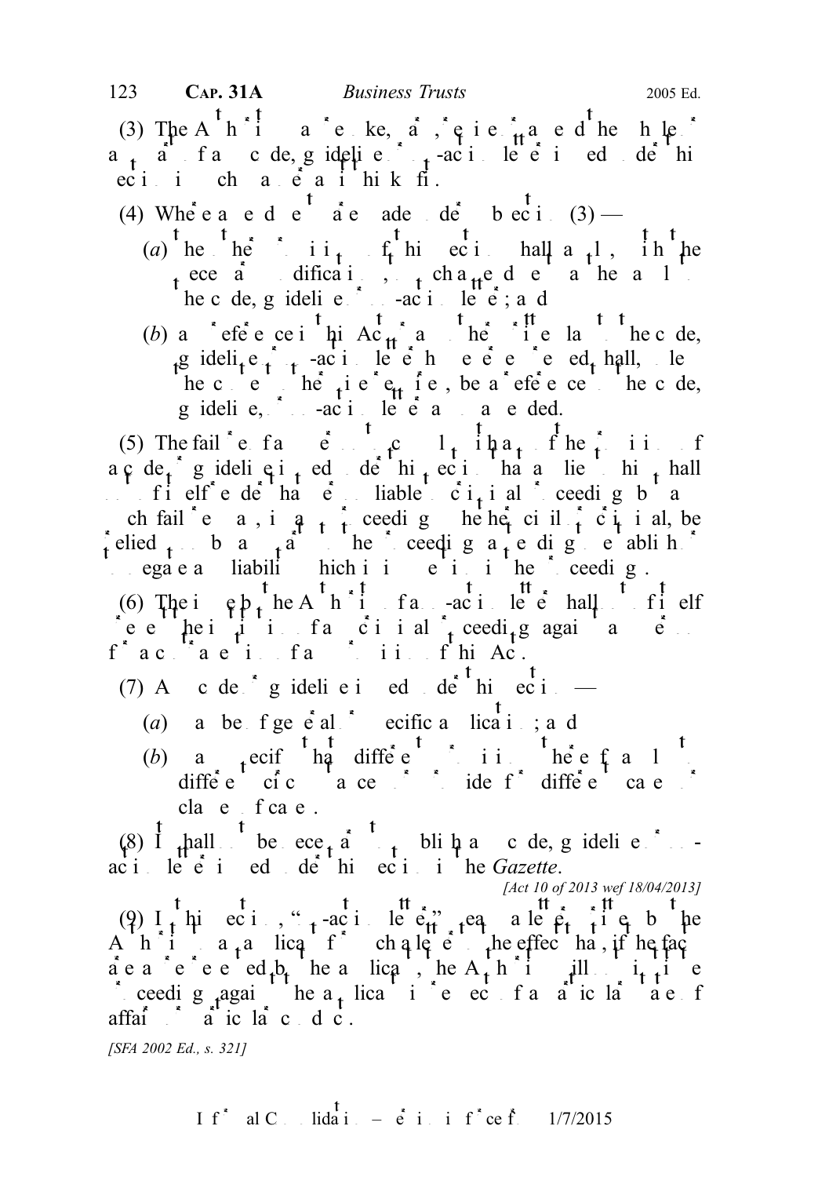(3) The Authority may revoke, vary, revise or amend the whole or any part of any code, guideline or no-action letter issued under this section in such manner as it thinks fit.

(4) Where any amendment is made under subsection (3) —

(*a*) the other provisions of this section shall apply, with the necessary modifications, to such amendment as they apply to the code, guideline or no-action letter; and

(*b*) any reference in this Act or any other written law to the code, guideline or no-action letter so amended shall, unless the context otherwise requires, be a reference to the code, guideline or no-action letter as so amended.

(5) The failure of any person to comply with any provision of any code or guideline issued under this section that applies to him shall not of itself render that person liable to criminal proceedings but any such failure may, in any proceedings whether civil or criminal, be relied upon by any party to the proceedings as tending to establish or to negate any liability which is in question in the proceedings.

(6) The issue by the Authority of a no-action letter shall not of itself restrict the institution of any criminal proceedings against any person for any contravention of any provision of this Act.

(7) Any code or guideline issued under this section —

(*a*) may be of general or specific application; and

(*b*) may specify that different provisions thereof shall apply to different circumstances or provide for different cases or classes of cases.

(8) It shall not be necessary to publish any code, guideline or no-action letter issued under this section in the *Gazette*.

*[Act 10 of 2013 wef 18/04/2013]*

(9) In this section, "no-action letter" means a letter written by the Authority to an applicant for such letter to the effect that, if the facts are as represented by the applicant, the Authority will not institute proceedings against the applicant in respect of a particular matter or affair or particular conduct.

*[SFA 2002 Ed., s. 321]*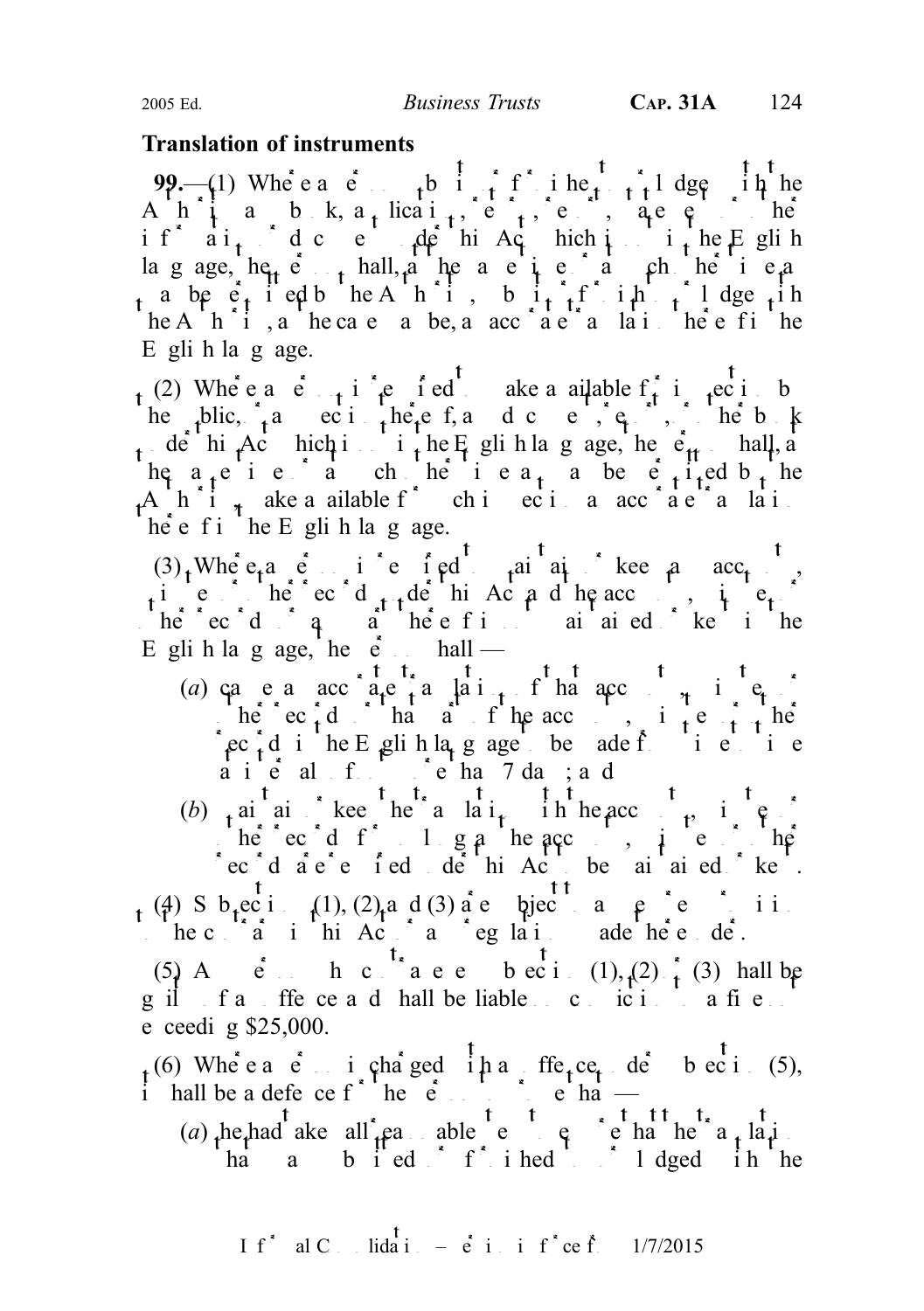**Translation of instruments**

**99.**—(1) Where a person submits to or furnishes to or lodges with the Authority any book, application, report, return, statement or other information or document under this Act which is not in the English language, the person shall, at the same time or at such other time as may be permitted by the Authority, submit to or furnish to or lodge with the Authority, as the case may be, an accurate translation thereof in the English language.

(2) Where a person is required to make available for inspection by the public, or any section thereof, any document, record, or other book under this Act which is not in the English language, the person shall, at the same time or at such other time as may be permitted by the Authority, make available for such inspection an accurate translation thereof in the English language.

(3) Where a person is required to maintain or keep any account, minutes or other record under this Act and the account, minutes or other record or any part thereof is not maintained or kept in the English language, the person shall —

(*a*) cause an accurate translation of that account, minutes or other record or that part of the account, minutes or other record in the English language to be made from time to time at intervals of not more than 7 days; and

(*b*) maintain or keep the translation with the account, minutes or other record for so long as the account, minutes or other record are required under this Act to be maintained or kept.

(4) Subsections (1), (2) and (3) are subject to any provision to the contrary in this Act or any regulations made thereunder.

(5) Any person who contravenes subsection (1), (2) or (3) shall be guilty of an offence and shall be liable on conviction to a fine not exceeding $25,000.

(6) Where a person is charged with an offence under subsection (5), it shall be a defence for the person to prove that —

(*a*) he had taken all reasonable steps to ensure that the translation that was submitted or furnished to or lodged with the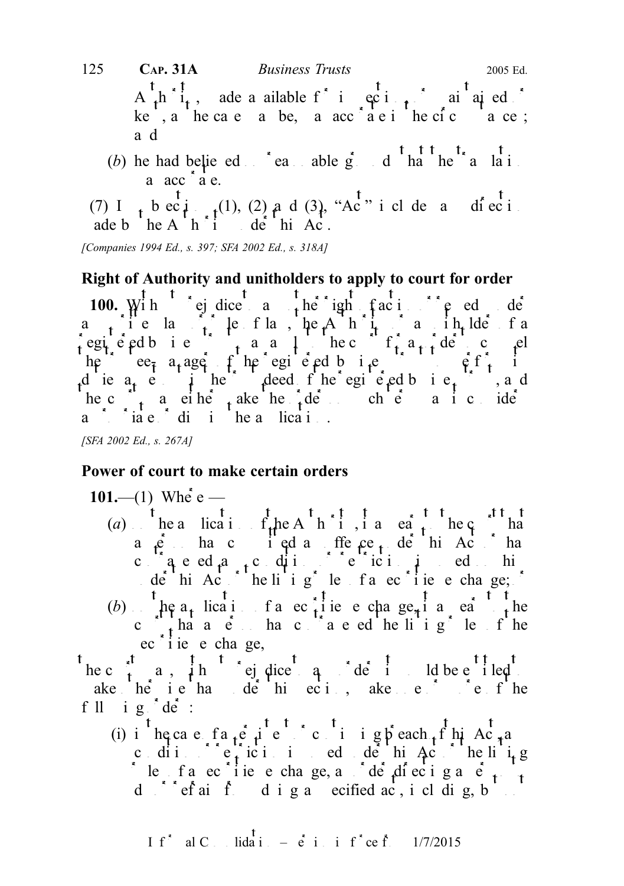Authority, made available for inspection or maintained or kept, as the case may be, was accurate in the circumstances; and

(b) he had believed on reasonable grounds that the explanation was accurate.

(7) In subsections (1), (2) and (3), "Act" includes any direction made by the Authority under this Act.

[Companies 1994 Ed., s. 397; SFA 2002 Ed., s. 318A]

## Right of Authority and unitholders to apply to court for order

**100.** Without prejudice to any other right of action or remedy under any written law or rule of law, the Authority or a unitholder of a registered business trust may apply to the court for an order to compel the trustee-manager of the registered business trust to comply with this Act or the trust deed of the registered business trust, and the court may either make the order on such terms as it considers appropriate or dismiss the application.

[SFA 2002 Ed., s. 267A]

## Power of court to make certain orders

**101.**—(1) Where —

(a) on the application of the Authority, it appears to the court that a person has committed an offence under this Act or has contravened a condition or restriction imposed on him under this Act or the listing rules of a securities exchange; or

(b) on the application of a securities exchange, it appears to the court that a person has contravened the listing rules of the securities exchange,

the court may, without prejudice to any order it would be entitled to make otherwise than under this section, make one or more of the following orders:

(i) in the case of a persistent or continuing breach of this Act, a condition or restriction imposed under this Act or the listing rules of a securities exchange, an order directing a person to do or refrain from doing a specified act, including, but not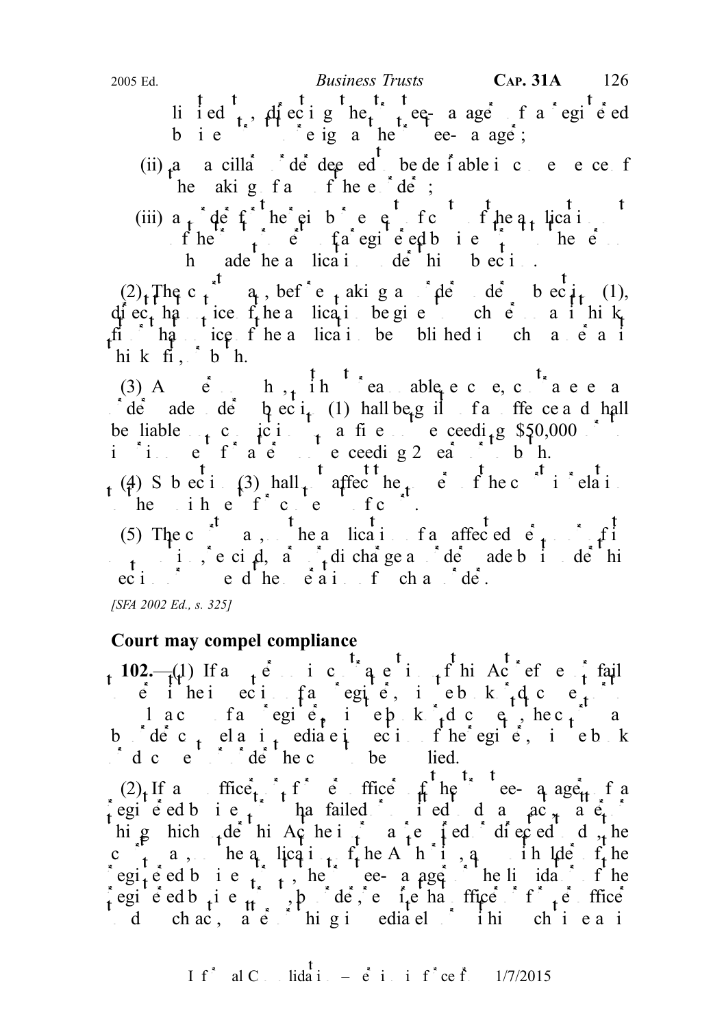listed, directing the trustee-manager of a registered business trust to resign as the trustee-manager;

(ii) an ancillary order deemed to be desirable in consequence of the making of any of the other orders;

(iii) an order for the reimbursement of costs of the application by the person or of a registered business trust to the person who made the application under this subsection.

(2) The court may, before making an order under subsection (1), direct that notice of the application be given to such persons as it thinks fit or direct that notice of the application be published in such manner as it thinks fit, or both.

(3) A person who, without reasonable excuse, contravenes an order made under subsection (1) shall be guilty of an offence and shall be liable on conviction to a fine not exceeding $50,000 or to imprisonment for a term not exceeding 2 years or to both.

(4) Subsection (3) shall not affect the powers of the court in relation to the punishment of contempt of court.

(5) The court may, on the application of any affected person or of its own motion, rescind, vary or discharge an order made by it under this section or suspend the operation of such an order.

*[SFA 2002 Ed., s. 325]*

**Court may compel compliance**

**102.**—(1) If any person in contravention of this Act refuses or fails to permit the inspection of any register, minute book or document or to supply a copy of any register, minute book or document, the court may by order compel an immediate inspection of the register, minute book or document or order the copy to be supplied.

(2) If any officer or former officer of the trustee-manager of a registered business trust has failed to do any act, matter or thing which under this Act he is required or directed to do, the court may, on the application of the Authority, a unitholder of the registered business trust, the trustee-manager or the liquidator of the registered business trust, by order, require that officer or former officer to do such act, matter or thing immediately or within such time as is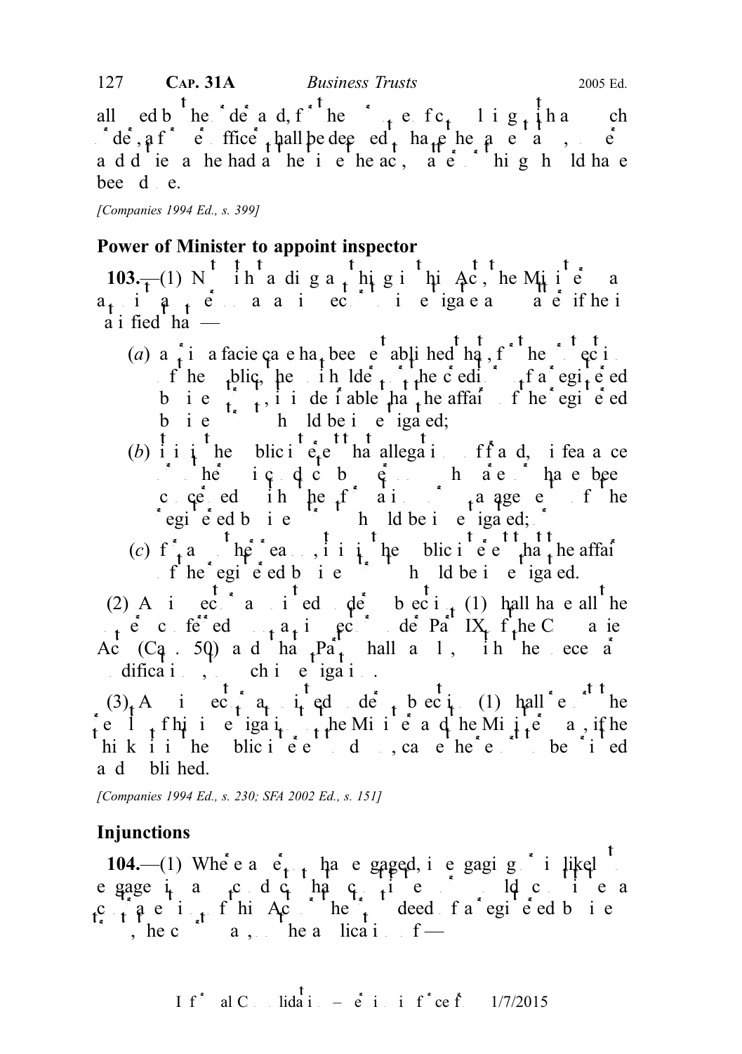allowed by the order and, for the purposes of complying with any such order, a former officer shall be deemed to have the same rights, powers and duties as he had at the time the act, matter or thing should have been done.

*[Companies 1994 Ed., s. 399]*

**Power of Minister to appoint inspector**

**103.**—(1) Notwithstanding anything in this Act, the Minister may appoint one or more inspectors to investigate a matter if he is satisfied that —

(*a*) a prima facie case has been established that, for the protection of the public, the unitholders or the creditors of a registered business trust, it is desirable that the affairs of the registered business trust should be investigated;

(*b*) it is in the public interest that allegations of fraud, misfeasance or other misconduct by persons who are or have been concerned with the formation or management of the registered business trust should be investigated; or

(*c*) for any other reason, it is in the public interest that the affairs of the registered business trust should be investigated.

(2) An inspector appointed under subsection (1) shall have all the powers conferred on an inspector under Part IX of the Companies Act (Cap. 50) and that Part shall apply, with the necessary modifications, to such investigation.

(3) An inspector appointed under subsection (1) shall report the results of his investigation to the Minister and the Minister may, if he thinks it in the public interest to do so, cause the report to be printed and published.

*[Companies 1994 Ed., s. 230; SFA 2002 Ed., s. 151]*

**Injunctions**

**104.**—(1) Where a person has engaged, is engaging or is likely to engage in any conduct that constituted, constitutes or would constitute a contravention of this Act or the deed of a registered business trust, the Court may, on the application of —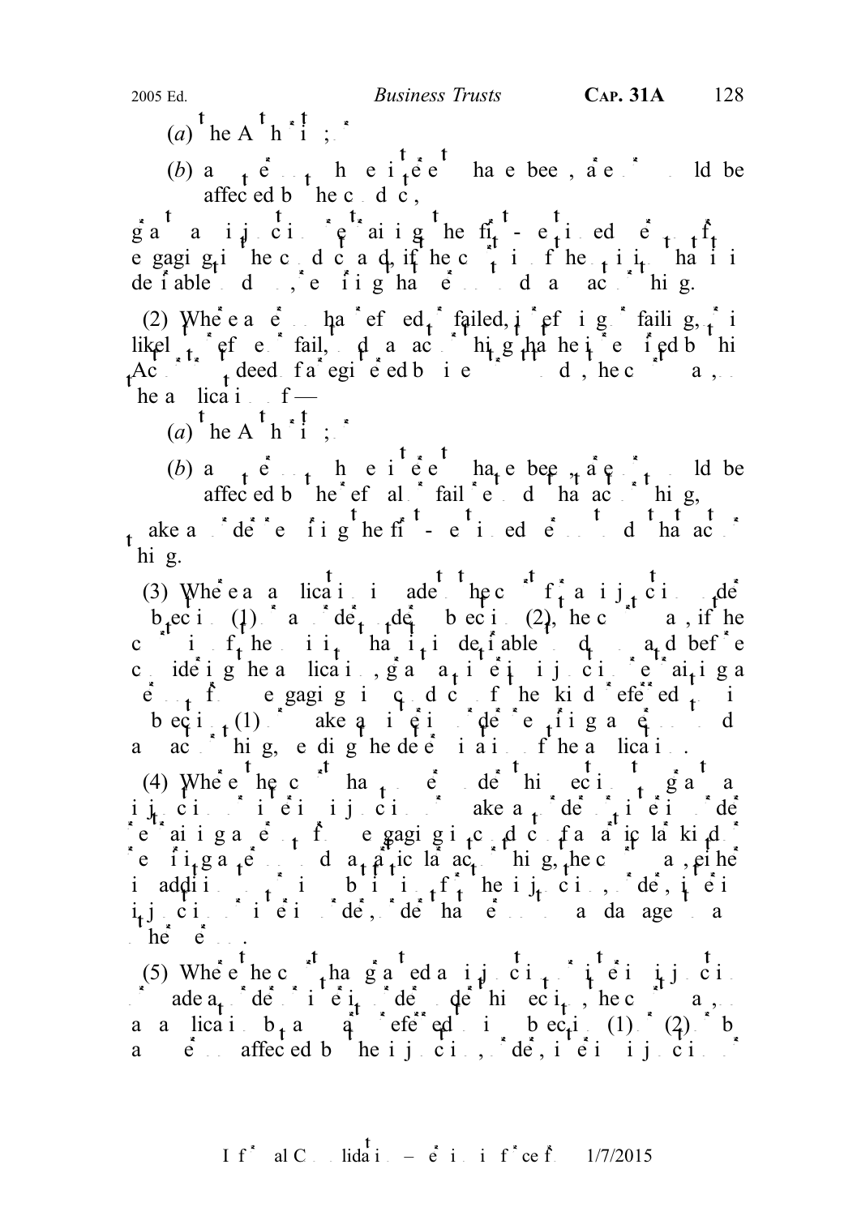(a) the Authority; or

(b) any person whose interests have been, are or would be affected by the conduct,

grant an injunction restraining the first-mentioned person from engaging in the conduct and, if in the opinion of the court it is desirable to do so, requiring that person to do any act or thing.

(2) Where a person has refused or failed, is refusing or failing, or is likely to refuse or fail, to do an act or thing that he is required by this Act or the trust deed of a registered business trust to do, the court may, on the application of —

(a) the Authority; or

(b) any person whose interests have been, are or would be affected by the refusal or failure to do that act or thing,

make an order requiring the first-mentioned person to do that act or thing.

(3) Where an application is made to the court for an injunction under subsection (1) or an order under subsection (2), the court may, if the court is of the opinion that it is desirable to do so, and before considering the application, grant an interim injunction restraining a person from engaging in conduct of the kind referred to in subsection (1) or make an interim order requiring a person to do an act or thing, pending the determination of the application.

(4) Where the court has power under this section to grant an injunction or interim injunction or make an order or interim order restraining a person from engaging in conduct of a particular kind or requiring a person to do a particular act or thing, the court may, either in addition to or in substitution for the injunction, order, interim injunction or interim order, order that person to pay damages to any other person.

(5) Where the court has granted an injunction or interim injunction or made an order or interim order under this section, the court may, on application by any party referred to in subsection (1) or (2) or by any person affected by the injunction, order, interim injunction or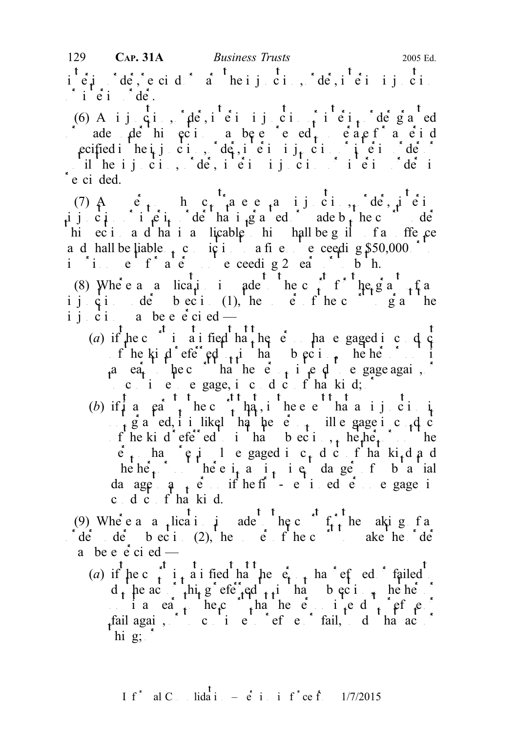interim order, rescind or vary the injunction, order, interim injunction or interim order.

(6) An injunction, order, interim injunction or interim order granted or made under this section may be expressed to operate for a period specified in the injunction, order, interim injunction or interim order or until the injunction, order, interim injunction or interim order is rescinded.

(7) Any person who contravenes an injunction, order, interim injunction or interim order that is granted or made by the court under this section and that is applicable to him shall be guilty of an offence and shall be liable on conviction to a fine not exceeding $50,000 or to imprisonment for a term not exceeding 2 years or to both.

(8) Where an application is made to the court for the grant of an injunction under subsection (1), the power of the court to grant the injunction may be exercised —

(*a*) if the court is satisfied that the person has engaged in conduct of the kind referred to in that subsection, whether or not it appears to the court that the person intends to engage again, or to continue to engage, in conduct of that kind; or

(*b*) if it appears to the court that, in the event that an injunction is not granted, it is likely that the person will engage in conduct of the kind referred to in that subsection, whether or not the person has previously engaged in conduct of that kind and whether or not there is an imminent danger of substantial damage to any person if the first-mentioned person engages in conduct of that kind.

(9) Where an application is made to the court for the making of an order under subsection (2), the power of the court to make the order may be exercised —

(*a*) if the court is satisfied that the person has refused or failed to do the act or thing referred to in that subsection, whether or not it appears to the court that the person intends to refuse or fail again, or to continue to refuse or fail, to do that act or thing; or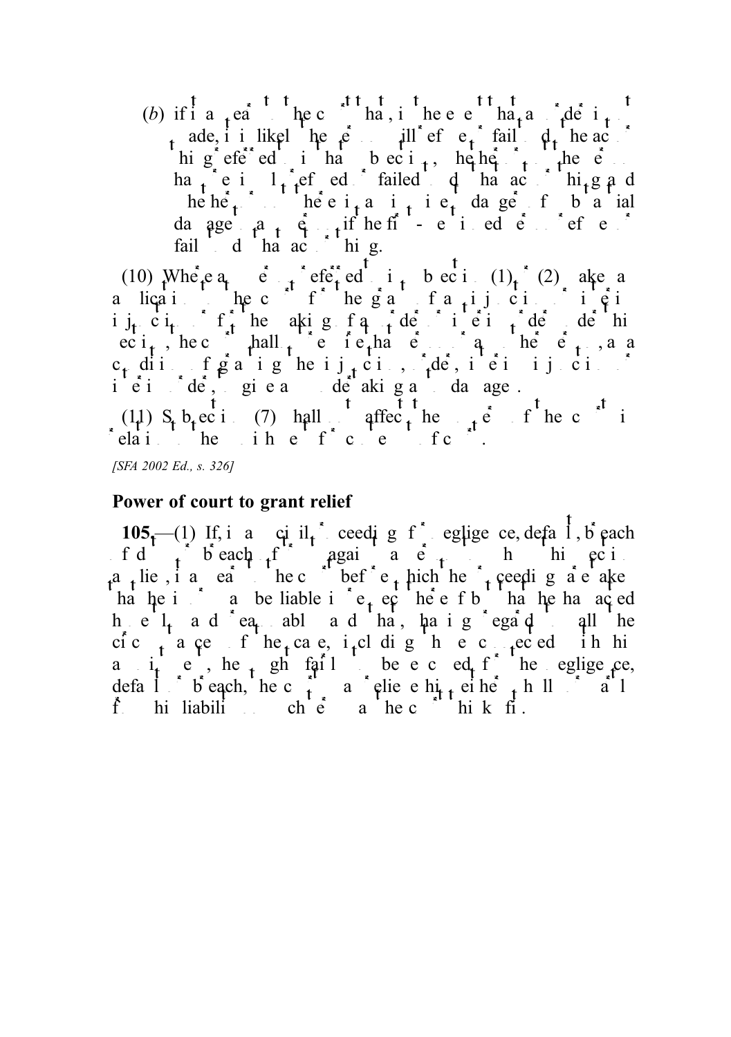(b) if it appears to the court that, if the order that a person do a thing is made, it is likely that the person will refuse or fail to do the act or thing referred to in that subsection, whether or not the person has previously refused or failed to do that act or thing and whether or not there is an imminent danger of substantial damage to any person if the first-mentioned person refuses or fails to do that act or thing.

(10) Where a person referred to in subsection (1) or (2) makes an application to the court for the grant of an injunction or interim injunction, or for the making of an order or interim order under this section, the court shall not require that person or any other person, as a condition of granting the injunction, order, interim injunction or interim order, to give an undertaking as to damages.

(11) Subsection (7) shall not affect the powers of the court in relation to the punishment of contempt of court.

*[SFA 2002 Ed., s. 326]*

**Power of court to grant relief**

**105.**—(1) If, in any civil proceeding for negligence, default, breach of duty or breach of trust against a person to whom this section applies, it appears to the court before which the proceedings are taken that he is or may be liable in respect thereof but that he has acted honestly and reasonably, and that, having regard to all the circumstances of the case, including those connected with his appointment, he ought fairly to be excused for the negligence, default or breach, the court may relieve him either wholly or partly from his liability on such terms as the court thinks fit.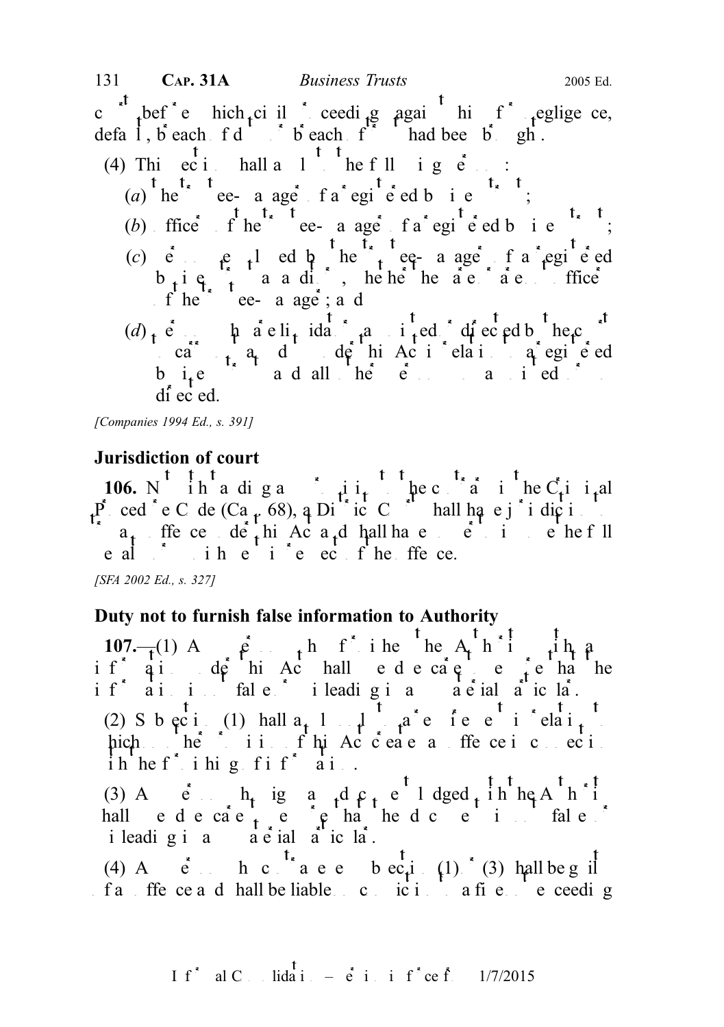court before which civil proceedings against him for negligence, default, breach of duty or breach of trust had been brought.

(4) This section shall apply to the following persons:

(*a*) the trustee-manager of a registered business trust;

(*b*) an officer of the trustee-manager of a registered business trust;

(*c*) a person employed by the trustee-manager of a registered business trust as an auditor, whether he is or is not an officer of the trustee-manager; and

(*d*) a person who is a liquidator appointed or directed by the court or Authority under this Act in relation to a registered business trust and all other persons so appointed or directed.

*[Companies 1994 Ed., s. 391]*

## Jurisdiction of court

**106.** Notwithstanding any provision to the contrary in the Criminal Procedure Code (Cap. 68), a District Court shall have jurisdiction to try any offence under this Act and shall have power to impose the full penalty or punishment in respect of the offence.

*[SFA 2002 Ed., s. 327]*

## Duty not to furnish false information to Authority

**107.**—(1) A person who furnishes the Authority with any information under this Act shall use due care to ensure that the information is not false or misleading in any material particular.

(2) Subsection (1) shall apply only to a person in relation to which no other provision of this Act creates an offence in connection with the furnishing of information.

(3) A person who signs any document lodged with the Authority shall use due care to ensure that the document is not false or misleading in any material particular.

(4) A person who contravenes subsection (1) or (3) shall be guilty of an offence and shall be liable on conviction to a fine not exceeding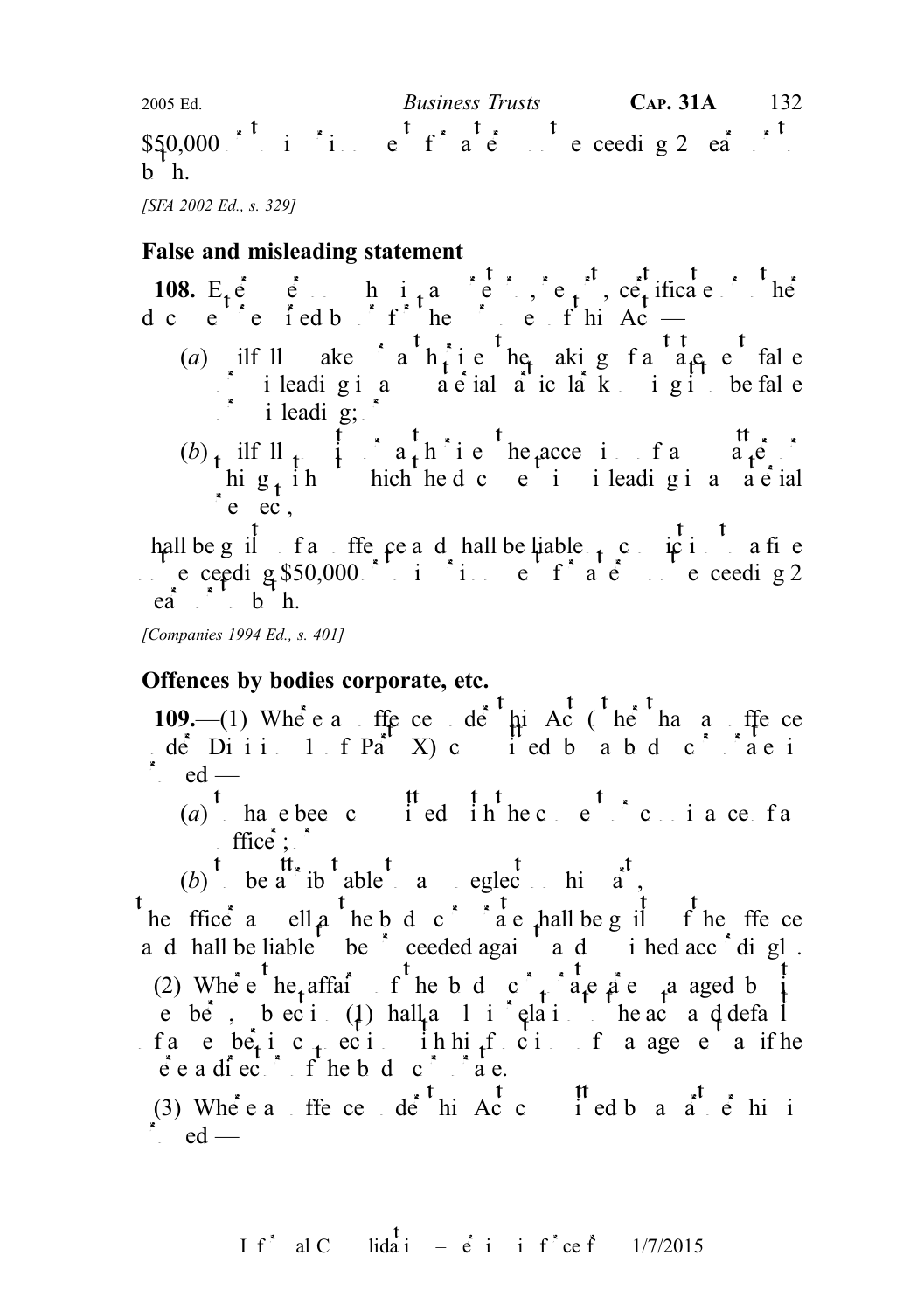$50,000 or to imprisonment for a term not exceeding 2 years or to both.

[SFA 2002 Ed., s. 329]

### False and misleading statement

**108.** Every person who, in any return, report, certificate or other document required by or for the purposes of this Act —

(a) wilfully makes or authorises the making of a statement that is false or misleading in a material particular knowing it to be false or misleading; or

(b) wilfully omits or authorises the omission of any matter or thing without which the document is misleading in a material respect,

shall be guilty of an offence and shall be liable on conviction to a fine not exceeding $50,000 or to imprisonment for a term not exceeding 2 years or to both.

[Companies 1994 Ed., s. 401]

### Offences by bodies corporate, etc.

**109.**—(1) Where an offence under this Act (other than an offence under Division 1 of Part X) committed by a body corporate is proved —

(a) to have been committed with the consent or connivance of an officer; or

(b) to be attributable to any neglect on his part,

the officer as well as the body corporate shall be guilty of the offence and shall be liable to be proceeded against and punished accordingly.

(2) Where the affairs of the body corporate are managed by its members, subsection (1) shall apply in relation to the acts and defaults of a member in connection with his functions of management as if he were a director of the body corporate.

(3) Where an offence under this Act committed by a partnership is proved —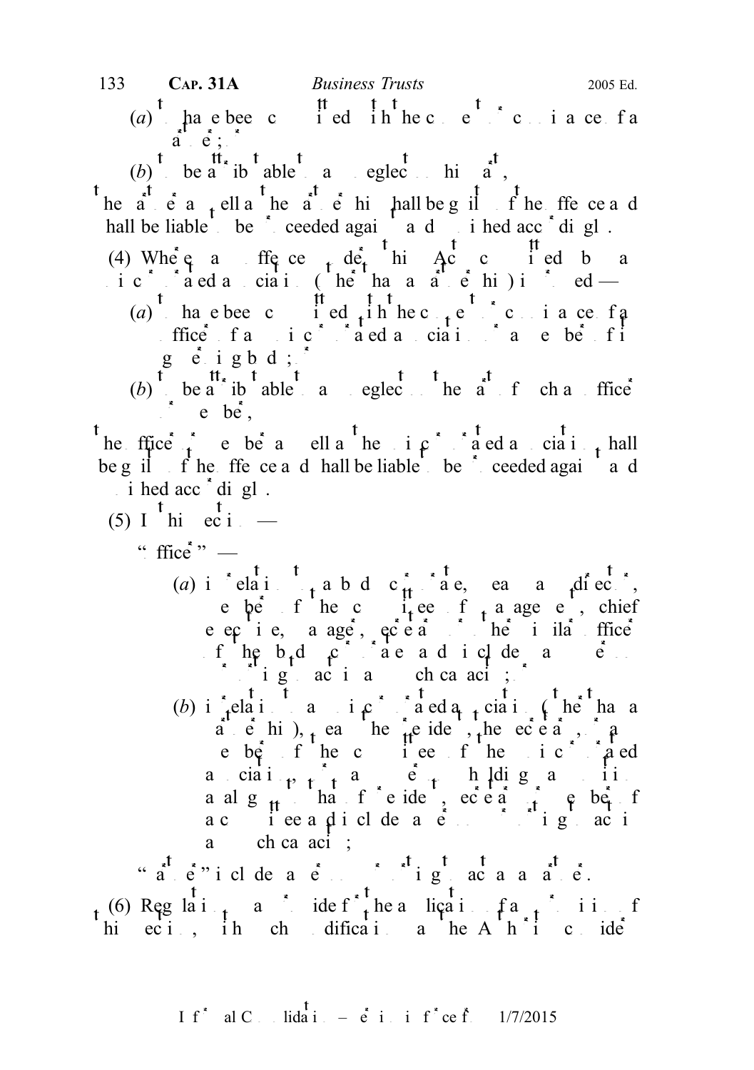(a) to have been committed with the consent or connivance of a partner; or

(b) to be attributable to any neglect on his part,

the partner as well as the partnership shall be guilty of the offence and shall be liable to be proceeded against and punished accordingly.

(4) Where an offence under this Act committed by an unincorporated association (other than a partnership) is proved —

(a) to have been committed with the consent or connivance of an officer of the unincorporated association or a member of its governing body; or

(b) to be attributable to any neglect on the part of such an officer or member,

the officer or member as well as the unincorporated association shall be guilty of the offence and shall be liable to be proceeded against and punished accordingly.

(5) In this section —

"officer" —

(a) in relation to a body corporate, means any director, member of the committee of management, chief executive, manager, secretary or other similar officer of the body corporate and includes any person purporting to act in any such capacity;

(b) in relation to an unincorporated association (other than a partnership), means the president, the secretary, or any member of the committee of the unincorporated association, or any person holding a position analogous to that of president, secretary or member of a committee and includes any person purporting to act in any such capacity;

"partner" includes any person purporting to act as a partner.

(6) Regulations may provide for the application of any provision of this section, with such modifications as the Authority considers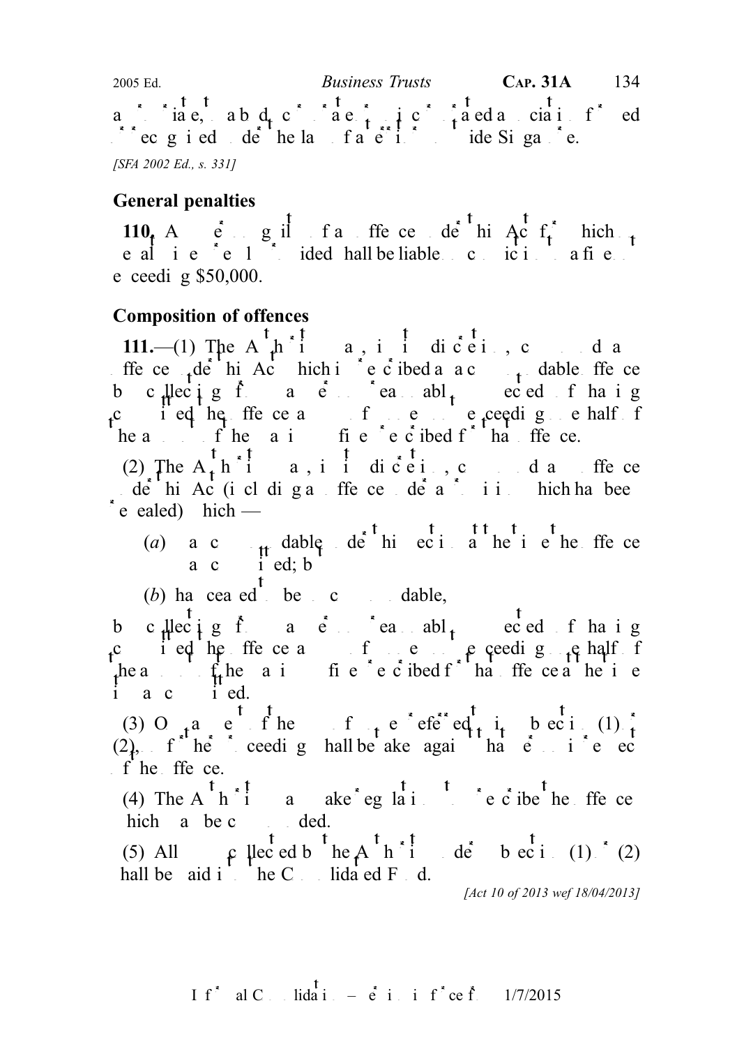an associate, a body corporate or an unincorporated association formed or recognised under the law of a territory outside Singapore.

*[SFA 2002 Ed., s. 331]*

## General penalties

**110.** Any person guilty of an offence under this Act for which no penalty is expressly provided shall be liable on conviction to a fine not exceeding $50,000.

## Composition of offences

**111.**—(1) The Authority may, in its discretion, compound any offence under this Act which is prescribed as a compoundable offence by collecting from a person reasonably suspected of having committed the offence a sum not exceeding one half of the amount of the maximum fine prescribed for that offence.

(2) The Authority may, in its discretion, compound any offence under this Act (including an offence under a provision which has been repealed) which —

(*a*) was compoundable under this section at the time the offence was committed; but

(*b*) has ceased to be so compoundable,

by collecting from a person reasonably suspected of having committed the offence a sum not exceeding one half of the amount of the maximum fine prescribed for that offence at the time it was committed.

(3) On payment of the sum of money referred to in subsection (1) or (2), no further proceedings shall be taken against that person in respect of the offence.

(4) The Authority may make regulations to prescribe the offences which may be compounded.

(5) All sums collected by the Authority under subsection (1) or (2) shall be paid into the Consolidated Fund.

*[Act 10 of 2013 wef 18/04/2013]*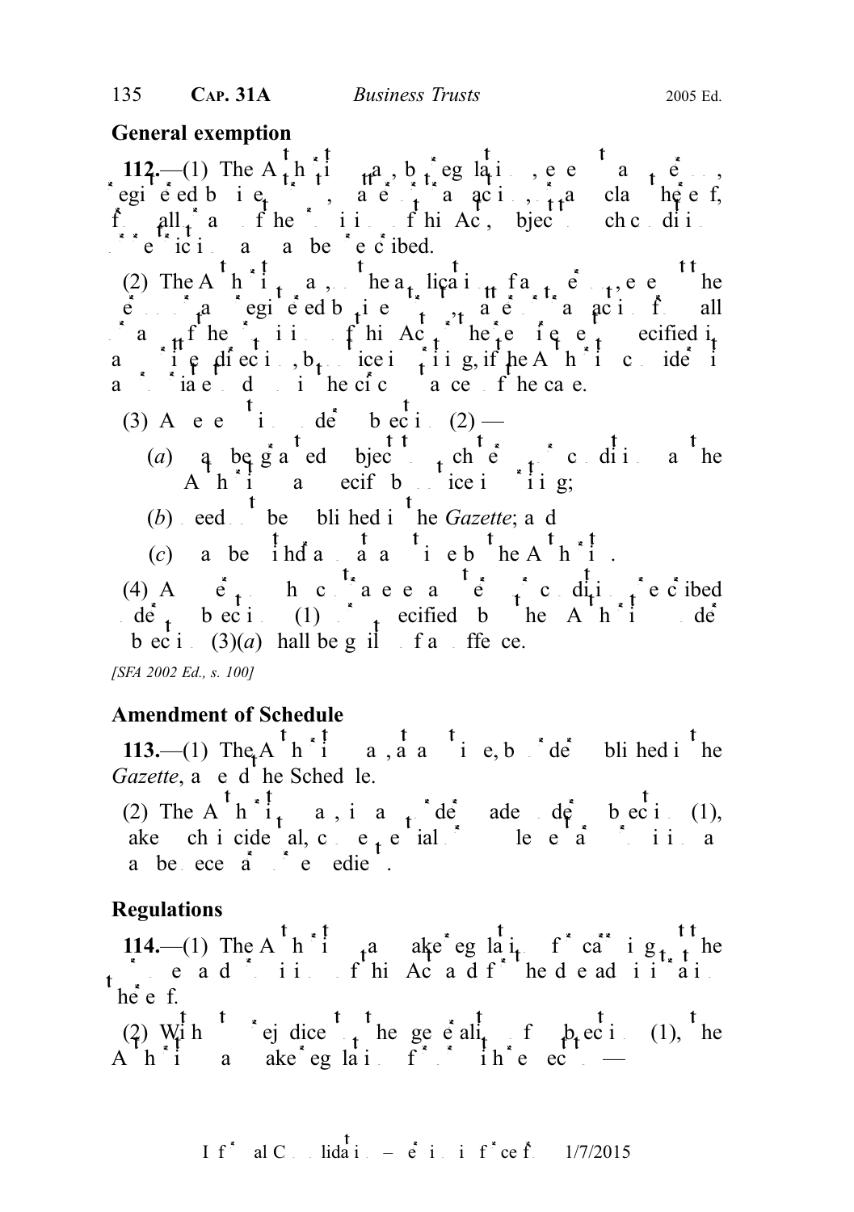## General exemption

**112.**—(1) The Authority may, by regulations, exempt any person, registered business trust, trustee-manager acting in that capacity, or any class thereof, from all or any of the provisions of this Act, subject to such conditions or restrictions as may be prescribed.

(2) The Authority may, on the application of any person, exempt the person or any registered business trust, trustee-manager acting in that capacity, from all or any of the provisions of this Act that are specified in a written direction, by notice in writing, if the Authority considers it appropriate to do so in the circumstances of the case.

(3) An exemption under subsection (2) —

(*a*) may be granted subject to such terms or conditions as the Authority may specify by notice in writing;

(*b*) need not be published in the *Gazette*; and

(*c*) may be withdrawn at any time by the Authority.

(4) Any person who contravenes any term or condition prescribed under subsection (1) or specified by the Authority under subsection (3)(*a*) shall be guilty of an offence.

*[SFA 2002 Ed., s. 100]*

## Amendment of Schedule

**113.**—(1) The Authority may, at any time, by order published in the *Gazette*, amend the Schedule.

(2) The Authority may, in any order made under subsection (1), make such incidental, consequential or supplementary provisions as may be necessary or expedient.

## Regulations

**114.**—(1) The Authority may make regulations for carrying out the purposes and provisions of this Act and for the due administration thereof.

(2) Without prejudice to the generality of subsection (1), the Authority may make regulations for or with respect to —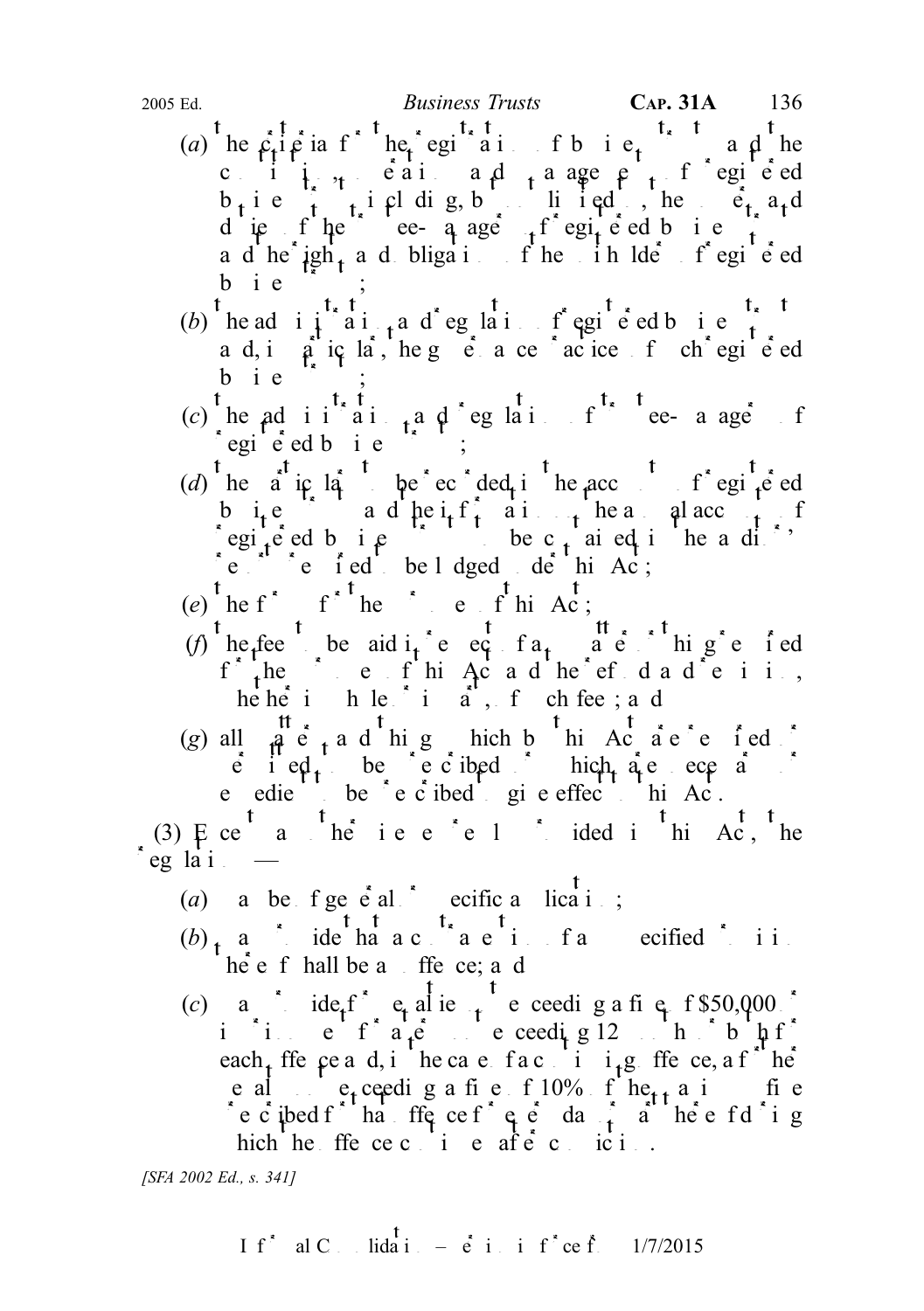(a) the criteria for the registration of business trusts and the continuing operation and management of registered business trusts, including, but not limited to, the powers and duties of the trustee-managers of registered business trusts and the rights and obligations of the unitholders of registered business trusts;

(b) the administration and regulation of registered business trusts and, in particular, the governance practices of such registered business trusts;

(c) the administration and regulation of trustee-managers of registered business trusts;

(d) the particulars to be recorded in the accounts of registered business trusts and the information to be contained in the annual accounts of registered business trusts to be contained in the auditors' reports or required to be lodged under this Act;

(e) the forms for the purposes of this Act;

(f) the fees to be paid in respect of any matter or thing required for the purposes of this Act and the refund and remission, whether in whole or in part, of such fees; and

(g) all matters and things which by this Act are required or permitted to be prescribed or which are necessary or expedient to be prescribed to give effect to this Act.

(3) Except as otherwise expressly provided in this Act, the regulations —

(a) may be of general or specific application;

(b) may provide that any contravention of any specified provision thereof shall be an offence; and

(c) may provide for penalties not exceeding a fine of $50,000 or imprisonment for a term not exceeding 12 months or both for each offence and, in the case of a continuing offence, a further penalty not exceeding a fine of 10% of the maximum fine prescribed for that offence for every day or part thereof during which the offence continues after conviction.

*[SFA 2002 Ed., s. 341]*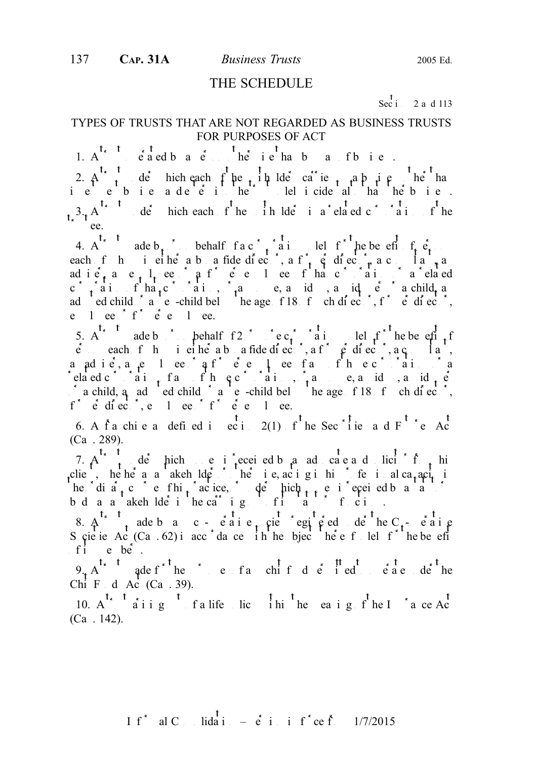# THE SCHEDULE

Sections 2 and 113

## TYPES OF TRUSTS THAT ARE NOT REGARDED AS BUSINESS TRUSTS FOR PURPOSES OF ACT

1. A trust created by a person otherwise than by way of business.

2. A trust under which each of the unitholders carries on a business other than investment business and derives its income other than incidentally from that business.

3. A trust under which each of the unitholders is a related corporation of the trustee.

4. A trust made by or on behalf of a corporation solely for the benefit of persons each of whom is either a bona fide director, a former director, a consultant, an adviser, an employee or a former employee of that corporation or a related corporation of that corporation, or a spouse, a widow, a widower, or a child, an adopted child or a step-child below the age of 18 of such director, former director, employee or former employee.

5. A trust made by or on behalf of 2 or more corporations solely for the benefit of persons each of whom is either a bona fide director, a former director, a consultant, an adviser, an employee or a former employee of any of those corporations or a related corporation of any of those corporations, or a spouse, a widow, a widower, or a child, an adopted child or a step-child below the age of 18 of such director, former director, employee or former employee.

6. A franchise as defined in section 2(1) of the Securities and Futures Act (Cap. 289).

7. A trust under which money is received by an advocate and solicitor from his client, whether as a stakeholder or otherwise, acting in his professional capacity in the ordinary course of his practice, or under which money is received by a statutory body as a stakeholder in the carrying out of its statutory functions.

8. A trust made by a co-operative society registered under the Co-operative Societies Act (Cap. 62) in accordance with the objects thereof solely for the benefit of its members.

9. A trust made for the purposes of a chit fund permitted to operate under the Chit Funds Act (Cap. 39).

10. A trust arising out of a life policy within the meaning of the Insurance Act (Cap. 142).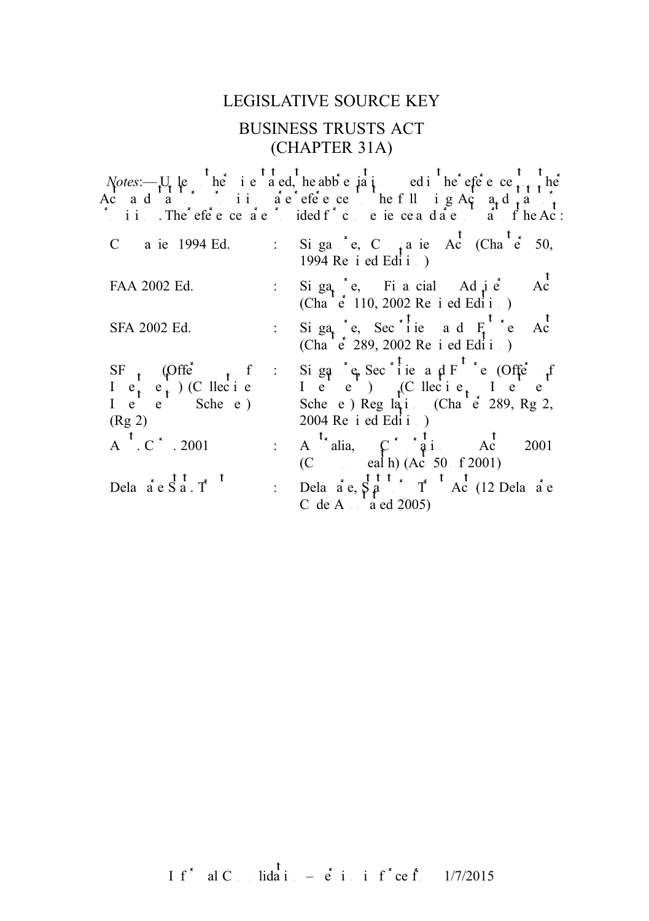# LEGISLATIVE SOURCE KEY

## BUSINESS TRUSTS ACT
## (CHAPTER 31A)

*Notes*:— Unless otherwise stated, the abbreviations used in the references to the Act and its provisions are references to the following Acts and their provisions. The references are provided for convenience and are not part of the Act:

| | | |
|---|---|---|
| Companies 1994 Ed. | : | Singapore, Companies Act (Chapter 50, 1994 Revised Edition) |
| FAA 2002 Ed. | : | Singapore, Financial Advisers Act (Chapter 110, 2002 Revised Edition) |
| SFA 2002 Ed. | : | Singapore, Securities and Futures Act (Chapter 289, 2002 Revised Edition) |
| SF (Offers of Investments) (Collective Investment Schemes) (Rg 2) | : | Singapore, Securities and Futures (Offers of Investments) (Collective Investment Schemes) Regulations (Chapter 289, Rg 2, 2004 Revised Edition) |
| Aust. Corp. 2001 | : | Australia, Corporations Act 2001 (Commonwealth) (Act 50 of 2001) |
| Delaware Stat. Trust | : | Delaware, Statutory Trust Act (12 Delaware Code Annotated 2005) |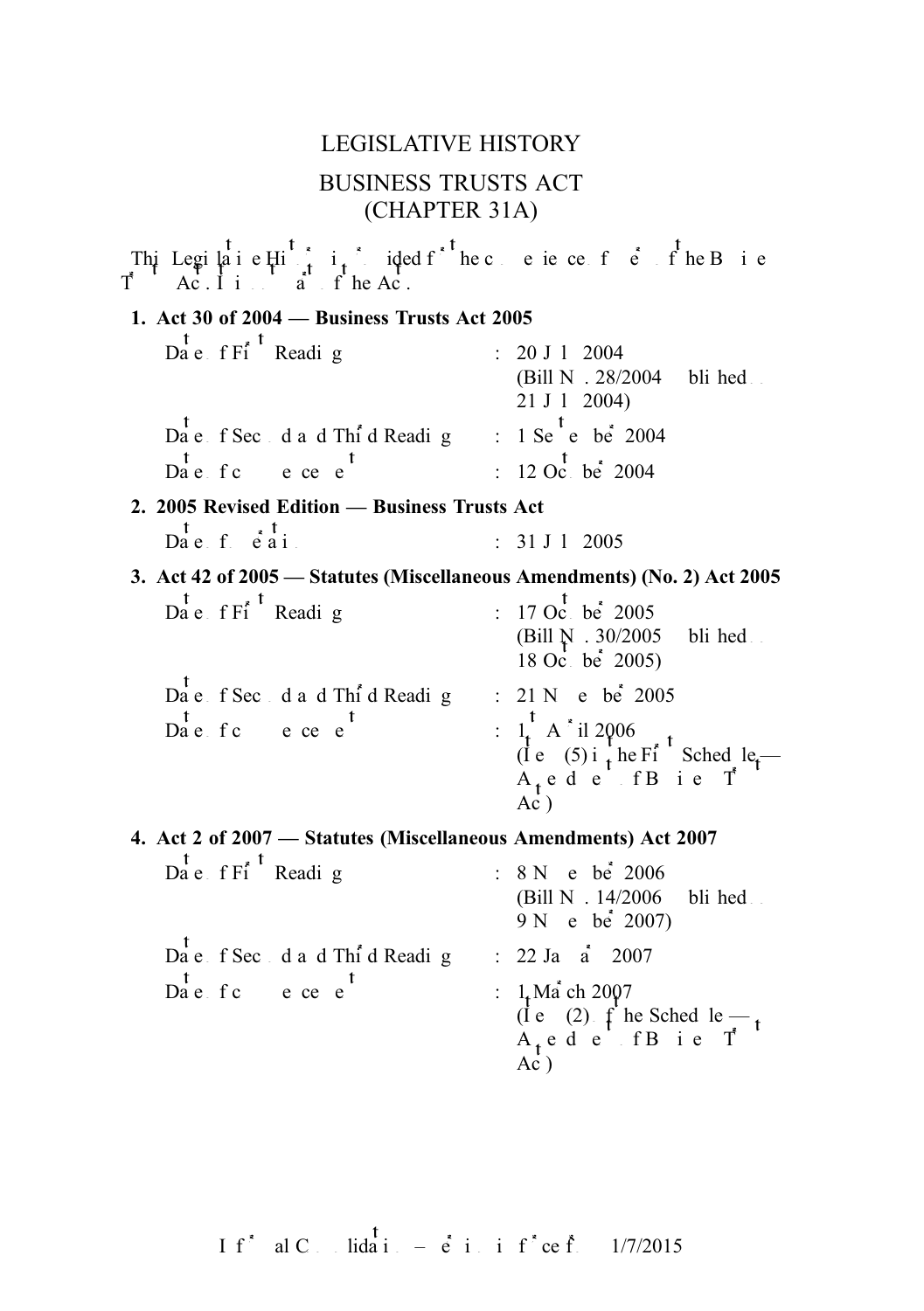# LEGISLATIVE HISTORY

## BUSINESS TRUSTS ACT
## (CHAPTER 31A)

This Legislative History is provided for the convenience of users of the Business Trusts Act. It is not part of the Act.

**1. Act 30 of 2004 — Business Trusts Act 2005**

| | | |
|---|---|---|
| Date of First Reading | : | 20 July 2004 (Bill No. 28/2004 published on 21 July 2004) |
| Date of Second and Third Readings | : | 1 September 2004 |
| Date of commencement | : | 12 October 2004 |

**2. 2005 Revised Edition — Business Trusts Act**

| | | |
|---|---|---|
| Date of operation | : | 31 July 2005 |

**3. Act 42 of 2005 — Statutes (Miscellaneous Amendments) (No. 2) Act 2005**

| | | |
|---|---|---|
| Date of First Reading | : | 17 October 2005 (Bill No. 30/2005 published on 18 October 2005) |
| Date of Second and Third Readings | : | 21 November 2005 |
| Date of commencement | : | 1 April 2006 (Item (5) in the First Schedule — Amendments of Business Trusts Act) |

**4. Act 2 of 2007 — Statutes (Miscellaneous Amendments) Act 2007**

| | | |
|---|---|---|
| Date of First Reading | : | 8 November 2006 (Bill No. 14/2006 published on 9 November 2007) |
| Date of Second and Third Readings | : | 22 January 2007 |
| Date of commencement | : | 1 March 2007 (Item (2) of the Schedule — Amendments of Business Trusts Act) |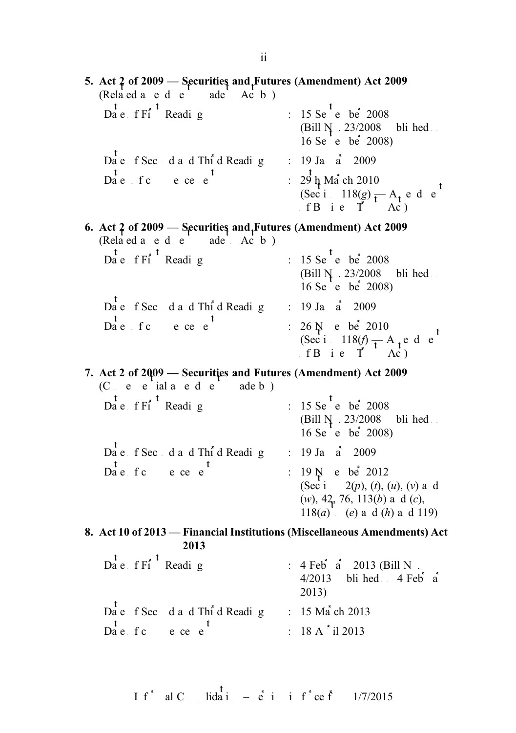**5. Act 2 of 2009 — Securities and Futures (Amendment) Act 2009**
(Related amendments made to Act by)

| | | |
|---|---|---|
| Date of First Reading | : | 15 September 2008 (Bill No. 23/2008 published on 16 September 2008) |
| Date of Second and Third Reading | : | 19 January 2009 |
| Date of commencement | : | 29th March 2010 (Section 118(*g*) — Amendment of Business Trusts Act) |

**6. Act 2 of 2009 — Securities and Futures (Amendment) Act 2009**
(Related amendments made to Act by)

| | | |
|---|---|---|
| Date of First Reading | : | 15 September 2008 (Bill No. 23/2008 published on 16 September 2008) |
| Date of Second and Third Reading | : | 19 January 2009 |
| Date of commencement | : | 26 November 2010 (Section 118(*f*) — Amendment of Business Trusts Act) |

**7. Act 2 of 2009 — Securities and Futures (Amendment) Act 2009**
(Consequential amendments made by)

| | | |
|---|---|---|
| Date of First Reading | : | 15 September 2008 (Bill No. 23/2008 published on 16 September 2008) |
| Date of Second and Third Reading | : | 19 January 2009 |
| Date of commencement | : | 19 November 2012 (Sections 2(*p*), (*t*), (*u*), (*v*) and (*w*), 42, 76, 113(*b*) and (*c*), 118(*a*) to (*e*) and (*h*) and 119) |

**8. Act 10 of 2013 — Financial Institutions (Miscellaneous Amendments) Act 2013**

| | | |
|---|---|---|
| Date of First Reading | : | 4 February 2013 (Bill No. 4/2013 published on 4 February 2013) |
| Date of Second and Third Reading | : | 15 March 2013 |
| Date of commencement | : | 18 April 2013 |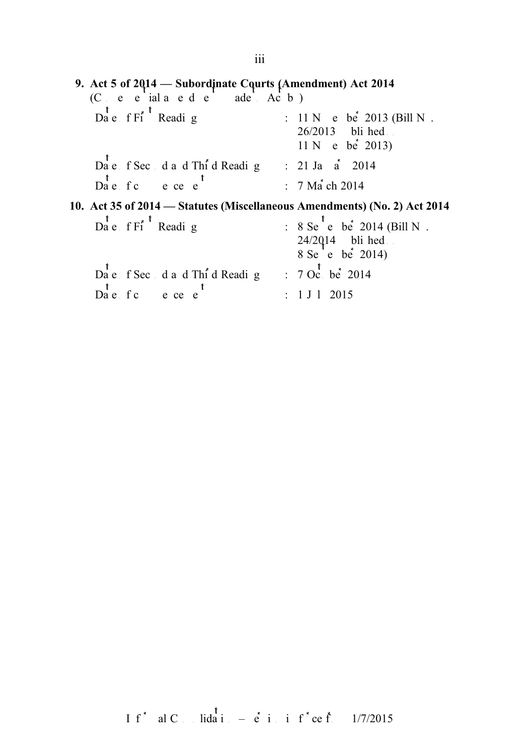**9. Act 5 of 2014 — Subordinate Courts (Amendment) Act 2014**
(Consequential amendments made to Act by)

| | |
|---|---|
| Date of First Reading | : 11 November 2013 (Bill No. 26/2013 published on 11 November 2013) |
| Date of Second and Third Readings | : 21 January 2014 |
| Date of commencement | : 7 March 2014 |

**10. Act 35 of 2014 — Statutes (Miscellaneous Amendments) (No. 2) Act 2014**

| | |
|---|---|
| Date of First Reading | : 8 September 2014 (Bill No. 24/2014 published on 8 September 2014) |
| Date of Second and Third Readings | : 7 October 2014 |
| Date of commencement | : 1 July 2015 |